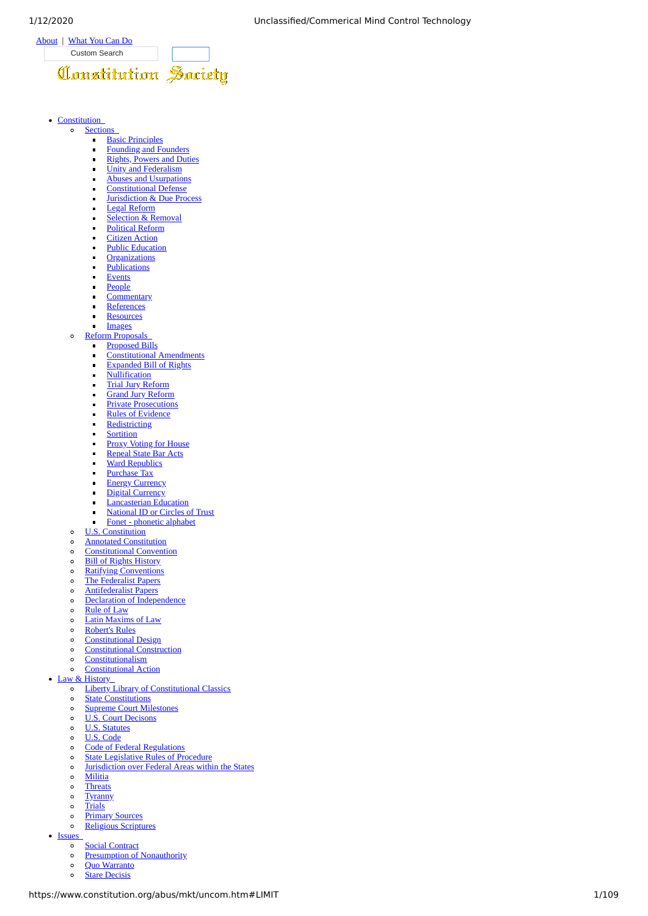About | What You Can Do

Custom Search

Constitution Society

- Constitution
  - Sections
    - Basic Principles
    - Founding and Founders
    - Rights, Powers and Duties
    - Unity and Federalism
    - Abuses and Usurpations
    - Constitutional Defense
    - Jurisdiction & Due Process
    - Legal Reform
    - Selection & Removal
    - Political Reform
    - Citizen Action
    - Public Education
    - Organizations
    - Publications
    - Events
    - People
    - Commentary
    - References
    - Resources
    - Images
  - Reform Proposals
    - Proposed Bills
    - Constitutional Amendments
    - Expanded Bill of Rights
    - Nullification
    - Trial Jury Reform
    - Grand Jury Reform
    - Private Prosecutions
    - Rules of Evidence
    - Redistricting
    - Sortition
    - Proxy Voting for House
    - Repeal State Bar Acts
    - Ward Republics
    - Purchase Tax
    - Energy Currency
    - Digital Currency
    - Lancasterian Education
    - National ID or Circles of Trust
    - Fonet - phonetic alphabet
  - U.S. Constitution
  - Annotated Constitution
  - Constitutional Convention
  - Bill of Rights History
  - Ratifying Conventions
  - The Federalist Papers
  - Antifederalist Papers
  - Declaration of Independence
  - Rule of Law
  - Latin Maxims of Law
  - Robert's Rules
  - Constitutional Design
  - Constitutional Construction
  - Constitutionalism
  - Constitutional Action
- Law & History
  - Liberty Library of Constitutional Classics
  - State Constitutions
  - Supreme Court Milestones
  - U.S. Court Decisons
  - U.S. Statutes
  - U.S. Code
  - Code of Federal Regulations
  - State Legislative Rules of Procedure
  - Jurisdiction over Federal Areas within the States
  - Militia
  - Threats
  - Tyranny
  - Trials
  - Primary Sources
  - Religious Scriptures
- Issues
  - Social Contract
  - Presumption of Nonauthority
  - Quo Warranto
  - Stare Decisis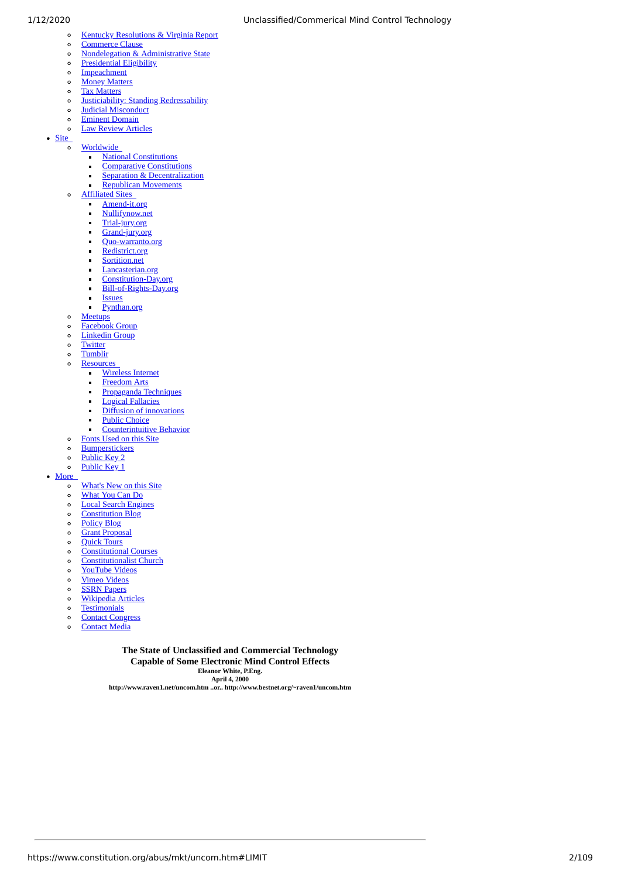- [Kentucky Resolutions & Virginia Report]
- [Commerce Clause]
- [Nondelegation & Administrative State]
- [Presidential Eligibility]
- [Impeachment]
- [Money Matters]
- [Tax Matters]
- [Justiciability: Standing Redressability]
- [Judicial Misconduct]
- [Eminent Domain]
- [Law Review Articles]

- Site
    - Worldwide
        - National Constitutions
        - Comparative Constitutions
        - Separation & Decentralization
        - Republican Movements
    - Affiliated Sites
        - Amend-it.org
        - Nullifynow.net
        - Trial-jury.org
        - Grand-jury.org
        - Quo-warranto.org
        - Redistrict.org
        - Sortition.net
        - Lancasterian.org
        - Constitution-Day.org
        - Bill-of-Rights-Day.org
        - Issues
        - Pynthan.org
    - Meetups
    - Facebook Group
    - Linkedin Group
    - Twitter
    - Tumblir
    - Resources
        - Wireless Internet
        - Freedom Arts
        - Propaganda Techniques
        - Logical Fallacies
        - Diffusion of innovations
        - Public Choice
        - Counterintuitive Behavior
    - Fonts Used on this Site
    - Bumperstickers
    - Public Key 2
    - Public Key 1
- More
    - What's New on this Site
    - What You Can Do
    - Local Search Engines
    - Constitution Blog
    - Policy Blog
    - Grant Proposal
    - Quick Tours
    - Constitutional Courses
    - Constitutionalist Church
    - YouTube Videos
    - Vimeo Videos
    - SSRN Papers
    - Wikipedia Articles
    - Testimonials
    - Contact Congress
    - Contact Media

# The State of Unclassified and Commercial Technology Capable of Some Electronic Mind Control Effects

**Eleanor White, P.Eng.**
**April 4, 2000**
**http://www.raven1.net/uncom.htm ..or.. http://www.bestnet.org/~raven1/uncom.htm**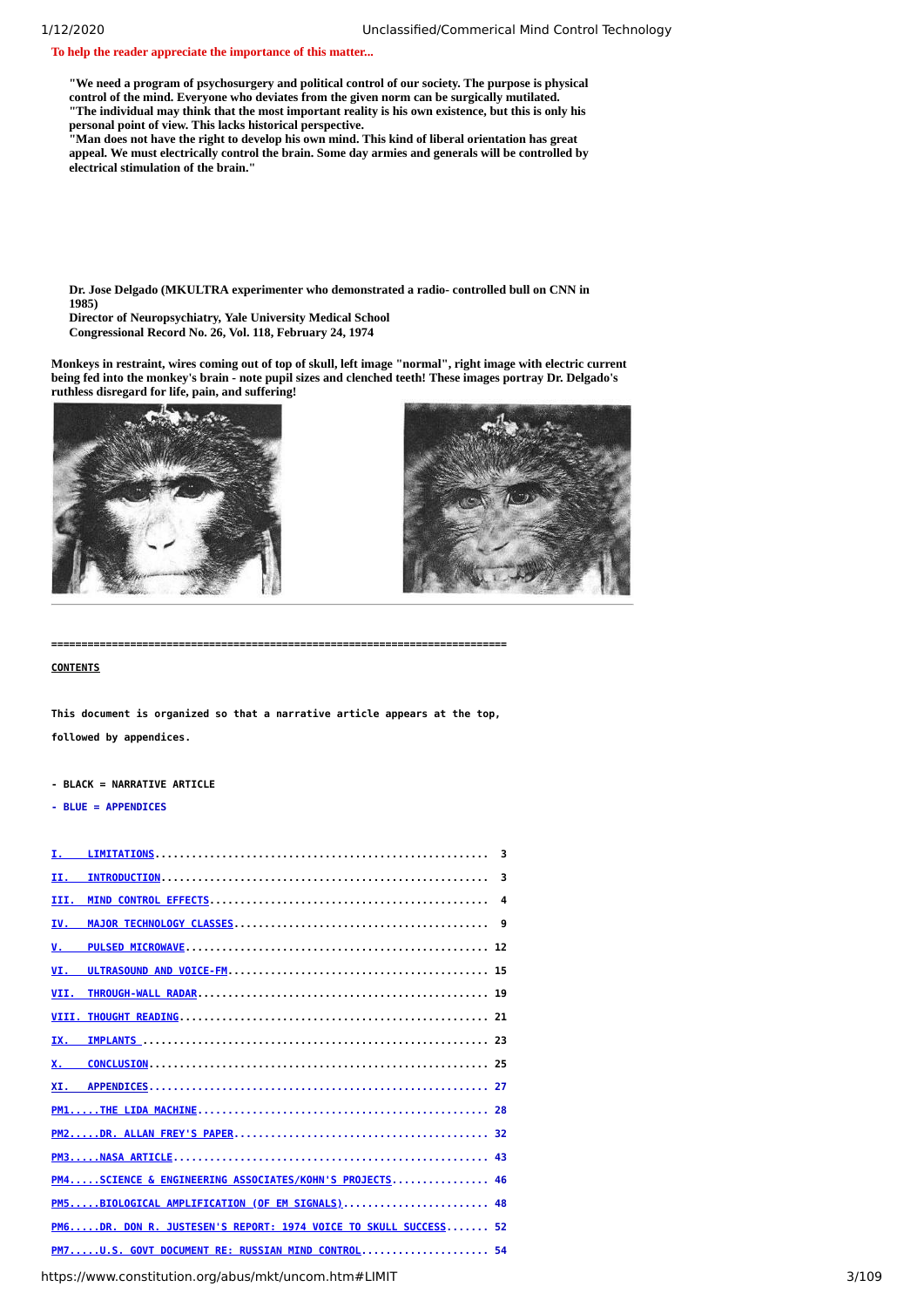**To help the reader appreciate the importance of this matter...**

> **"We need a program of psychosurgery and political control of our society. The purpose is physical control of the mind. Everyone who deviates from the given norm can be surgically mutilated.**
> **"The individual may think that the most important reality is his own existence, but this is only his personal point of view. This lacks historical perspective.**
> **"Man does not have the right to develop his own mind. This kind of liberal orientation has great appeal. We must electrically control the brain. Some day armies and generals will be controlled by electrical stimulation of the brain."**

**Dr. Jose Delgado (MKULTRA experimenter who demonstrated a radio- controlled bull on CNN in 1985)**
**Director of Neuropsychiatry, Yale University Medical School**
**Congressional Record No. 26, Vol. 118, February 24, 1974**

**Monkeys in restraint, wires coming out of top of skull, left image "normal", right image with electric current being fed into the monkey's brain - note pupil sizes and clenched teeth! These images portray Dr. Delgado's ruthless disregard for life, pain, and suffering!**

---

==========================================================================

**CONTENTS**

This document is organized so that a narrative article appears at the top, followed by appendices.

- BLACK = NARRATIVE ARTICLE
- BLUE = APPENDICES

```
I.    LIMITATIONS...................................................... 3
II.   INTRODUCTION..................................................... 3
III.  MIND CONTROL EFFECTS............................................. 4
IV.   MAJOR TECHNOLOGY CLASSES......................................... 9
V.    PULSED MICROWAVE................................................ 12
VI.   ULTRASOUND AND VOICE-FM......................................... 15
VII.  THROUGH-WALL RADAR.............................................. 19
VIII. THOUGHT READING................................................. 21
IX.   IMPLANTS ....................................................... 23
X.    CONCLUSION...................................................... 25
XI.   APPENDICES...................................................... 27
PM1.....THE LIDA MACHINE.............................................. 28
PM2.....DR. ALLAN FREY'S PAPER........................................ 32
PM3.....NASA ARTICLE.................................................. 43
PM4.....SCIENCE & ENGINEERING ASSOCIATES/KOHN'S PROJECTS............... 46
PM5.....BIOLOGICAL AMPLIFICATION (OF EM SIGNALS)...................... 48
PM6.....DR. DON R. JUSTESEN'S REPORT: 1974 VOICE TO SKULL SUCCESS....... 52
PM7.....U.S. GOVT DOCUMENT RE: RUSSIAN MIND CONTROL.................... 54
```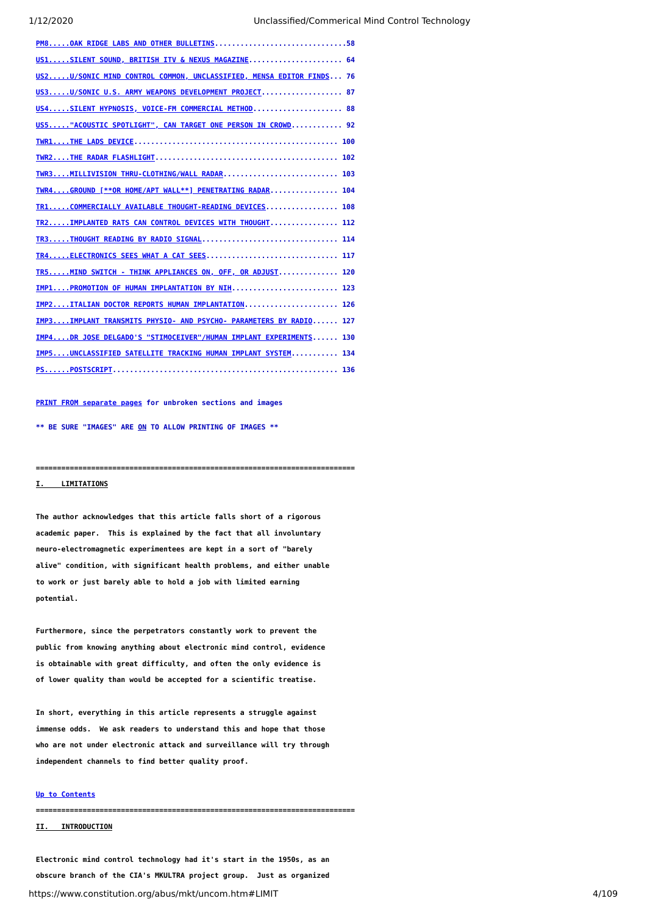PM8.....OAK RIDGE LABS AND OTHER BULLETINS..............................58

US1.....SILENT SOUND, BRITISH ITV & NEXUS MAGAZINE..................... 64

US2.....U/SONIC MIND CONTROL COMMON, UNCLASSIFIED, MENSA EDITOR FINDS... 76

US3.....U/SONIC U.S. ARMY WEAPONS DEVELOPMENT PROJECT.................. 87

US4.....SILENT HYPNOSIS, VOICE-FM COMMERCIAL METHOD.................... 88

US5....."ACOUSTIC SPOTLIGHT", CAN TARGET ONE PERSON IN CROWD........... 92

TWR1....THE LADS DEVICE.............................................. 100

TWR2....THE RADAR FLASHLIGHT......................................... 102

TWR3....MILLIVISION THRU-CLOTHING/WALL RADAR.......................... 103

TWR4....GROUND [**OR HOME/APT WALL**] PENETRATING RADAR............... 104

TR1.....COMMERCIALLY AVAILABLE THOUGHT-READING DEVICES................ 108

TR2.....IMPLANTED RATS CAN CONTROL DEVICES WITH THOUGHT............... 112

TR3.....THOUGHT READING BY RADIO SIGNAL............................... 114

TR4.....ELECTRONICS SEES WHAT A CAT SEES.............................. 117

TR5.....MIND SWITCH - THINK APPLIANCES ON, OFF, OR ADJUST............. 120

IMP1....PROMOTION OF HUMAN IMPLANTATION BY NIH........................ 123

IMP2....ITALIAN DOCTOR REPORTS HUMAN IMPLANTATION..................... 126

IMP3....IMPLANT TRANSMITS PHYSIO- AND PSYCHO- PARAMETERS BY RADIO...... 127

IMP4....DR JOSE DELGADO'S "STIMOCEIVER"/HUMAN IMPLANT EXPERIMENTS...... 130

IMP5....UNCLASSIFIED SATELLITE TRACKING HUMAN IMPLANT SYSTEM.......... 134

PS......POSTSCRIPT.................................................... 136

PRINT FROM separate pages for unbroken sections and images

** BE SURE "IMAGES" ARE ON TO ALLOW PRINTING OF IMAGES **

---

## I. LIMITATIONS

The author acknowledges that this article falls short of a rigorous academic paper. This is explained by the fact that all involuntary neuro-electromagnetic experimentees are kept in a sort of "barely alive" condition, with significant health problems, and either unable to work or just barely able to hold a job with limited earning potential.

Furthermore, since the perpetrators constantly work to prevent the public from knowing anything about electronic mind control, evidence is obtainable with great difficulty, and often the only evidence is of lower quality than would be accepted for a scientific treatise.

In short, everything in this article represents a struggle against immense odds. We ask readers to understand this and hope that those who are not under electronic attack and surveillance will try through independent channels to find better quality proof.

Up to Contents

---

## II. INTRODUCTION

Electronic mind control technology had it's start in the 1950s, as an obscure branch of the CIA's MKULTRA project group. Just as organized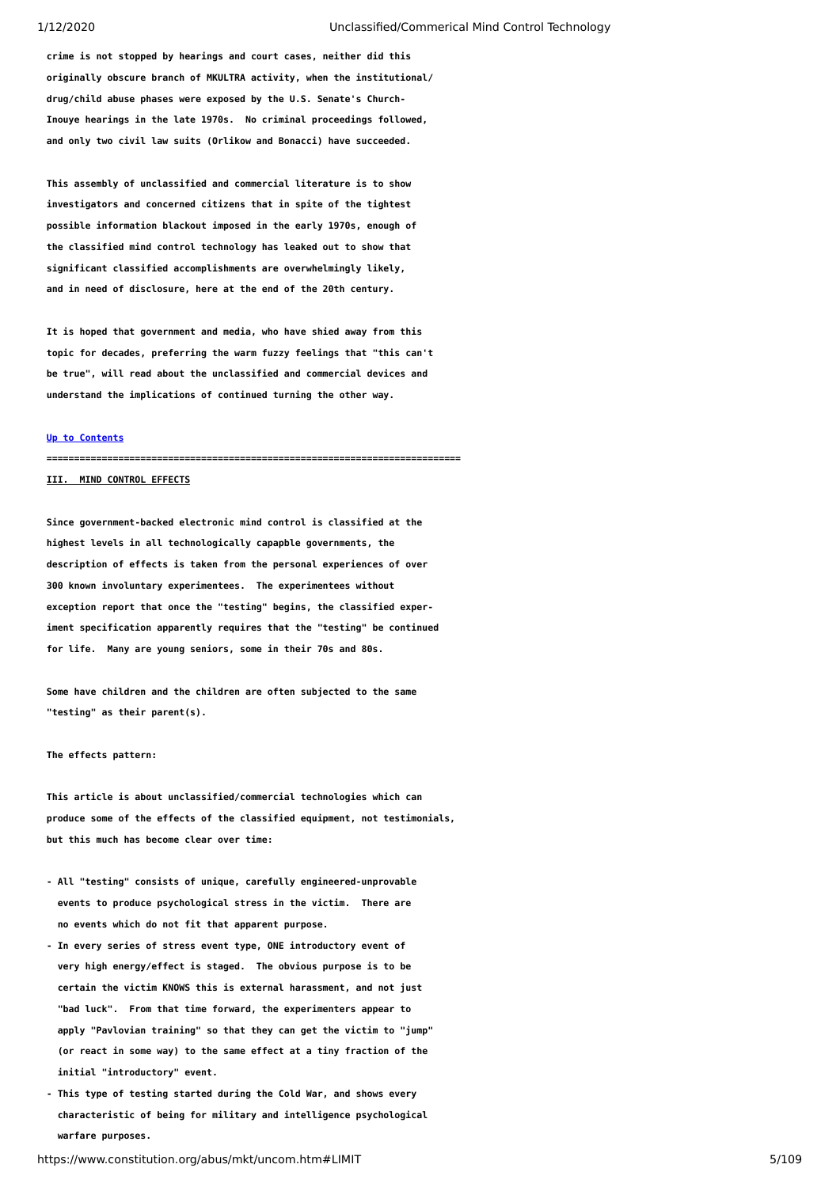crime is not stopped by hearings and court cases, neither did this originally obscure branch of MKULTRA activity, when the institutional/drug/child abuse phases were exposed by the U.S. Senate's Church-Inouye hearings in the late 1970s. No criminal proceedings followed, and only two civil law suits (Orlikow and Bonacci) have succeeded.

This assembly of unclassified and commercial literature is to show investigators and concerned citizens that in spite of the tightest possible information blackout imposed in the early 1970s, enough of the classified mind control technology has leaked out to show that significant classified accomplishments are overwhelmingly likely, and in need of disclosure, here at the end of the 20th century.

It is hoped that government and media, who have shied away from this topic for decades, preferring the warm fuzzy feelings that "this can't be true", will read about the unclassified and commercial devices and understand the implications of continued turning the other way.

[Up to Contents]

==========================================================================

## III. MIND CONTROL EFFECTS

Since government-backed electronic mind control is classified at the highest levels in all technologically capapble governments, the description of effects is taken from the personal experiences of over 300 known involuntary experimentees. The experimentees without exception report that once the "testing" begins, the classified experiment specification apparently requires that the "testing" be continued for life. Many are young seniors, some in their 70s and 80s.

Some have children and the children are often subjected to the same "testing" as their parent(s).

The effects pattern:

This article is about unclassified/commercial technologies which can produce some of the effects of the classified equipment, not testimonials, but this much has become clear over time:

- All "testing" consists of unique, carefully engineered-unprovable events to produce psychological stress in the victim. There are no events which do not fit that apparent purpose.
- In every series of stress event type, ONE introductory event of very high energy/effect is staged. The obvious purpose is to be certain the victim KNOWS this is external harassment, and not just "bad luck". From that time forward, the experimenters appear to apply "Pavlovian training" so that they can get the victim to "jump" (or react in some way) to the same effect at a tiny fraction of the initial "introductory" event.
- This type of testing started during the Cold War, and shows every characteristic of being for military and intelligence psychological warfare purposes.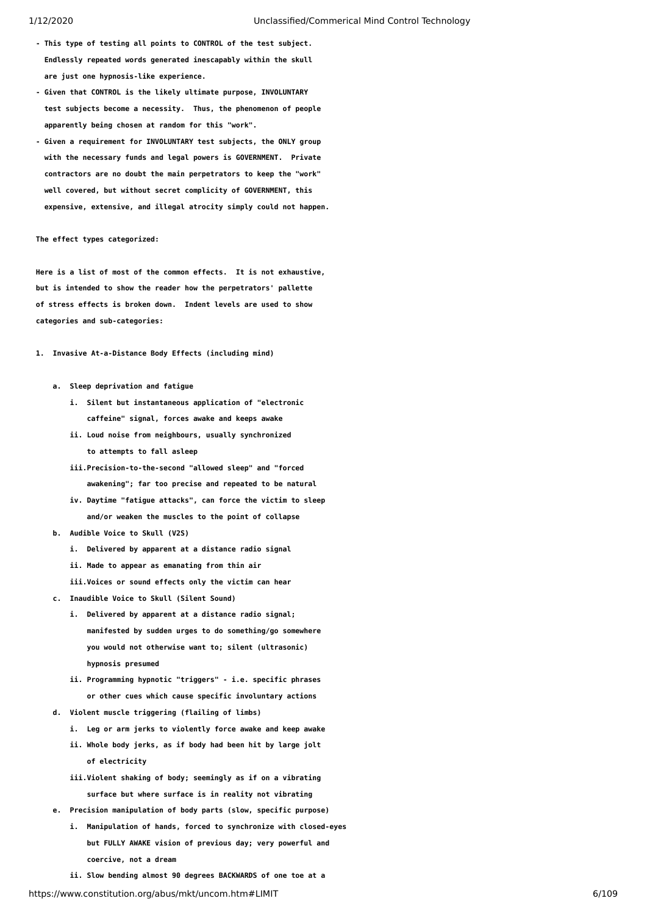- This type of testing all points to CONTROL of the test subject. Endlessly repeated words generated inescapably within the skull are just one hypnosis-like experience.
- Given that CONTROL is the likely ultimate purpose, INVOLUNTARY test subjects become a necessity. Thus, the phenomenon of people apparently being chosen at random for this "work".
- Given a requirement for INVOLUNTARY test subjects, the ONLY group with the necessary funds and legal powers is GOVERNMENT. Private contractors are no doubt the main perpetrators to keep the "work" well covered, but without secret complicity of GOVERNMENT, this expensive, extensive, and illegal atrocity simply could not happen.

**The effect types categorized:**

Here is a list of most of the common effects. It is not exhaustive, but is intended to show the reader how the perpetrators' pallette of stress effects is broken down. Indent levels are used to show categories and sub-categories:

1. Invasive At-a-Distance Body Effects (including mind)
   - a. Sleep deprivation and fatigue
     - i. Silent but instantaneous application of "electronic caffeine" signal, forces awake and keeps awake
     - ii. Loud noise from neighbours, usually synchronized to attempts to fall asleep
     - iii. Precision-to-the-second "allowed sleep" and "forced awakening"; far too precise and repeated to be natural
     - iv. Daytime "fatigue attacks", can force the victim to sleep and/or weaken the muscles to the point of collapse
   - b. Audible Voice to Skull (V2S)
     - i. Delivered by apparent at a distance radio signal
     - ii. Made to appear as emanating from thin air
     - iii. Voices or sound effects only the victim can hear
   - c. Inaudible Voice to Skull (Silent Sound)
     - i. Delivered by apparent at a distance radio signal; manifested by sudden urges to do something/go somewhere you would not otherwise want to; silent (ultrasonic) hypnosis presumed
     - ii. Programming hypnotic "triggers" - i.e. specific phrases or other cues which cause specific involuntary actions
   - d. Violent muscle triggering (flailing of limbs)
     - i. Leg or arm jerks to violently force awake and keep awake
     - ii. Whole body jerks, as if body had been hit by large jolt of electricity
     - iii. Violent shaking of body; seemingly as if on a vibrating surface but where surface is in reality not vibrating
   - e. Precision manipulation of body parts (slow, specific purpose)
     - i. Manipulation of hands, forced to synchronize with closed-eyes but FULLY AWAKE vision of previous day; very powerful and coercive, not a dream
     - ii. Slow bending almost 90 degrees BACKWARDS of one toe at a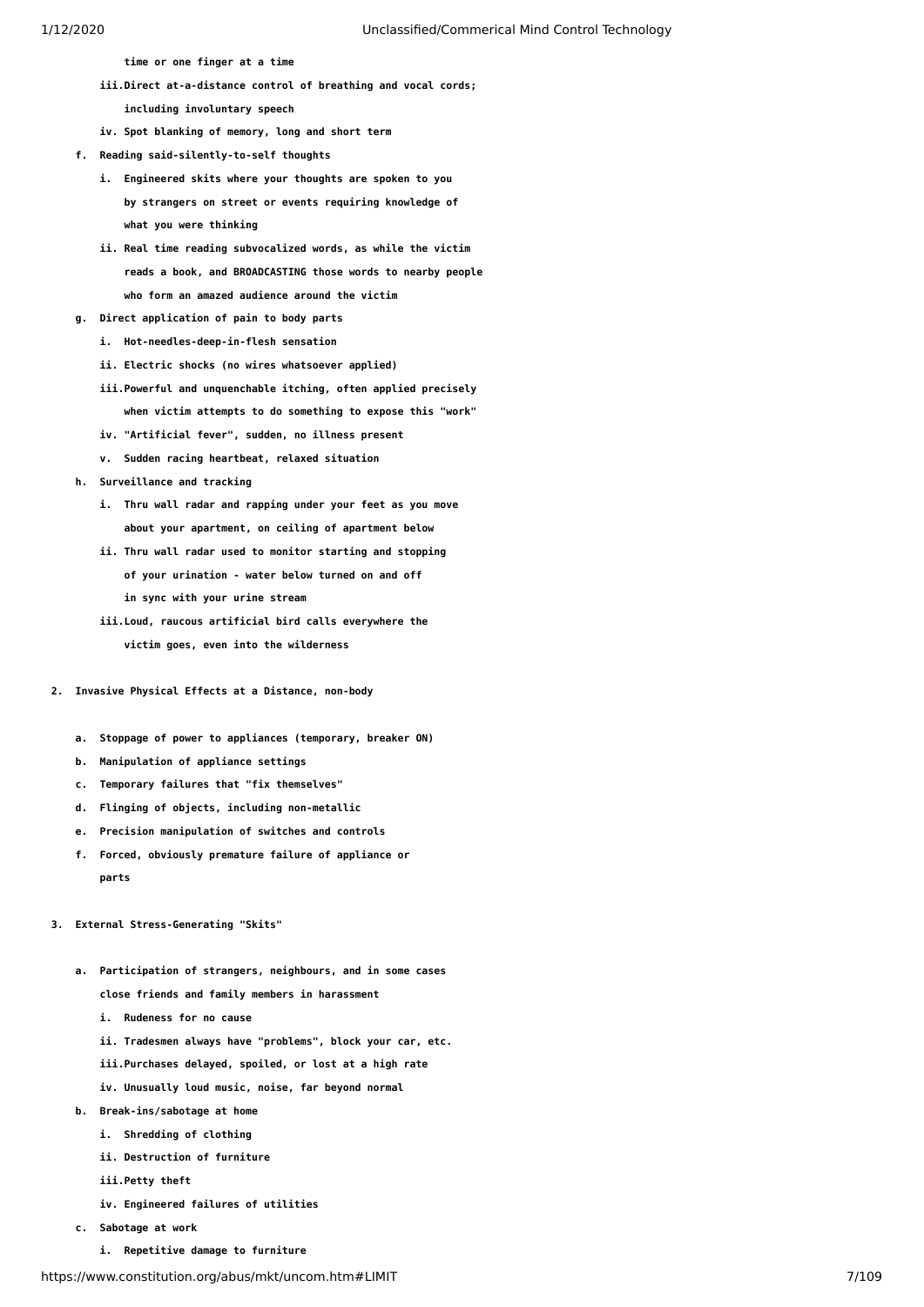time or one finger at a time

- iii. Direct at-a-distance control of breathing and vocal cords; including involuntary speech
- iv. Spot blanking of memory, long and short term

f. Reading said-silently-to-self thoughts

- i. Engineered skits where your thoughts are spoken to you by strangers on street or events requiring knowledge of what you were thinking
- ii. Real time reading subvocalized words, as while the victim reads a book, and BROADCASTING those words to nearby people who form an amazed audience around the victim

g. Direct application of pain to body parts

- i. Hot-needles-deep-in-flesh sensation
- ii. Electric shocks (no wires whatsoever applied)
- iii. Powerful and unquenchable itching, often applied precisely when victim attempts to do something to expose this "work"
- iv. "Artificial fever", sudden, no illness present
- v. Sudden racing heartbeat, relaxed situation

h. Surveillance and tracking

- i. Thru wall radar and rapping under your feet as you move about your apartment, on ceiling of apartment below
- ii. Thru wall radar used to monitor starting and stopping of your urination - water below turned on and off in sync with your urine stream
- iii. Loud, raucous artificial bird calls everywhere the victim goes, even into the wilderness

2. Invasive Physical Effects at a Distance, non-body

- a. Stoppage of power to appliances (temporary, breaker ON)
- b. Manipulation of appliance settings
- c. Temporary failures that "fix themselves"
- d. Flinging of objects, including non-metallic
- e. Precision manipulation of switches and controls
- f. Forced, obviously premature failure of appliance or parts

3. External Stress-Generating "Skits"

a. Participation of strangers, neighbours, and in some cases close friends and family members in harassment

- i. Rudeness for no cause
- ii. Tradesmen always have "problems", block your car, etc.
- iii. Purchases delayed, spoiled, or lost at a high rate
- iv. Unusually loud music, noise, far beyond normal

b. Break-ins/sabotage at home

- i. Shredding of clothing
- ii. Destruction of furniture
- iii. Petty theft
- iv. Engineered failures of utilities

c. Sabotage at work

- i. Repetitive damage to furniture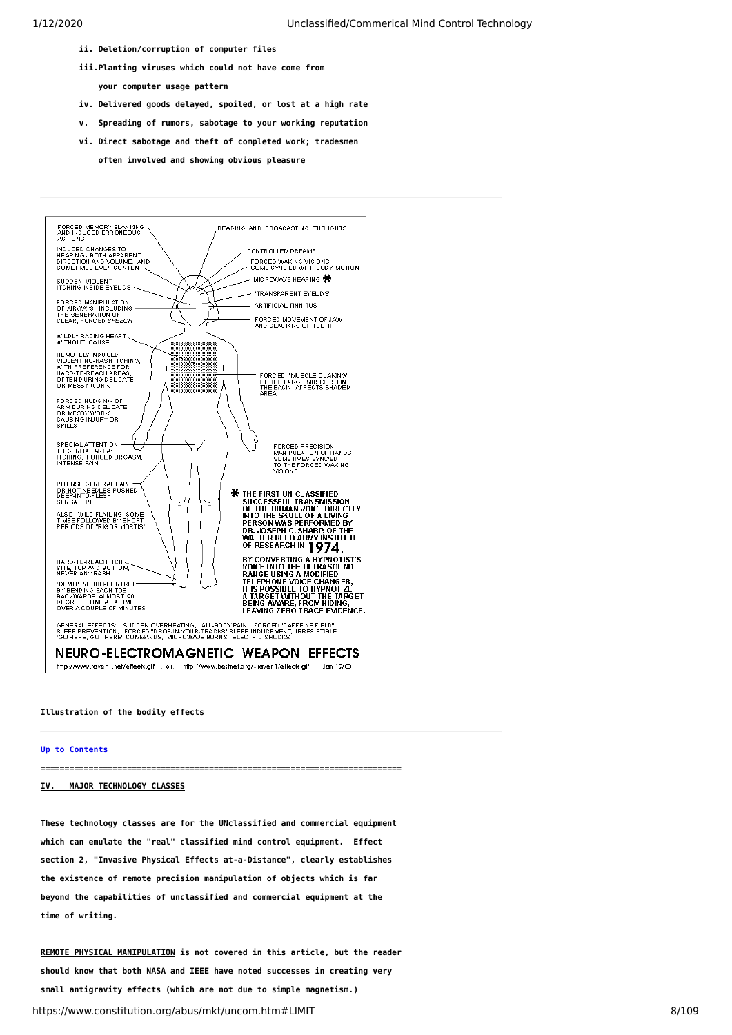ii. **Deletion/corruption of computer files**

iii. **Planting viruses which could not have come from your computer usage pattern**

iv. **Delivered goods delayed, spoiled, or lost at a high rate**

v. **Spreading of rumors, sabotage to your working reputation**

vi. **Direct sabotage and theft of completed work; tradesmen often involved and showing obvious pleasure**

---

FORCED MEMORY BLANKING AND INDUCED ERRONEOUS ACTIONS

INDUCED CHANGES TO HEARING, BOTH APPARENT DIRECTION AND VOLUME, AND SOMETIMES EVEN CONTENT

SUDDEN, VIOLENT ITCHING INSIDE EYELIDS

FORCED MANIPULATION OF AIRWAYS, INCLUDING THE GENERATION OF CLEAR, FORCED *SPEECH*

WILDLY RACING HEART WITHOUT CAUSE

REMOTELY INDUCED VIOLENT NO-RASH ITCHING, WITH PREFERENCE FOR HARD-TO-REACH AREAS, OFTEN DURING DELICATE OR MESSY WORK

FORCED NUDGING OF ARM DURING DELICATE OR MESSY WORK, CAUSING INJURY OR SPILLS

SPECIAL ATTENTION TO GENITAL AREA: ITCHING, FORCED ORGASM, INTENSE PAIN

INTENSE GENERAL PAIN, OR HOT-NEEDLES-PUSHED-DEEP-INTO-FLESH SENSATIONS.

ALSO: WILD FLAILING, SOMETIMES FOLLOWED BY SHORT PERIODS OF "RIGOR MORTIS"

HARD-TO-REACH ITCH SITE, TOP AND BOTTOM, NEVER ANY RASH

"DEMO" NEURO-CONTROL BY BENDING EACH TOE BACKWARDS, ALMOST 90 DEGREES, ONE AT A TIME, OVER A COUPLE OF MINUTES

READING AND BROADCASTING THOUGHTS

CONTROLLED DREAMS

FORCED WAKING VISIONS SOME SYNC'ED WITH BODY MOTION

MICROWAVE HEARING *

"TRANSPARENT EYELIDS"

ARTIFICIAL TINNITUS

FORCED MOVEMENT OF JAW AND CLACKING OF TEETH

FORCED "MUSCLE QUAKING" OF THE LARGE MUSCLES ON THE BACK - AFFECTS SHADED AREA

FORCED PRECISION MANIPULATION OF HANDS, SOMETIMES SYNC'ED TO THE FORCED WAKING VISIONS

**\* THE FIRST UN-CLASSIFIED SUCCESSFUL TRANSMISSION OF THE HUMAN VOICE DIRECTLY INTO THE SKULL OF A LIVING PERSON WAS PERFORMED BY DR. JOSEPH C. SHARP, OF THE WALTER REED ARMY INSTITUTE OF RESEARCH IN 1974.**

**BY CONVERTING A HYPNOTIST'S VOICE INTO THE ULTRASOUND RANGE USING A MODIFIED TELEPHONE VOICE CHANGER, IT IS POSSIBLE TO HYPNOTIZE A TARGET WITHOUT THE TARGET BEING AWARE, FROM HIDING, LEAVING ZERO TRACE EVIDENCE.**

GENERAL EFFECTS: SUDDEN OVERHEATING, ALL-BODY PAIN, FORCED "CAFFEINE FIELD" SLEEP PREVENTION, FORCED "DROP-IN-YOUR-TRACKS" SLEEP INDUCEMENT, IRRESISTIBLE "GO HERE, GO THERE" COMMANDS, MICROWAVE BURNS, ELECTRIC SHOCKS

**NEURO-ELECTROMAGNETIC WEAPON EFFECTS**

http://www.raven1.net/effects.gif ...or... http://www.bestnet.org/~raven1/effects.gif Jan 19/00

**Illustration of the bodily effects**

---

[Up to Contents]

=========================================================================

## IV. MAJOR TECHNOLOGY CLASSES

**These technology classes are for the UNclassified and commercial equipment which can emulate the "real" classified mind control equipment. Effect section 2, "Invasive Physical Effects at-a-Distance", clearly establishes the existence of remote precision manipulation of objects which is far beyond the capabilities of unclassified and commercial equipment at the time of writing.**

**REMOTE PHYSICAL MANIPULATION is not covered in this article, but the reader should know that both NASA and IEEE have noted successes in creating very small antigravity effects (which are not due to simple magnetism.)**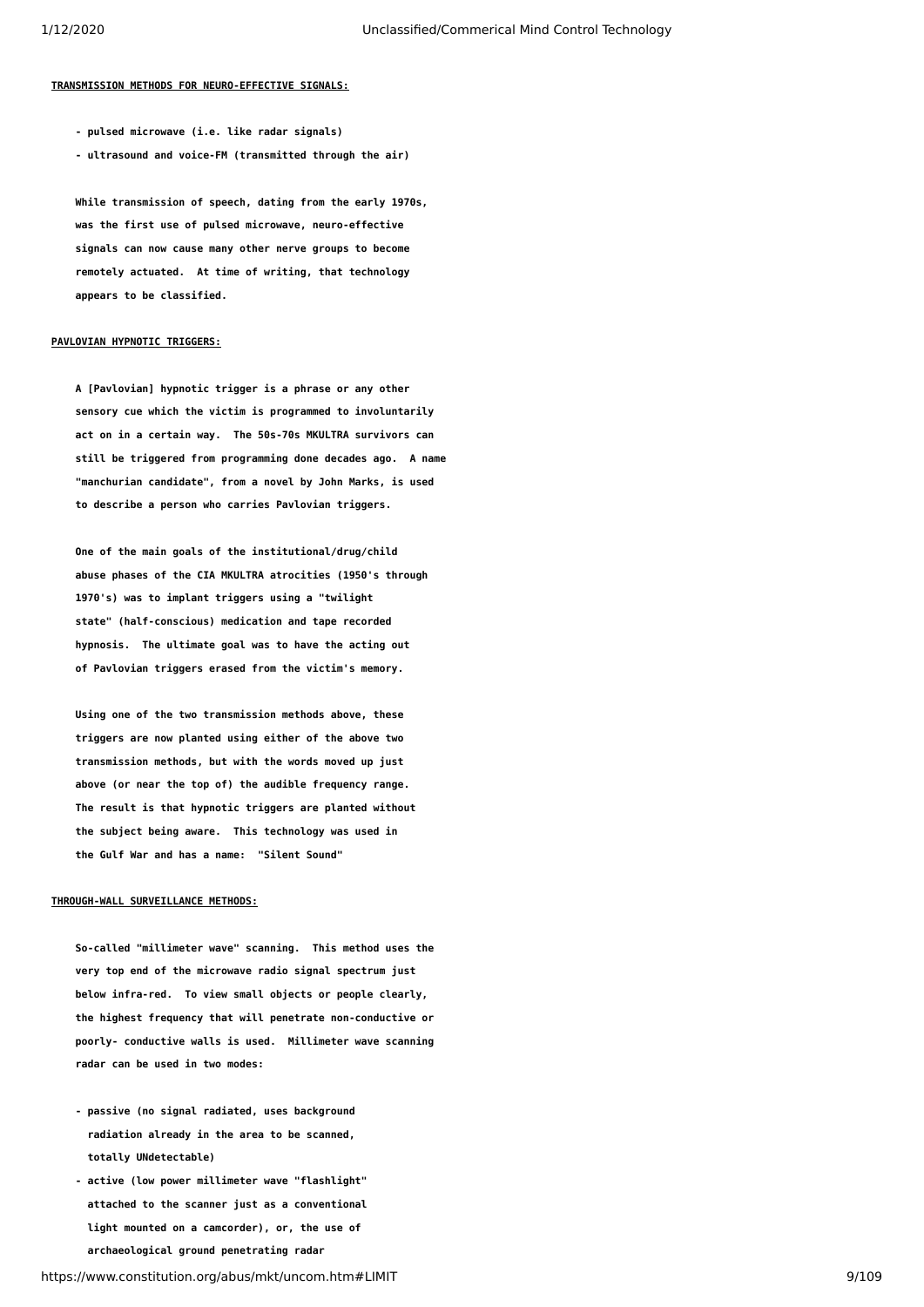**TRANSMISSION METHODS FOR NEURO-EFFECTIVE SIGNALS:**

- pulsed microwave (i.e. like radar signals)
- ultrasound and voice-FM (transmitted through the air)

While transmission of speech, dating from the early 1970s, was the first use of pulsed microwave, neuro-effective signals can now cause many other nerve groups to become remotely actuated. At time of writing, that technology appears to be classified.

**PAVLOVIAN HYPNOTIC TRIGGERS:**

A [Pavlovian] hypnotic trigger is a phrase or any other sensory cue which the victim is programmed to involuntarily act on in a certain way. The 50s-70s MKULTRA survivors can still be triggered from programming done decades ago. A name "manchurian candidate", from a novel by John Marks, is used to describe a person who carries Pavlovian triggers.

One of the main goals of the institutional/drug/child abuse phases of the CIA MKULTRA atrocities (1950's through 1970's) was to implant triggers using a "twilight state" (half-conscious) medication and tape recorded hypnosis. The ultimate goal was to have the acting out of Pavlovian triggers erased from the victim's memory.

Using one of the two transmission methods above, these triggers are now planted using either of the above two transmission methods, but with the words moved up just above (or near the top of) the audible frequency range. The result is that hypnotic triggers are planted without the subject being aware. This technology was used in the Gulf War and has a name: "Silent Sound"

**THROUGH-WALL SURVEILLANCE METHODS:**

So-called "millimeter wave" scanning. This method uses the very top end of the microwave radio signal spectrum just below infra-red. To view small objects or people clearly, the highest frequency that will penetrate non-conductive or poorly- conductive walls is used. Millimeter wave scanning radar can be used in two modes:

- passive (no signal radiated, uses background radiation already in the area to be scanned, totally UNdetectable)
- active (low power millimeter wave "flashlight" attached to the scanner just as a conventional light mounted on a camcorder), or, the use of archaeological ground penetrating radar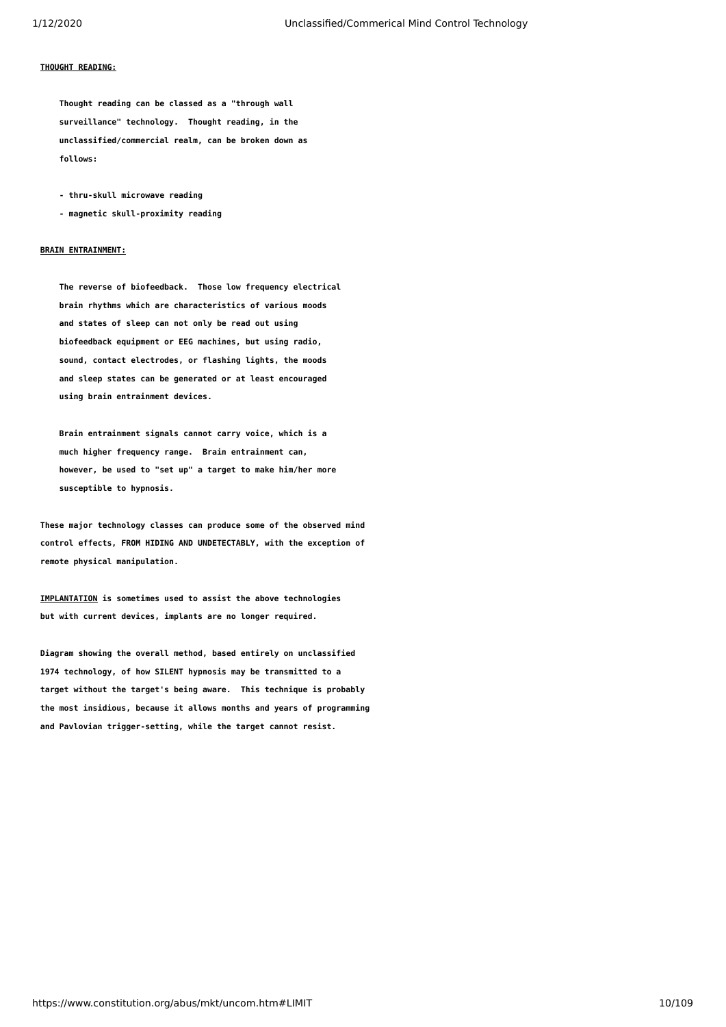**THOUGHT READING:**

Thought reading can be classed as a "through wall surveillance" technology. Thought reading, in the unclassified/commercial realm, can be broken down as follows:

- thru-skull microwave reading
- magnetic skull-proximity reading

**BRAIN ENTRAINMENT:**

The reverse of biofeedback. Those low frequency electrical brain rhythms which are characteristics of various moods and states of sleep can not only be read out using biofeedback equipment or EEG machines, but using radio, sound, contact electrodes, or flashing lights, the moods and sleep states can be generated or at least encouraged using brain entrainment devices.

Brain entrainment signals cannot carry voice, which is a much higher frequency range. Brain entrainment can, however, be used to "set up" a target to make him/her more susceptible to hypnosis.

These major technology classes can produce some of the observed mind control effects, FROM HIDING AND UNDETECTABLY, with the exception of remote physical manipulation.

**IMPLANTATION** is sometimes used to assist the above technologies but with current devices, implants are no longer required.

Diagram showing the overall method, based entirely on unclassified 1974 technology, of how SILENT hypnosis may be transmitted to a target without the target's being aware. This technique is probably the most insidious, because it allows months and years of programming and Pavlovian trigger-setting, while the target cannot resist.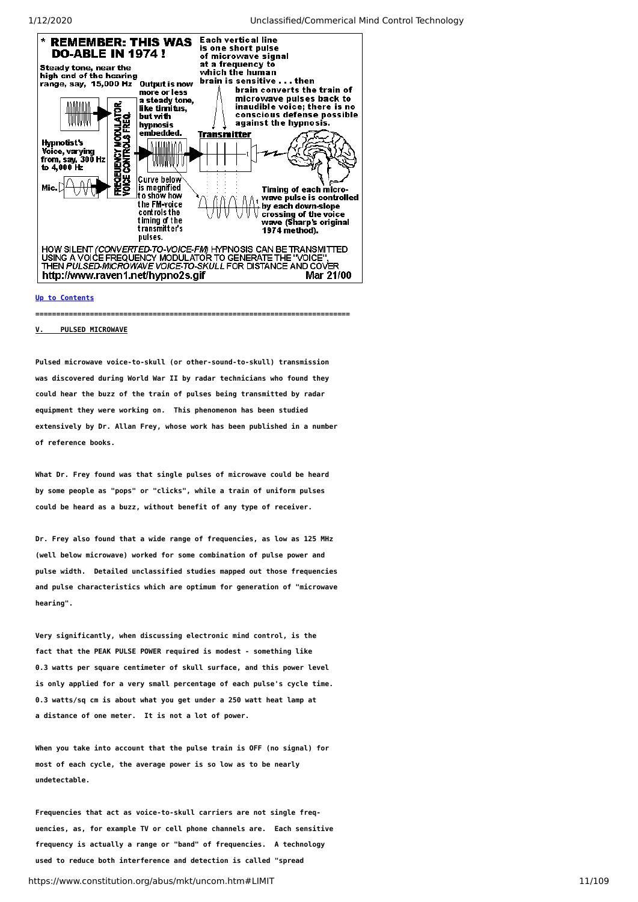**\* REMEMBER: THIS WAS DO-ABLE IN 1974 !**

Steady tone, near the high end of the hearing range, say, 15,000 Hz

Hypnotist's Voice, varying from, say, 300 Hz to 4,000 Hz

Mic.

FREQUENCY MODULATOR, VOICE CONTROLS FREQ.

Output is now more or less a steady tone, like tinnitus, but with hypnosis embedded.

Curve below is magnified to show how the FM-voice controls the timing of the transmitter's pulses.

Each vertical line is one short pulse of microwave signal at a frequency to which the human brain is sensitive . . . then brain converts the train of microwave pulses back to inaudible voice; there is no conscious defense possible against the hypnosis.

Transmitter

Timing of each microwave pulse is controlled by each down-slope crossing of the voice wave (Sharp's original 1974 method).

HOW SILENT *(CONVERTED-TO-VOICE-FM)* HYPNOSIS CAN BE TRANSMITTED USING A VOICE FREQUENCY MODULATOR TO GENERATE THE "VOICE", THEN *PULSED-MICROWAVE VOICE-TO-SKULL* FOR DISTANCE AND COVER

http://www.raven1.net/hypno2s.gif Mar 21/00

[Up to Contents](#)

=========================================================================

## V. PULSED MICROWAVE

Pulsed microwave voice-to-skull (or other-sound-to-skull) transmission was discovered during World War II by radar technicians who found they could hear the buzz of the train of pulses being transmitted by radar equipment they were working on. This phenomenon has been studied extensively by Dr. Allan Frey, whose work has been published in a number of reference books.

What Dr. Frey found was that single pulses of microwave could be heard by some people as "pops" or "clicks", while a train of uniform pulses could be heard as a buzz, without benefit of any type of receiver.

Dr. Frey also found that a wide range of frequencies, as low as 125 MHz (well below microwave) worked for some combination of pulse power and pulse width. Detailed unclassified studies mapped out those frequencies and pulse characteristics which are optimum for generation of "microwave hearing".

Very significantly, when discussing electronic mind control, is the fact that the PEAK PULSE POWER required is modest - something like 0.3 watts per square centimeter of skull surface, and this power level is only applied for a very small percentage of each pulse's cycle time. 0.3 watts/sq cm is about what you get under a 250 watt heat lamp at a distance of one meter. It is not a lot of power.

When you take into account that the pulse train is OFF (no signal) for most of each cycle, the average power is so low as to be nearly undetectable.

Frequencies that act as voice-to-skull carriers are not single freq-uencies, as, for example TV or cell phone channels are. Each sensitive frequency is actually a range or "band" of frequencies. A technology used to reduce both interference and detection is called "spread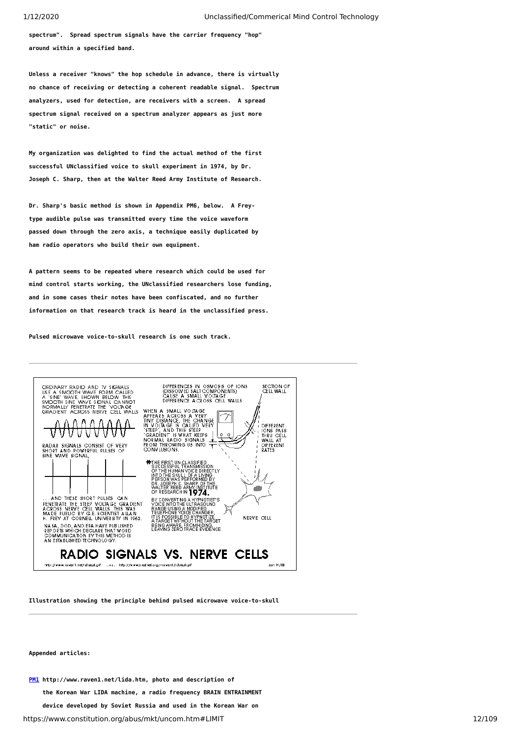spectrum". Spread spectrum signals have the carrier frequency "hop" around within a specified band.

Unless a receiver "knows" the hop schedule in advance, there is virtually no chance of receiving or detecting a coherent readable signal. Spectrum analyzers, used for detection, are receivers with a screen. A spread spectrum signal received on a spectrum analyzer appears as just more "static" or noise.

My organization was delighted to find the actual method of the first successful UNclassified voice to skull experiment in 1974, by Dr. Joseph C. Sharp, then at the Walter Reed Army Institute of Research.

Dr. Sharp's basic method is shown in Appendix PM6, below. A Frey-type audible pulse was transmitted every time the voice waveform passed down through the zero axis, a technique easily duplicated by ham radio operators who build their own equipment.

A pattern seems to be repeated where research which could be used for mind control starts working, the UNclassified researchers lose funding, and in some cases their notes have been confiscated, and no further information on that research track is heard in the unclassified press.

Pulsed microwave voice-to-skull research is one such track.

---

ORDINARY RADIO AND TV SIGNALS USE A SMOOTH WAVE FORM CALLED A "SINE" WAVE, SHOWN BELOW. THIS SMOOTH SINE WAVE SIGNAL CANNOT NORMALLY PENETRATE THE "VOLTAGE GRADIENT" ACROSS NERVE CELL WALLS.

RADAR SIGNALS CONSIST OF VERY SHORT AND POWERFUL PULSES OF SINE WAVE SIGNAL,

. . . AND THESE SHORT PULSES CAN PENETRATE THE STEEP VOLTAGE GRADIENT ACROSS NERVE CELL WALLS. THIS WAS MADE PUBLIC BY G.E. SCIENTIST ALLAN H. FREY AT CORNELL UNIVERSITY IN 1962.

NASA, DOD, AND EPA HAVE PUBLISHED REPORTS WHICH DECLARE THAT WORD COMMUNICATION BY THIS METHOD IS AN ESTABLISHED TECHNOLOGY.

DIFFERENCES IN OSMOSIS OF IONS (DISSOLVED SALT COMPONENTS) CAUSE A SMALL VOLTAGE DIFFERENCE ACROSS CELL WALLS

SECTION OF CELL WALL

WHEN A SMALL VOLTAGE APPEARS ACROSS A VERY TINY DISTANCE, THE CHANGE IN VOLTAGE IS CALLED VERY "STEEP", AND THIS STEEP "GRADIENT" IS WHAT KEEPS NORMAL RADIO SIGNALS FROM THROWING US INTO CONVULSIONS.

DIFFERENT IONS PASS THRU CELL WALL AT DIFFERENT RATES

*THE FIRST UN-CLASSIFIED SUCCESSFUL TRANSMISSION OF THE HUMAN VOICE DIRECTLY INTO THE SKULL OF A LIVING PERSON WAS PERFORMED BY DR. JOSEPH C. SHARP OF THE WALTER REED ARMY INSTITUTE OF RESEARCH IN **1974.**

BY CONVERTING A HYPNOTIST'S VOICE INTO THE ULTRASOUND RANGE USING A MODIFIED TELEPHONE VOICE CHANGER, IT IS POSSIBLE TO HYPNOTIZE A TARGET WITHOUT THE TARGET BEING AWARE, FROM HIDING, LEAVING ZERO TRACE EVIDENCE.

NERVE CELL

## RADIO SIGNALS VS. NERVE CELLS

http://www.raven1.net/v2skull.gif ...or... http://www.bestnet.org/~raven1/v2skull.gif Jan 14/00

**Illustration showing the principle behind pulsed microwave voice-to-skull**

---

**Appended articles:**

**PM1** http://www.raven1.net/lida.htm, photo and description of the Korean War LIDA machine, a radio frequency BRAIN ENTRAINMENT device developed by Soviet Russia and used in the Korean War on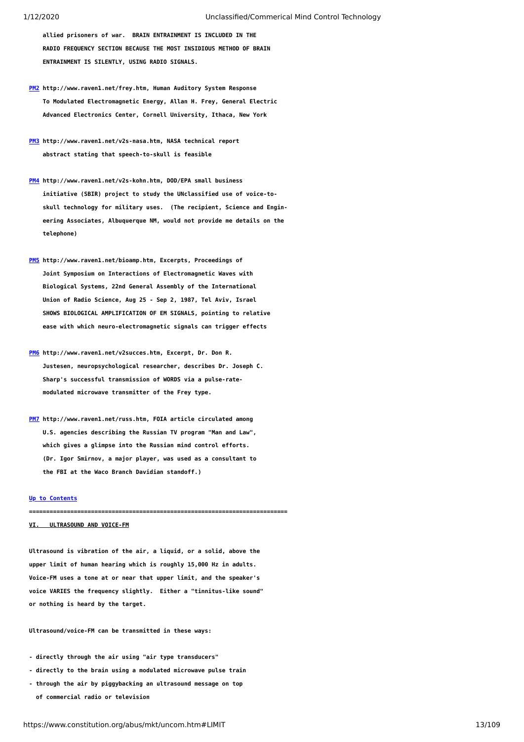**allied prisoners of war. BRAIN ENTRAINMENT IS INCLUDED IN THE RADIO FREQUENCY SECTION BECAUSE THE MOST INSIDIOUS METHOD OF BRAIN ENTRAINMENT IS SILENTLY, USING RADIO SIGNALS.**

**PM2 http://www.raven1.net/frey.htm, Human Auditory System Response To Modulated Electromagnetic Energy, Allan H. Frey, General Electric Advanced Electronics Center, Cornell University, Ithaca, New York**

**PM3 http://www.raven1.net/v2s-nasa.htm, NASA technical report abstract stating that speech-to-skull is feasible**

**PM4 http://www.raven1.net/v2s-kohn.htm, DOD/EPA small business initiative (SBIR) project to study the UNclassified use of voice-to-skull technology for military uses. (The recipient, Science and Engineering Associates, Albuquerque NM, would not provide me details on the telephone)**

**PM5 http://www.raven1.net/bioamp.htm, Excerpts, Proceedings of Joint Symposium on Interactions of Electromagnetic Waves with Biological Systems, 22nd General Assembly of the International Union of Radio Science, Aug 25 - Sep 2, 1987, Tel Aviv, Israel SHOWS BIOLOGICAL AMPLIFICATION OF EM SIGNALS, pointing to relative ease with which neuro-electromagnetic signals can trigger effects**

**PM6 http://www.raven1.net/v2succes.htm, Excerpt, Dr. Don R. Justesen, neuropsychological researcher, describes Dr. Joseph C. Sharp's successful transmission of WORDS via a pulse-rate-modulated microwave transmitter of the Frey type.**

**PM7 http://www.raven1.net/russ.htm, FOIA article circulated among U.S. agencies describing the Russian TV program "Man and Law", which gives a glimpse into the Russian mind control efforts. (Dr. Igor Smirnov, a major player, was used as a consultant to the FBI at the Waco Branch Davidian standoff.)**

**Up to Contents**

**==========================================================================**

## VI. ULTRASOUND AND VOICE-FM

**Ultrasound is vibration of the air, a liquid, or a solid, above the upper limit of human hearing which is roughly 15,000 Hz in adults. Voice-FM uses a tone at or near that upper limit, and the speaker's voice VARIES the frequency slightly. Either a "tinnitus-like sound" or nothing is heard by the target.**

**Ultrasound/voice-FM can be transmitted in these ways:**

- **directly through the air using "air type transducers"**
- **directly to the brain using a modulated microwave pulse train**
- **through the air by piggybacking an ultrasound message on top of commercial radio or television**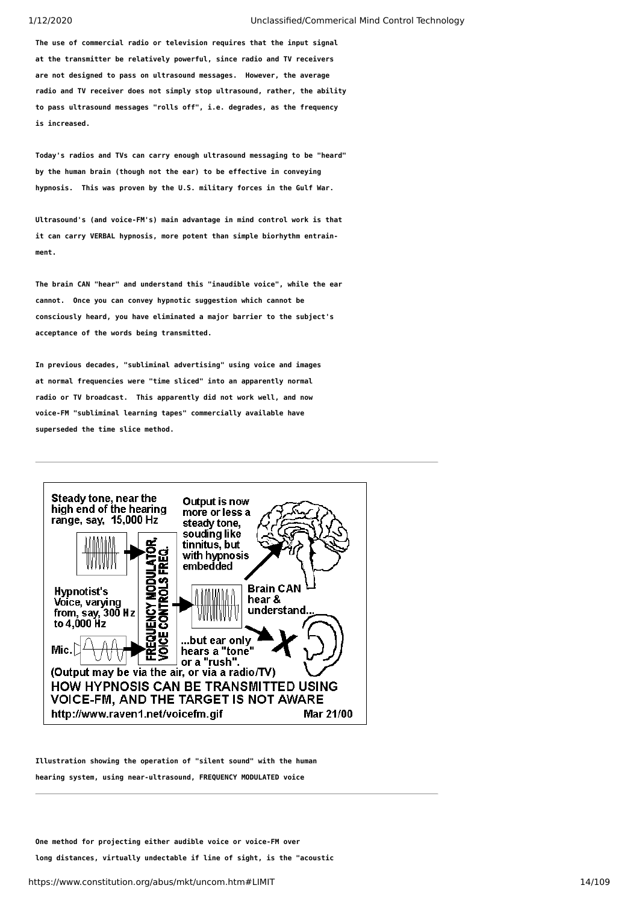The use of commercial radio or television requires that the input signal at the transmitter be relatively powerful, since radio and TV receivers are not designed to pass on ultrasound messages. However, the average radio and TV receiver does not simply stop ultrasound, rather, the ability to pass ultrasound messages "rolls off", i.e. degrades, as the frequency is increased.

Today's radios and TVs can carry enough ultrasound messaging to be "heard" by the human brain (though not the ear) to be effective in conveying hypnosis. This was proven by the U.S. military forces in the Gulf War.

Ultrasound's (and voice-FM's) main advantage in mind control work is that it can carry VERBAL hypnosis, more potent than simple biorhythm entrainment.

The brain CAN "hear" and understand this "inaudible voice", while the ear cannot. Once you can convey hypnotic suggestion which cannot be consciously heard, you have eliminated a major barrier to the subject's acceptance of the words being transmitted.

In previous decades, "subliminal advertising" using voice and images at normal frequencies were "time sliced" into an apparently normal radio or TV broadcast. This apparently did not work well, and now voice-FM "subliminal learning tapes" commercially available have superseded the time slice method.

---

Steady tone, near the high end of the hearing range, say, 15,000 Hz

Hypnotist's Voice, varying from, say, 300 Hz to 4,000 Hz

Mic.

FREQUENCY MODULATOR, VOICE CONTROLS FREQ.

Output is now more or less a steady tone, souding like tinnitus, but with hypnosis embedded

Brain CAN hear & understand...

...but ear only hears a "tone" or a "rush".

(Output may be via the air, or via a radio/TV)

HOW HYPNOSIS CAN BE TRANSMITTED USING VOICE-FM, AND THE TARGET IS NOT AWARE

http://www.raven1.net/voicefm.gif Mar 21/00

Illustration showing the operation of "silent sound" with the human hearing system, using near-ultrasound, FREQUENCY MODULATED voice

---

One method for projecting either audible voice or voice-FM over long distances, virtually undectable if line of sight, is the "acoustic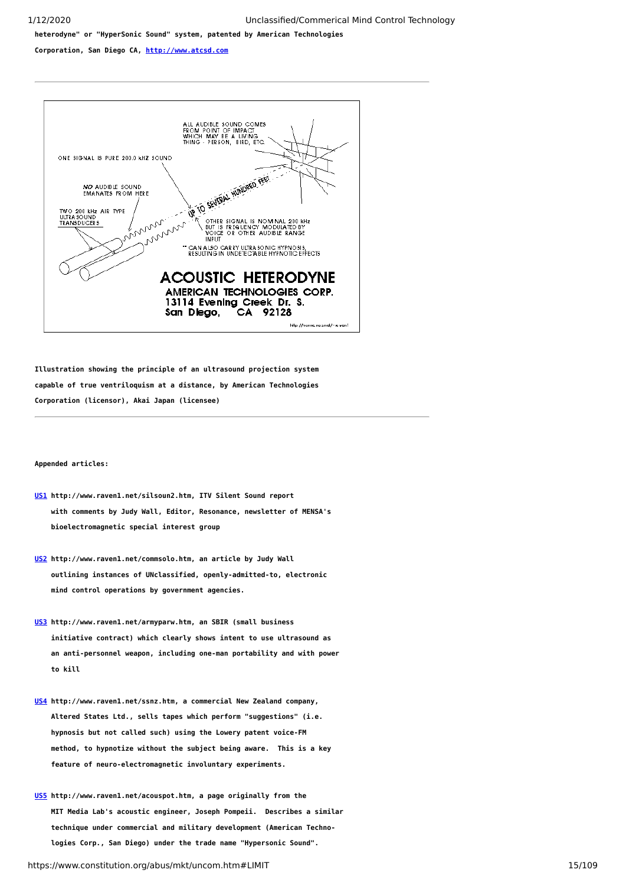heterodyne" or "HyperSonic Sound" system, patented by American Technologies Corporation, San Diego CA, http://www.atcsd.com

---

ALL AUDIBLE SOUND COMES FROM POINT OF IMPACT WHICH MAY BE A LIVING THING - PERSON, BIRD, ETC.

ONE SIGNAL IS PURE 200.0 kHZ SOUND

*NO* AUDIBLE SOUND EMANATES FROM HERE

UP TO SEVERAL HUNDRED FEET

TWO 200 kHz AIR TYPE ULTRASOUND TRANSDUCERS

OTHER SIGNAL IS NOMINAL 200 kHz BUT IS FREQUENCY MODULATED BY VOICE OR OTHER AUDIBLE RANGE INPUT

** CAN ALSO CARRY ULTRASONIC HYPNOSIS RESULTING IN UNDETECTABLE HYPNOTIC EFFECTS

**ACOUSTIC HETERODYNE**
**AMERICAN TECHNOLOGIES CORP.**
**13114 Evening Creek Dr. S.**
**San Diego, CA 92128**

http://home.ca.rr.com/~raven1

**Illustration showing the principle of an ultrasound projection system capable of true ventriloquism at a distance, by American Technologies Corporation (licensor), Akai Japan (licensee)**

---

**Appended articles:**

**US1 http://www.raven1.net/silsoun2.htm, ITV Silent Sound report with comments by Judy Wall, Editor, Resonance, newsletter of MENSA's bioelectromagnetic special interest group**

**US2 http://www.raven1.net/commsolo.htm, an article by Judy Wall outlining instances of UNclassified, openly-admitted-to, electronic mind control operations by government agencies.**

**US3 http://www.raven1.net/armyparw.htm, an SBIR (small business initiative contract) which clearly shows intent to use ultrasound as an anti-personnel weapon, including one-man portability and with power to kill**

**US4 http://www.raven1.net/ssnz.htm, a commercial New Zealand company, Altered States Ltd., sells tapes which perform "suggestions" (i.e. hypnosis but not called such) using the Lowery patent voice-FM method, to hypnotize without the subject being aware. This is a key feature of neuro-electromagnetic involuntary experiments.**

**US5 http://www.raven1.net/acouspot.htm, a page originally from the MIT Media Lab's acoustic engineer, Joseph Pompeii. Describes a similar technique under commercial and military development (American Technologies Corp., San Diego) under the trade name "Hypersonic Sound".**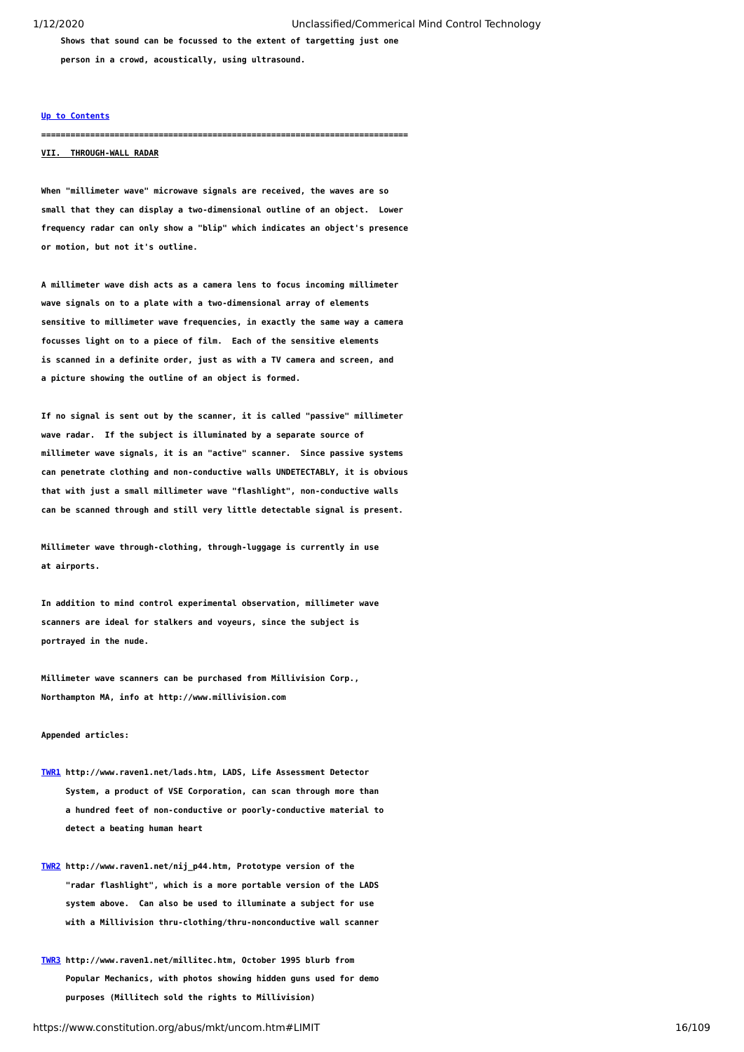**Shows that sound can be focussed to the extent of targetting just one person in a crowd, acoustically, using ultrasound.**

**[Up to Contents]**

**=========================================================================**

## VII. THROUGH-WALL RADAR

**When "millimeter wave" microwave signals are received, the waves are so small that they can display a two-dimensional outline of an object. Lower frequency radar can only show a "blip" which indicates an object's presence or motion, but not it's outline.**

**A millimeter wave dish acts as a camera lens to focus incoming millimeter wave signals on to a plate with a two-dimensional array of elements sensitive to millimeter wave frequencies, in exactly the same way a camera focusses light on to a piece of film. Each of the sensitive elements is scanned in a definite order, just as with a TV camera and screen, and a picture showing the outline of an object is formed.**

**If no signal is sent out by the scanner, it is called "passive" millimeter wave radar. If the subject is illuminated by a separate source of millimeter wave signals, it is an "active" scanner. Since passive systems can penetrate clothing and non-conductive walls UNDETECTABLY, it is obvious that with just a small millimeter wave "flashlight", non-conductive walls can be scanned through and still very little detectable signal is present.**

**Millimeter wave through-clothing, through-luggage is currently in use at airports.**

**In addition to mind control experimental observation, millimeter wave scanners are ideal for stalkers and voyeurs, since the subject is portrayed in the nude.**

**Millimeter wave scanners can be purchased from Millivision Corp., Northampton MA, info at http://www.millivision.com**

**Appended articles:**

**TWR1 http://www.raven1.net/lads.htm, LADS, Life Assessment Detector System, a product of VSE Corporation, can scan through more than a hundred feet of non-conductive or poorly-conductive material to detect a beating human heart**

**TWR2 http://www.raven1.net/nij_p44.htm, Prototype version of the "radar flashlight", which is a more portable version of the LADS system above. Can also be used to illuminate a subject for use with a Millivision thru-clothing/thru-nonconductive wall scanner**

**TWR3 http://www.raven1.net/millitec.htm, October 1995 blurb from Popular Mechanics, with photos showing hidden guns used for demo purposes (Millitech sold the rights to Millivision)**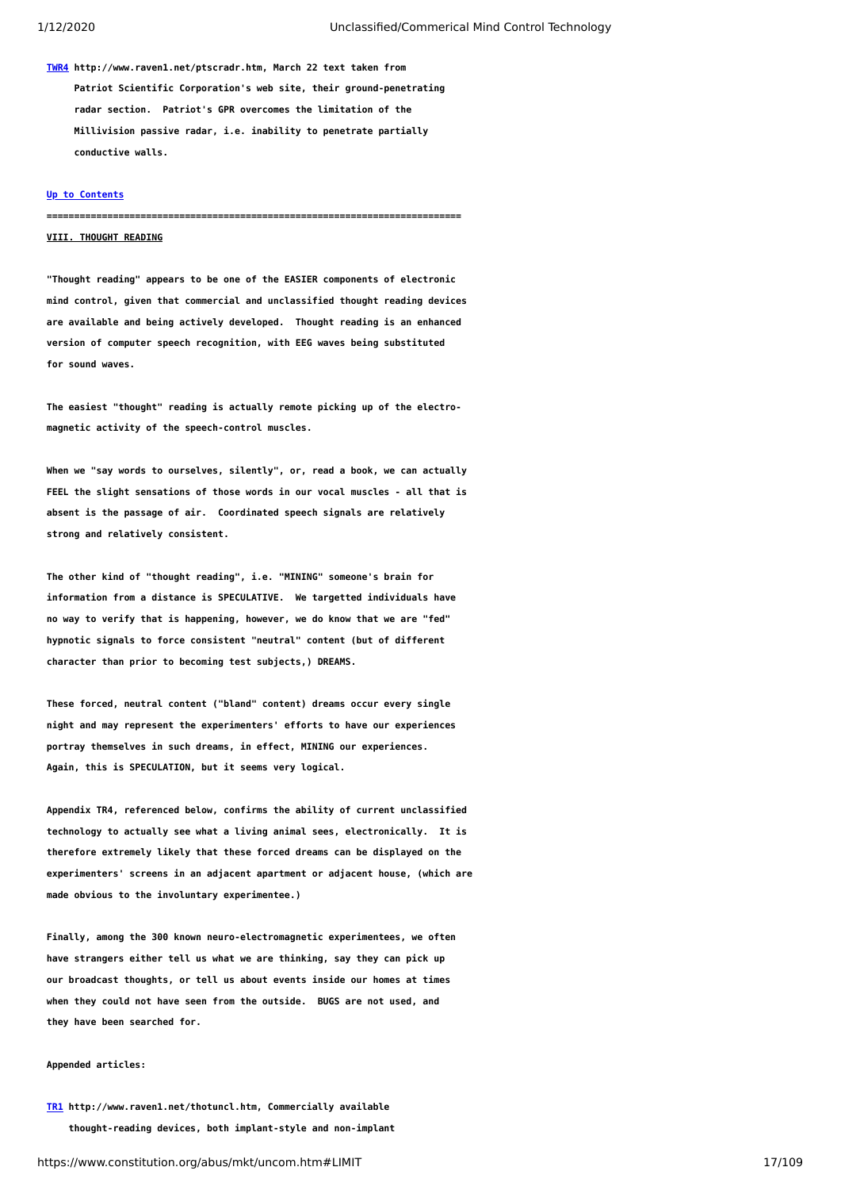**[TWR4](#) http://www.raven1.net/ptscradr.htm, March 22 text taken from Patriot Scientific Corporation's web site, their ground-penetrating radar section. Patriot's GPR overcomes the limitation of the Millivision passive radar, i.e. inability to penetrate partially conductive walls.**

**[Up to Contents](#)**

**==========================================================================**

## VIII. THOUGHT READING

**"Thought reading" appears to be one of the EASIER components of electronic mind control, given that commercial and unclassified thought reading devices are available and being actively developed. Thought reading is an enhanced version of computer speech recognition, with EEG waves being substituted for sound waves.**

**The easiest "thought" reading is actually remote picking up of the electro-magnetic activity of the speech-control muscles.**

**When we "say words to ourselves, silently", or, read a book, we can actually FEEL the slight sensations of those words in our vocal muscles - all that is absent is the passage of air. Coordinated speech signals are relatively strong and relatively consistent.**

**The other kind of "thought reading", i.e. "MINING" someone's brain for information from a distance is SPECULATIVE. We targetted individuals have no way to verify that is happening, however, we do know that we are "fed" hypnotic signals to force consistent "neutral" content (but of different character than prior to becoming test subjects,) DREAMS.**

**These forced, neutral content ("bland" content) dreams occur every single night and may represent the experimenters' efforts to have our experiences portray themselves in such dreams, in effect, MINING our experiences. Again, this is SPECULATION, but it seems very logical.**

**Appendix TR4, referenced below, confirms the ability of current unclassified technology to actually see what a living animal sees, electronically. It is therefore extremely likely that these forced dreams can be displayed on the experimenters' screens in an adjacent apartment or adjacent house, (which are made obvious to the involuntary experimentee.)**

**Finally, among the 300 known neuro-electromagnetic experimentees, we often have strangers either tell us what we are thinking, say they can pick up our broadcast thoughts, or tell us about events inside our homes at times when they could not have seen from the outside. BUGS are not used, and they have been searched for.**

**Appended articles:**

**[TR1](#) http://www.raven1.net/thotuncl.htm, Commercially available thought-reading devices, both implant-style and non-implant**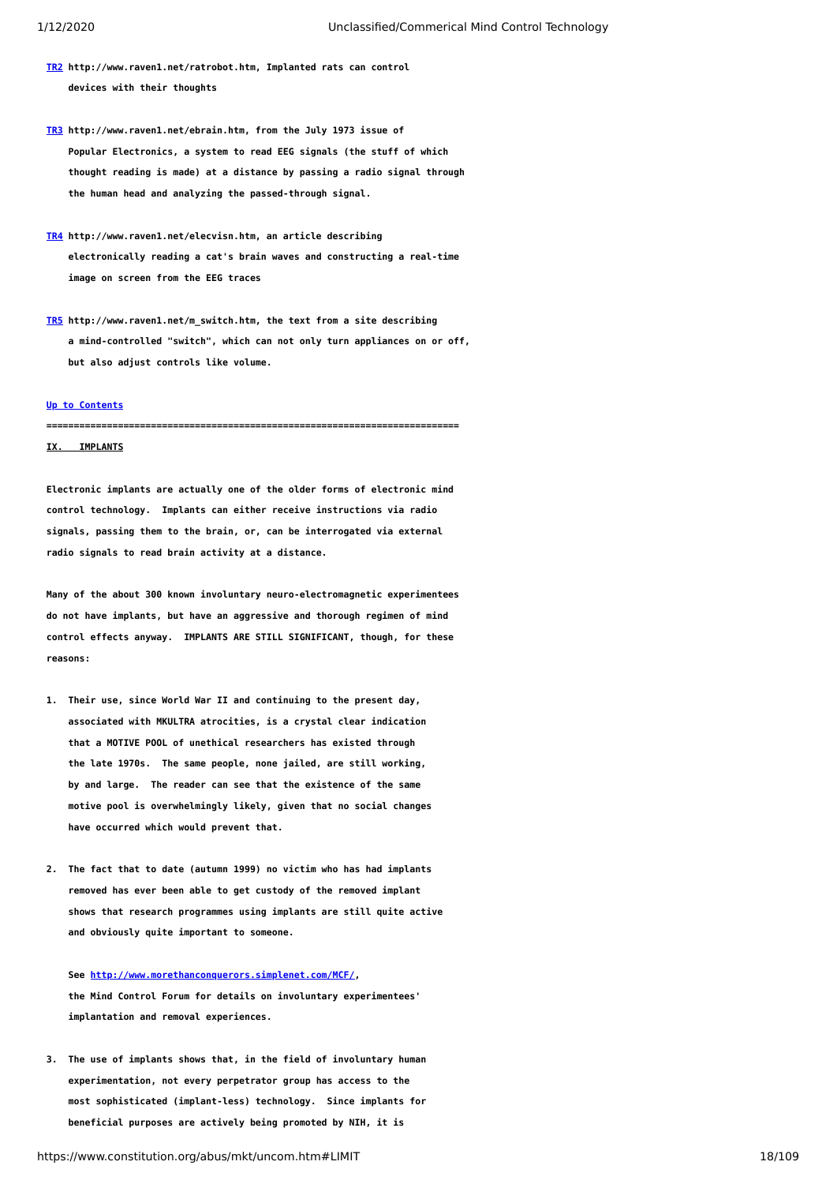**[TR2](#) http://www.raven1.net/ratrobot.htm, Implanted rats can control devices with their thoughts**

**[TR3](#) http://www.raven1.net/ebrain.htm, from the July 1973 issue of Popular Electronics, a system to read EEG signals (the stuff of which thought reading is made) at a distance by passing a radio signal through the human head and analyzing the passed-through signal.**

**[TR4](#) http://www.raven1.net/elecvisn.htm, an article describing electronically reading a cat's brain waves and constructing a real-time image on screen from the EEG traces**

**[TR5](#) http://www.raven1.net/m_switch.htm, the text from a site describing a mind-controlled "switch", which can not only turn appliances on or off, but also adjust controls like volume.**

**[Up to Contents](#)**

**==========================================================================**

## IX. IMPLANTS

**Electronic implants are actually one of the older forms of electronic mind control technology. Implants can either receive instructions via radio signals, passing them to the brain, or, can be interrogated via external radio signals to read brain activity at a distance.**

**Many of the about 300 known involuntary neuro-electromagnetic experimentees do not have implants, but have an aggressive and thorough regimen of mind control effects anyway. IMPLANTS ARE STILL SIGNIFICANT, though, for these reasons:**

1. **Their use, since World War II and continuing to the present day, associated with MKULTRA atrocities, is a crystal clear indication that a MOTIVE POOL of unethical researchers has existed through the late 1970s. The same people, none jailed, are still working, by and large. The reader can see that the existence of the same motive pool is overwhelmingly likely, given that no social changes have occurred which would prevent that.**

2. **The fact that to date (autumn 1999) no victim who has had implants removed has ever been able to get custody of the removed implant shows that research programmes using implants are still quite active and obviously quite important to someone.**

   **See [http://www.morethanconquerors.simplenet.com/MCF/](http://www.morethanconquerors.simplenet.com/MCF/), the Mind Control Forum for details on involuntary experimentees' implantation and removal experiences.**

3. **The use of implants shows that, in the field of involuntary human experimentation, not every perpetrator group has access to the most sophisticated (implant-less) technology. Since implants for beneficial purposes are actively being promoted by NIH, it is**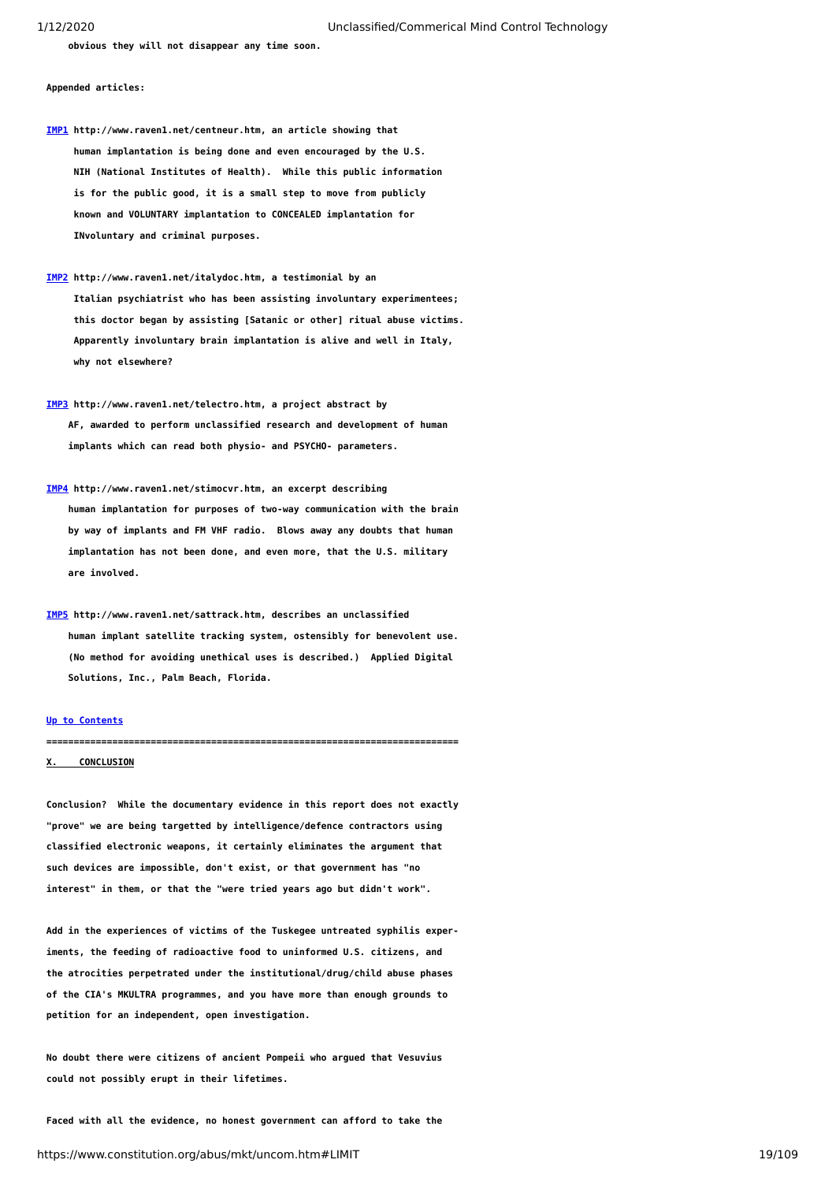**obvious they will not disappear any time soon.**

**Appended articles:**

**[IMP1](#) http://www.raven1.net/centneur.htm, an article showing that human implantation is being done and even encouraged by the U.S. NIH (National Institutes of Health). While this public information is for the public good, it is a small step to move from publicly known and VOLUNTARY implantation to CONCEALED implantation for INvoluntary and criminal purposes.**

**[IMP2](#) http://www.raven1.net/italydoc.htm, a testimonial by an Italian psychiatrist who has been assisting involuntary experimentees; this doctor began by assisting [Satanic or other] ritual abuse victims. Apparently involuntary brain implantation is alive and well in Italy, why not elsewhere?**

**[IMP3](#) http://www.raven1.net/telectro.htm, a project abstract by AF, awarded to perform unclassified research and development of human implants which can read both physio- and PSYCHO- parameters.**

**[IMP4](#) http://www.raven1.net/stimocvr.htm, an excerpt describing human implantation for purposes of two-way communication with the brain by way of implants and FM VHF radio. Blows away any doubts that human implantation has not been done, and even more, that the U.S. military are involved.**

**[IMP5](#) http://www.raven1.net/sattrack.htm, describes an unclassified human implant satellite tracking system, ostensibly for benevolent use. (No method for avoiding unethical uses is described.) Applied Digital Solutions, Inc., Palm Beach, Florida.**

**[Up to Contents](#)**

**==========================================================================**

## X. CONCLUSION

**Conclusion? While the documentary evidence in this report does not exactly "prove" we are being targetted by intelligence/defence contractors using classified electronic weapons, it certainly eliminates the argument that such devices are impossible, don't exist, or that government has "no interest" in them, or that the "were tried years ago but didn't work".**

**Add in the experiences of victims of the Tuskegee untreated syphilis experiments, the feeding of radioactive food to uninformed U.S. citizens, and the atrocities perpetrated under the institutional/drug/child abuse phases of the CIA's MKULTRA programmes, and you have more than enough grounds to petition for an independent, open investigation.**

**No doubt there were citizens of ancient Pompeii who argued that Vesuvius could not possibly erupt in their lifetimes.**

**Faced with all the evidence, no honest government can afford to take the**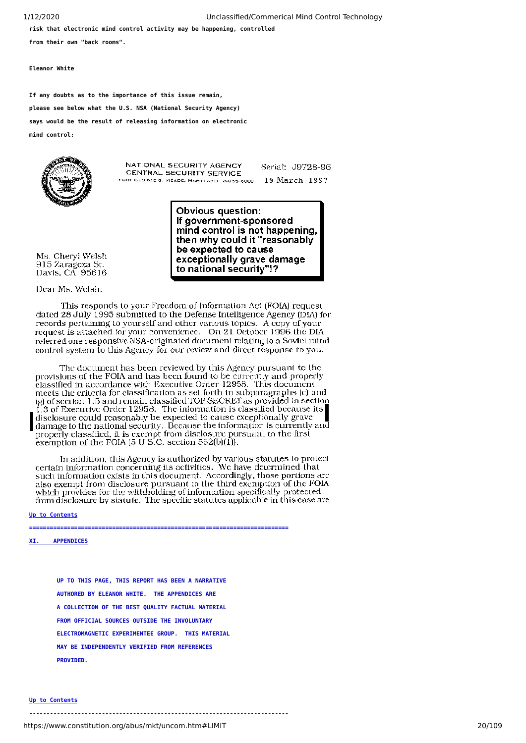**risk that electronic mind control activity may be happening, controlled from their own "back rooms".**

**Eleanor White**

**If any doubts as to the importance of this issue remain, please see below what the U.S. NSA (National Security Agency) says would be the result of releasing information on electronic mind control:**

NATIONAL SECURITY AGENCY
CENTRAL SECURITY SERVICE
FORT GEORGE G. MEADE, MARYLAND 20755-6000

Serial: J9728-96
19 March 1997

> **Obvious question:**
> **If government-sponsored mind control is not happening, then why could it "reasonably be expected to cause exceptionally grave damage to national security"!?**

Ms. Cheryl Welsh
915 Zaragoza St.
Davis, CA 95616

Dear Ms. Welsh:

This responds to your Freedom of Information Act (FOIA) request dated 28 July 1995 submitted to the Defense Intelligence Agency (DIA) for records pertaining to yourself and other various topics. A copy of your request is attached for your convenience. On 21 October 1996 the DIA referred one responsive NSA-originated document relating to a Soviet mind control system to this Agency for our review and direct response to you.

The document has been reviewed by this Agency pursuant to the provisions of the FOIA and has been found to be currently and properly classified in accordance with Executive Order 12958. This document meets the criteria for classification as set forth in subparagraphs (c) and (g) of section 1.5 and remain classified TOP SECRET as provided in section 1.3 of Executive Order 12958. The information is classified because its disclosure could reasonably be expected to cause exceptionally grave damage to the national security. Because the information is currently and properly classified, it is exempt from disclosure pursuant to the first exemption of the FOIA (5 U.S.C. section 552(b)(1)).

In addition, this Agency is authorized by various statutes to protect certain information concerning its activities. We have determined that such information exists in this document. Accordingly, those portions are also exempt from disclosure pursuant to the third exemption of the FOIA which provides for the withholding of information specifically protected from disclosure by statute. The specific statutes applicable in this case are

[Up to Contents]

---

## XI. APPENDICES

**UP TO THIS PAGE, THIS REPORT HAS BEEN A NARRATIVE AUTHORED BY ELEANOR WHITE. THE APPENDICES ARE A COLLECTION OF THE BEST QUALITY FACTUAL MATERIAL FROM OFFICIAL SOURCES OUTSIDE THE INVOLUNTARY ELECTROMAGNETIC EXPERIMENTEE GROUP. THIS MATERIAL MAY BE INDEPENDENTLY VERIFIED FROM REFERENCES PROVIDED.**

[Up to Contents]

---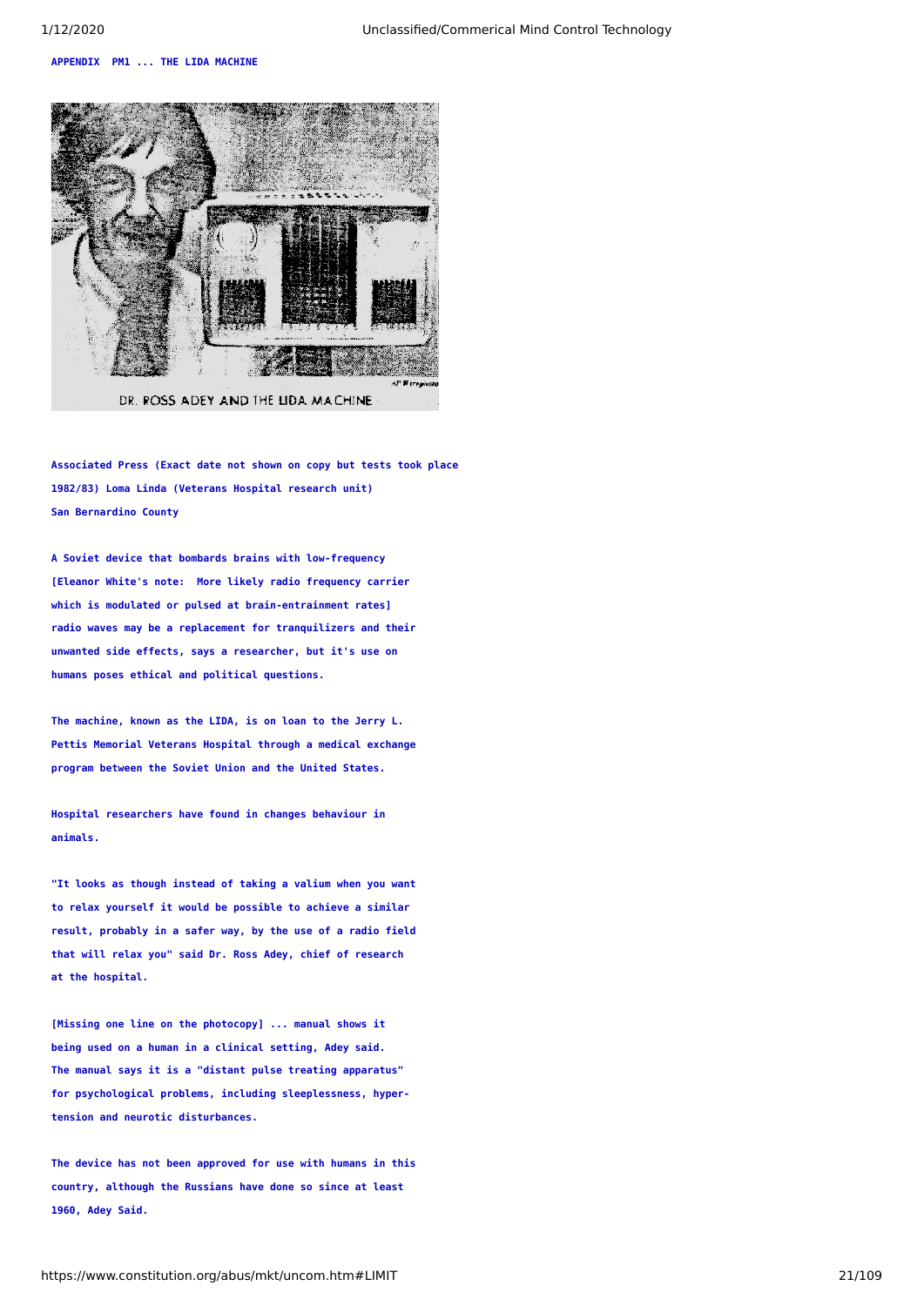APPENDIX PM1 ... THE LIDA MACHINE

DR. ROSS ADEY AND THE LIDA MACHINE

Associated Press (Exact date not shown on copy but tests took place 1982/83) Loma Linda (Veterans Hospital research unit) San Bernardino County

A Soviet device that bombards brains with low-frequency [Eleanor White's note: More likely radio frequency carrier which is modulated or pulsed at brain-entrainment rates] radio waves may be a replacement for tranquilizers and their unwanted side effects, says a researcher, but it's use on humans poses ethical and political questions.

The machine, known as the LIDA, is on loan to the Jerry L. Pettis Memorial Veterans Hospital through a medical exchange program between the Soviet Union and the United States.

Hospital researchers have found in changes behaviour in animals.

"It looks as though instead of taking a valium when you want to relax yourself it would be possible to achieve a similar result, probably in a safer way, by the use of a radio field that will relax you" said Dr. Ross Adey, chief of research at the hospital.

[Missing one line on the photocopy] ... manual shows it being used on a human in a clinical setting, Adey said. The manual says it is a "distant pulse treating apparatus" for psychological problems, including sleeplessness, hyper-tension and neurotic disturbances.

The device has not been approved for use with humans in this country, although the Russians have done so since at least 1960, Adey Said.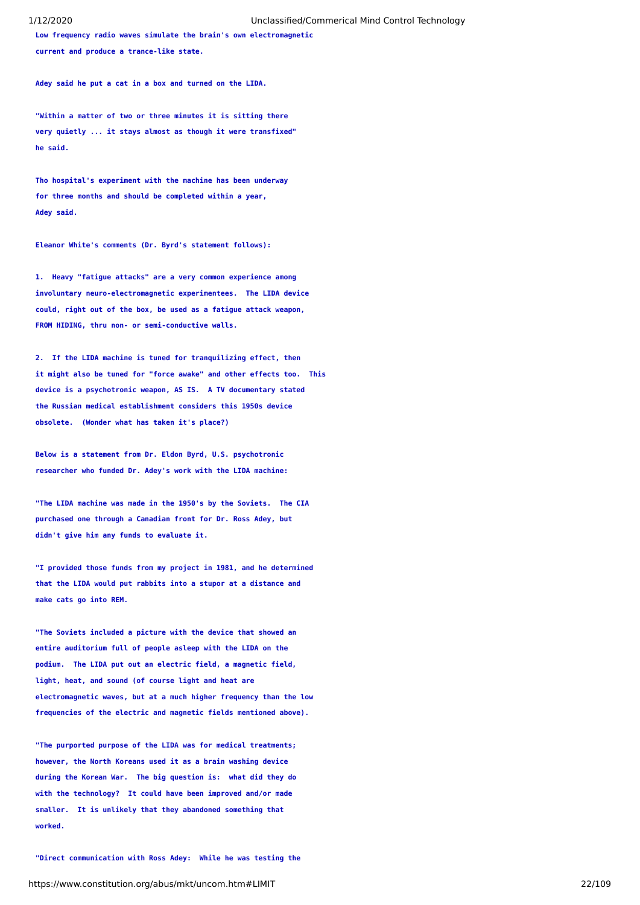Low frequency radio waves simulate the brain's own electromagnetic current and produce a trance-like state.

Adey said he put a cat in a box and turned on the LIDA.

"Within a matter of two or three minutes it is sitting there very quietly ... it stays almost as though it were transfixed" he said.

Tho hospital's experiment with the machine has been underway for three months and should be completed within a year, Adey said.

Eleanor White's comments (Dr. Byrd's statement follows):

1. Heavy "fatigue attacks" are a very common experience among involuntary neuro-electromagnetic experimentees. The LIDA device could, right out of the box, be used as a fatigue attack weapon, FROM HIDING, thru non- or semi-conductive walls.

2. If the LIDA machine is tuned for tranquilizing effect, then it might also be tuned for "force awake" and other effects too. This device is a psychotronic weapon, AS IS. A TV documentary stated the Russian medical establishment considers this 1950s device obsolete. (Wonder what has taken it's place?)

Below is a statement from Dr. Eldon Byrd, U.S. psychotronic researcher who funded Dr. Adey's work with the LIDA machine:

"The LIDA machine was made in the 1950's by the Soviets. The CIA purchased one through a Canadian front for Dr. Ross Adey, but didn't give him any funds to evaluate it.

"I provided those funds from my project in 1981, and he determined that the LIDA would put rabbits into a stupor at a distance and make cats go into REM.

"The Soviets included a picture with the device that showed an entire auditorium full of people asleep with the LIDA on the podium. The LIDA put out an electric field, a magnetic field, light, heat, and sound (of course light and heat are electromagnetic waves, but at a much higher frequency than the low frequencies of the electric and magnetic fields mentioned above).

"The purported purpose of the LIDA was for medical treatments; however, the North Koreans used it as a brain washing device during the Korean War. The big question is: what did they do with the technology? It could have been improved and/or made smaller. It is unlikely that they abandoned something that worked.

"Direct communication with Ross Adey: While he was testing the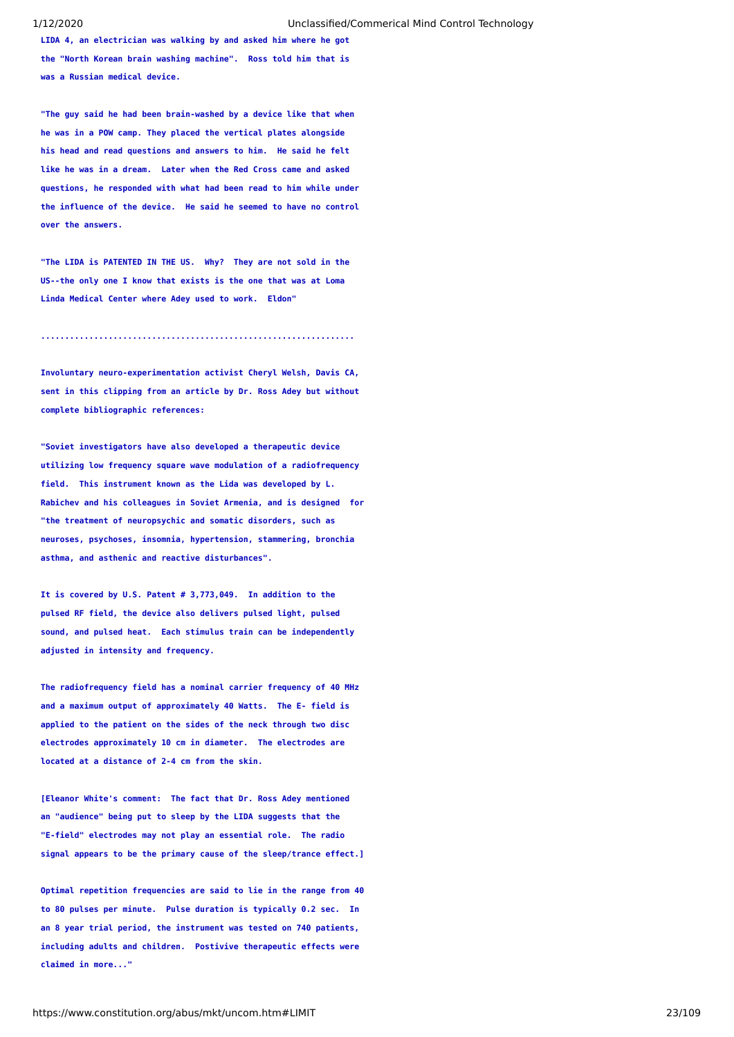LIDA 4, an electrician was walking by and asked him where he got the "North Korean brain washing machine". Ross told him that is was a Russian medical device.

"The guy said he had been brain-washed by a device like that when he was in a POW camp. They placed the vertical plates alongside his head and read questions and answers to him. He said he felt like he was in a dream. Later when the Red Cross came and asked questions, he responded with what had been read to him while under the influence of the device. He said he seemed to have no control over the answers.

"The LIDA is PATENTED IN THE US. Why? They are not sold in the US--the only one I know that exists is the one that was at Loma Linda Medical Center where Adey used to work. Eldon"

...............................................................

Involuntary neuro-experimentation activist Cheryl Welsh, Davis CA, sent in this clipping from an article by Dr. Ross Adey but without complete bibliographic references:

"Soviet investigators have also developed a therapeutic device utilizing low frequency square wave modulation of a radiofrequency field. This instrument known as the Lida was developed by L. Rabichev and his colleagues in Soviet Armenia, and is designed for "the treatment of neuropsychic and somatic disorders, such as neuroses, psychoses, insomnia, hypertension, stammering, bronchia asthma, and asthenic and reactive disturbances".

It is covered by U.S. Patent # 3,773,049. In addition to the pulsed RF field, the device also delivers pulsed light, pulsed sound, and pulsed heat. Each stimulus train can be independently adjusted in intensity and frequency.

The radiofrequency field has a nominal carrier frequency of 40 MHz and a maximum output of approximately 40 Watts. The E- field is applied to the patient on the sides of the neck through two disc electrodes approximately 10 cm in diameter. The electrodes are located at a distance of 2-4 cm from the skin.

[Eleanor White's comment: The fact that Dr. Ross Adey mentioned an "audience" being put to sleep by the LIDA suggests that the "E-field" electrodes may not play an essential role. The radio signal appears to be the primary cause of the sleep/trance effect.]

Optimal repetition frequencies are said to lie in the range from 40 to 80 pulses per minute. Pulse duration is typically 0.2 sec. In an 8 year trial period, the instrument was tested on 740 patients, including adults and children. Postivive therapeutic effects were claimed in more..."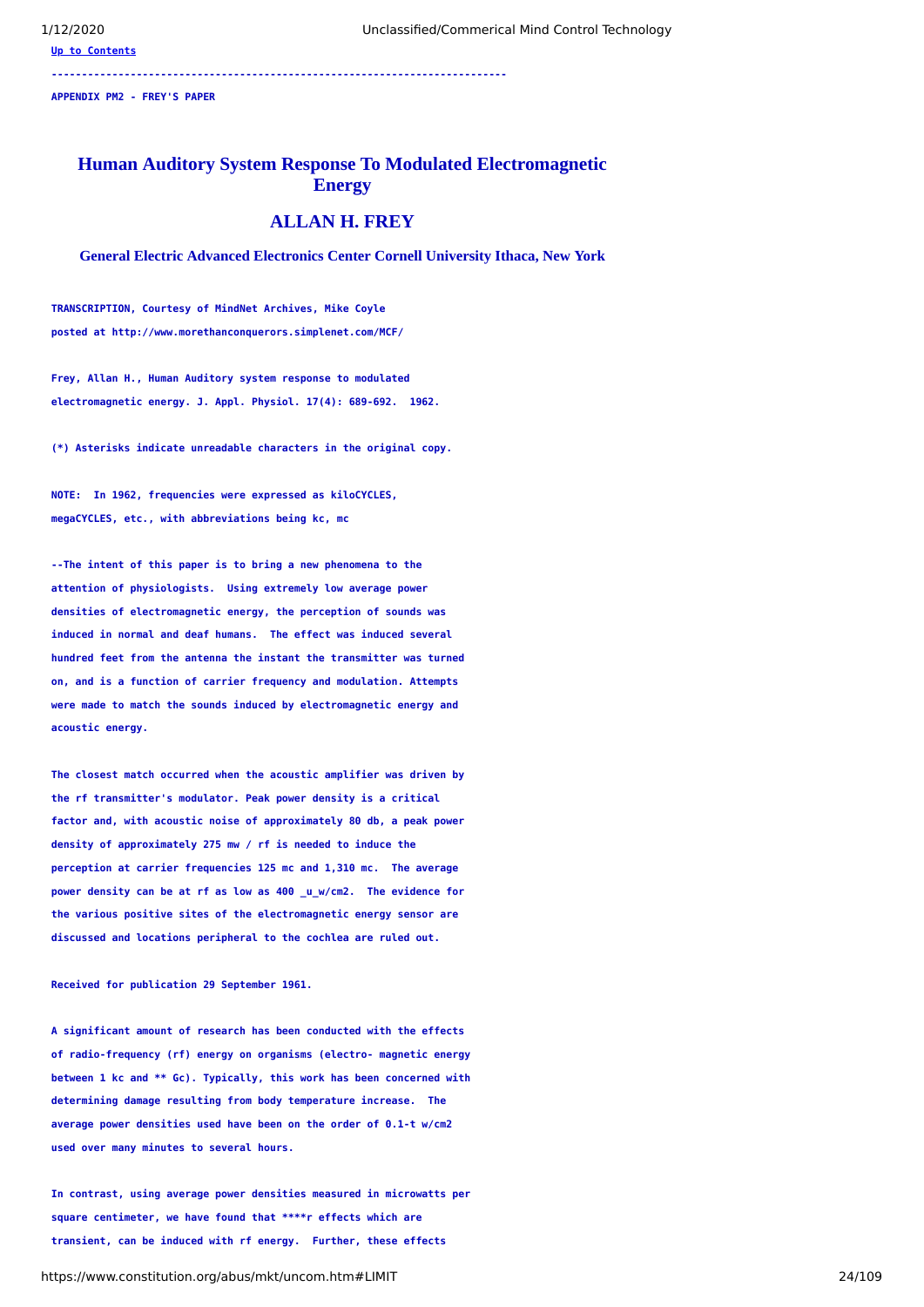Up to Contents

---

APPENDIX PM2 - FREY'S PAPER

# Human Auditory System Response To Modulated Electromagnetic Energy

## ALLAN H. FREY

### General Electric Advanced Electronics Center Cornell University Ithaca, New York

TRANSCRIPTION, Courtesy of MindNet Archives, Mike Coyle

posted at http://www.morethanconquerors.simplenet.com/MCF/

Frey, Allan H., Human Auditory system response to modulated electromagnetic energy. J. Appl. Physiol. 17(4): 689-692. 1962.

(*) Asterisks indicate unreadable characters in the original copy.

NOTE: In 1962, frequencies were expressed as kiloCYCLES, megaCYCLES, etc., with abbreviations being kc, mc

--The intent of this paper is to bring a new phenomena to the attention of physiologists. Using extremely low average power densities of electromagnetic energy, the perception of sounds was induced in normal and deaf humans. The effect was induced several hundred feet from the antenna the instant the transmitter was turned on, and is a function of carrier frequency and modulation. Attempts were made to match the sounds induced by electromagnetic energy and acoustic energy.

The closest match occurred when the acoustic amplifier was driven by the rf transmitter's modulator. Peak power density is a critical factor and, with acoustic noise of approximately 80 db, a peak power density of approximately 275 mw / rf is needed to induce the perception at carrier frequencies 125 mc and 1,310 mc. The average power density can be at rf as low as 400 _u_w/cm2. The evidence for the various positive sites of the electromagnetic energy sensor are discussed and locations peripheral to the cochlea are ruled out.

Received for publication 29 September 1961.

A significant amount of research has been conducted with the effects of radio-frequency (rf) energy on organisms (electro- magnetic energy between 1 kc and ** Gc). Typically, this work has been concerned with determining damage resulting from body temperature increase. The average power densities used have been on the order of 0.1-t w/cm2 used over many minutes to several hours.

In contrast, using average power densities measured in microwatts per square centimeter, we have found that ****r effects which are transient, can be induced with rf energy. Further, these effects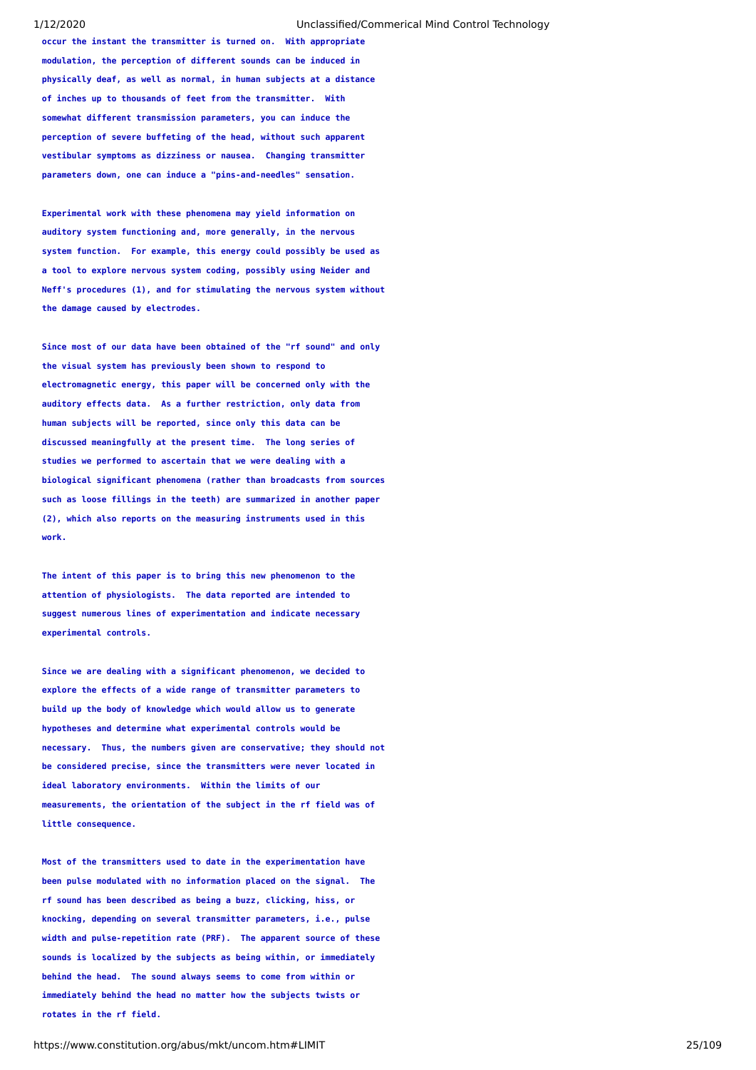occur the instant the transmitter is turned on. With appropriate modulation, the perception of different sounds can be induced in physically deaf, as well as normal, in human subjects at a distance of inches up to thousands of feet from the transmitter. With somewhat different transmission parameters, you can induce the perception of severe buffeting of the head, without such apparent vestibular symptoms as dizziness or nausea. Changing transmitter parameters down, one can induce a "pins-and-needles" sensation.

Experimental work with these phenomena may yield information on auditory system functioning and, more generally, in the nervous system function. For example, this energy could possibly be used as a tool to explore nervous system coding, possibly using Neider and Neff's procedures (1), and for stimulating the nervous system without the damage caused by electrodes.

Since most of our data have been obtained of the "rf sound" and only the visual system has previously been shown to respond to electromagnetic energy, this paper will be concerned only with the auditory effects data. As a further restriction, only data from human subjects will be reported, since only this data can be discussed meaningfully at the present time. The long series of studies we performed to ascertain that we were dealing with a biological significant phenomena (rather than broadcasts from sources such as loose fillings in the teeth) are summarized in another paper (2), which also reports on the measuring instruments used in this work.

The intent of this paper is to bring this new phenomenon to the attention of physiologists. The data reported are intended to suggest numerous lines of experimentation and indicate necessary experimental controls.

Since we are dealing with a significant phenomenon, we decided to explore the effects of a wide range of transmitter parameters to build up the body of knowledge which would allow us to generate hypotheses and determine what experimental controls would be necessary. Thus, the numbers given are conservative; they should not be considered precise, since the transmitters were never located in ideal laboratory environments. Within the limits of our measurements, the orientation of the subject in the rf field was of little consequence.

Most of the transmitters used to date in the experimentation have been pulse modulated with no information placed on the signal. The rf sound has been described as being a buzz, clicking, hiss, or knocking, depending on several transmitter parameters, i.e., pulse width and pulse-repetition rate (PRF). The apparent source of these sounds is localized by the subjects as being within, or immediately behind the head. The sound always seems to come from within or immediately behind the head no matter how the subjects twists or rotates in the rf field.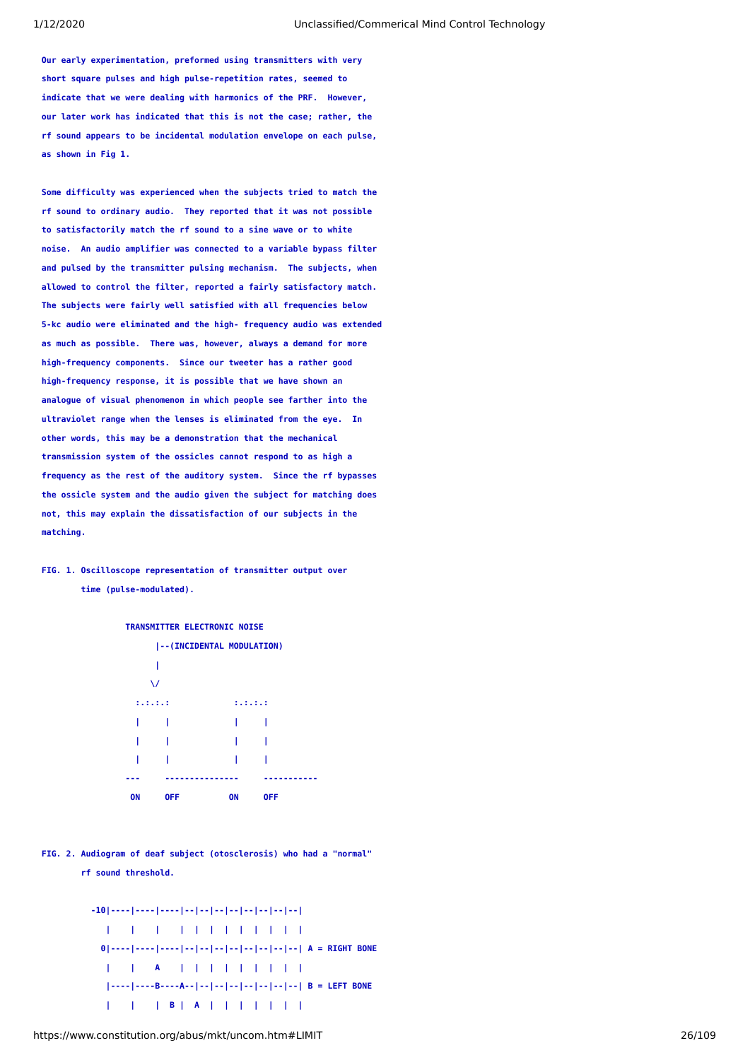Our early experimentation, preformed using transmitters with very short square pulses and high pulse-repetition rates, seemed to indicate that we were dealing with harmonics of the PRF. However, our later work has indicated that this is not the case; rather, the rf sound appears to be incidental modulation envelope on each pulse, as shown in Fig 1.

Some difficulty was experienced when the subjects tried to match the rf sound to ordinary audio. They reported that it was not possible to satisfactorily match the rf sound to a sine wave or to white noise. An audio amplifier was connected to a variable bypass filter and pulsed by the transmitter pulsing mechanism. The subjects, when allowed to control the filter, reported a fairly satisfactory match. The subjects were fairly well satisfied with all frequencies below 5-kc audio were eliminated and the high- frequency audio was extended as much as possible. There was, however, always a demand for more high-frequency components. Since our tweeter has a rather good high-frequency response, it is possible that we have shown an analogue of visual phenomenon in which people see farther into the ultraviolet range when the lenses is eliminated from the eye. In other words, this may be a demonstration that the mechanical transmission system of the ossicles cannot respond to as high a frequency as the rest of the auditory system. Since the rf bypasses the ossicle system and the audio given the subject for matching does not, this may explain the dissatisfaction of our subjects in the matching.

FIG. 1. Oscilloscope representation of transmitter output over time (pulse-modulated).

```
                TRANSMITTER ELECTRONIC NOISE
                      |--(INCIDENTAL MODULATION)
                      |
                     \/
                  :.:.:.:            :.:.:.:
                  |     |            |     |
                  |     |            |     |
                  |     |            |     |
                ---     --------------     ----------
                 ON     OFF         ON     OFF
```

FIG. 2. Audiogram of deaf subject (otosclerosis) who had a "normal" rf sound threshold.

```
  -10|----|----|----|--|--|--|--|--|--|--|--|
     |    |    |    |  |  |  |  |  |  |  |  |
    0|----|----|----|--|--|--|--|--|--|--|--| A = RIGHT BONE
     |    |    A    |  |  |  |  |  |  |  |  |
     |----|----B----A--|--|--|--|--|--|--|--| B = LEFT BONE
     |    |    |  B |  A  |  |  |  |  |  |  |
```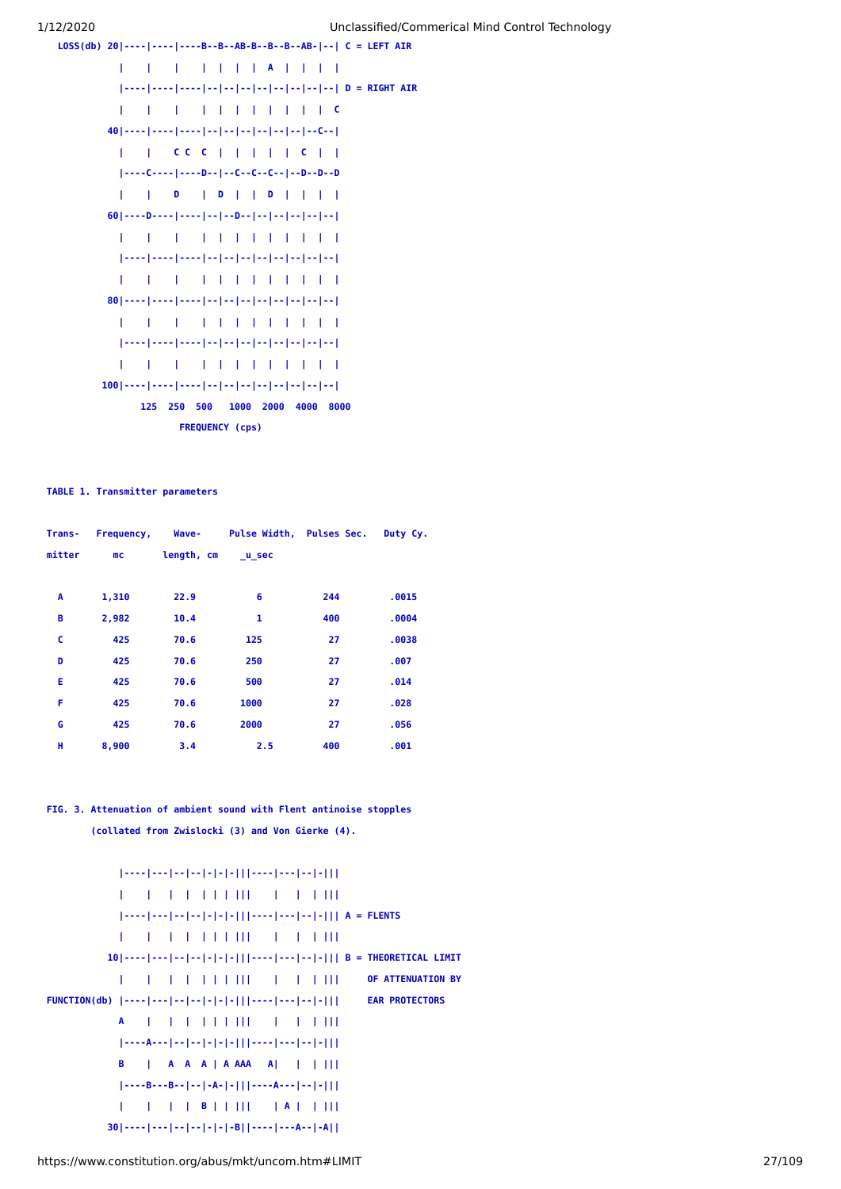```
   LOSS(db) 20|----|----|----B--B--AB-B--B--B--AB-|--| C = LEFT AIR
              |    |    |    |  |  |  |  A  |  |  |  |
              |----|----|----|--|--|--|--|--|--|--|--| D = RIGHT AIR
              |    |    |    |  |  |  |  |  |  |  |  C
            40|----|----|----|--|--|--|--|--|--|--C--|
              |    |    C C  C  |  |  |  |  |  C  |  |
              |----C----|----D--|--C--C--C--|--D--D--D
              |    |    D    |  D  |  |  D  |  |  |  |
            60|----D----|----|--|--D--|--|--|--|--|--|
              |    |    |    |  |  |  |  |  |  |  |  |
              |----|----|----|--|--|--|--|--|--|--|--|
              |    |    |    |  |  |  |  |  |  |  |  |
            80|----|----|----|--|--|--|--|--|--|--|--|
              |    |    |    |  |  |  |  |  |  |  |  |
              |----|----|----|--|--|--|--|--|--|--|--|
              |    |    |    |  |  |  |  |  |  |  |  |
           100|----|----|----|--|--|--|--|--|--|--|--|
                  125  250  500   1000  2000  4000  8000
                         FREQUENCY (cps)
```

TABLE 1. Transmitter parameters

| Trans-mitter | Frequency, mc | Wave-length, cm | Pulse Width, _u_sec | Pulses Sec. | Duty Cy. |
|---|---|---|---|---|---|
| A | 1,310 | 22.9 | 6 | 244 | .0015 |
| B | 2,982 | 10.4 | 1 | 400 | .0004 |
| C | 425 | 70.6 | 125 | 27 | .0038 |
| D | 425 | 70.6 | 250 | 27 | .007 |
| E | 425 | 70.6 | 500 | 27 | .014 |
| F | 425 | 70.6 | 1000 | 27 | .028 |
| G | 425 | 70.6 | 2000 | 27 | .056 |
| H | 8,900 | 3.4 | 2.5 | 400 | .001 |

FIG. 3. Attenuation of ambient sound with Flent antinoise stopples (collated from Zwislocki (3) and Von Gierke (4).

```
              |----|---|--|--|-|-|-|||----|---|--|-|||
              |    |   |  |  | | | |||    |   |  | |||
              |----|---|--|--|-|-|-|||----|---|--|-||| A = FLENTS
              |    |   |  |  | | | |||    |   |  | |||
            10|----|---|--|--|-|-|-|||----|---|--|-||| B = THEORETICAL LIMIT
              |    |   |  |  | | | |||    |   |  | |||     OF ATTENUATION BY
FUNCTION(db)  |----|---|--|--|-|-|-|||----|---|--|-|||     EAR PROTECTORS
              A    |   |  |  | | | |||    |   |  | |||
              |----A---|--|--|-|-|-|||----|---|--|-|||
              B    |   A  A  A | A AAA   A|   |  | |||
              |----B---B--|--|-A-|-|||----A---|--|-|||
              |    |   |  |  B | | |||    | A |  | |||
            30|----|---|--|--|-|-|-B||----|---A--|-A||
```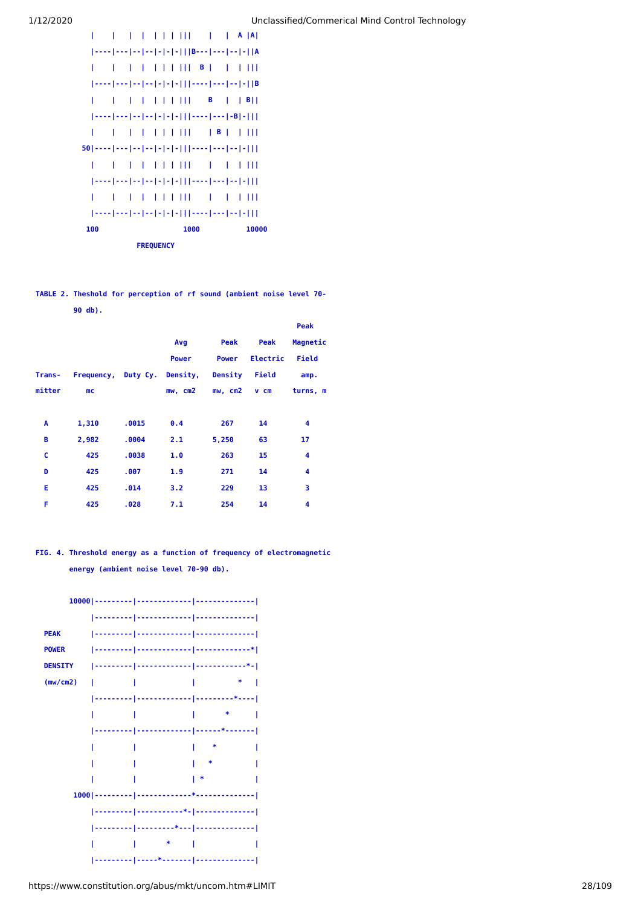```
              |    |   |  |  | | | |||    |   |  A |A|
              |----|---|--|--|-|-|-|||B---|---|--|-||A
              |    |   |  |  | | | |||  B |   |  | |||
              |----|---|--|--|-|-|-|||----|---|--|-||B
              |    |   |  |  | | | |||    B   |  | B||
              |----|---|--|--|-|-|-|||----|---|-B|-|||
              |    |   |  |  | | | |||    | B |  | |||
            50|----|---|--|--|-|-|-|||----|---|--|-|||
              |    |   |  |  | | | |||    |   |  | |||
              |----|---|--|--|-|-|-|||----|---|--|-|||
              |    |   |  |  | | | |||    |   |  | |||
              |----|---|--|--|-|-|-|||----|---|--|-|||
             100                   1000           10000
                        FREQUENCY
```

TABLE 2. Theshold for perception of rf sound (ambient noise level 70-90 db).

| Trans-mitter | Frequency, mc | Duty Cy. | Avg Power Density, mw, cm2 | Peak Power Density mw, cm2 | Peak Electric Field v cm | Peak Magnetic Field amp. turns, m |
|---|---|---|---|---|---|---|
| A | 1,310 | .0015 | 0.4 | 267 | 14 | 4 |
| B | 2,982 | .0004 | 2.1 | 5,250 | 63 | 17 |
| C | 425 | .0038 | 1.0 | 263 | 15 | 4 |
| D | 425 | .007 | 1.9 | 271 | 14 | 4 |
| E | 425 | .014 | 3.2 | 229 | 13 | 3 |
| F | 425 | .028 | 7.1 | 254 | 14 | 4 |

FIG. 4. Threshold energy as a function of frequency of electromagnetic energy (ambient noise level 70-90 db).

```
        10000|---------|------------|-------------|
             |---------|------------|-------------|
  PEAK       |---------|------------|-------------|
  POWER      |---------|------------|------------*|
  DENSITY    |---------|------------|-----------*-|
  (mw/cm2)   |         |            |          *  |
             |---------|------------|---------*----|
             |         |            |       *      |
             |---------|------------|------*-------|
             |         |            |    *         |
             |         |            |   *          |
             |         |            | *            |
         1000|---------|------------*-------------|
             |---------|-----------*-|-------------|
             |---------|---------*---|-------------|
             |         |       *     |             |
             |---------|-----*-------|-------------|
```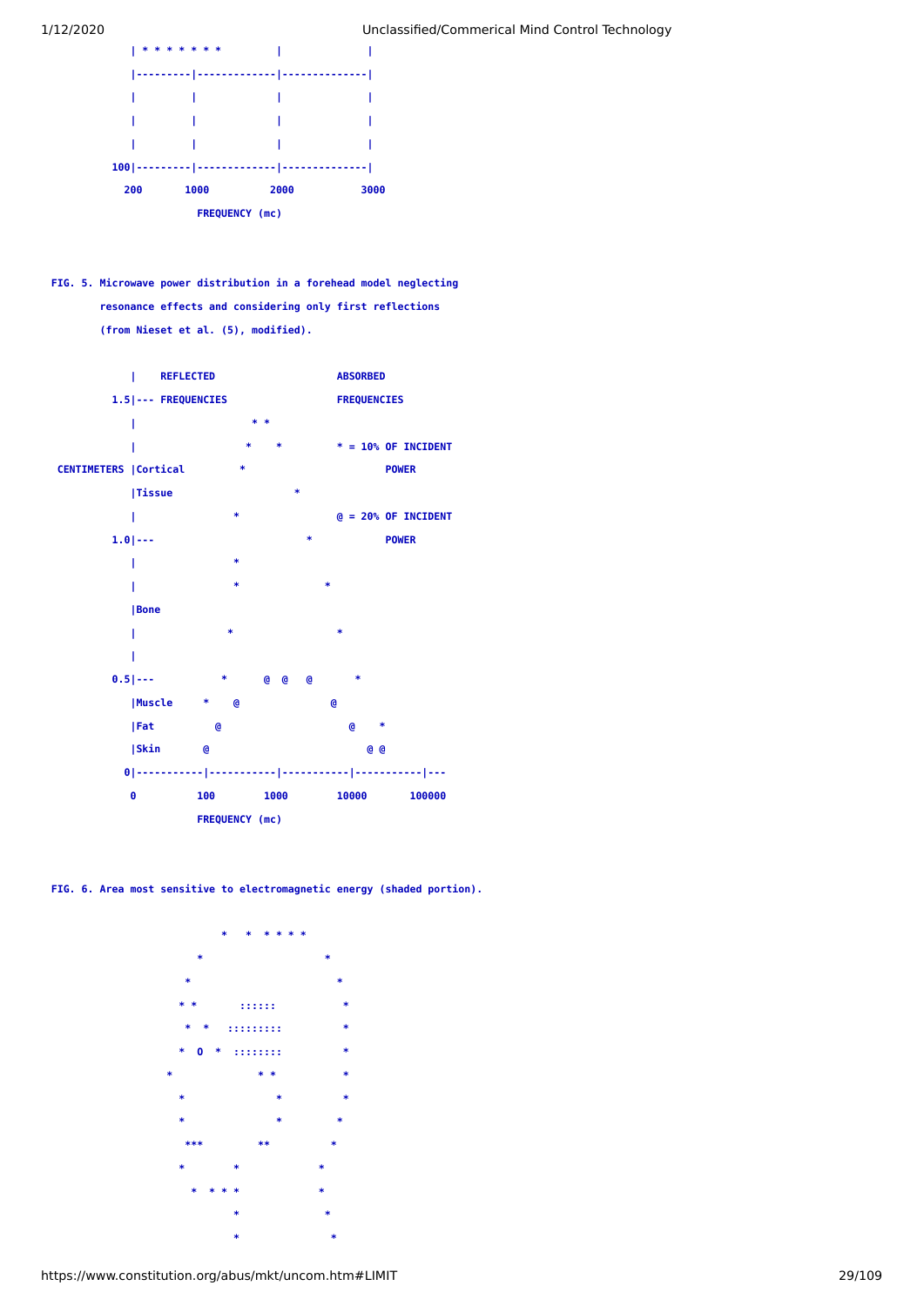```
             | * * * * * * *         |              |
             |---------|------------|-------------|
             |         |            |             |
             |         |            |             |
             |         |            |             |
          100|---------|------------|-------------|
            200       1000         2000          3000
                      FREQUENCY (mc)
```

**FIG. 5. Microwave power distribution in a forehead model neglecting resonance effects and considering only first reflections (from Nieset et al. (5), modified).**

```
             |    REFLECTED                   ABSORBED
          1.5|--- FREQUENCIES                 FREQUENCIES
             |                  * *
             |                 *    *         * = 10% OF INCIDENT
 CENTIMETERS |Cortical         *                      POWER
             |Tissue                    *
             |                *               @ = 20% OF INCIDENT
          1.0|---                        *            POWER
             |                *
             |                *              *
             |Bone
             |               *                 *
             |
          0.5|---           *      @  @   @       *
             |Muscle     *    @               @
             |Fat          @                     @    *
             |Skin       @                          @ @
            0|-----------|-----------|-----------|-----------|---
             0          100        1000        10000       100000
                      FREQUENCY (mc)
```

**FIG. 6. Area most sensitive to electromagnetic energy (shaded portion).**

```
                          *   *  * * * *
                      *                    *
                    *                        *
                    * *       ::::::          *
                     *  *   ::::::::          *
                    *  O  *  :::::::          *
                  *              * *          *
                    *               *         *
                    *               *        *
                     ***         **          *
                    *        *             *
                      *  * * *             *
                             *              *
                             *               *
```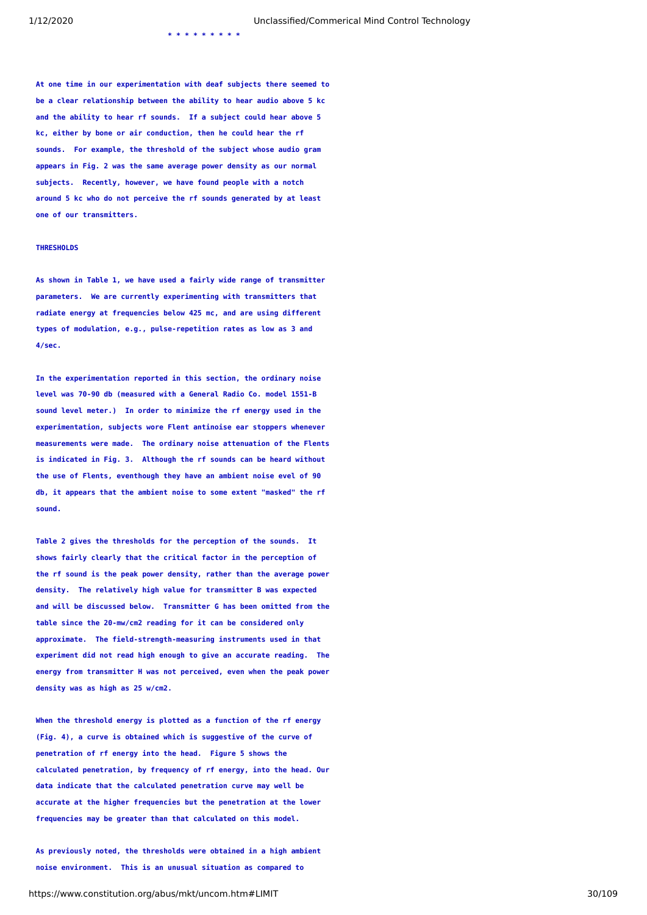\* \* \* \* \* \* \* \* \*

At one time in our experimentation with deaf subjects there seemed to be a clear relationship between the ability to hear audio above 5 kc and the ability to hear rf sounds. If a subject could hear above 5 kc, either by bone or air conduction, then he could hear the rf sounds. For example, the threshold of the subject whose audio gram appears in Fig. 2 was the same average power density as our normal subjects. Recently, however, we have found people with a notch around 5 kc who do not perceive the rf sounds generated by at least one of our transmitters.

**THRESHOLDS**

As shown in Table 1, we have used a fairly wide range of transmitter parameters. We are currently experimenting with transmitters that radiate energy at frequencies below 425 mc, and are using different types of modulation, e.g., pulse-repetition rates as low as 3 and 4/sec.

In the experimentation reported in this section, the ordinary noise level was 70-90 db (measured with a General Radio Co. model 1551-B sound level meter.) In order to minimize the rf energy used in the experimentation, subjects wore Flent antinoise ear stoppers whenever measurements were made. The ordinary noise attenuation of the Flents is indicated in Fig. 3. Although the rf sounds can be heard without the use of Flents, eventhough they have an ambient noise evel of 90 db, it appears that the ambient noise to some extent "masked" the rf sound.

Table 2 gives the thresholds for the perception of the sounds. It shows fairly clearly that the critical factor in the perception of the rf sound is the peak power density, rather than the average power density. The relatively high value for transmitter B was expected and will be discussed below. Transmitter G has been omitted from the table since the 20-mw/cm2 reading for it can be considered only approximate. The field-strength-measuring instruments used in that experiment did not read high enough to give an accurate reading. The energy from transmitter H was not perceived, even when the peak power density was as high as 25 w/cm2.

When the threshold energy is plotted as a function of the rf energy (Fig. 4), a curve is obtained which is suggestive of the curve of penetration of rf energy into the head. Figure 5 shows the calculated penetration, by frequency of rf energy, into the head. Our data indicate that the calculated penetration curve may well be accurate at the higher frequencies but the penetration at the lower frequencies may be greater than that calculated on this model.

As previously noted, the thresholds were obtained in a high ambient noise environment. This is an unusual situation as compared to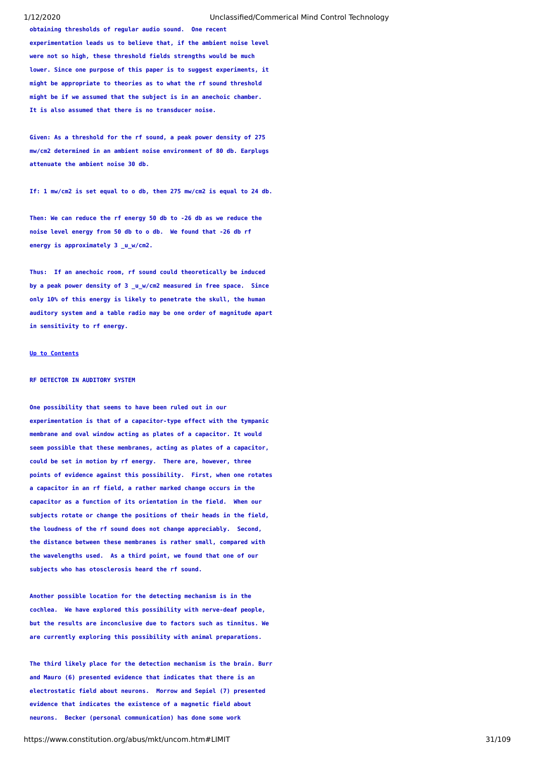obtaining thresholds of regular audio sound. One recent experimentation leads us to believe that, if the ambient noise level were not so high, these threshold fields strengths would be much lower. Since one purpose of this paper is to suggest experiments, it might be appropriate to theories as to what the rf sound threshold might be if we assumed that the subject is in an anechoic chamber. It is also assumed that there is no transducer noise.

Given: As a threshold for the rf sound, a peak power density of 275 mw/cm2 determined in an ambient noise environment of 80 db. Earplugs attenuate the ambient noise 30 db.

If: 1 mw/cm2 is set equal to o db, then 275 mw/cm2 is equal to 24 db.

Then: We can reduce the rf energy 50 db to -26 db as we reduce the noise level energy from 50 db to o db. We found that -26 db rf energy is approximately 3 _u_w/cm2.

Thus: If an anechoic room, rf sound could theoretically be induced by a peak power density of 3 _u_w/cm2 measured in free space. Since only 10% of this energy is likely to penetrate the skull, the human auditory system and a table radio may be one order of magnitude apart in sensitivity to rf energy.

Up to Contents

**RF DETECTOR IN AUDITORY SYSTEM**

One possibility that seems to have been ruled out in our experimentation is that of a capacitor-type effect with the tympanic membrane and oval window acting as plates of a capacitor. It would seem possible that these membranes, acting as plates of a capacitor, could be set in motion by rf energy. There are, however, three points of evidence against this possibility. First, when one rotates a capacitor in an rf field, a rather marked change occurs in the capacitor as a function of its orientation in the field. When our subjects rotate or change the positions of their heads in the field, the loudness of the rf sound does not change appreciably. Second, the distance between these membranes is rather small, compared with the wavelengths used. As a third point, we found that one of our subjects who has otosclerosis heard the rf sound.

Another possible location for the detecting mechanism is in the cochlea. We have explored this possibility with nerve-deaf people, but the results are inconclusive due to factors such as tinnitus. We are currently exploring this possibility with animal preparations.

The third likely place for the detection mechanism is the brain. Burr and Mauro (6) presented evidence that indicates that there is an electrostatic field about neurons. Morrow and Sepiel (7) presented evidence that indicates the existence of a magnetic field about neurons. Becker (personal communication) has done some work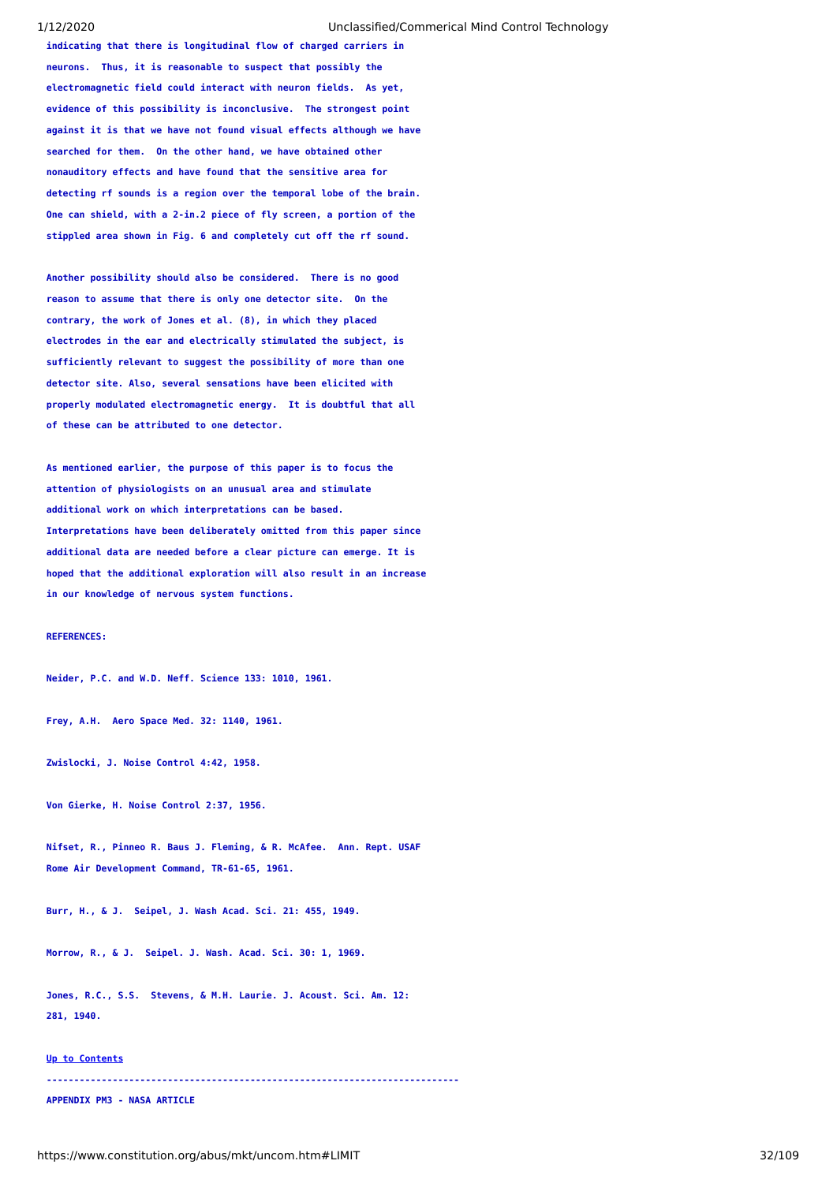indicating that there is longitudinal flow of charged carriers in neurons. Thus, it is reasonable to suspect that possibly the electromagnetic field could interact with neuron fields. As yet, evidence of this possibility is inconclusive. The strongest point against it is that we have not found visual effects although we have searched for them. On the other hand, we have obtained other nonauditory effects and have found that the sensitive area for detecting rf sounds is a region over the temporal lobe of the brain. One can shield, with a 2-in.2 piece of fly screen, a portion of the stippled area shown in Fig. 6 and completely cut off the rf sound.

Another possibility should also be considered. There is no good reason to assume that there is only one detector site. On the contrary, the work of Jones et al. (8), in which they placed electrodes in the ear and electrically stimulated the subject, is sufficiently relevant to suggest the possibility of more than one detector site. Also, several sensations have been elicited with properly modulated electromagnetic energy. It is doubtful that all of these can be attributed to one detector.

As mentioned earlier, the purpose of this paper is to focus the attention of physiologists on an unusual area and stimulate additional work on which interpretations can be based. Interpretations have been deliberately omitted from this paper since additional data are needed before a clear picture can emerge. It is hoped that the additional exploration will also result in an increase in our knowledge of nervous system functions.

**REFERENCES:**

Neider, P.C. and W.D. Neff. Science 133: 1010, 1961.

Frey, A.H. Aero Space Med. 32: 1140, 1961.

Zwislocki, J. Noise Control 4:42, 1958.

Von Gierke, H. Noise Control 2:37, 1956.

Nifset, R., Pinneo R. Baus J. Fleming, & R. McAfee. Ann. Rept. USAF Rome Air Development Command, TR-61-65, 1961.

Burr, H., & J. Seipel, J. Wash Acad. Sci. 21: 455, 1949.

Morrow, R., & J. Seipel. J. Wash. Acad. Sci. 30: 1, 1969.

Jones, R.C., S.S. Stevens, & M.H. Laurie. J. Acoust. Sci. Am. 12: 281, 1940.

Up to Contents

---

**APPENDIX PM3 - NASA ARTICLE**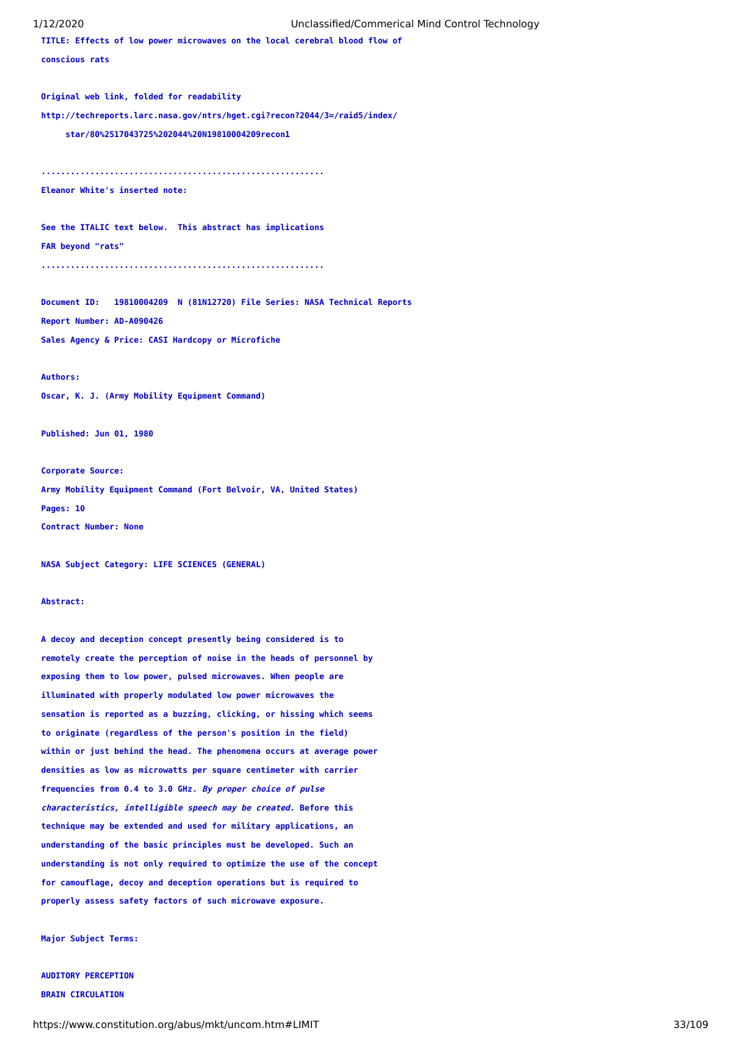**TITLE: Effects of low power microwaves on the local cerebral blood flow of conscious rats**

**Original web link, folded for readability**

**http://techreports.larc.nasa.gov/ntrs/hget.cgi?recon?2044/3=/raid5/index/**
**star/80%2517043725%202044%20N19810004209recon1**

**.........................................................**

**Eleanor White's inserted note:**

**See the ITALIC text below. This abstract has implications FAR beyond "rats"**

**.........................................................**

**Document ID: 19810004209 N (81N12720) File Series: NASA Technical Reports**

**Report Number: AD-A090426**

**Sales Agency & Price: CASI Hardcopy or Microfiche**

**Authors:**

**Oscar, K. J. (Army Mobility Equipment Command)**

**Published: Jun 01, 1980**

**Corporate Source:**

**Army Mobility Equipment Command (Fort Belvoir, VA, United States)**

**Pages: 10**

**Contract Number: None**

**NASA Subject Category: LIFE SCIENCES (GENERAL)**

**Abstract:**

**A decoy and deception concept presently being considered is to remotely create the perception of noise in the heads of personnel by exposing them to low power, pulsed microwaves. When people are illuminated with properly modulated low power microwaves the sensation is reported as a buzzing, clicking, or hissing which seems to originate (regardless of the person's position in the field) within or just behind the head. The phenomena occurs at average power densities as low as microwatts per square centimeter with carrier frequencies from 0.4 to 3.0 GHz.** ***By proper choice of pulse characteristics, intelligible speech may be created.*** **Before this technique may be extended and used for military applications, an understanding of the basic principles must be developed. Such an understanding is not only required to optimize the use of the concept for camouflage, decoy and deception operations but is required to properly assess safety factors of such microwave exposure.**

**Major Subject Terms:**

**AUDITORY PERCEPTION**

**BRAIN CIRCULATION**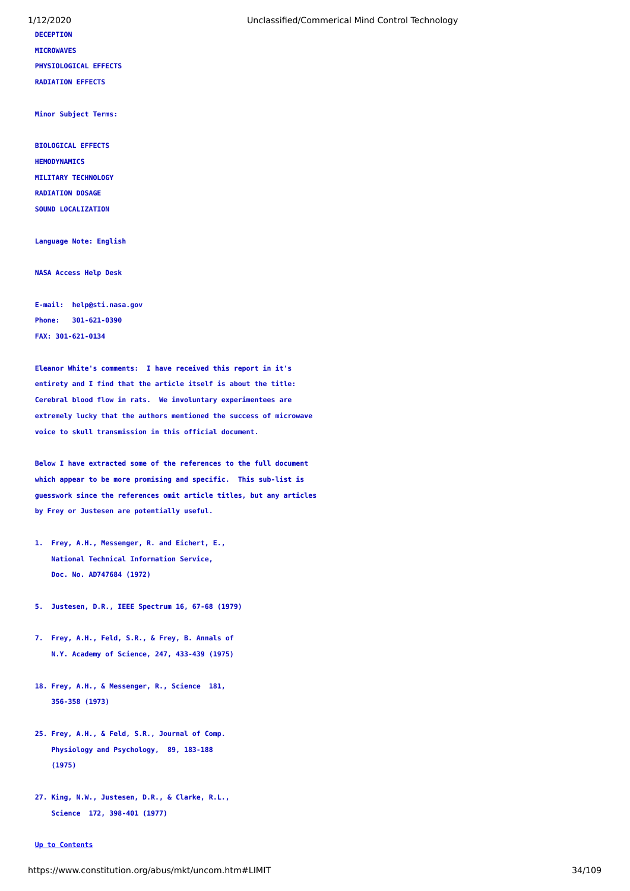DECEPTION

MICROWAVES

PHYSIOLOGICAL EFFECTS

RADIATION EFFECTS

Minor Subject Terms:

BIOLOGICAL EFFECTS

HEMODYNAMICS

MILITARY TECHNOLOGY

RADIATION DOSAGE

SOUND LOCALIZATION

Language Note: English

NASA Access Help Desk

E-mail: help@sti.nasa.gov

Phone: 301-621-0390

FAX: 301-621-0134

Eleanor White's comments: I have received this report in it's entirety and I find that the article itself is about the title: Cerebral blood flow in rats. We involuntary experimentees are extremely lucky that the authors mentioned the success of microwave voice to skull transmission in this official document.

Below I have extracted some of the references to the full document which appear to be more promising and specific. This sub-list is guesswork since the references omit article titles, but any articles by Frey or Justesen are potentially useful.

1. Frey, A.H., Messenger, R. and Eichert, E., National Technical Information Service, Doc. No. AD747684 (1972)

5. Justesen, D.R., IEEE Spectrum 16, 67-68 (1979)

7. Frey, A.H., Feld, S.R., & Frey, B. Annals of N.Y. Academy of Science, 247, 433-439 (1975)

18. Frey, A.H., & Messenger, R., Science 181, 356-358 (1973)

25. Frey, A.H., & Feld, S.R., Journal of Comp. Physiology and Psychology, 89, 183-188 (1975)

27. King, N.W., Justesen, D.R., & Clarke, R.L., Science 172, 398-401 (1977)

Up to Contents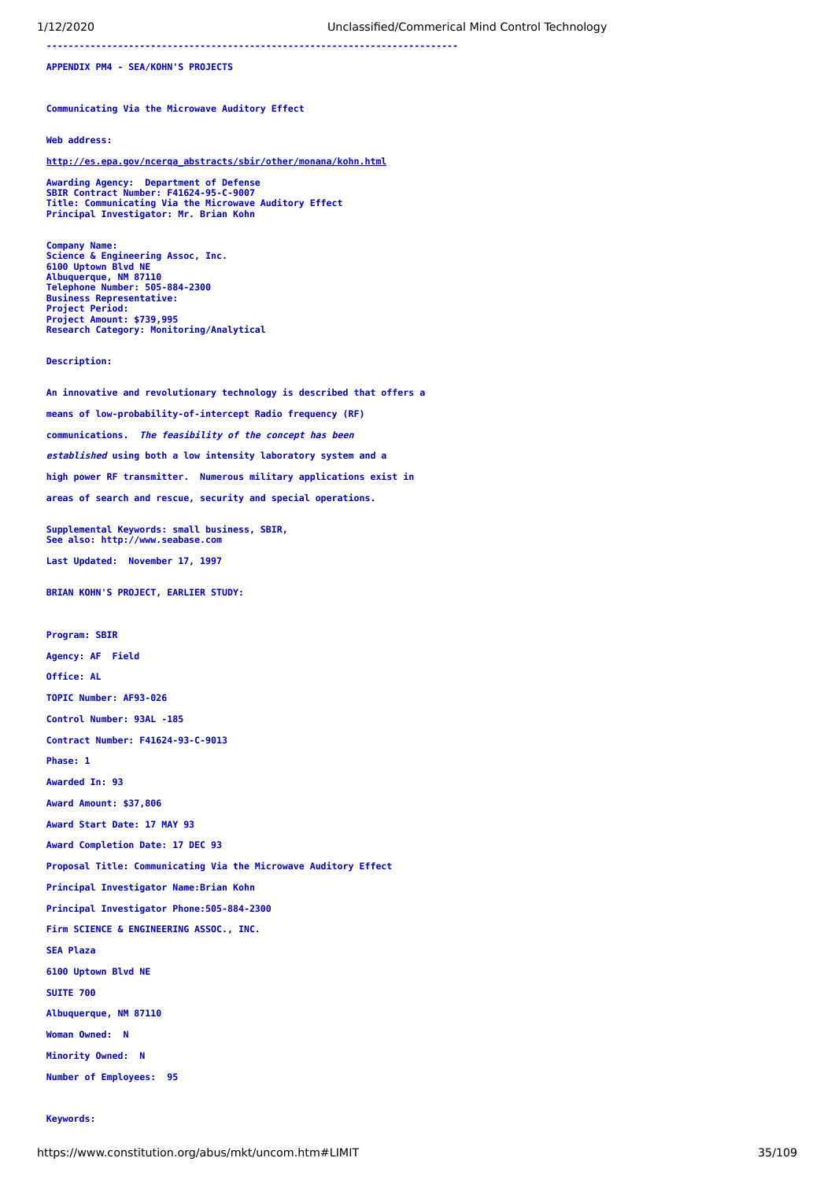---

**APPENDIX PM4 - SEA/KOHN'S PROJECTS**

**Communicating Via the Microwave Auditory Effect**

**Web address:**

**http://es.epa.gov/ncerqa_abstracts/sbir/other/monana/kohn.html**

**Awarding Agency: Department of Defense**
**SBIR Contract Number: F41624-95-C-9007**
**Title: Communicating Via the Microwave Auditory Effect**
**Principal Investigator: Mr. Brian Kohn**

**Company Name:**
**Science & Engineering Assoc, Inc.**
**6100 Uptown Blvd NE**
**Albuquerque, NM 87110**
**Telephone Number: 505-884-2300**
**Business Representative:**
**Project Period:**
**Project Amount: $739,995**
**Research Category: Monitoring/Analytical**

**Description:**

**An innovative and revolutionary technology is described that offers a means of low-probability-of-intercept Radio frequency (RF) communications.** ***The feasibility of the concept has been established*** **using both a low intensity laboratory system and a high power RF transmitter. Numerous military applications exist in areas of search and rescue, security and special operations.**

**Supplemental Keywords: small business, SBIR,**
**See also: http://www.seabase.com**

**Last Updated: November 17, 1997**

**BRIAN KOHN'S PROJECT, EARLIER STUDY:**

**Program: SBIR**

**Agency: AF Field**

**Office: AL**

**TOPIC Number: AF93-026**

**Control Number: 93AL -185**

**Contract Number: F41624-93-C-9013**

**Phase: 1**

**Awarded In: 93**

**Award Amount: $37,806**

**Award Start Date: 17 MAY 93**

**Award Completion Date: 17 DEC 93**

**Proposal Title: Communicating Via the Microwave Auditory Effect**

**Principal Investigator Name:Brian Kohn**

**Principal Investigator Phone:505-884-2300**

**Firm SCIENCE & ENGINEERING ASSOC., INC.**

**SEA Plaza**

**6100 Uptown Blvd NE**

**SUITE 700**

**Albuquerque, NM 87110**

**Woman Owned: N**

**Minority Owned: N**

**Number of Employees: 95**

**Keywords:**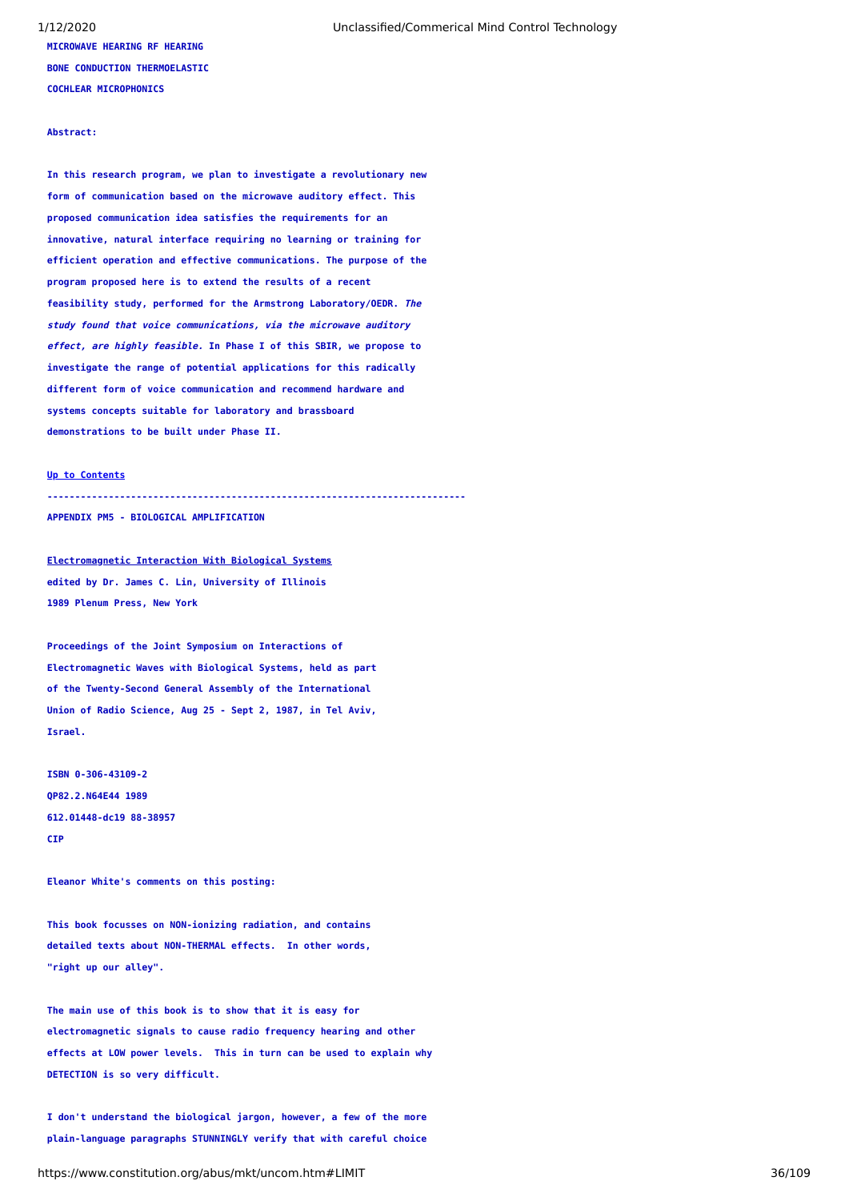**MICROWAVE HEARING RF HEARING**

**BONE CONDUCTION THERMOELASTIC**

**COCHLEAR MICROPHONICS**

**Abstract:**

**In this research program, we plan to investigate a revolutionary new form of communication based on the microwave auditory effect. This proposed communication idea satisfies the requirements for an innovative, natural interface requiring no learning or training for efficient operation and effective communications. The purpose of the program proposed here is to extend the results of a recent feasibility study, performed for the Armstrong Laboratory/OEDR. *The study found that voice communications, via the microwave auditory effect, are highly feasible.* In Phase I of this SBIR, we propose to investigate the range of potential applications for this radically different form of voice communication and recommend hardware and systems concepts suitable for laboratory and brassboard demonstrations to be built under Phase II.**

**Up to Contents**

**------------------------------------------------------------------------**

**APPENDIX PM5 - BIOLOGICAL AMPLIFICATION**

**Electromagnetic Interaction With Biological Systems**
**edited by Dr. James C. Lin, University of Illinois**
**1989 Plenum Press, New York**

**Proceedings of the Joint Symposium on Interactions of Electromagnetic Waves with Biological Systems, held as part of the Twenty-Second General Assembly of the International Union of Radio Science, Aug 25 - Sept 2, 1987, in Tel Aviv, Israel.**

**ISBN 0-306-43109-2**
**QP82.2.N64E44 1989**
**612.01448-dc19 88-38957**
**CIP**

**Eleanor White's comments on this posting:**

**This book focusses on NON-ionizing radiation, and contains detailed texts about NON-THERMAL effects. In other words, "right up our alley".**

**The main use of this book is to show that it is easy for electromagnetic signals to cause radio frequency hearing and other effects at LOW power levels. This in turn can be used to explain why DETECTION is so very difficult.**

**I don't understand the biological jargon, however, a few of the more plain-language paragraphs STUNNINGLY verify that with careful choice**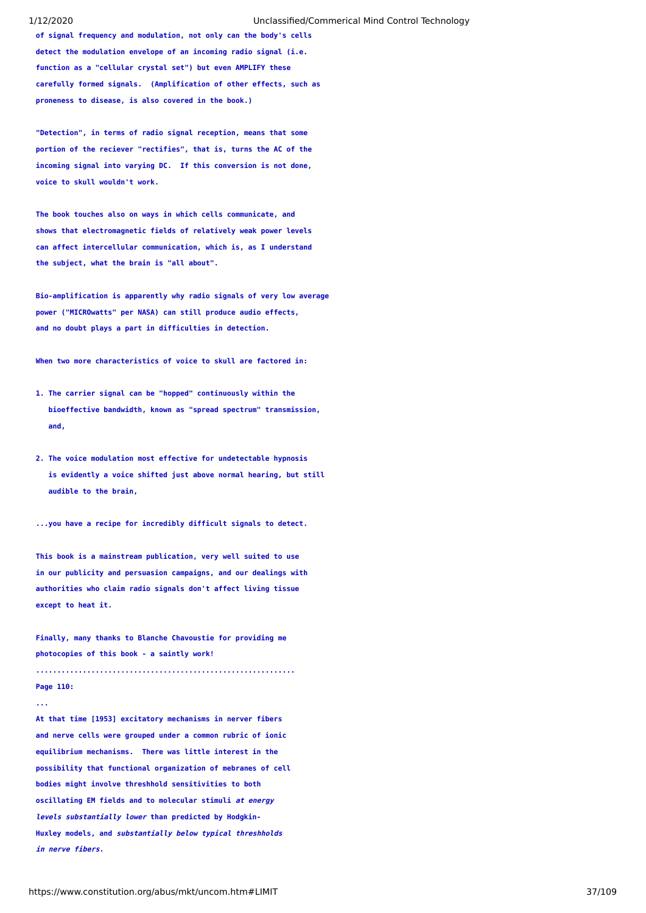of signal frequency and modulation, not only can the body's cells detect the modulation envelope of an incoming radio signal (i.e. function as a "cellular crystal set") but even AMPLIFY these carefully formed signals. (Amplification of other effects, such as proneness to disease, is also covered in the book.)

"Detection", in terms of radio signal reception, means that some portion of the reciever "rectifies", that is, turns the AC of the incoming signal into varying DC. If this conversion is not done, voice to skull wouldn't work.

The book touches also on ways in which cells communicate, and shows that electromagnetic fields of relatively weak power levels can affect intercellular communication, which is, as I understand the subject, what the brain is "all about".

Bio-amplification is apparently why radio signals of very low average power ("MICROwatts" per NASA) can still produce audio effects, and no doubt plays a part in difficulties in detection.

When two more characteristics of voice to skull are factored in:

1. The carrier signal can be "hopped" continuously within the bioeffective bandwidth, known as "spread spectrum" transmission, and,

2. The voice modulation most effective for undetectable hypnosis is evidently a voice shifted just above normal hearing, but still audible to the brain,

...you have a recipe for incredibly difficult signals to detect.

This book is a mainstream publication, very well suited to use in our publicity and persuasion campaigns, and our dealings with authorities who claim radio signals don't affect living tissue except to heat it.

Finally, many thanks to Blanche Chavoustie for providing me photocopies of this book - a saintly work!

............................................................

Page 110:

...

At that time [1953] excitatory mechanisms in nerver fibers and nerve cells were grouped under a common rubric of ionic equilibrium mechanisms. There was little interest in the possibility that functional organization of mebranes of cell bodies might involve threshhold sensitivities to both oscillating EM fields and to molecular stimuli *at energy levels substantially lower* than predicted by Hodgkin-Huxley models, and *substantially below typical threshholds in nerve fibers.*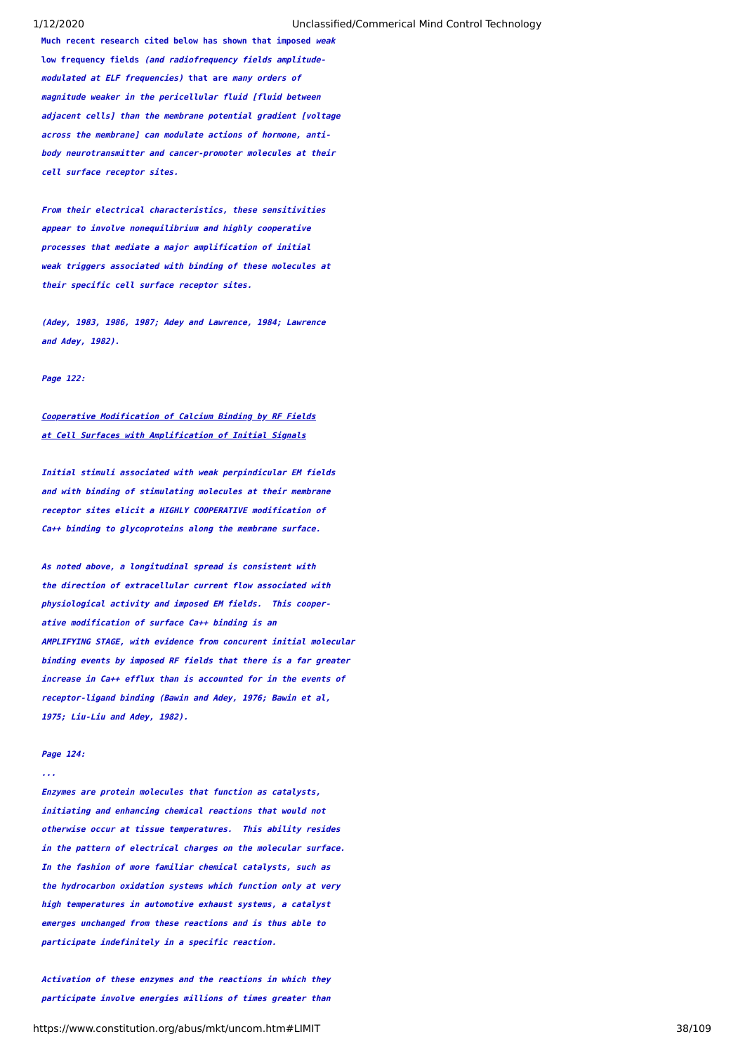***Much recent research cited below has shown that imposed weak low frequency fields (and radiofrequency fields amplitude-modulated at ELF frequencies) that are many orders of magnitude weaker in the pericellular fluid [fluid between adjacent cells] than the membrane potential gradient [voltage across the membrane] can modulate actions of hormone, anti-body neurotransmitter and cancer-promoter molecules at their cell surface receptor sites.***

***From their electrical characteristics, these sensitivities appear to involve nonequilibrium and highly cooperative processes that mediate a major amplification of initial weak triggers associated with binding of these molecules at their specific cell surface receptor sites.***

***(Adey, 1983, 1986, 1987; Adey and Lawrence, 1984; Lawrence and Adey, 1982).***

***Page 122:***

***Cooperative Modification of Calcium Binding by RF Fields at Cell Surfaces with Amplification of Initial Signals***

***Initial stimuli associated with weak perpindicular EM fields and with binding of stimulating molecules at their membrane receptor sites elicit a HIGHLY COOPERATIVE modification of Ca++ binding to glycoproteins along the membrane surface.***

***As noted above, a longitudinal spread is consistent with the direction of extracellular current flow associated with physiological activity and imposed EM fields. This cooperative modification of surface Ca++ binding is an AMPLIFYING STAGE, with evidence from concurent initial molecular binding events by imposed RF fields that there is a far greater increase in Ca++ efflux than is accounted for in the events of receptor-ligand binding (Bawin and Adey, 1976; Bawin et al, 1975; Liu-Liu and Adey, 1982).***

***Page 124:***

***...***

***Enzymes are protein molecules that function as catalysts, initiating and enhancing chemical reactions that would not otherwise occur at tissue temperatures. This ability resides in the pattern of electrical charges on the molecular surface. In the fashion of more familiar chemical catalysts, such as the hydrocarbon oxidation systems which function only at very high temperatures in automotive exhaust systems, a catalyst emerges unchanged from these reactions and is thus able to participate indefinitely in a specific reaction.***

***Activation of these enzymes and the reactions in which they participate involve energies millions of times greater than***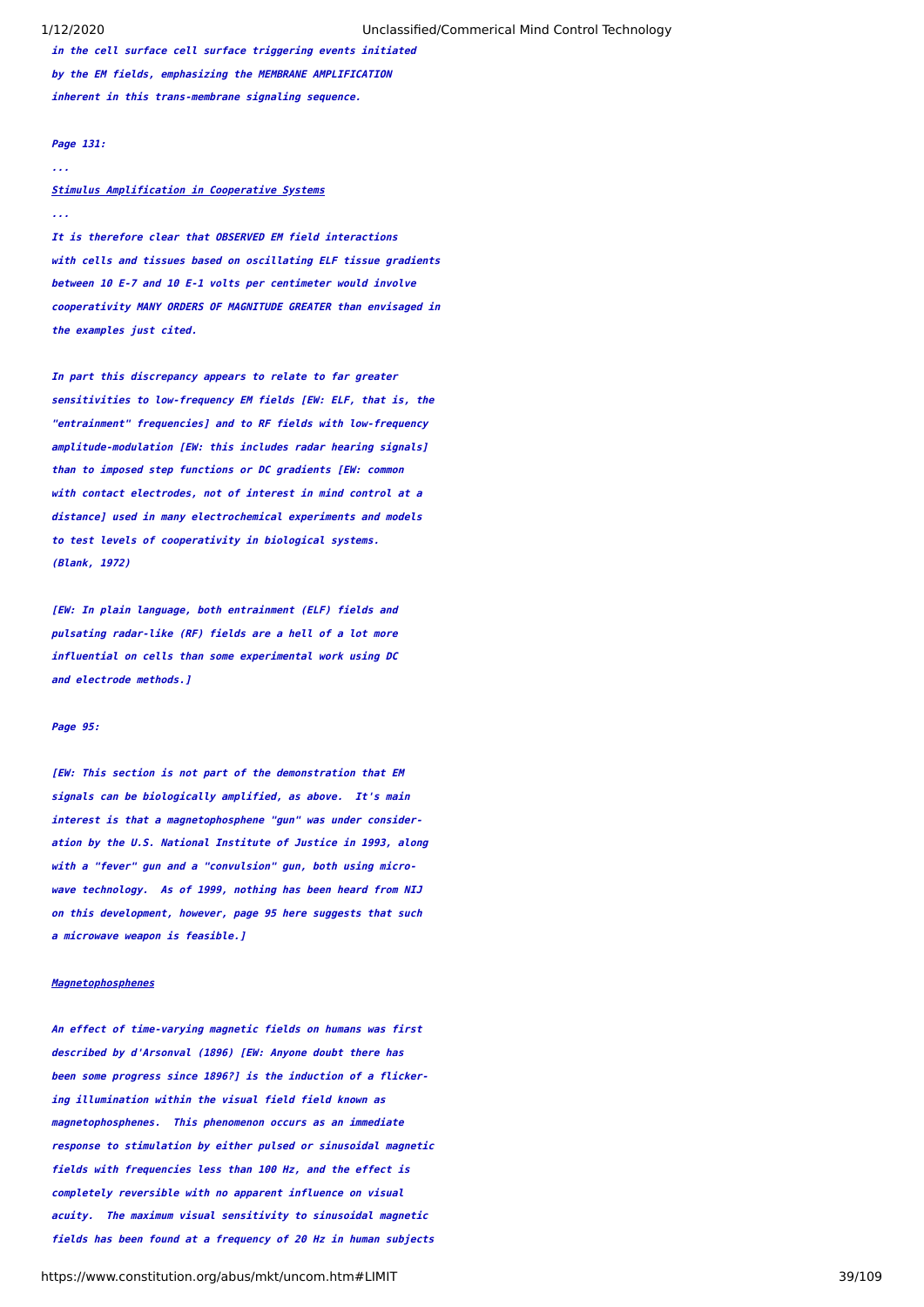*in the cell surface cell surface triggering events initiated by the EM fields, emphasizing the MEMBRANE AMPLIFICATION inherent in this trans-membrane signaling sequence.*

***Page 131:***

*...*

***Stimulus Amplification in Cooperative Systems***

*...*

*It is therefore clear that OBSERVED EM field interactions with cells and tissues based on oscillating ELF tissue gradients between 10 E-7 and 10 E-1 volts per centimeter would involve cooperativity MANY ORDERS OF MAGNITUDE GREATER than envisaged in the examples just cited.*

*In part this discrepancy appears to relate to far greater sensitivities to low-frequency EM fields [EW: ELF, that is, the "entrainment" frequencies] and to RF fields with low-frequency amplitude-modulation [EW: this includes radar hearing signals] than to imposed step functions or DC gradients [EW: common with contact electrodes, not of interest in mind control at a distance] used in many electrochemical experiments and models to test levels of cooperativity in biological systems. (Blank, 1972)*

*[EW: In plain language, both entrainment (ELF) fields and pulsating radar-like (RF) fields are a hell of a lot more influential on cells than some experimental work using DC and electrode methods.]*

***Page 95:***

*[EW: This section is not part of the demonstration that EM signals can be biologically amplified, as above. It's main interest is that a magnetophosphene "gun" was under consideration by the U.S. National Institute of Justice in 1993, along with a "fever" gun and a "convulsion" gun, both using microwave technology. As of 1999, nothing has been heard from NIJ on this development, however, page 95 here suggests that such a microwave weapon is feasible.]*

***Magnetophosphenes***

*An effect of time-varying magnetic fields on humans was first described by d'Arsonval (1896) [EW: Anyone doubt there has been some progress since 1896?] is the induction of a flickering illumination within the visual field field known as magnetophosphenes. This phenomenon occurs as an immediate response to stimulation by either pulsed or sinusoidal magnetic fields with frequencies less than 100 Hz, and the effect is completely reversible with no apparent influence on visual acuity. The maximum visual sensitivity to sinusoidal magnetic fields has been found at a frequency of 20 Hz in human subjects*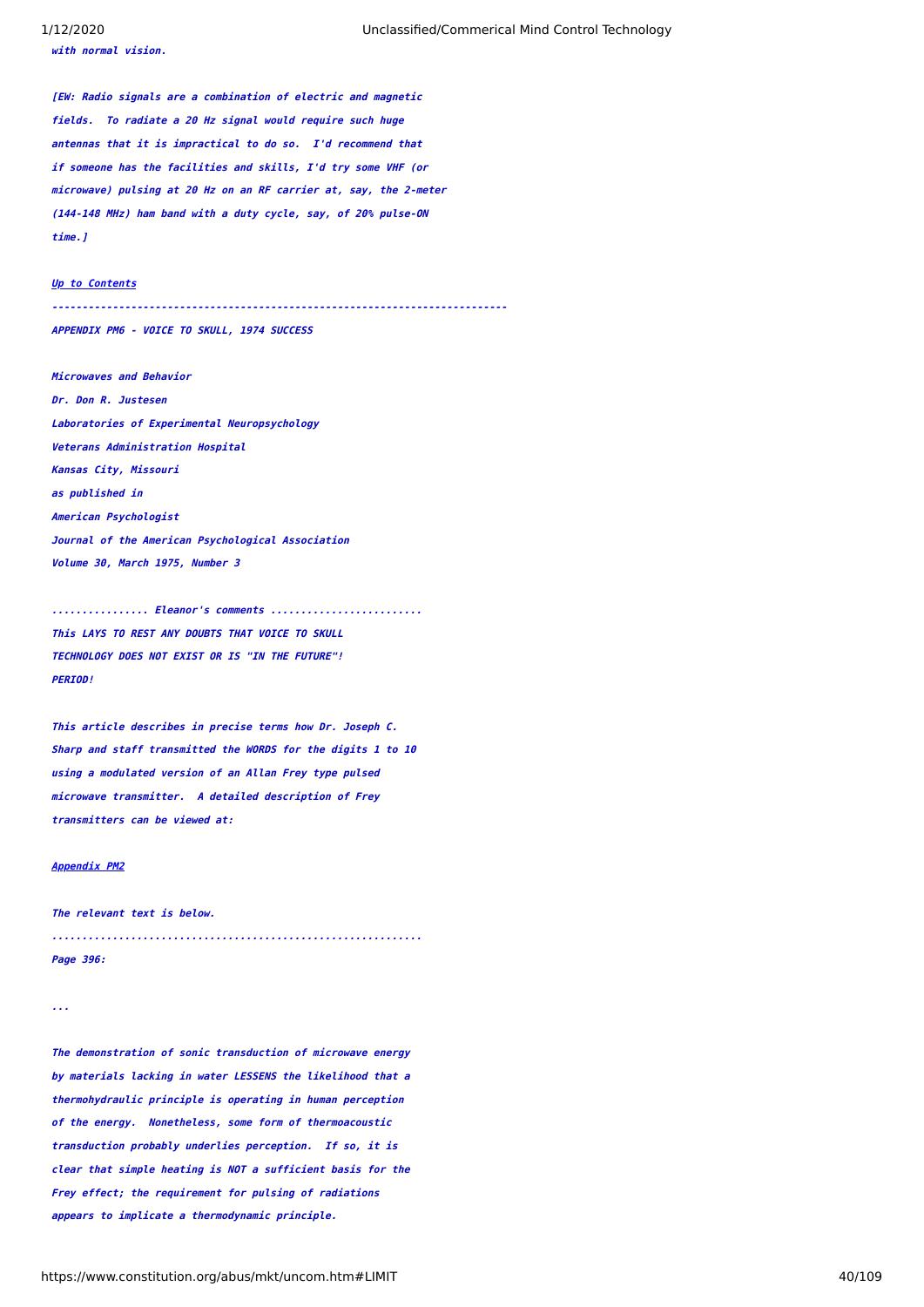*with normal vision.*

*[EW: Radio signals are a combination of electric and magnetic fields. To radiate a 20 Hz signal would require such huge antennas that it is impractical to do so. I'd recommend that if someone has the facilities and skills, I'd try some VHF (or microwave) pulsing at 20 Hz on an RF carrier at, say, the 2-meter (144-148 MHz) ham band with a duty cycle, say, of 20% pulse-ON time.]*

*Up to Contents*

*------------------------------------------------------------------------*

***APPENDIX PM6 - VOICE TO SKULL, 1974 SUCCESS***

*Microwaves and Behavior*
*Dr. Don R. Justesen*
*Laboratories of Experimental Neuropsychology*
*Veterans Administration Hospital*
*Kansas City, Missouri*
*as published in*
*American Psychologist*
*Journal of the American Psychological Association*
*Volume 30, March 1975, Number 3*

*................ Eleanor's comments .........................*
*This LAYS TO REST ANY DOUBTS THAT VOICE TO SKULL TECHNOLOGY DOES NOT EXIST OR IS "IN THE FUTURE"! PERIOD!*

*This article describes in precise terms how Dr. Joseph C. Sharp and staff transmitted the WORDS for the digits 1 to 10 using a modulated version of an Allan Frey type pulsed microwave transmitter. A detailed description of Frey transmitters can be viewed at:*

*Appendix PM2*

*The relevant text is below.*
*............................................................*
*Page 396:*

*...*

*The demonstration of sonic transduction of microwave energy by materials lacking in water LESSENS the likelihood that a thermohydraulic principle is operating in human perception of the energy. Nonetheless, some form of thermoacoustic transduction probably underlies perception. If so, it is clear that simple heating is NOT a sufficient basis for the Frey effect; the requirement for pulsing of radiations appears to implicate a thermodynamic principle.*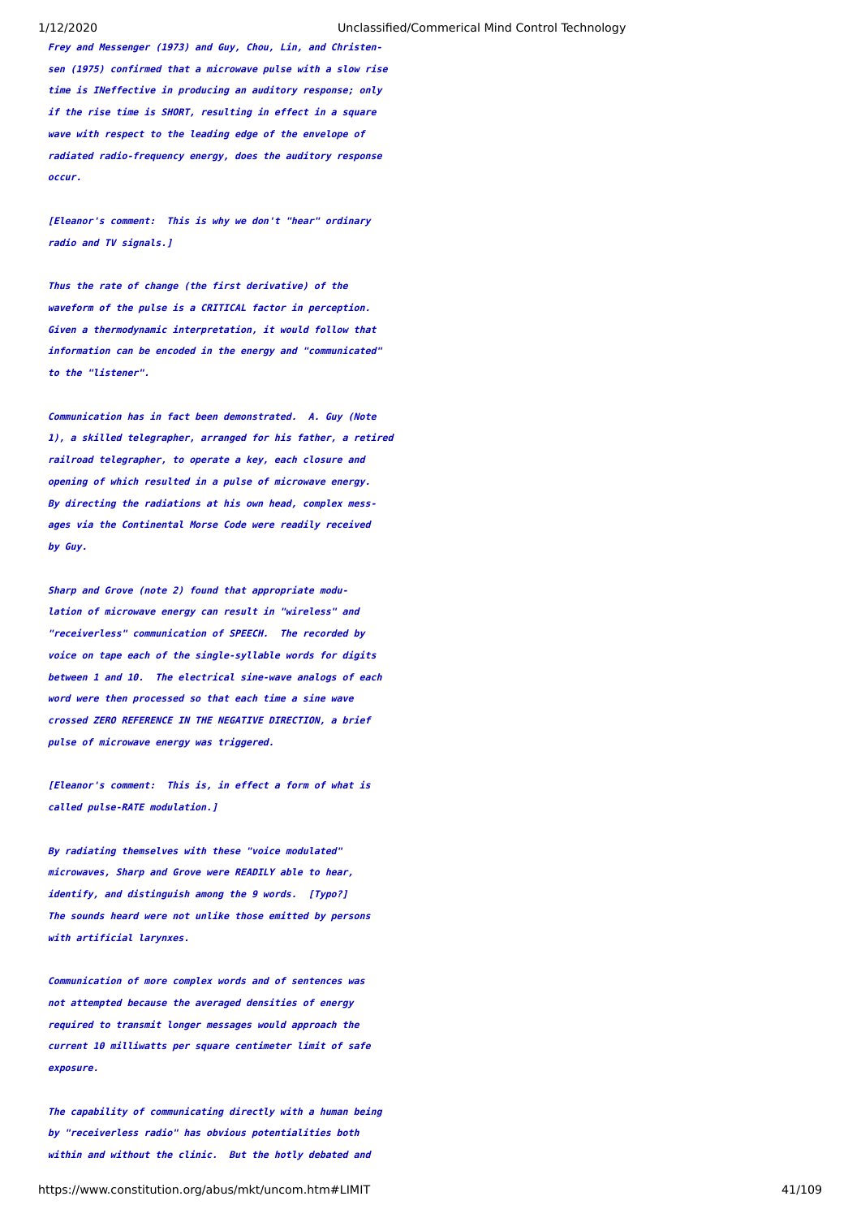*Frey and Messenger (1973) and Guy, Chou, Lin, and Christensen (1975) confirmed that a microwave pulse with a slow rise time is INeffective in producing an auditory response; only if the rise time is SHORT, resulting in effect in a square wave with respect to the leading edge of the envelope of radiated radio-frequency energy, does the auditory response occur.*

*[Eleanor's comment: This is why we don't "hear" ordinary radio and TV signals.]*

*Thus the rate of change (the first derivative) of the waveform of the pulse is a CRITICAL factor in perception. Given a thermodynamic interpretation, it would follow that information can be encoded in the energy and "communicated" to the "listener".*

*Communication has in fact been demonstrated. A. Guy (Note 1), a skilled telegrapher, arranged for his father, a retired railroad telegrapher, to operate a key, each closure and opening of which resulted in a pulse of microwave energy. By directing the radiations at his own head, complex messages via the Continental Morse Code were readily received by Guy.*

*Sharp and Grove (note 2) found that appropriate modulation of microwave energy can result in "wireless" and "receiverless" communication of SPEECH. The recorded by voice on tape each of the single-syllable words for digits between 1 and 10. The electrical sine-wave analogs of each word were then processed so that each time a sine wave crossed ZERO REFERENCE IN THE NEGATIVE DIRECTION, a brief pulse of microwave energy was triggered.*

*[Eleanor's comment: This is, in effect a form of what is called pulse-RATE modulation.]*

*By radiating themselves with these "voice modulated" microwaves, Sharp and Grove were READILY able to hear, identify, and distinguish among the 9 words. [Typo?] The sounds heard were not unlike those emitted by persons with artificial larynxes.*

*Communication of more complex words and of sentences was not attempted because the averaged densities of energy required to transmit longer messages would approach the current 10 milliwatts per square centimeter limit of safe exposure.*

*The capability of communicating directly with a human being by "receiverless radio" has obvious potentialities both within and without the clinic. But the hotly debated and*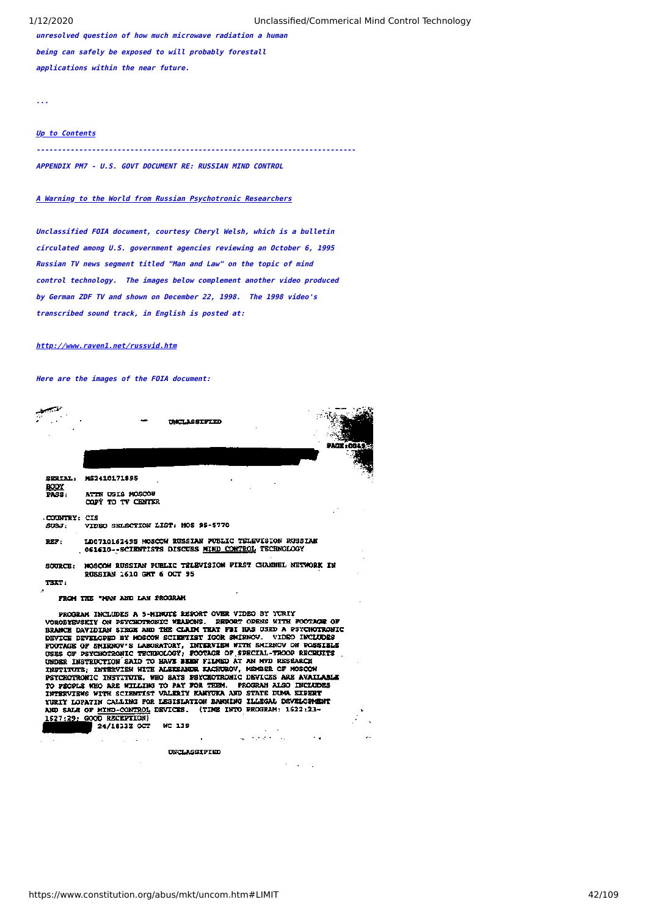*unresolved question of how much microwave radiation a human being can safely be exposed to will probably forestall applications within the near future.*

*...*

[*Up to Contents*]

---

*APPENDIX PM7 - U.S. GOVT DOCUMENT RE: RUSSIAN MIND CONTROL*

[*A Warning to the World from Russian Psychotronic Researchers*]

*Unclassified FOIA document, courtesy Cheryl Welsh, which is a bulletin circulated among U.S. government agencies reviewing an October 6, 1995 Russian TV news segment titled "Man and Law" on the topic of mind control technology. The images below complement another video produced by German ZDF TV and shown on December 22, 1998. The 1998 video's transcribed sound track, in English is posted at:*

[*http://www.raven1.net/russvid.htm*]

*Here are the images of the FOIA document:*

UNCLASSIFIED

PAGE:0019

SERIAL: MS2410171895

BODY

PASS: ATTN USIS MOSCOW
COPY TO TV CENTER

COUNTRY: CIS

SUBJ: VIDEO SELECTION LIST: MOS 95-5770

REF: LD0710162495 MOSCOW RUSSIAN PUBLIC TELEVISION RUSSIAN 061610--SCIENTISTS DISCUSS MIND CONTROL TECHNOLOGY

SOURCE: MOSCOW RUSSIAN PUBLIC TELEVISION FIRST CHANNEL NETWORK IN RUSSIAN 1610 GMT 6 OCT 95

TEXT:

FROM THE "MAN AND LAW PROGRAM

PROGRAM INCLUDES A 5-MINUTE REPORT OVER VIDEO BY YURIY VOROBYEVSKIY ON PSYCHOTRONIC WEAPONS. REPORT OPENS WITH FOOTAGE OF BRANCH DAVIDIAN SIEGE AND THE CLAIM THAT FBI HAS USED A PSYCHOTRONIC DEVICE DEVELOPED BY MOSCOW SCIENTIST IGOR SMIRNOV. VIDEO INCLUDES FOOTAGE OF SMIRNOV'S LABORATORY, INTERVIEW WITH SMIRNOV ON POSSIBLE USES OF PSYCHOTRONIC TECHNOLOGY; FOOTAGE OF SPECIAL-TROOP RECRUITS UNDER INSTRUCTION SAID TO HAVE BEEN FILMED AT AN MVD RESEARCH INSTITUTE; INTERVIEW WITH ALEKSANDR KACHUROV, MEMBER OF MOSCOW PSYCHOTRONIC INSTITUTE, WHO SAYS PSYCHOTRONIC DEVICES ARE AVAILABLE TO PEOPLE WHO ARE WILLING TO PAY FOR THEM. PROGRAM ALSO INCLUDES INTERVIEWS WITH SCIENTIST VALERIY KANYUKA AND STATE DUMA EXPERT YURIY LOPATIN CALLING FOR LEGISLATION BANNING ILLEGAL DEVELOPMENT AND SALE OF MIND-CONTROL DEVICES. (TIME INTO PROGRAM: 1622:23-1627:29; GOOD RECEPTION)

24/1833Z OCT WC 139

UNCLASSIFIED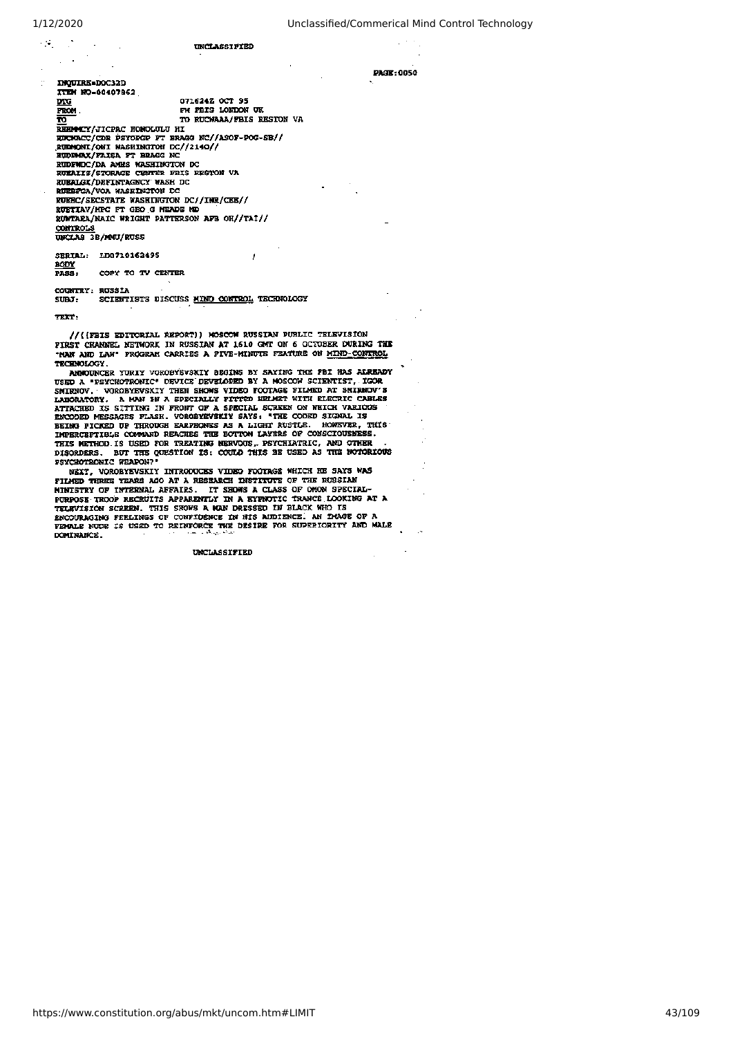UNCLASSIFIED

PAGE:0050

INQUIRE=DOC32D
ITEM NO=00407862

DTG 071624Z OCT 95
FROM FM FBIS LONDON UK
TO TO RUCWAAA/FBIS RESTON VA
RHHMMCY/JICPAC HONOLULU HI
RUCWACC/CDR PSYOPGP FT BRAGG NC//ASOF-POG-SB//
RUDMONI/ONI WASHINGTON DC//2140//
RUDMMAX/FRISA FT BRAGG NC
RUDPMDC/DA AMHS WASHINGTON DC
RUEAIIS/STORAGE CENTER FBIS RESTON VA
RUEALGX/DEFINTAGNCY WASH DC
RUEBFGA/VOA WASHINGTON DC
RUEHC/SECSTATE WASHINGTON DC//INR/CEE//
RUETIAV/MPC FT GEO G MEADS MD
RUWTAEA/NAIC WRIGHT PATTERSON AFB OH//TAT//
CONTROLS
UNCLAS 3B/MMU/RUSS

SERIAL: LD0710162495
BODY
PASS: COPY TO TV CENTER

COUNTRY: RUSSIA
SUBJ: SCIENTISTS DISCUSS MIND CONTROL TECHNOLOGY

TEXT:

//((FBIS EDITORIAL REPORT)) MOSCOW RUSSIAN PUBLIC TELEVISION FIRST CHANNEL NETWORK IN RUSSIAN AT 1610 GMT ON 6 OCTOBER DURING THE "MAN AND LAW" PROGRAM CARRIES A FIVE-MINUTE FEATURE ON MIND-CONTROL TECHNOLOGY.

ANNOUNCER YURIY VOROBYEVSKIY BEGINS BY SAYING THE FBI HAS ALREADY USED A "PSYCHOTRONIC" DEVICE DEVELOPED BY A MOSCOW SCIENTIST, IGOR SMIRNOV. VOROBYEVSKIY THEN SHOWS VIDEO FOOTAGE FILMED AT SMIRNOV'S LABORATORY. A MAN IN A SPECIALLY FITTED HELMET WITH ELECTRIC CABLES ATTACHED IS SITTING IN FRONT OF A SPECIAL SCREEN ON WHICH VARIOUS ENCODED MESSAGES FLASH. VOROBYEVSKIY SAYS: "THE CODED SIGNAL IS BEING PICKED UP THROUGH EARPHONES AS A LIGHT RUSTLE. HOWEVER, THIS IMPERCEPTIBLE COMMAND REACHES THE BOTTOM LAYERS OF CONSCIOUSNESS. THIS METHOD IS USED FOR TREATING NERVOUS, PSYCHIATRIC, AND OTHER DISORDERS. BUT THE QUESTION IS: COULD THIS BE USED AS THE NOTORIOUS PSYCHOTRONIC WEAPON?"

NEXT, VOROBYEVSKIY INTRODUCES VIDEO FOOTAGE WHICH HE SAYS WAS FILMED THREE YEARS AGO AT A RESEARCH INSTITUTE OF THE RUSSIAN MINISTRY OF INTERNAL AFFAIRS. IT SHOWS A CLASS OF OMON SPECIAL-PURPOSE TROOP RECRUITS APPARENTLY IN A HYPNOTIC TRANCE LOOKING AT A TELEVISION SCREEN. THIS SHOWS A MAN DRESSED IN BLACK WHO IS ENCOURAGING FEELINGS OF CONFIDENCE IN HIS AUDIENCE. AN IMAGE OF A FEMALE NUDE IS USED TO REINFORCE THE DESIRE FOR SUPERIORITY AND MALE DOMINANCE.

UNCLASSIFIED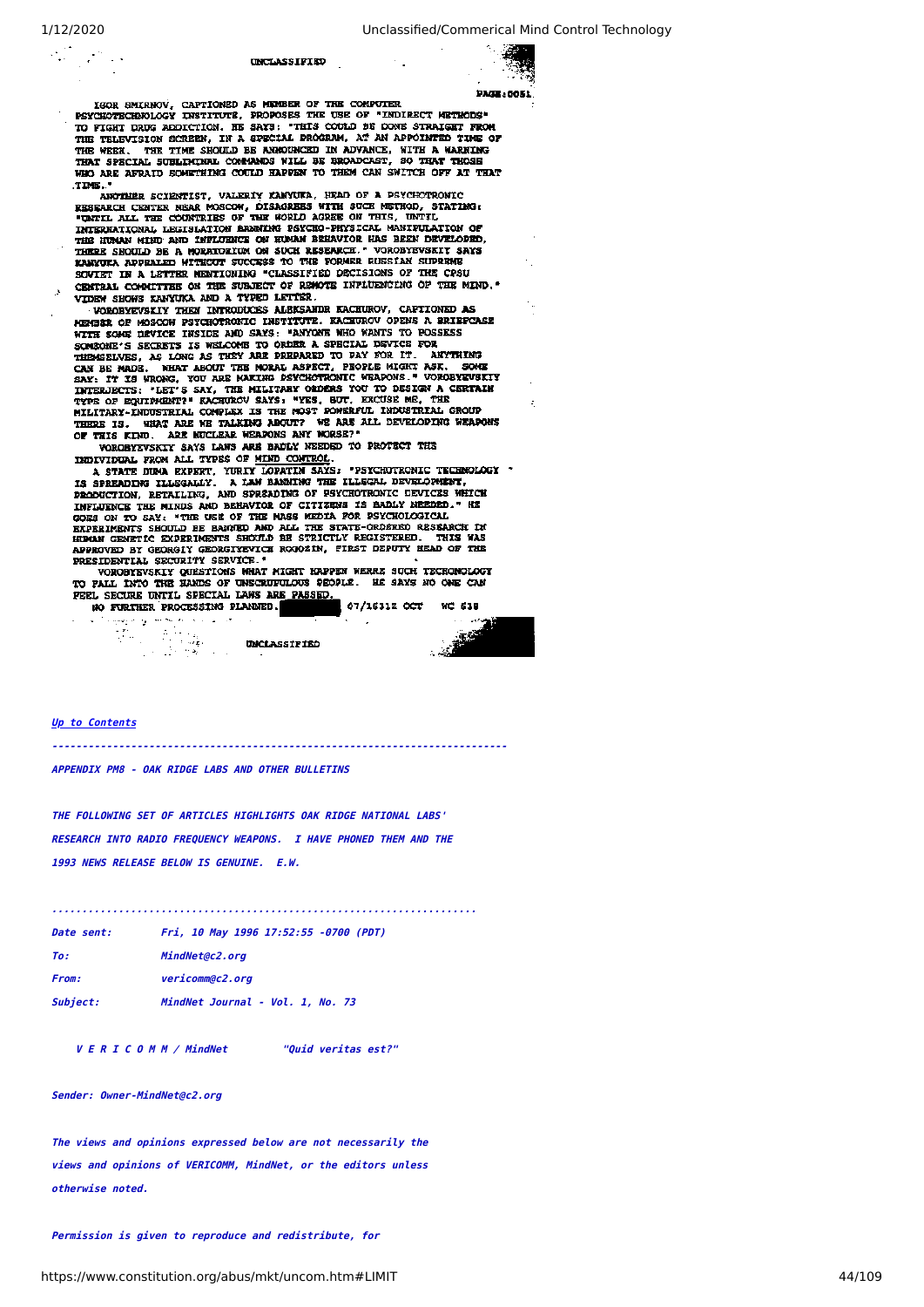UNCLASSIFIED

PAGE:0051

IGOR SMIRNOV, CAPTIONED AS MEMBER OF THE COMPUTER PSYCHOTECHNOLOGY INSTITUTE, PROPOSES THE USE OF "INDIRECT METHODS" TO FIGHT DRUG ADDICTION. HE SAYS: "THIS COULD BE DONE STRAIGHT FROM THE TELEVISION SCREEN, IN A SPECIAL PROGRAM, AT AN APPOINTED TIME OF THE WEEK. THE TIME SHOULD BE ANNOUNCED IN ADVANCE, WITH A WARNING THAT SPECIAL SUBLIMINAL COMMANDS WILL BE BROADCAST, SO THAT THOSE WHO ARE AFRAID SOMETHING COULD HAPPEN TO THEM CAN SWITCH OFF AT THAT TIME."

ANOTHER SCIENTIST, VALERIY KANYUKA, HEAD OF A PSYCHOTRONIC RESEARCH CENTER NEAR MOSCOW, DISAGREES WITH SUCH METHOD, STATING: "UNTIL ALL THE COUNTRIES OF THE WORLD AGREE ON THIS, UNTIL INTERNATIONAL LEGISLATION BANNING PSYCHO-PHYSICAL MANIPULATION OF THE HUMAN MIND AND INFLUENCE ON HUMAN BEHAVIOR HAS BEEN DEVELOPED, THERE SHOULD BE A MORATORIUM ON SUCH RESEARCH." VOROBYEVSKIY SAYS KANYUKA APPEALED WITHOUT SUCCESS TO THE FORMER RUSSIAN SUPREME SOVIET IN A LETTER MENTIONING "CLASSIFIED DECISIONS OF THE CPSU CENTRAL COMMITTEE ON THE SUBJECT OF REMOTE INFLUENCING OF THE MIND." VIDEO SHOWS KANYUKA AND A TYPED LETTER.

VOROBYEVSKIY THEN INTRODUCES ALEKSANDR KACHUROV, CAPTIONED AS MEMBER OF MOSCOW PSYCHOTRONIC INSTITUTE. KACHUROV OPENS A BRIEFCASE WITH SOME DEVICE INSIDE AND SAYS: "ANYONE WHO WANTS TO POSSESS SOMEONE'S SECRETS IS WELCOME TO ORDER A SPECIAL DEVICE FOR THEMSELVES, AS LONG AS THEY ARE PREPARED TO PAY FOR IT. ANYTHING CAN BE MADE. WHAT ABOUT THE MORAL ASPECT, PEOPLE MIGHT ASK. SOME SAY: IT IS WRONG, YOU ARE MAKING PSYCHOTRONIC WEAPONS." VOROBYEVSKIY INTERJECTS: "LET'S SAY, THE MILITARY ORDERS YOU TO DESIGN A CERTAIN TYPE OF EQUIPMENT?" KACHUROV SAYS: "YES, BUT, EXCUSE ME, THE MILITARY-INDUSTRIAL COMPLEX IS THE MOST POWERFUL INDUSTRIAL GROUP THERE IS. WHAT ARE WE TALKING ABOUT? WE ARE ALL DEVELOPING WEAPONS OF THIS KIND. ARE NUCLEAR WEAPONS ANY WORSE?"

VOROBYEVSKIY SAYS LAWS ARE BADLY NEEDED TO PROTECT THE INDIVIDUAL FROM ALL TYPES OF MIND CONTROL.

A STATE DUMA EXPERT, YURIY LOPATIN SAYS: "PSYCHOTRONIC TECHNOLOGY IS SPREADING ILLEGALLY. A LAW BANNING THE ILLEGAL DEVELOPMENT, PRODUCTION, RETAILING, AND SPREADING OF PSYCHOTRONIC DEVICES WHICH INFLUENCE THE MINDS AND BEHAVIOR OF CITIZENS IS BADLY NEEDED." HE GOES ON TO SAY: "THE USE OF THE MASS MEDIA FOR PSYCHOLOGICAL EXPERIMENTS SHOULD BE BANNED AND ALL THE STATE-ORDERED RESEARCH IN HUMAN GENETIC EXPERIMENTS SHOULD BE STRICTLY REGISTERED. THIS WAS APPROVED BY GEORGIY GEORGIYEVICH ROGOZIN, FIRST DEPUTY HEAD OF THE PRESIDENTIAL SECURITY SERVICE."

VOROBYEVSKIY QUESTIONS WHAT MIGHT HAPPEN WERRE SUCH TECHONOLOGY TO FALL INTO THE HANDS OF UNSCRUPULOUS PEOPLE. HE SAYS NO ONE CAN FEEL SECURE UNTIL SPECIAL LAWS ARE PASSED.

NO FURTHER PROCESSING PLANNED. ██████ 07/1631Z OCT WC 518

UNCLASSIFIED

*[Up to Contents](#)*

---

***APPENDIX PM8 - OAK RIDGE LABS AND OTHER BULLETINS***

***THE FOLLOWING SET OF ARTICLES HIGHLIGHTS OAK RIDGE NATIONAL LABS' RESEARCH INTO RADIO FREQUENCY WEAPONS. I HAVE PHONED THEM AND THE 1993 NEWS RELEASE BELOW IS GENUINE. E.W.***

.....................................................................

| | |
|---|---|
| ***Date sent:*** | ***Fri, 10 May 1996 17:52:55 -0700 (PDT)*** |
| ***To:*** | ***MindNet@c2.org*** |
| ***From:*** | ***vericomm@c2.org*** |
| ***Subject:*** | ***MindNet Journal - Vol. 1, No. 73*** |

***V E R I C O M M / MindNet "Quid veritas est?"***

***Sender: Owner-MindNet@c2.org***

***The views and opinions expressed below are not necessarily the views and opinions of VERICOMM, MindNet, or the editors unless otherwise noted.***

***Permission is given to reproduce and redistribute, for***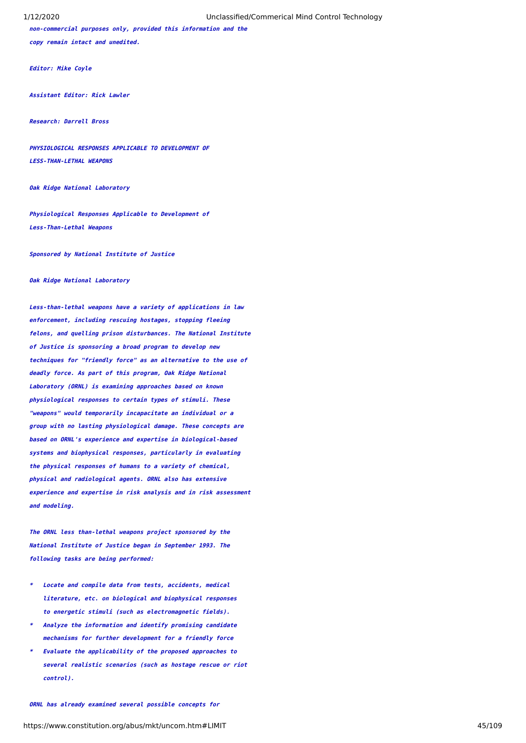*non-commercial purposes only, provided this information and the copy remain intact and unedited.*

*Editor: Mike Coyle*

*Assistant Editor: Rick Lawler*

*Research: Darrell Bross*

***PHYSIOLOGICAL RESPONSES APPLICABLE TO DEVELOPMENT OF LESS-THAN-LETHAL WEAPONS***

***Oak Ridge National Laboratory***

***Physiological Responses Applicable to Development of Less-Than-Lethal Weapons***

***Sponsored by National Institute of Justice***

***Oak Ridge National Laboratory***

***Less-than-lethal weapons have a variety of applications in law enforcement, including rescuing hostages, stopping fleeing felons, and quelling prison disturbances. The National Institute of Justice is sponsoring a broad program to develop new techniques for "friendly force" as an alternative to the use of deadly force. As part of this program, Oak Ridge National Laboratory (ORNL) is examining approaches based on known physiological responses to certain types of stimuli. These "weapons" would temporarily incapacitate an individual or a group with no lasting physiological damage. These concepts are based on ORNL's experience and expertise in biological-based systems and biophysical responses, particularly in evaluating the physical responses of humans to a variety of chemical, physical and radiological agents. ORNL also has extensive experience and expertise in risk analysis and in risk assessment and modeling.***

***The ORNL less than-lethal weapons project sponsored by the National Institute of Justice began in September 1993. The following tasks are being performed:***

- ***Locate and compile data from tests, accidents, medical literature, etc. on biological and biophysical responses to energetic stimuli (such as electromagnetic fields).***
- ***Analyze the information and identify promising candidate mechanisms for further development for a friendly force***
- ***Evaluate the applicability of the proposed approaches to several realistic scenarios (such as hostage rescue or riot control).***

***ORNL has already examined several possible concepts for***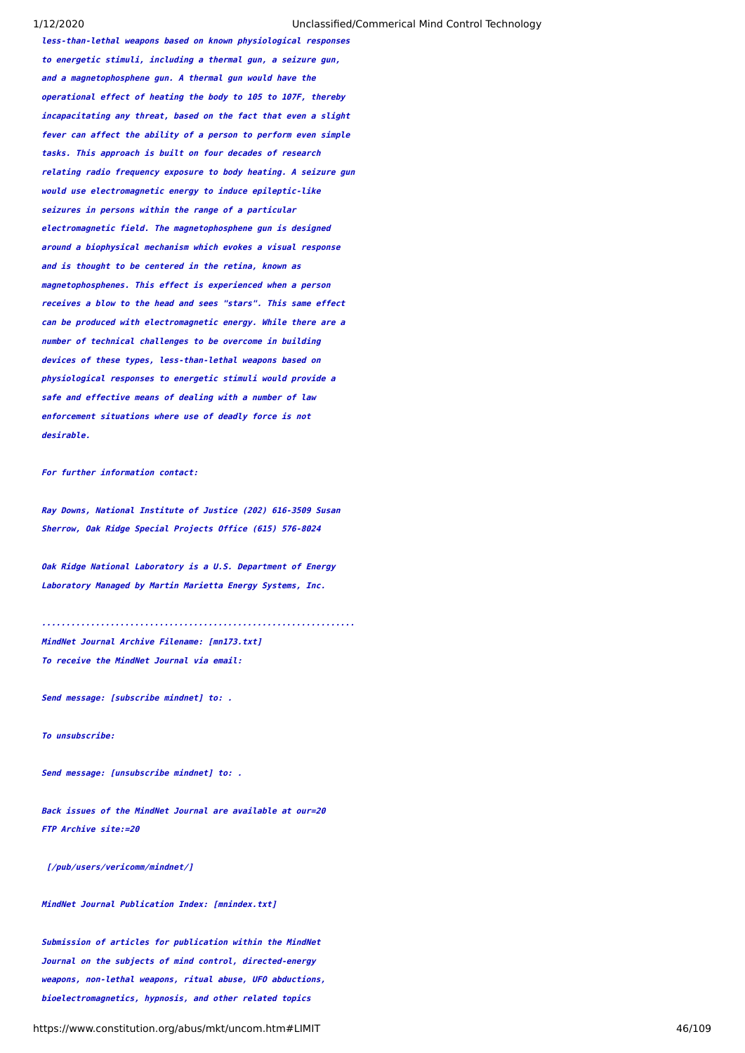***less-than-lethal weapons based on known physiological responses to energetic stimuli, including a thermal gun, a seizure gun, and a magnetophosphene gun. A thermal gun would have the operational effect of heating the body to 105 to 107F, thereby incapacitating any threat, based on the fact that even a slight fever can affect the ability of a person to perform even simple tasks. This approach is built on four decades of research relating radio frequency exposure to body heating. A seizure gun would use electromagnetic energy to induce epileptic-like seizures in persons within the range of a particular electromagnetic field. The magnetophosphene gun is designed around a biophysical mechanism which evokes a visual response and is thought to be centered in the retina, known as magnetophosphenes. This effect is experienced when a person receives a blow to the head and sees "stars". This same effect can be produced with electromagnetic energy. While there are a number of technical challenges to be overcome in building devices of these types, less-than-lethal weapons based on physiological responses to energetic stimuli would provide a safe and effective means of dealing with a number of law enforcement situations where use of deadly force is not desirable.***

***For further information contact:***

***Ray Downs, National Institute of Justice (202) 616-3509 Susan Sherrow, Oak Ridge Special Projects Office (615) 576-8024***

***Oak Ridge National Laboratory is a U.S. Department of Energy Laboratory Managed by Martin Marietta Energy Systems, Inc.***

***..............................................................***

***MindNet Journal Archive Filename: [mn173.txt]***

***To receive the MindNet Journal via email:***

***Send message: [subscribe mindnet] to: .***

***To unsubscribe:***

***Send message: [unsubscribe mindnet] to: .***

***Back issues of the MindNet Journal are available at our=20 FTP Archive site:=20***

***[/pub/users/vericomm/mindnet/]***

***MindNet Journal Publication Index: [mnindex.txt]***

***Submission of articles for publication within the MindNet Journal on the subjects of mind control, directed-energy weapons, non-lethal weapons, ritual abuse, UFO abductions, bioelectromagnetics, hypnosis, and other related topics***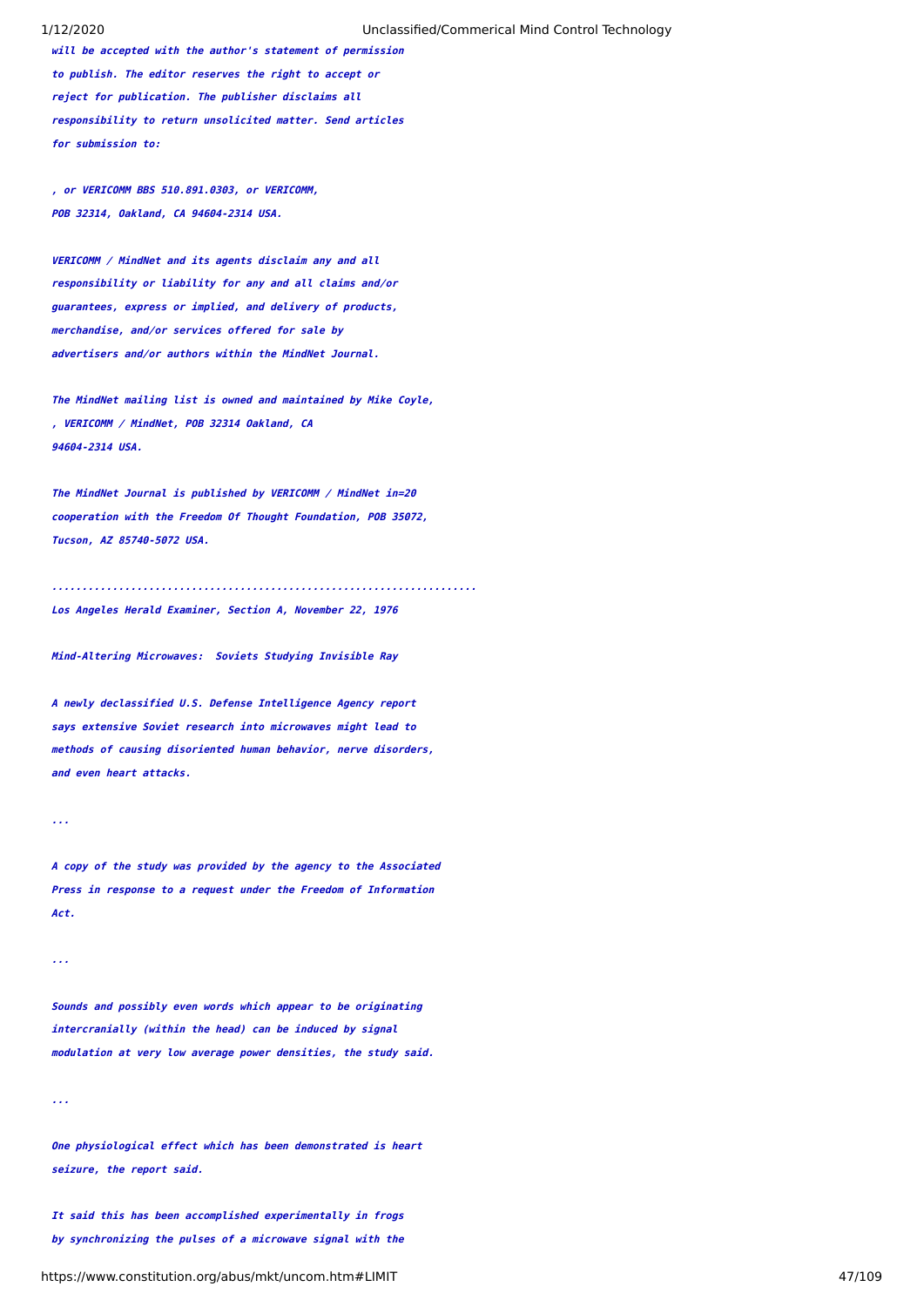*will be accepted with the author's statement of permission to publish. The editor reserves the right to accept or reject for publication. The publisher disclaims all responsibility to return unsolicited matter. Send articles for submission to:*

*, or VERICOMM BBS 510.891.0303, or VERICOMM, POB 32314, Oakland, CA 94604-2314 USA.*

*VERICOMM / MindNet and its agents disclaim any and all responsibility or liability for any and all claims and/or guarantees, express or implied, and delivery of products, merchandise, and/or services offered for sale by advertisers and/or authors within the MindNet Journal.*

*The MindNet mailing list is owned and maintained by Mike Coyle, , VERICOMM / MindNet, POB 32314 Oakland, CA 94604-2314 USA.*

*The MindNet Journal is published by VERICOMM / MindNet in=20 cooperation with the Freedom Of Thought Foundation, POB 35072, Tucson, AZ 85740-5072 USA.*

*......................................................................*

*Los Angeles Herald Examiner, Section A, November 22, 1976*

*Mind-Altering Microwaves: Soviets Studying Invisible Ray*

*A newly declassified U.S. Defense Intelligence Agency report says extensive Soviet research into microwaves might lead to methods of causing disoriented human behavior, nerve disorders, and even heart attacks.*

*...*

*A copy of the study was provided by the agency to the Associated Press in response to a request under the Freedom of Information Act.*

*...*

*Sounds and possibly even words which appear to be originating intercranially (within the head) can be induced by signal modulation at very low average power densities, the study said.*

*...*

*One physiological effect which has been demonstrated is heart seizure, the report said.*

*It said this has been accomplished experimentally in frogs by synchronizing the pulses of a microwave signal with the*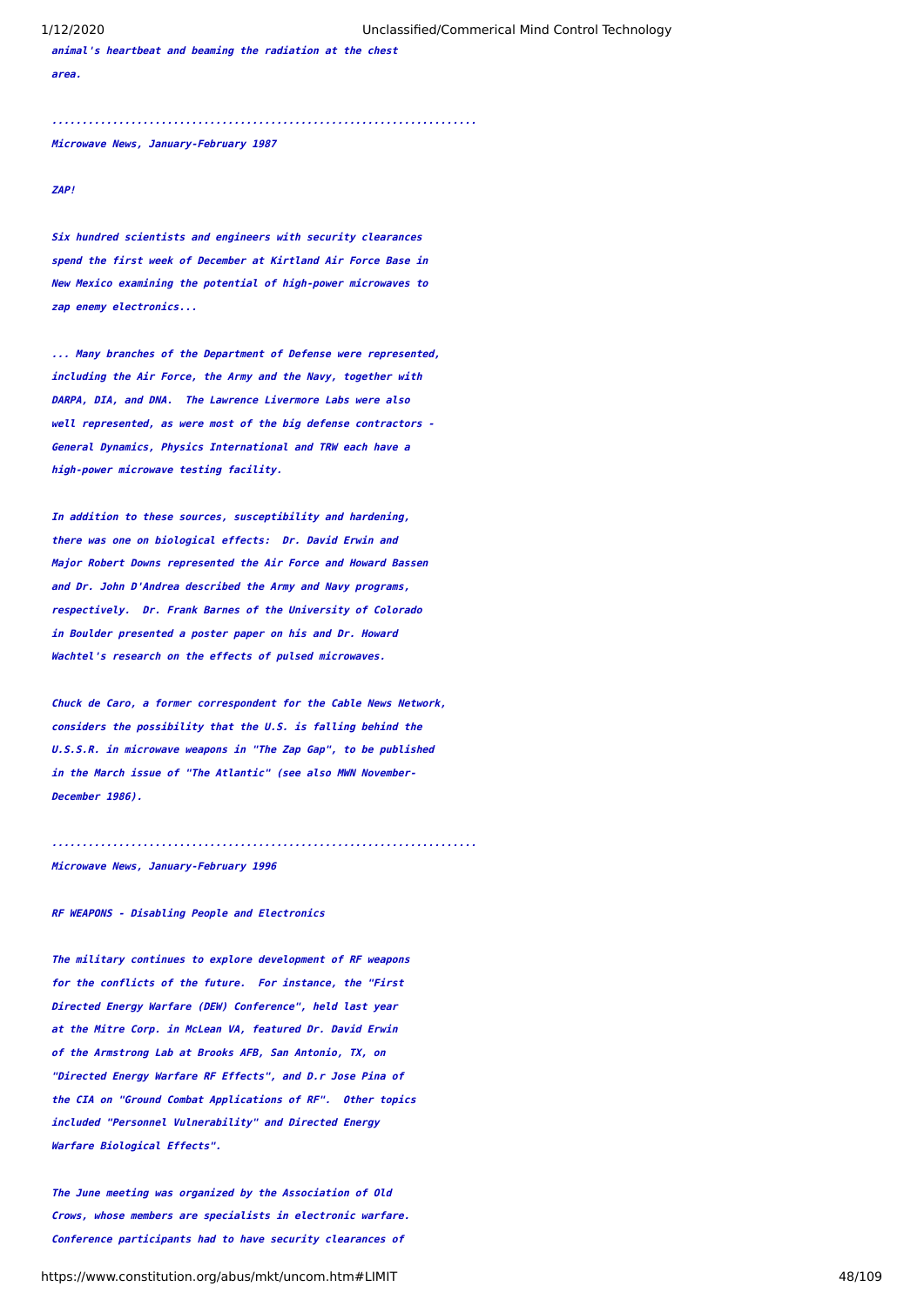animal's heartbeat and beaming the radiation at the chest area.

.....................................................................

Microwave News, January-February 1987

ZAP!

Six hundred scientists and engineers with security clearances spend the first week of December at Kirtland Air Force Base in New Mexico examining the potential of high-power microwaves to zap enemy electronics...

... Many branches of the Department of Defense were represented, including the Air Force, the Army and the Navy, together with DARPA, DIA, and DNA. The Lawrence Livermore Labs were also well represented, as were most of the big defense contractors - General Dynamics, Physics International and TRW each have a high-power microwave testing facility.

In addition to these sources, susceptibility and hardening, there was one on biological effects: Dr. David Erwin and Major Robert Downs represented the Air Force and Howard Bassen and Dr. John D'Andrea described the Army and Navy programs, respectively. Dr. Frank Barnes of the University of Colorado in Boulder presented a poster paper on his and Dr. Howard Wachtel's research on the effects of pulsed microwaves.

Chuck de Caro, a former correspondent for the Cable News Network, considers the possibility that the U.S. is falling behind the U.S.S.R. in microwave weapons in "The Zap Gap", to be published in the March issue of "The Atlantic" (see also MWN November-December 1986).

.....................................................................

Microwave News, January-February 1996

RF WEAPONS - Disabling People and Electronics

The military continues to explore development of RF weapons for the conflicts of the future. For instance, the "First Directed Energy Warfare (DEW) Conference", held last year at the Mitre Corp. in McLean VA, featured Dr. David Erwin of the Armstrong Lab at Brooks AFB, San Antonio, TX, on "Directed Energy Warfare RF Effects", and D.r Jose Pina of the CIA on "Ground Combat Applications of RF". Other topics included "Personnel Vulnerability" and Directed Energy Warfare Biological Effects".

The June meeting was organized by the Association of Old Crows, whose members are specialists in electronic warfare. Conference participants had to have security clearances of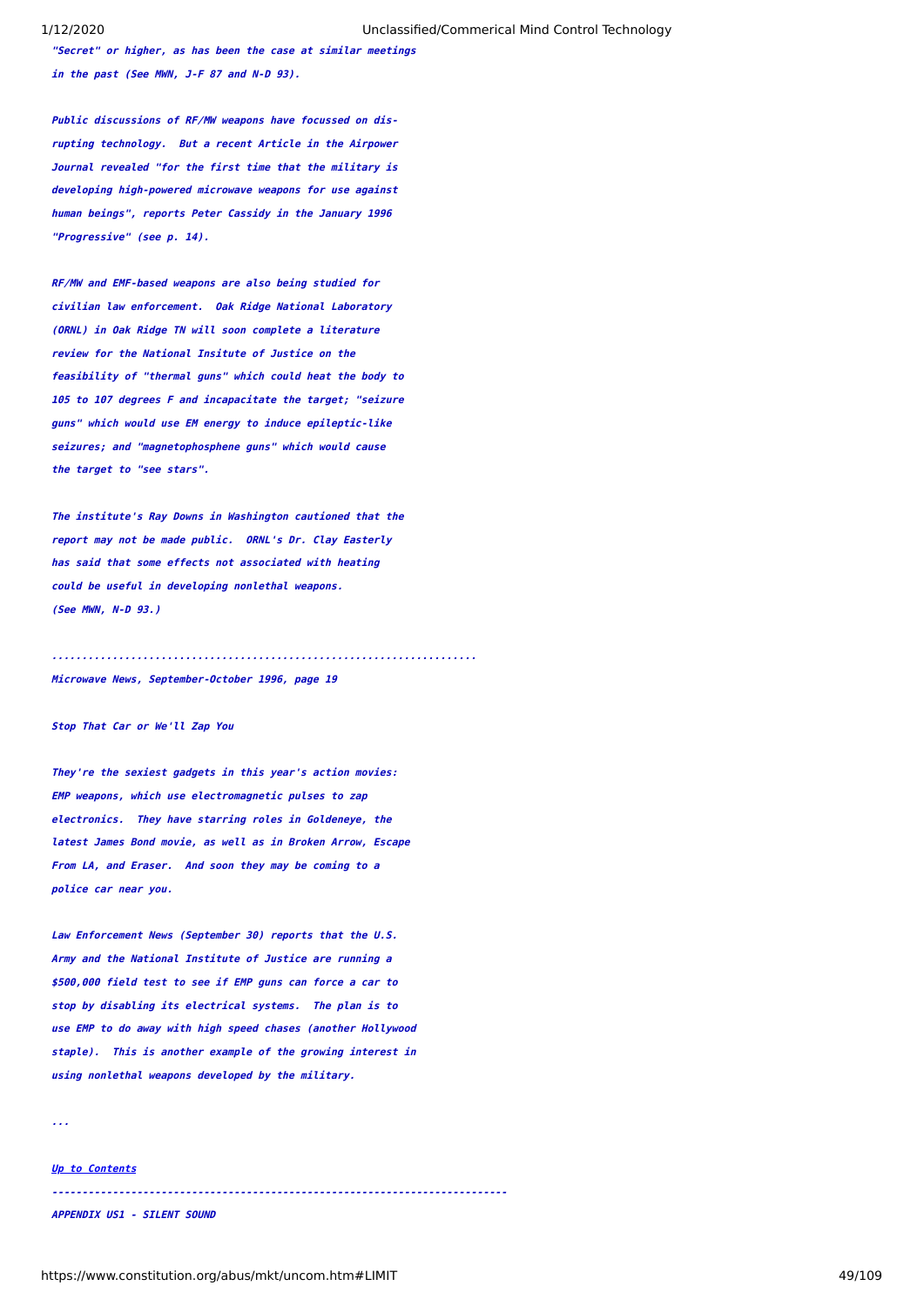*"Secret" or higher, as has been the case at similar meetings in the past (See MWN, J-F 87 and N-D 93).*

*Public discussions of RF/MW weapons have focussed on disrupting technology. But a recent Article in the Airpower Journal revealed "for the first time that the military is developing high-powered microwave weapons for use against human beings", reports Peter Cassidy in the January 1996 "Progressive" (see p. 14).*

*RF/MW and EMF-based weapons are also being studied for civilian law enforcement. Oak Ridge National Laboratory (ORNL) in Oak Ridge TN will soon complete a literature review for the National Insitute of Justice on the feasibility of "thermal guns" which could heat the body to 105 to 107 degrees F and incapacitate the target; "seizure guns" which would use EM energy to induce epileptic-like seizures; and "magnetophosphene guns" which would cause the target to "see stars".*

*The institute's Ray Downs in Washington cautioned that the report may not be made public. ORNL's Dr. Clay Easterly has said that some effects not associated with heating could be useful in developing nonlethal weapons. (See MWN, N-D 93.)*

*......................................................................*

*Microwave News, September-October 1996, page 19*

*Stop That Car or We'll Zap You*

*They're the sexiest gadgets in this year's action movies: EMP weapons, which use electromagnetic pulses to zap electronics. They have starring roles in Goldeneye, the latest James Bond movie, as well as in Broken Arrow, Escape From LA, and Eraser. And soon they may be coming to a police car near you.*

*Law Enforcement News (September 30) reports that the U.S. Army and the National Institute of Justice are running a $500,000 field test to see if EMP guns can force a car to stop by disabling its electrical systems. The plan is to use EMP to do away with high speed chases (another Hollywood staple). This is another example of the growing interest in using nonlethal weapons developed by the military.*

*...*

*Up to Contents*

*--------------------------------------------------------------------------*

*APPENDIX US1 - SILENT SOUND*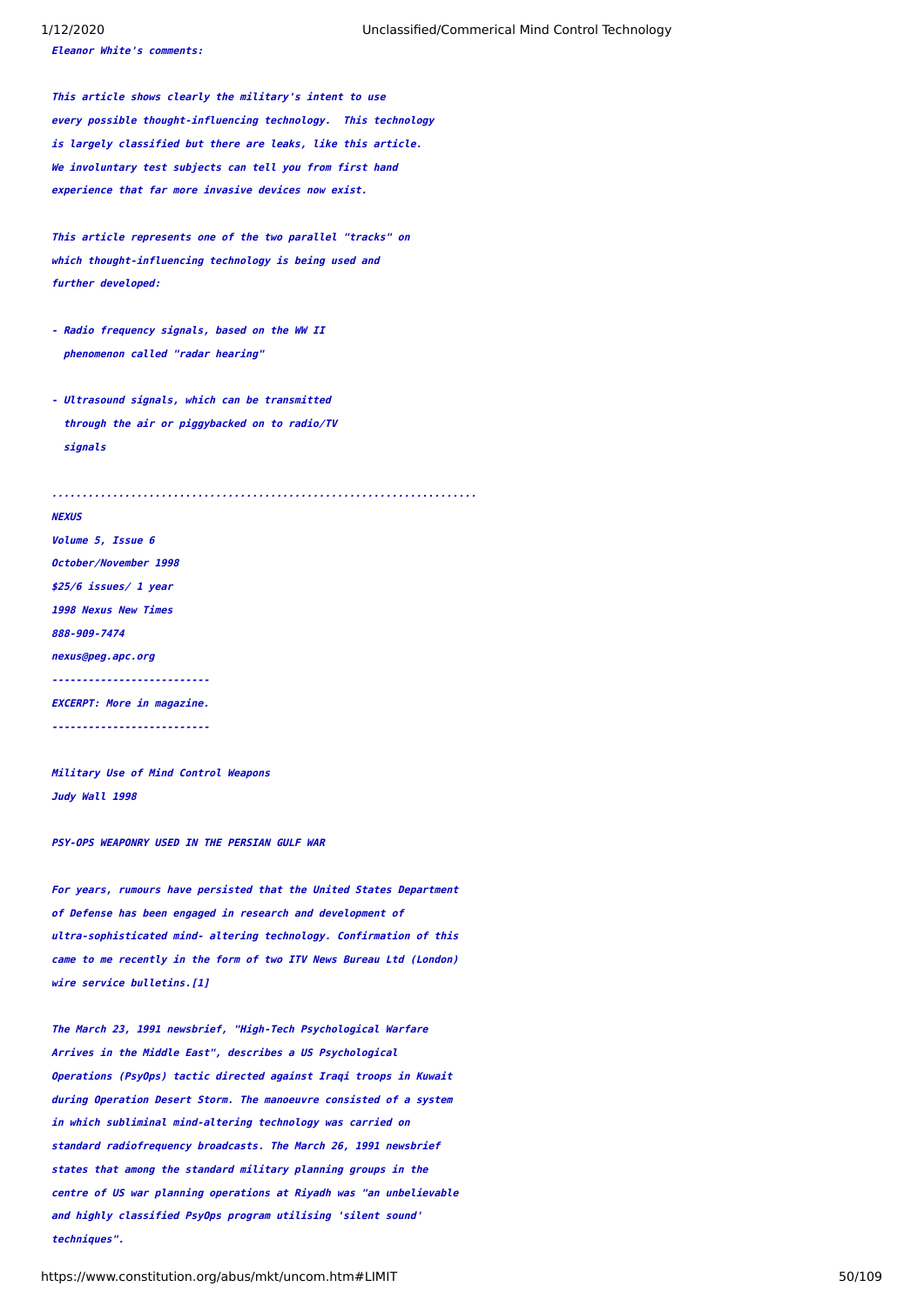***Eleanor White's comments:***

***This article shows clearly the military's intent to use every possible thought-influencing technology. This technology is largely classified but there are leaks, like this article. We involuntary test subjects can tell you from first hand experience that far more invasive devices now exist.***

***This article represents one of the two parallel "tracks" on which thought-influencing technology is being used and further developed:***

- ***Radio frequency signals, based on the WW II phenomenon called "radar hearing"***
- ***Ultrasound signals, which can be transmitted through the air or piggybacked on to radio/TV signals***

***.....................................................................***

***NEXUS***
***Volume 5, Issue 6***
***October/November 1998***
***$25/6 issues/ 1 year***
***1998 Nexus New Times***
***888-909-7474***
***nexus@peg.apc.org***

***-------------------------***
***EXCERPT: More in magazine.***
***-------------------------***

***Military Use of Mind Control Weapons***
***Judy Wall 1998***

***PSY-OPS WEAPONRY USED IN THE PERSIAN GULF WAR***

***For years, rumours have persisted that the United States Department of Defense has been engaged in research and development of ultra-sophisticated mind- altering technology. Confirmation of this came to me recently in the form of two ITV News Bureau Ltd (London) wire service bulletins.[1]***

***The March 23, 1991 newsbrief, "High-Tech Psychological Warfare Arrives in the Middle East", describes a US Psychological Operations (PsyOps) tactic directed against Iraqi troops in Kuwait during Operation Desert Storm. The manoeuvre consisted of a system in which subliminal mind-altering technology was carried on standard radiofrequency broadcasts. The March 26, 1991 newsbrief states that among the standard military planning groups in the centre of US war planning operations at Riyadh was "an unbelievable and highly classified PsyOps program utilising 'silent sound' techniques".***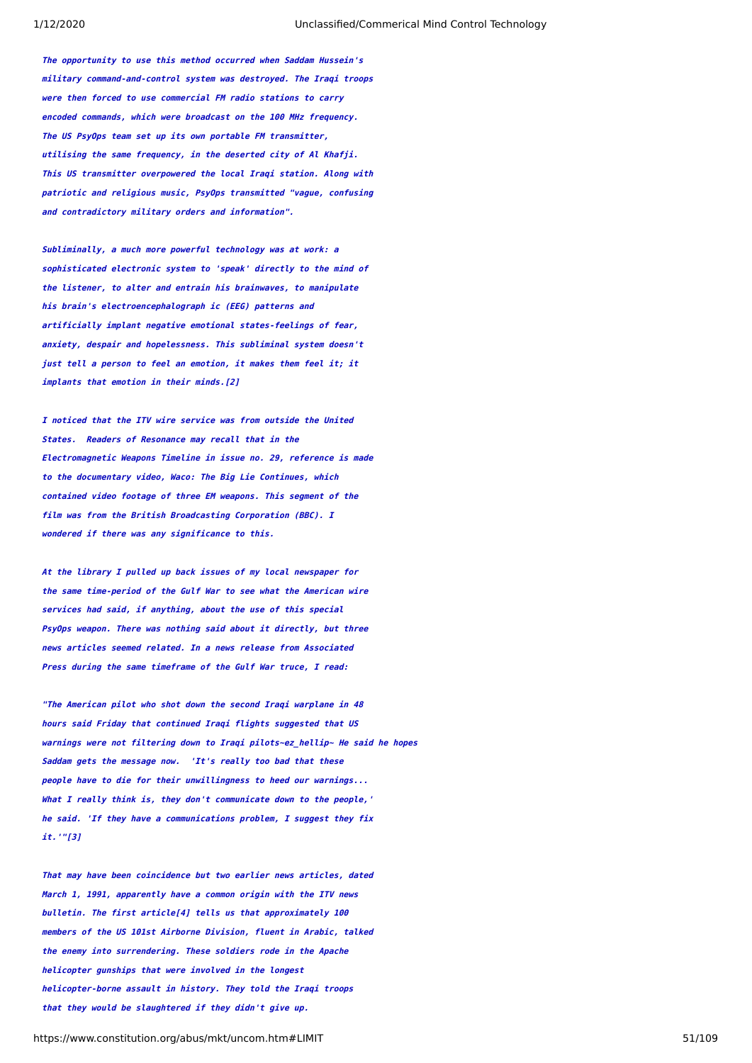*The opportunity to use this method occurred when Saddam Hussein's military command-and-control system was destroyed. The Iraqi troops were then forced to use commercial FM radio stations to carry encoded commands, which were broadcast on the 100 MHz frequency. The US PsyOps team set up its own portable FM transmitter, utilising the same frequency, in the deserted city of Al Khafji. This US transmitter overpowered the local Iraqi station. Along with patriotic and religious music, PsyOps transmitted "vague, confusing and contradictory military orders and information".*

*Subliminally, a much more powerful technology was at work: a sophisticated electronic system to 'speak' directly to the mind of the listener, to alter and entrain his brainwaves, to manipulate his brain's electroencephalograph ic (EEG) patterns and artificially implant negative emotional states-feelings of fear, anxiety, despair and hopelessness. This subliminal system doesn't just tell a person to feel an emotion, it makes them feel it; it implants that emotion in their minds.[2]*

*I noticed that the ITV wire service was from outside the United States. Readers of Resonance may recall that in the Electromagnetic Weapons Timeline in issue no. 29, reference is made to the documentary video, Waco: The Big Lie Continues, which contained video footage of three EM weapons. This segment of the film was from the British Broadcasting Corporation (BBC). I wondered if there was any significance to this.*

*At the library I pulled up back issues of my local newspaper for the same time-period of the Gulf War to see what the American wire services had said, if anything, about the use of this special PsyOps weapon. There was nothing said about it directly, but three news articles seemed related. In a news release from Associated Press during the same timeframe of the Gulf War truce, I read:*

*"The American pilot who shot down the second Iraqi warplane in 48 hours said Friday that continued Iraqi flights suggested that US warnings were not filtering down to Iraqi pilots~ez_hellip~ He said he hopes Saddam gets the message now. 'It's really too bad that these people have to die for their unwillingness to heed our warnings... What I really think is, they don't communicate down to the people,' he said. 'If they have a communications problem, I suggest they fix it.'"[3]*

*That may have been coincidence but two earlier news articles, dated March 1, 1991, apparently have a common origin with the ITV news bulletin. The first article[4] tells us that approximately 100 members of the US 101st Airborne Division, fluent in Arabic, talked the enemy into surrendering. These soldiers rode in the Apache helicopter gunships that were involved in the longest helicopter-borne assault in history. They told the Iraqi troops that they would be slaughtered if they didn't give up.*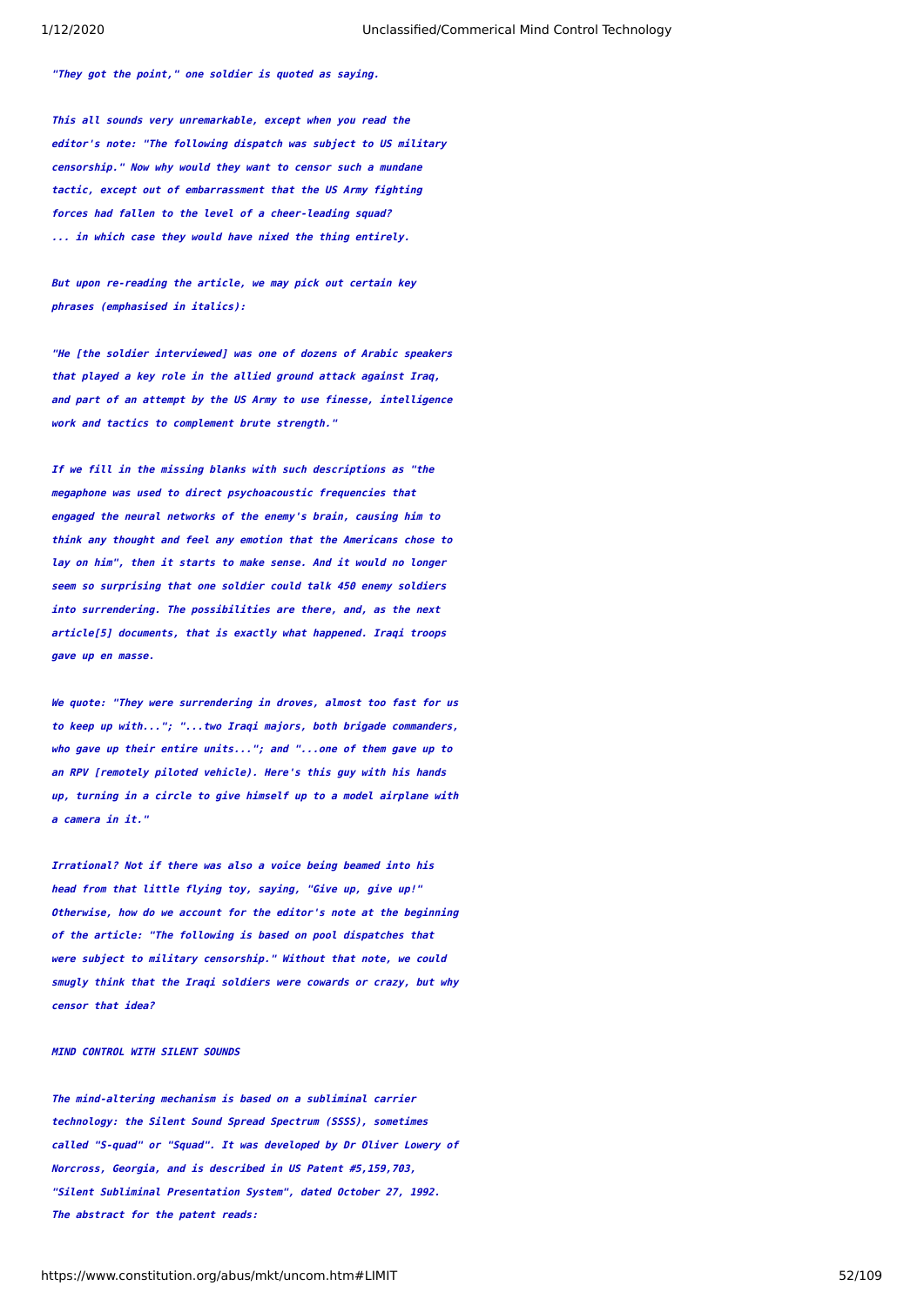*"They got the point," one soldier is quoted as saying.*

*This all sounds very unremarkable, except when you read the editor's note: "The following dispatch was subject to US military censorship." Now why would they want to censor such a mundane tactic, except out of embarrassment that the US Army fighting forces had fallen to the level of a cheer-leading squad? ... in which case they would have nixed the thing entirely.*

*But upon re-reading the article, we may pick out certain key phrases (emphasised in italics):*

*"He [the soldier interviewed] was one of dozens of Arabic speakers that played a key role in the allied ground attack against Iraq, and part of an attempt by the US Army to use finesse, intelligence work and tactics to complement brute strength."*

*If we fill in the missing blanks with such descriptions as "the megaphone was used to direct psychoacoustic frequencies that engaged the neural networks of the enemy's brain, causing him to think any thought and feel any emotion that the Americans chose to lay on him", then it starts to make sense. And it would no longer seem so surprising that one soldier could talk 450 enemy soldiers into surrendering. The possibilities are there, and, as the next article[5] documents, that is exactly what happened. Iraqi troops gave up en masse.*

*We quote: "They were surrendering in droves, almost too fast for us to keep up with..."; "...two Iraqi majors, both brigade commanders, who gave up their entire units..."; and "...one of them gave up to an RPV [remotely piloted vehicle). Here's this guy with his hands up, turning in a circle to give himself up to a model airplane with a camera in it."*

*Irrational? Not if there was also a voice being beamed into his head from that little flying toy, saying, "Give up, give up!" Otherwise, how do we account for the editor's note at the beginning of the article: "The following is based on pool dispatches that were subject to military censorship." Without that note, we could smugly think that the Iraqi soldiers were cowards or crazy, but why censor that idea?*

***MIND CONTROL WITH SILENT SOUNDS***

*The mind-altering mechanism is based on a subliminal carrier technology: the Silent Sound Spread Spectrum (SSSS), sometimes called "S-quad" or "Squad". It was developed by Dr Oliver Lowery of Norcross, Georgia, and is described in US Patent #5,159,703, "Silent Subliminal Presentation System", dated October 27, 1992. The abstract for the patent reads:*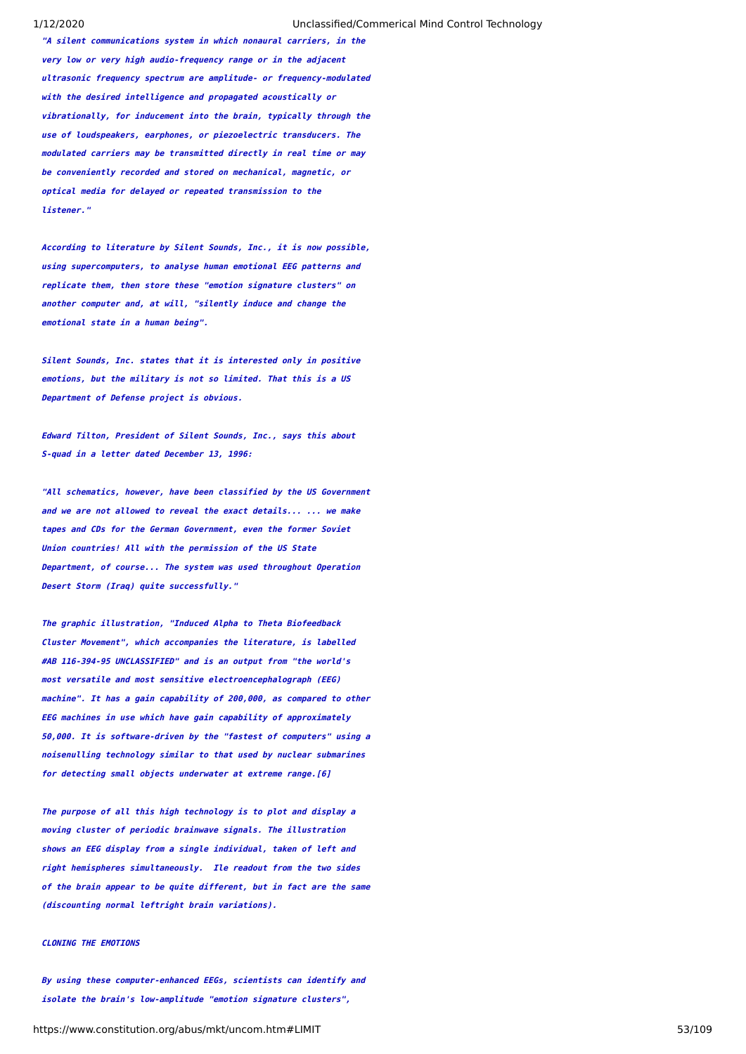*"A silent communications system in which nonaural carriers, in the very low or very high audio-frequency range or in the adjacent ultrasonic frequency spectrum are amplitude- or frequency-modulated with the desired intelligence and propagated acoustically or vibrationally, for inducement into the brain, typically through the use of loudspeakers, earphones, or piezoelectric transducers. The modulated carriers may be transmitted directly in real time or may be conveniently recorded and stored on mechanical, magnetic, or optical media for delayed or repeated transmission to the listener."*

*According to literature by Silent Sounds, Inc., it is now possible, using supercomputers, to analyse human emotional EEG patterns and replicate them, then store these "emotion signature clusters" on another computer and, at will, "silently induce and change the emotional state in a human being".*

*Silent Sounds, Inc. states that it is interested only in positive emotions, but the military is not so limited. That this is a US Department of Defense project is obvious.*

*Edward Tilton, President of Silent Sounds, Inc., says this about S-quad in a letter dated December 13, 1996:*

*"All schematics, however, have been classified by the US Government and we are not allowed to reveal the exact details... ... we make tapes and CDs for the German Government, even the former Soviet Union countries! All with the permission of the US State Department, of course... The system was used throughout Operation Desert Storm (Iraq) quite successfully."*

*The graphic illustration, "Induced Alpha to Theta Biofeedback Cluster Movement", which accompanies the literature, is labelled #AB 116-394-95 UNCLASSIFIED" and is an output from "the world's most versatile and most sensitive electroencephalograph (EEG) machine". It has a gain capability of 200,000, as compared to other EEG machines in use which have gain capability of approximately 50,000. It is software-driven by the "fastest of computers" using a noisenulling technology similar to that used by nuclear submarines for detecting small objects underwater at extreme range.[6]*

*The purpose of all this high technology is to plot and display a moving cluster of periodic brainwave signals. The illustration shows an EEG display from a single individual, taken of left and right hemispheres simultaneously. Ile readout from the two sides of the brain appear to be quite different, but in fact are the same (discounting normal leftright brain variations).*

***CLONING THE EMOTIONS***

*By using these computer-enhanced EEGs, scientists can identify and isolate the brain's low-amplitude "emotion signature clusters",*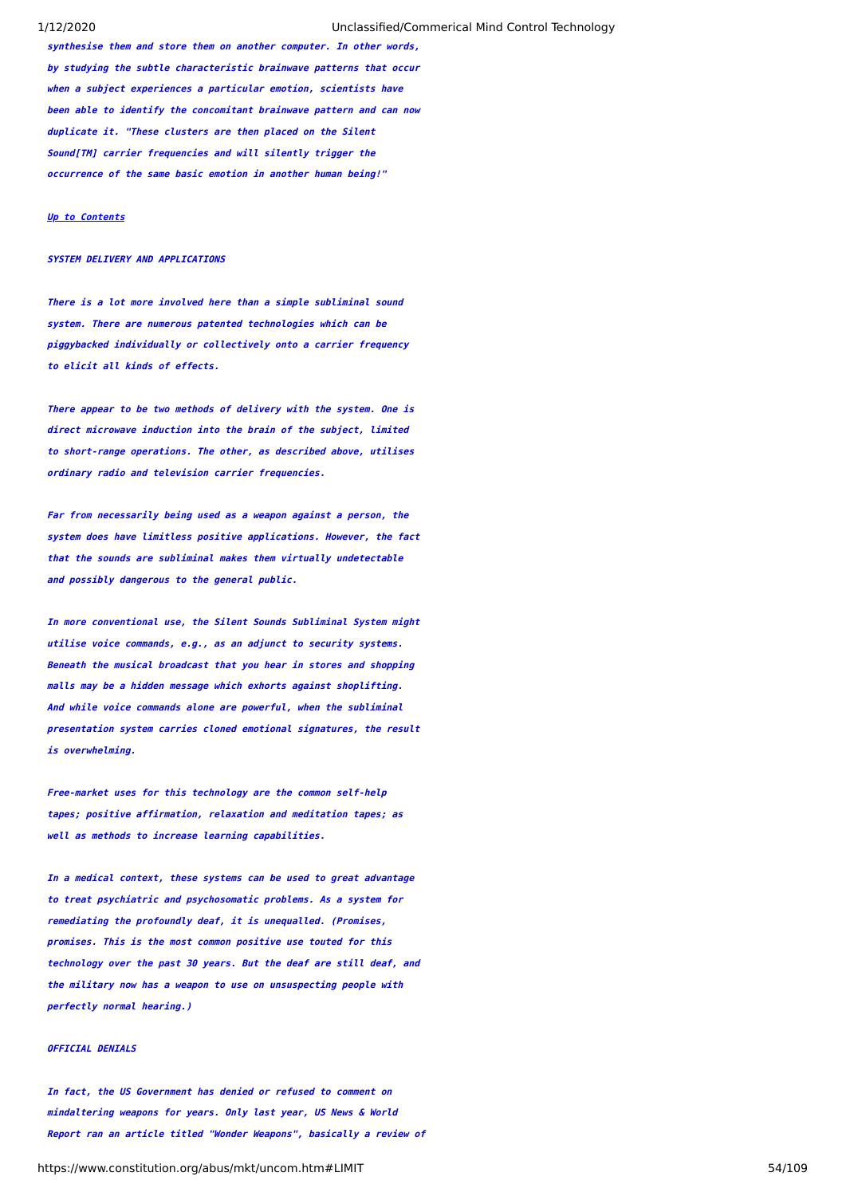*synthesise them and store them on another computer. In other words, by studying the subtle characteristic brainwave patterns that occur when a subject experiences a particular emotion, scientists have been able to identify the concomitant brainwave pattern and can now duplicate it. "These clusters are then placed on the Silent Sound[TM] carrier frequencies and will silently trigger the occurrence of the same basic emotion in another human being!"*

[*Up to Contents*]

***SYSTEM DELIVERY AND APPLICATIONS***

*There is a lot more involved here than a simple subliminal sound system. There are numerous patented technologies which can be piggybacked individually or collectively onto a carrier frequency to elicit all kinds of effects.*

*There appear to be two methods of delivery with the system. One is direct microwave induction into the brain of the subject, limited to short-range operations. The other, as described above, utilises ordinary radio and television carrier frequencies.*

*Far from necessarily being used as a weapon against a person, the system does have limitless positive applications. However, the fact that the sounds are subliminal makes them virtually undetectable and possibly dangerous to the general public.*

*In more conventional use, the Silent Sounds Subliminal System might utilise voice commands, e.g., as an adjunct to security systems. Beneath the musical broadcast that you hear in stores and shopping malls may be a hidden message which exhorts against shoplifting. And while voice commands alone are powerful, when the subliminal presentation system carries cloned emotional signatures, the result is overwhelming.*

*Free-market uses for this technology are the common self-help tapes; positive affirmation, relaxation and meditation tapes; as well as methods to increase learning capabilities.*

*In a medical context, these systems can be used to great advantage to treat psychiatric and psychosomatic problems. As a system for remediating the profoundly deaf, it is unequalled. (Promises, promises. This is the most common positive use touted for this technology over the past 30 years. But the deaf are still deaf, and the military now has a weapon to use on unsuspecting people with perfectly normal hearing.)*

***OFFICIAL DENIALS***

*In fact, the US Government has denied or refused to comment on mindaltering weapons for years. Only last year, US News & World Report ran an article titled "Wonder Weapons", basically a review of*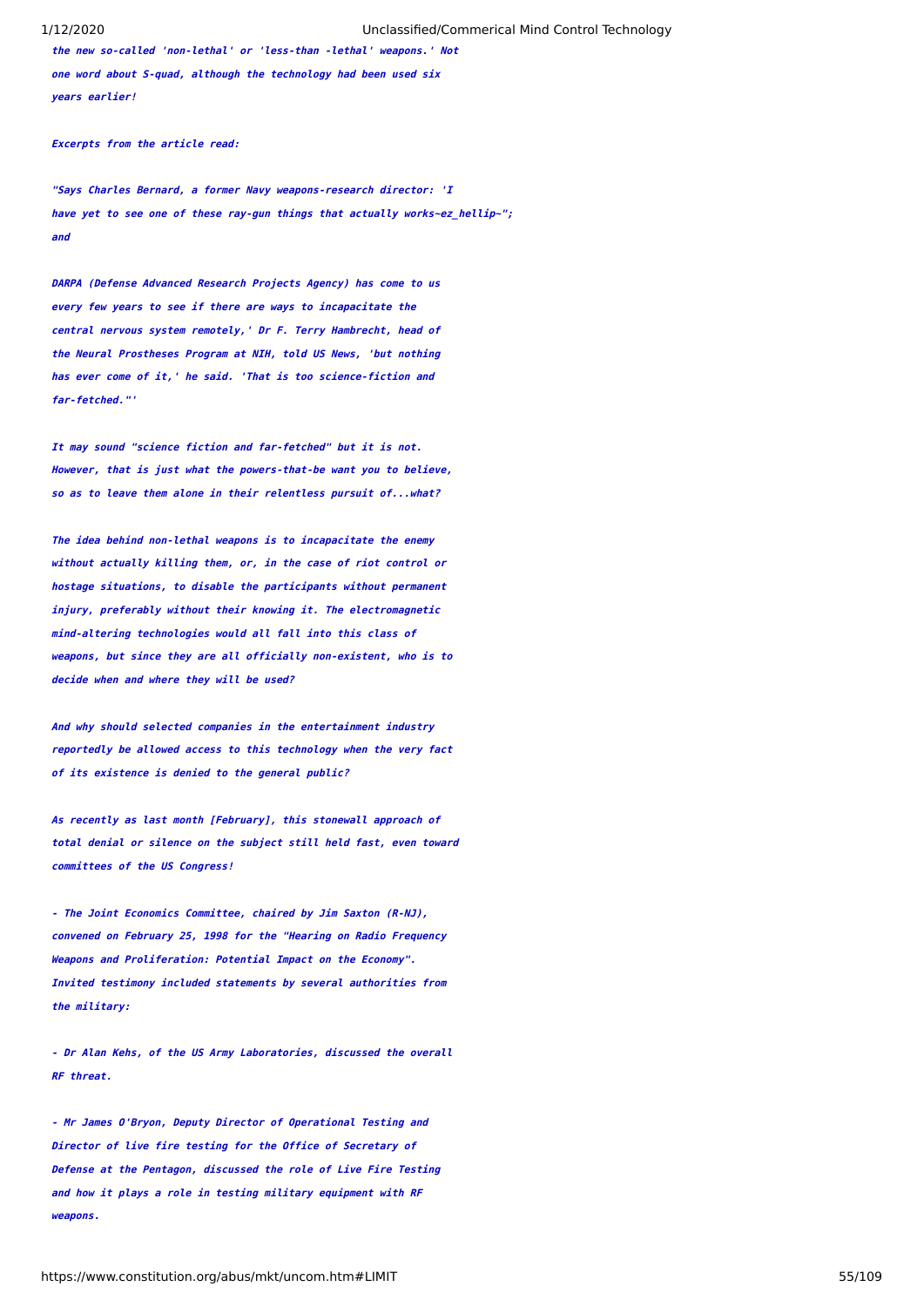*the new so-called 'non-lethal' or 'less-than -lethal' weapons.' Not one word about S-quad, although the technology had been used six years earlier!*

*Excerpts from the article read:*

*"Says Charles Bernard, a former Navy weapons-research director: 'I have yet to see one of these ray-gun things that actually works~ez_hellip~";*
*and*

*DARPA (Defense Advanced Research Projects Agency) has come to us every few years to see if there are ways to incapacitate the central nervous system remotely,' Dr F. Terry Hambrecht, head of the Neural Prostheses Program at NIH, told US News, 'but nothing has ever come of it,' he said. 'That is too science-fiction and far-fetched."'*

*It may sound "science fiction and far-fetched" but it is not. However, that is just what the powers-that-be want you to believe, so as to leave them alone in their relentless pursuit of...what?*

*The idea behind non-lethal weapons is to incapacitate the enemy without actually killing them, or, in the case of riot control or hostage situations, to disable the participants without permanent injury, preferably without their knowing it. The electromagnetic mind-altering technologies would all fall into this class of weapons, but since they are all officially non-existent, who is to decide when and where they will be used?*

*And why should selected companies in the entertainment industry reportedly be allowed access to this technology when the very fact of its existence is denied to the general public?*

*As recently as last month [February], this stonewall approach of total denial or silence on the subject still held fast, even toward committees of the US Congress!*

*- The Joint Economics Committee, chaired by Jim Saxton (R-NJ), convened on February 25, 1998 for the "Hearing on Radio Frequency Weapons and Proliferation: Potential Impact on the Economy". Invited testimony included statements by several authorities from the military:*

*- Dr Alan Kehs, of the US Army Laboratories, discussed the overall RF threat.*

*- Mr James O'Bryon, Deputy Director of Operational Testing and Director of live fire testing for the Office of Secretary of Defense at the Pentagon, discussed the role of Live Fire Testing and how it plays a role in testing military equipment with RF weapons.*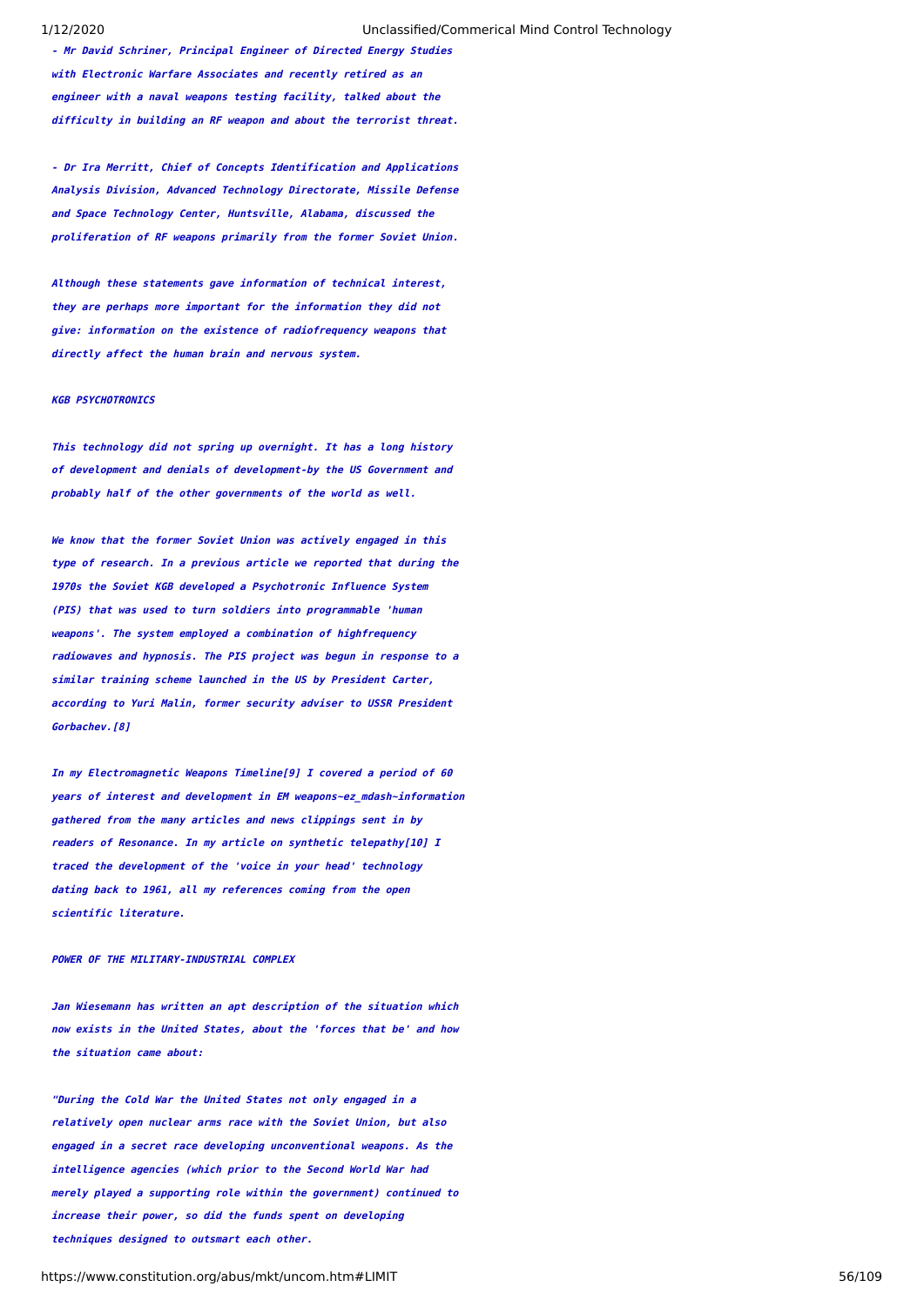- Mr David Schriner, Principal Engineer of Directed Energy Studies with Electronic Warfare Associates and recently retired as an engineer with a naval weapons testing facility, talked about the difficulty in building an RF weapon and about the terrorist threat.

- Dr Ira Merritt, Chief of Concepts Identification and Applications Analysis Division, Advanced Technology Directorate, Missile Defense and Space Technology Center, Huntsville, Alabama, discussed the proliferation of RF weapons primarily from the former Soviet Union.

Although these statements gave information of technical interest, they are perhaps more important for the information they did not give: information on the existence of radiofrequency weapons that directly affect the human brain and nervous system.

KGB PSYCHOTRONICS

This technology did not spring up overnight. It has a long history of development and denials of development-by the US Government and probably half of the other governments of the world as well.

We know that the former Soviet Union was actively engaged in this type of research. In a previous article we reported that during the 1970s the Soviet KGB developed a Psychotronic Influence System (PIS) that was used to turn soldiers into programmable 'human weapons'. The system employed a combination of highfrequency radiowaves and hypnosis. The PIS project was begun in response to a similar training scheme launched in the US by President Carter, according to Yuri Malin, former security adviser to USSR President Gorbachev.[8]

In my Electromagnetic Weapons Timeline[9] I covered a period of 60 years of interest and development in EM weapons~ez_mdash~information gathered from the many articles and news clippings sent in by readers of Resonance. In my article on synthetic telepathy[10] I traced the development of the 'voice in your head' technology dating back to 1961, all my references coming from the open scientific literature.

POWER OF THE MILITARY-INDUSTRIAL COMPLEX

Jan Wiesemann has written an apt description of the situation which now exists in the United States, about the 'forces that be' and how the situation came about:

"During the Cold War the United States not only engaged in a relatively open nuclear arms race with the Soviet Union, but also engaged in a secret race developing unconventional weapons. As the intelligence agencies (which prior to the Second World War had merely played a supporting role within the government) continued to increase their power, so did the funds spent on developing techniques designed to outsmart each other.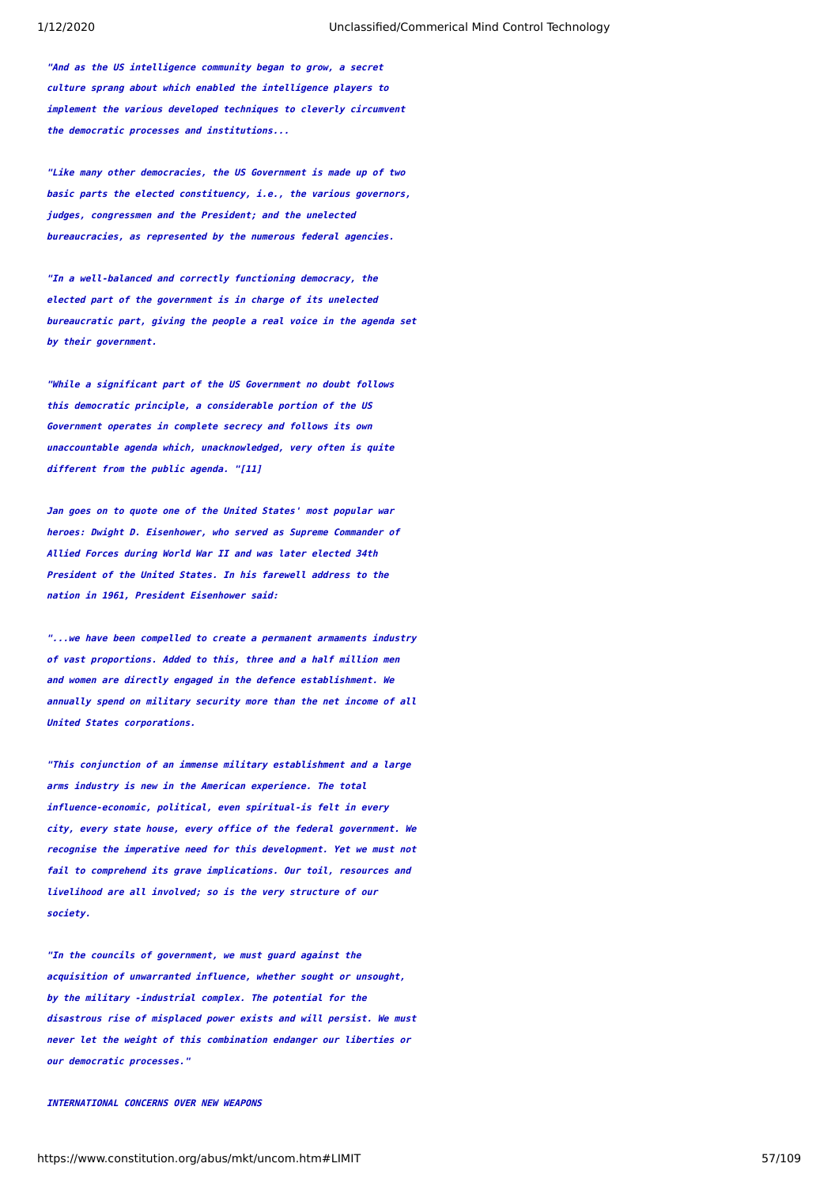*"And as the US intelligence community began to grow, a secret culture sprang about which enabled the intelligence players to implement the various developed techniques to cleverly circumvent the democratic processes and institutions...*

*"Like many other democracies, the US Government is made up of two basic parts the elected constituency, i.e., the various governors, judges, congressmen and the President; and the unelected bureaucracies, as represented by the numerous federal agencies.*

*"In a well-balanced and correctly functioning democracy, the elected part of the government is in charge of its unelected bureaucratic part, giving the people a real voice in the agenda set by their government.*

*"While a significant part of the US Government no doubt follows this democratic principle, a considerable portion of the US Government operates in complete secrecy and follows its own unaccountable agenda which, unacknowledged, very often is quite different from the public agenda. "[11]*

*Jan goes on to quote one of the United States' most popular war heroes: Dwight D. Eisenhower, who served as Supreme Commander of Allied Forces during World War II and was later elected 34th President of the United States. In his farewell address to the nation in 1961, President Eisenhower said:*

*"...we have been compelled to create a permanent armaments industry of vast proportions. Added to this, three and a half million men and women are directly engaged in the defence establishment. We annually spend on military security more than the net income of all United States corporations.*

*"This conjunction of an immense military establishment and a large arms industry is new in the American experience. The total influence-economic, political, even spiritual-is felt in every city, every state house, every office of the federal government. We recognise the imperative need for this development. Yet we must not fail to comprehend its grave implications. Our toil, resources and livelihood are all involved; so is the very structure of our society.*

*"In the councils of government, we must guard against the acquisition of unwarranted influence, whether sought or unsought, by the military -industrial complex. The potential for the disastrous rise of misplaced power exists and will persist. We must never let the weight of this combination endanger our liberties or our democratic processes."*

***INTERNATIONAL CONCERNS OVER NEW WEAPONS***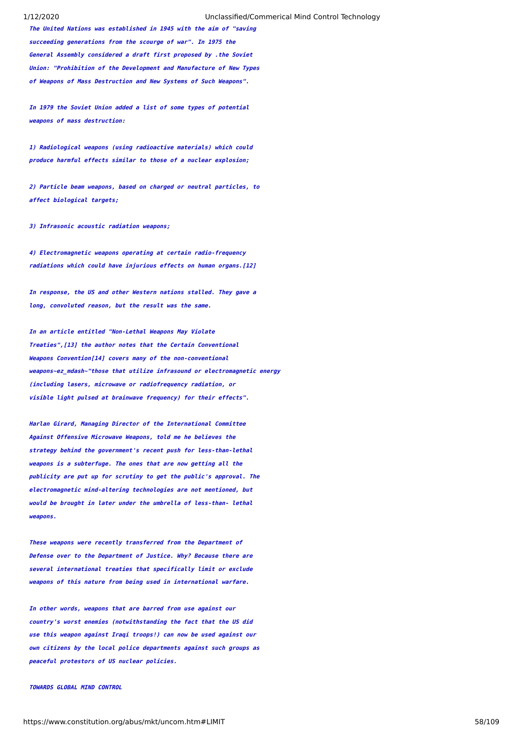*The United Nations was established in 1945 with the aim of "saving succeeding generations from the scourge of war". In 1975 the General Assembly considered a draft first proposed by .the Soviet Union: "Prohibition of the Development and Manufacture of New Types of Weapons of Mass Destruction and New Systems of Such Weapons".*

*In 1979 the Soviet Union added a list of some types of potential weapons of mass destruction:*

*1) Radiological weapons (using radioactive materials) which could produce harmful effects similar to those of a nuclear explosion;*

*2) Particle beam weapons, based on charged or neutral particles, to affect biological targets;*

*3) Infrasonic acoustic radiation weapons;*

*4) Electromagnetic weapons operating at certain radio-frequency radiations which could have injurious effects on human organs.[12]*

*In response, the US and other Western nations stalled. They gave a long, convoluted reason, but the result was the same.*

*In an article entitled "Non-Lethal Weapons May Violate Treaties",[13] the author notes that the Certain Conventional Weapons Convention[14] covers many of the non-conventional weapons~ez_mdash~"those that utilize infrasound or electromagnetic energy (including lasers, microwave or radiofrequency radiation, or visible light pulsed at brainwave frequency) for their effects".*

*Harlan Girard, Managing Director of the International Committee Against Offensive Microwave Weapons, told me he believes the strategy behind the government's recent push for less-than-lethal weapons is a subterfuge. The ones that are now getting all the publicity are put up for scrutiny to get the public's approval. The electromagnetic mind-altering technologies are not mentioned, but would be brought in later under the umbrella of less-than- lethal weapons.*

*These weapons were recently transferred from the Department of Defense over to the Department of Justice. Why? Because there are several international treaties that specifically limit or exclude weapons of this nature from being used in international warfare.*

*In other words, weapons that are barred from use against our country's worst enemies (notwithstanding the fact that the US did use this weapon against Iraqi troops!) can now be used against our own citizens by the local police departments against such groups as peaceful protestors of US nuclear policies.*

***TOWARDS GLOBAL MIND CONTROL***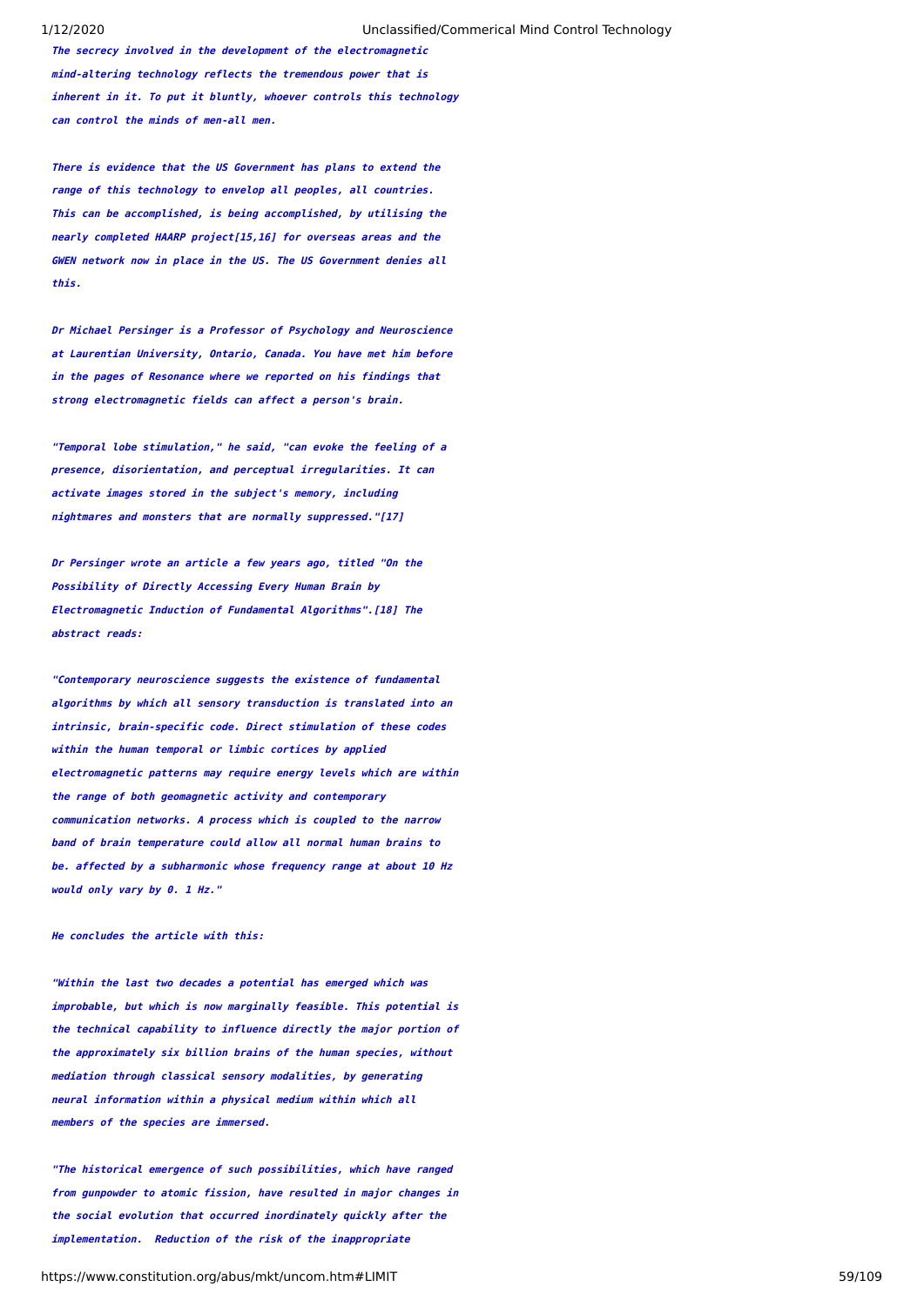*The secrecy involved in the development of the electromagnetic mind-altering technology reflects the tremendous power that is inherent in it. To put it bluntly, whoever controls this technology can control the minds of men-all men.*

*There is evidence that the US Government has plans to extend the range of this technology to envelop all peoples, all countries. This can be accomplished, is being accomplished, by utilising the nearly completed HAARP project[15,16] for overseas areas and the GWEN network now in place in the US. The US Government denies all this.*

*Dr Michael Persinger is a Professor of Psychology and Neuroscience at Laurentian University, Ontario, Canada. You have met him before in the pages of Resonance where we reported on his findings that strong electromagnetic fields can affect a person's brain.*

*"Temporal lobe stimulation," he said, "can evoke the feeling of a presence, disorientation, and perceptual irregularities. It can activate images stored in the subject's memory, including nightmares and monsters that are normally suppressed."[17]*

*Dr Persinger wrote an article a few years ago, titled "On the Possibility of Directly Accessing Every Human Brain by Electromagnetic Induction of Fundamental Algorithms".[18] The abstract reads:*

*"Contemporary neuroscience suggests the existence of fundamental algorithms by which all sensory transduction is translated into an intrinsic, brain-specific code. Direct stimulation of these codes within the human temporal or limbic cortices by applied electromagnetic patterns may require energy levels which are within the range of both geomagnetic activity and contemporary communication networks. A process which is coupled to the narrow band of brain temperature could allow all normal human brains to be. affected by a subharmonic whose frequency range at about 10 Hz would only vary by 0. 1 Hz."*

*He concludes the article with this:*

*"Within the last two decades a potential has emerged which was improbable, but which is now marginally feasible. This potential is the technical capability to influence directly the major portion of the approximately six billion brains of the human species, without mediation through classical sensory modalities, by generating neural information within a physical medium within which all members of the species are immersed.*

*"The historical emergence of such possibilities, which have ranged from gunpowder to atomic fission, have resulted in major changes in the social evolution that occurred inordinately quickly after the implementation. Reduction of the risk of the inappropriate*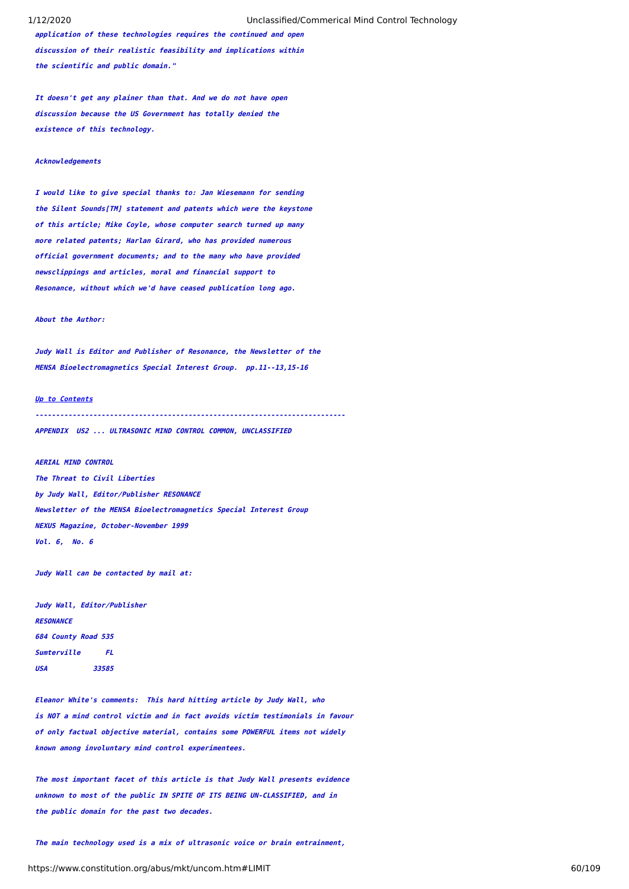*application of these technologies requires the continued and open discussion of their realistic feasibility and implications within the scientific and public domain."*

*It doesn't get any plainer than that. And we do not have open discussion because the US Government has totally denied the existence of this technology.*

***Acknowledgements***

*I would like to give special thanks to: Jan Wiesemann for sending the Silent Sounds[TM] statement and patents which were the keystone of this article; Mike Coyle, whose computer search turned up many more related patents; Harlan Girard, who has provided numerous official government documents; and to the many who have provided newsclippings and articles, moral and financial support to Resonance, without which we'd have ceased publication long ago.*

***About the Author:***

*Judy Wall is Editor and Publisher of Resonance, the Newsletter of the MENSA Bioelectromagnetics Special Interest Group. pp.11--13,15-16*

[Up to Contents]

---

***APPENDIX US2 ... ULTRASONIC MIND CONTROL COMMON, UNCLASSIFIED***

***AERIAL MIND CONTROL***
***The Threat to Civil Liberties***
***by Judy Wall, Editor/Publisher RESONANCE***
***Newsletter of the MENSA Bioelectromagnetics Special Interest Group***
***NEXUS Magazine, October-November 1999***
***Vol. 6, No. 6***

***Judy Wall can be contacted by mail at:***

***Judy Wall, Editor/Publisher***
***RESONANCE***
***684 County Road 535***
***Sumterville FL***
***USA 33585***

***Eleanor White's comments: This hard hitting article by Judy Wall, who is NOT a mind control victim and in fact avoids victim testimonials in favour of only factual objective material, contains some POWERFUL items not widely known among involuntary mind control experimentees.***

***The most important facet of this article is that Judy Wall presents evidence unknown to most of the public IN SPITE OF ITS BEING UN-CLASSIFIED, and in the public domain for the past two decades.***

***The main technology used is a mix of ultrasonic voice or brain entrainment,***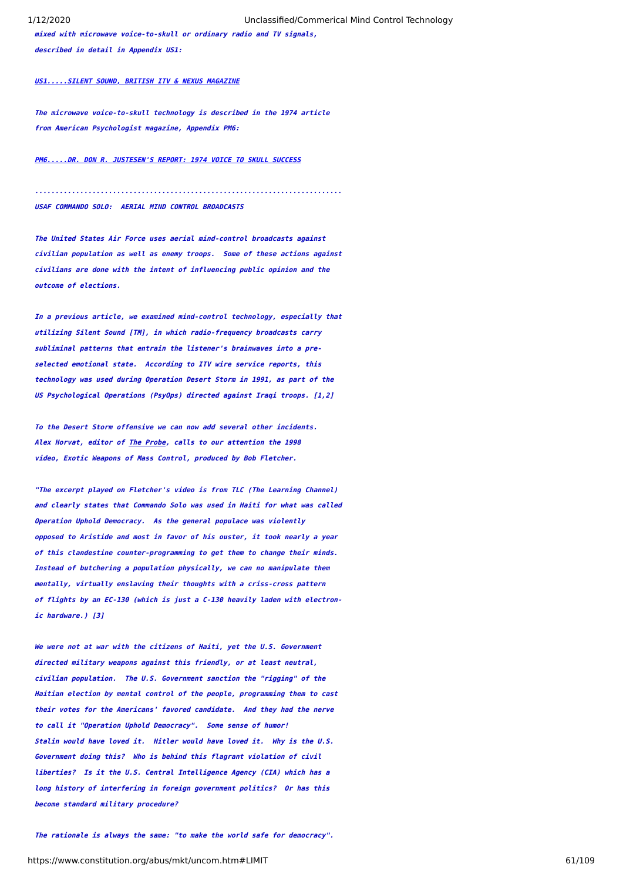mixed with microwave voice-to-skull or ordinary radio and TV signals, described in detail in Appendix US1:

US1.....SILENT SOUND, BRITISH ITV & NEXUS MAGAZINE

The microwave voice-to-skull technology is described in the 1974 article from American Psychologist magazine, Appendix PM6:

PM6.....DR. DON R. JUSTESEN'S REPORT: 1974 VOICE TO SKULL SUCCESS

.........................................................................

USAF COMMANDO SOLO: AERIAL MIND CONTROL BROADCASTS

The United States Air Force uses aerial mind-control broadcasts against civilian population as well as enemy troops. Some of these actions against civilians are done with the intent of influencing public opinion and the outcome of elections.

In a previous article, we examined mind-control technology, especially that utilizing Silent Sound [TM], in which radio-frequency broadcasts carry subliminal patterns that entrain the listener's brainwaves into a pre-selected emotional state. According to ITV wire service reports, this technology was used during Operation Desert Storm in 1991, as part of the US Psychological Operations (PsyOps) directed against Iraqi troops. [1,2]

To the Desert Storm offensive we can now add several other incidents. Alex Horvat, editor of The Probe, calls to our attention the 1998 video, Exotic Weapons of Mass Control, produced by Bob Fletcher.

"The excerpt played on Fletcher's video is from TLC (The Learning Channel) and clearly states that Commando Solo was used in Haiti for what was called Operation Uphold Democracy. As the general populace was violently opposed to Aristide and most in favor of his ouster, it took nearly a year of this clandestine counter-programming to get them to change their minds. Instead of butchering a population physically, we can no manipulate them mentally, virtually enslaving their thoughts with a criss-cross pattern of flights by an EC-130 (which is just a C-130 heavily laden with electronic hardware.) [3]

We were not at war with the citizens of Haiti, yet the U.S. Government directed military weapons against this friendly, or at least neutral, civilian population. The U.S. Government sanction the "rigging" of the Haitian election by mental control of the people, programming them to cast their votes for the Americans' favored candidate. And they had the nerve to call it "Operation Uphold Democracy". Some sense of humor! Stalin would have loved it. Hitler would have loved it. Why is the U.S. Government doing this? Who is behind this flagrant violation of civil liberties? Is it the U.S. Central Intelligence Agency (CIA) which has a long history of interfering in foreign government politics? Or has this become standard military procedure?

The rationale is always the same: "to make the world safe for democracy".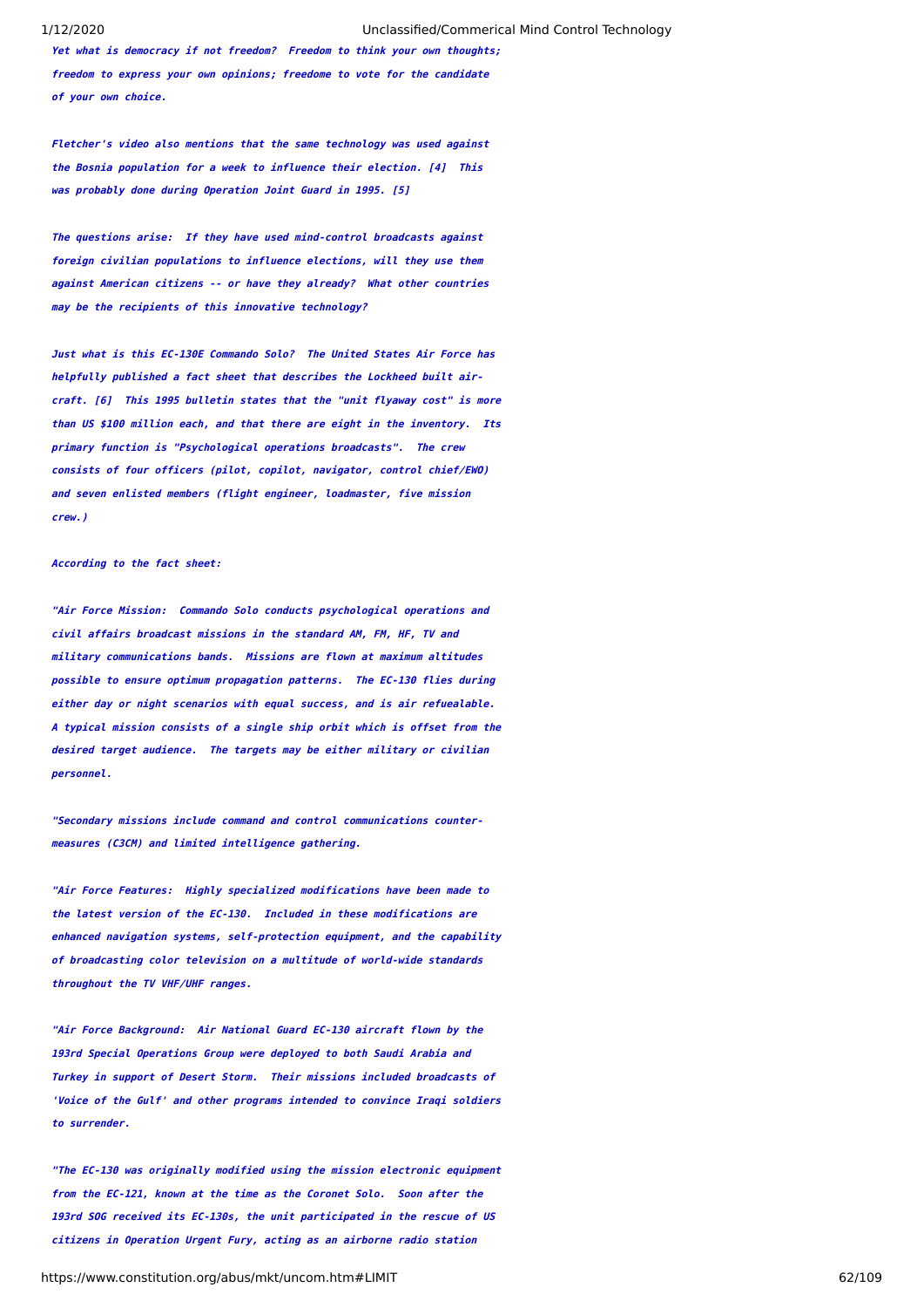*Yet what is democracy if not freedom? Freedom to think your own thoughts; freedom to express your own opinions; freedome to vote for the candidate of your own choice.*

*Fletcher's video also mentions that the same technology was used against the Bosnia population for a week to influence their election. [4] This was probably done during Operation Joint Guard in 1995. [5]*

*The questions arise: If they have used mind-control broadcasts against foreign civilian populations to influence elections, will they use them against American citizens -- or have they already? What other countries may be the recipients of this innovative technology?*

*Just what is this EC-130E Commando Solo? The United States Air Force has helpfully published a fact sheet that describes the Lockheed built air-craft. [6] This 1995 bulletin states that the "unit flyaway cost" is more than US $100 million each, and that there are eight in the inventory. Its primary function is "Psychological operations broadcasts". The crew consists of four officers (pilot, copilot, navigator, control chief/EWO) and seven enlisted members (flight engineer, loadmaster, five mission crew.)*

*According to the fact sheet:*

*"Air Force Mission: Commando Solo conducts psychological operations and civil affairs broadcast missions in the standard AM, FM, HF, TV and military communications bands. Missions are flown at maximum altitudes possible to ensure optimum propagation patterns. The EC-130 flies during either day or night scenarios with equal success, and is air refuealable. A typical mission consists of a single ship orbit which is offset from the desired target audience. The targets may be either military or civilian personnel.*

*"Secondary missions include command and control communications counter-measures (C3CM) and limited intelligence gathering.*

*"Air Force Features: Highly specialized modifications have been made to the latest version of the EC-130. Included in these modifications are enhanced navigation systems, self-protection equipment, and the capability of broadcasting color television on a multitude of world-wide standards throughout the TV VHF/UHF ranges.*

*"Air Force Background: Air National Guard EC-130 aircraft flown by the 193rd Special Operations Group were deployed to both Saudi Arabia and Turkey in support of Desert Storm. Their missions included broadcasts of 'Voice of the Gulf' and other programs intended to convince Iraqi soldiers to surrender.*

*"The EC-130 was originally modified using the mission electronic equipment from the EC-121, known at the time as the Coronet Solo. Soon after the 193rd SOG received its EC-130s, the unit participated in the rescue of US citizens in Operation Urgent Fury, acting as an airborne radio station*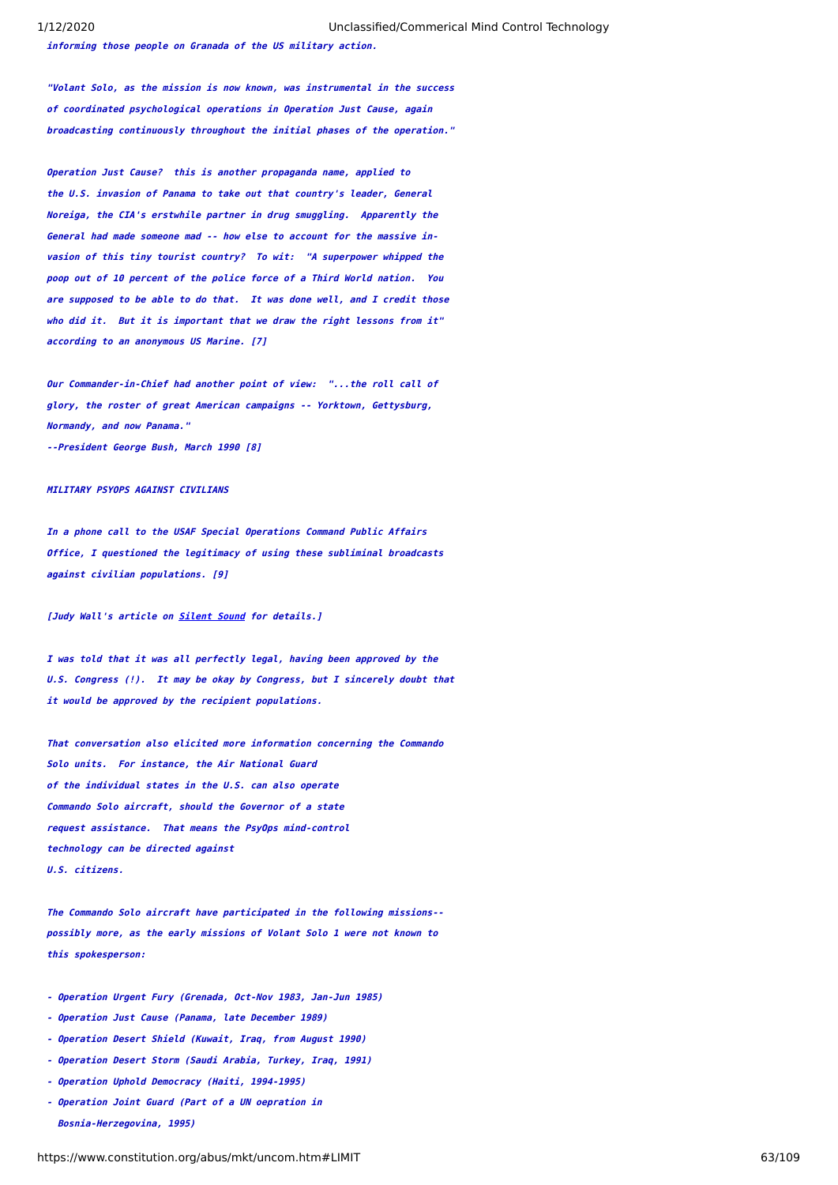*informing those people on Granada of the US military action.*

*"Volant Solo, as the mission is now known, was instrumental in the success of coordinated psychological operations in Operation Just Cause, again broadcasting continuously throughout the initial phases of the operation."*

*Operation Just Cause? this is another propaganda name, applied to the U.S. invasion of Panama to take out that country's leader, General Noreiga, the CIA's erstwhile partner in drug smuggling. Apparently the General had made someone mad -- how else to account for the massive invasion of this tiny tourist country? To wit: "A superpower whipped the poop out of 10 percent of the police force of a Third World nation. You are supposed to be able to do that. It was done well, and I credit those who did it. But it is important that we draw the right lessons from it" according to an anonymous US Marine. [7]*

*Our Commander-in-Chief had another point of view: "...the roll call of glory, the roster of great American campaigns -- Yorktown, Gettysburg, Normandy, and now Panama."*
*--President George Bush, March 1990 [8]*

***MILITARY PSYOPS AGAINST CIVILIANS***

*In a phone call to the USAF Special Operations Command Public Affairs Office, I questioned the legitimacy of using these subliminal broadcasts against civilian populations. [9]*

*[Judy Wall's article on Silent Sound for details.]*

*I was told that it was all perfectly legal, having been approved by the U.S. Congress (!). It may be okay by Congress, but I sincerely doubt that it would be approved by the recipient populations.*

*That conversation also elicited more information concerning the Commando Solo units. For instance, the Air National Guard of the individual states in the U.S. can also operate Commando Solo aircraft, should the Governor of a state request assistance. That means the PsyOps mind-control technology can be directed against U.S. citizens.*

*The Commando Solo aircraft have participated in the following missions-- possibly more, as the early missions of Volant Solo 1 were not known to this spokesperson:*

- *Operation Urgent Fury (Grenada, Oct-Nov 1983, Jan-Jun 1985)*
- *Operation Just Cause (Panama, late December 1989)*
- *Operation Desert Shield (Kuwait, Iraq, from August 1990)*
- *Operation Desert Storm (Saudi Arabia, Turkey, Iraq, 1991)*
- *Operation Uphold Democracy (Haiti, 1994-1995)*
- *Operation Joint Guard (Part of a UN oepration in Bosnia-Herzegovina, 1995)*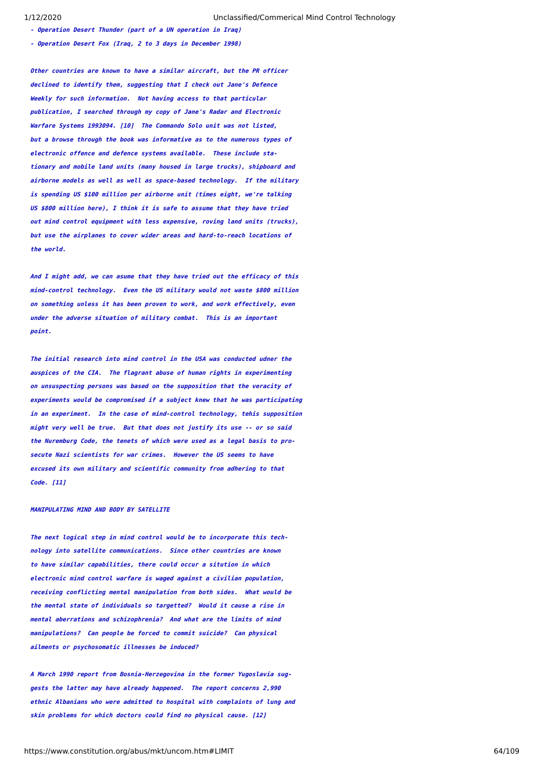- Operation Desert Thunder (part of a UN operation in Iraq)

- Operation Desert Fox (Iraq, 2 to 3 days in December 1998)

Other countries are known to have a similar aircraft, but the PR officer declined to identify them, suggesting that I check out Jane's Defence Weekly for such information. Not having access to that particular publication, I searched through my copy of Jane's Radar and Electronic Warfare Systems 1993094. [10] The Commando Solo unit was not listed, but a browse through the book was informative as to the numerous types of electronic offence and defence systems available. These include stationary and mobile land units (many housed in large trucks), shipboard and airborne models as well as well as space-based technology. If the military is spending US $100 million per airborne unit (times eight, we're talking US $800 million here), I think it is safe to assume that they have tried out mind control equipment with less expensive, roving land units (trucks), but use the airplanes to cover wider areas and hard-to-reach locations of the world.

And I might add, we can asume that they have tried out the efficacy of this mind-control technology. Even the US military would not waste $800 million on something unless it has been proven to work, and work effectively, even under the adverse situation of military combat. This is an important point.

The initial research into mind control in the USA was conducted udner the auspices of the CIA. The flagrant abuse of human rights in experimenting on unsuspecting persons was based on the supposition that the veracity of experiments would be compromised if a subject knew that he was participating in an experiment. In the case of mind-control technology, tehis supposition might very well be true. But that does not justify its use -- or so said the Nuremburg Code, the tenets of which were used as a legal basis to prosecute Nazi scientists for war crimes. However the US seems to have excused its own military and scientific community from adhering to that Code. [11]

MANIPULATING MIND AND BODY BY SATELLITE

The next logical step in mind control would be to incorporate this technology into satellite communications. Since other countries are known to have similar capabilities, there could occur a sitution in which electronic mind control warfare is waged against a civilian population, receiving conflicting mental manipulation from both sides. What would be the mental state of individuals so targetted? Would it cause a rise in mental aberrations and schizophrenia? And what are the limits of mind manipulations? Can people be forced to commit suicide? Can physical ailments or psychosomatic illnesses be induced?

A March 1990 report from Bosnia-Herzegovina in the former Yugoslavia suggests the latter may have already happened. The report concerns 2,990 ethnic Albanians who were admitted to hospital with complaints of lung and skin problems for which doctors could find no physical cause. [12]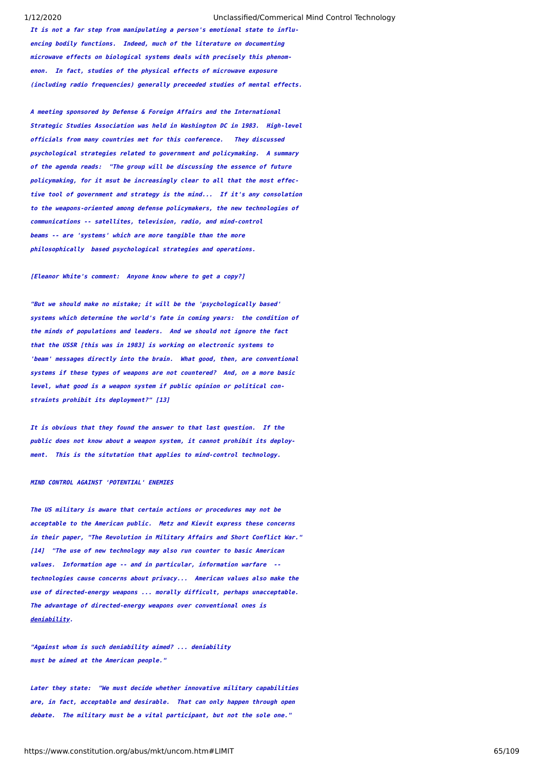*It is not a far step from manipulating a person's emotional state to influencing bodily functions. Indeed, much of the literature on documenting microwave effects on biological systems deals with precisely this phenomenon. In fact, studies of the physical effects of microwave exposure (including radio frequencies) generally preceeded studies of mental effects.*

*A meeting sponsored by Defense & Foreign Affairs and the International Strategic Studies Association was held in Washington DC in 1983. High-level officials from many countries met for this conference. They discussed psychological strategies related to government and policymaking. A summary of the agenda reads: "The group will be discussing the essence of future policymaking, for it msut be increasingly clear to all that the most effective tool of government and strategy is the mind... If it's any consolation to the weapons-oriented among defense policymakers, the new technologies of communications -- satellites, television, radio, and mind-control beams -- are 'systems' which are more tangible than the more philosophically based psychological strategies and operations.*

*[Eleanor White's comment: Anyone know where to get a copy?]*

*"But we should make no mistake; it will be the 'psychologically based' systems which determine the world's fate in coming years: the condition of the minds of populations and leaders. And we should not ignore the fact that the USSR [this was in 1983] is working on electronic systems to 'beam' messages directly into the brain. What good, then, are conventional systems if these types of weapons are not countered? And, on a more basic level, what good is a weapon system if public opinion or political constraints prohibit its deployment?" [13]*

*It is obvious that they found the answer to that last question. If the public does not know about a weapon system, it cannot prohibit its deployment. This is the situtation that applies to mind-control technology.*

***MIND CONTROL AGAINST 'POTENTIAL' ENEMIES***

*The US military is aware that certain actions or procedures may not be acceptable to the American public. Metz and Kievit express these concerns in their paper, "The Revolution in Military Affairs and Short Conflict War." [14] "The use of new technology may also run counter to basic American values. Information age -- and in particular, information warfare -- technologies cause concerns about privacy... American values also make the use of directed-energy weapons ... morally difficult, perhaps unacceptable. The advantage of directed-energy weapons over conventional ones is deniability.*

*"Against whom is such deniability aimed? ... deniability must be aimed at the American people."*

*Later they state: "We must decide whether innovative military capabilities are, in fact, acceptable and desirable. That can only happen through open debate. The military must be a vital participant, but not the sole one."*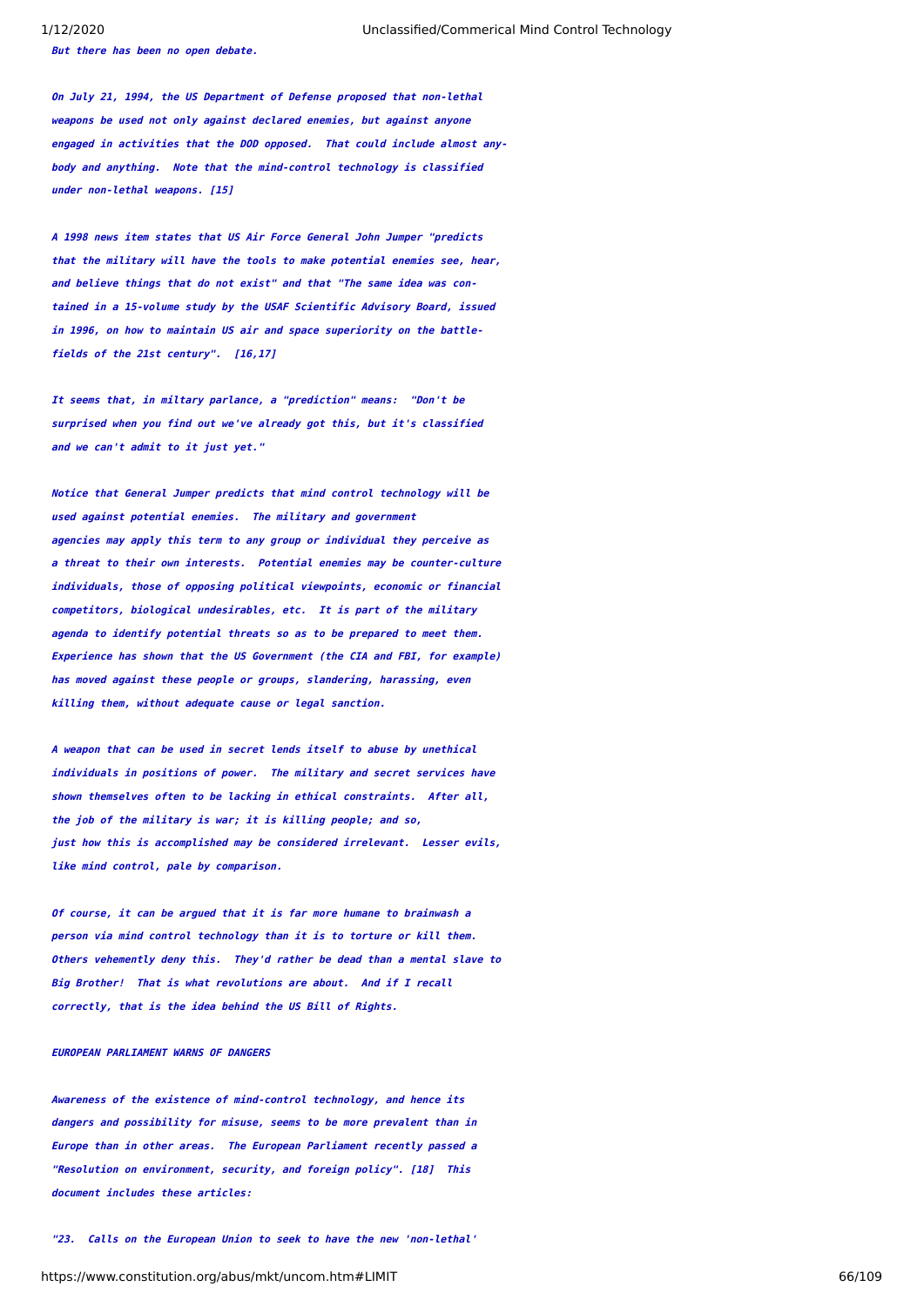*But there has been no open debate.*

*On July 21, 1994, the US Department of Defense proposed that non-lethal weapons be used not only against declared enemies, but against anyone engaged in activities that the DOD opposed. That could include almost anybody and anything. Note that the mind-control technology is classified under non-lethal weapons. [15]*

*A 1998 news item states that US Air Force General John Jumper "predicts that the military will have the tools to make potential enemies see, hear, and believe things that do not exist" and that "The same idea was contained in a 15-volume study by the USAF Scientific Advisory Board, issued in 1996, on how to maintain US air and space superiority on the battlefields of the 21st century". [16,17]*

*It seems that, in miltary parlance, a "prediction" means: "Don't be surprised when you find out we've already got this, but it's classified and we can't admit to it just yet."*

*Notice that General Jumper predicts that mind control technology will be used against potential enemies. The military and government agencies may apply this term to any group or individual they perceive as a threat to their own interests. Potential enemies may be counter-culture individuals, those of opposing political viewpoints, economic or financial competitors, biological undesirables, etc. It is part of the military agenda to identify potential threats so as to be prepared to meet them. Experience has shown that the US Government (the CIA and FBI, for example) has moved against these people or groups, slandering, harassing, even killing them, without adequate cause or legal sanction.*

*A weapon that can be used in secret lends itself to abuse by unethical individuals in positions of power. The military and secret services have shown themselves often to be lacking in ethical constraints. After all, the job of the military is war; it is killing people; and so, just how this is accomplished may be considered irrelevant. Lesser evils, like mind control, pale by comparison.*

*Of course, it can be argued that it is far more humane to brainwash a person via mind control technology than it is to torture or kill them. Others vehemently deny this. They'd rather be dead than a mental slave to Big Brother! That is what revolutions are about. And if I recall correctly, that is the idea behind the US Bill of Rights.*

***EUROPEAN PARLIAMENT WARNS OF DANGERS***

*Awareness of the existence of mind-control technology, and hence its dangers and possibility for misuse, seems to be more prevalent than in Europe than in other areas. The European Parliament recently passed a "Resolution on environment, security, and foreign policy". [18] This document includes these articles:*

*"23. Calls on the European Union to seek to have the new 'non-lethal'*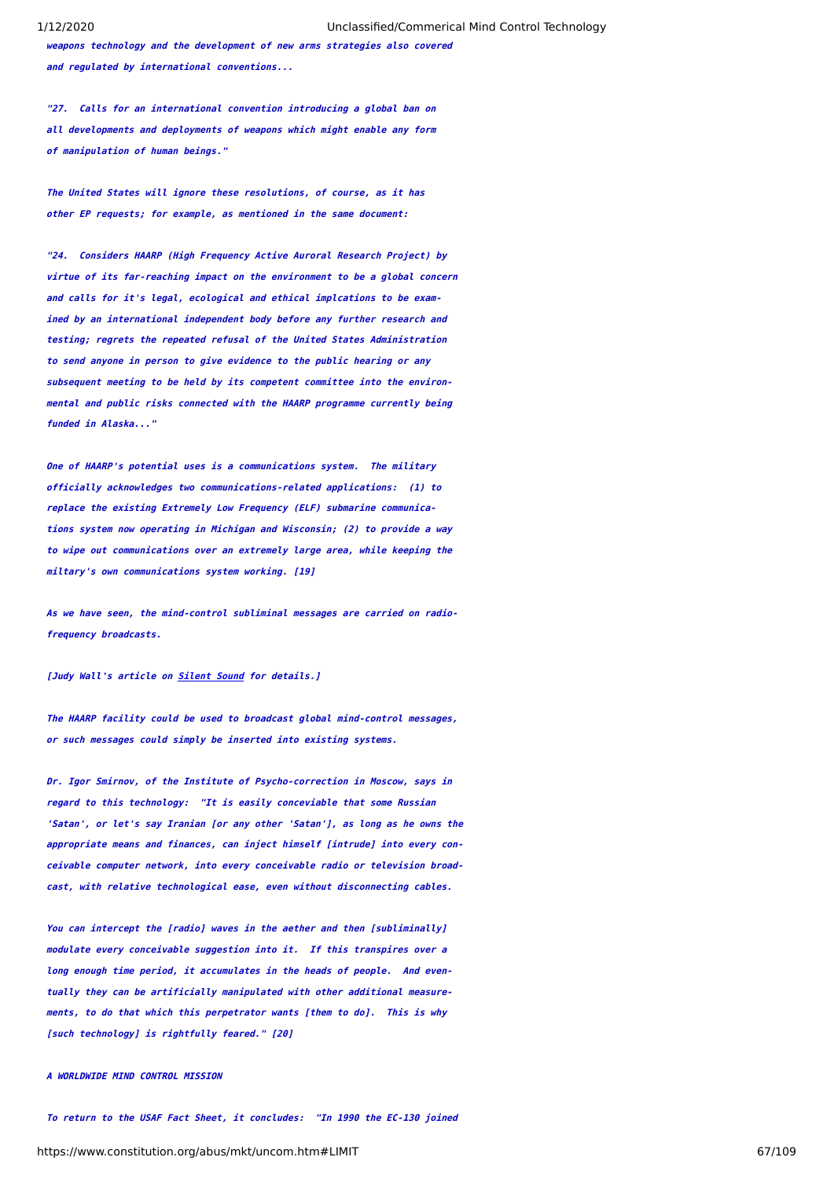*weapons technology and the development of new arms strategies also covered and regulated by international conventions...*

*"27. Calls for an international convention introducing a global ban on all developments and deployments of weapons which might enable any form of manipulation of human beings."*

*The United States will ignore these resolutions, of course, as it has other EP requests; for example, as mentioned in the same document:*

*"24. Considers HAARP (High Frequency Active Auroral Research Project) by virtue of its far-reaching impact on the environment to be a global concern and calls for it's legal, ecological and ethical implcations to be examined by an international independent body before any further research and testing; regrets the repeated refusal of the United States Administration to send anyone in person to give evidence to the public hearing or any subsequent meeting to be held by its competent committee into the environmental and public risks connected with the HAARP programme currently being funded in Alaska..."*

*One of HAARP's potential uses is a communications system. The military officially acknowledges two communications-related applications: (1) to replace the existing Extremely Low Frequency (ELF) submarine communications system now operating in Michigan and Wisconsin; (2) to provide a way to wipe out communications over an extremely large area, while keeping the miltary's own communications system working. [19]*

*As we have seen, the mind-control subliminal messages are carried on radio-frequency broadcasts.*

*[Judy Wall's article on Silent Sound for details.]*

*The HAARP facility could be used to broadcast global mind-control messages, or such messages could simply be inserted into existing systems.*

*Dr. Igor Smirnov, of the Institute of Psycho-correction in Moscow, says in regard to this technology: "It is easily conceivable that some Russian 'Satan', or let's say Iranian [or any other 'Satan'], as long as he owns the appropriate means and finances, can inject himself [intrude] into every conceivable computer network, into every conceivable radio or television broadcast, with relative technological ease, even without disconnecting cables.*

*You can intercept the [radio] waves in the aether and then [subliminally] modulate every conceivable suggestion into it. If this transpires over a long enough time period, it accumulates in the heads of people. And eventually they can be artificially manipulated with other additional measurements, to do that which this perpetrator wants [them to do]. This is why [such technology] is rightfully feared." [20]*

***A WORLDWIDE MIND CONTROL MISSION***

*To return to the USAF Fact Sheet, it concludes: "In 1990 the EC-130 joined*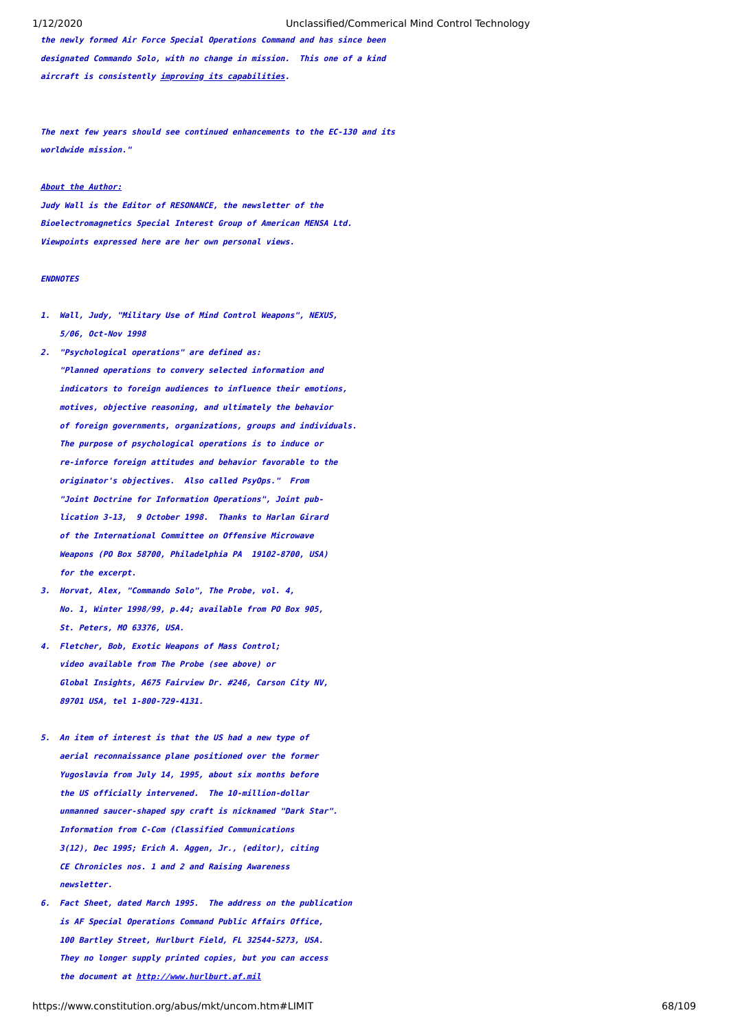*the newly formed Air Force Special Operations Command and has since been designated Commando Solo, with no change in mission. This one of a kind aircraft is consistently improving its capabilities.*

*The next few years should see continued enhancements to the EC-130 and its worldwide mission."*

***About the Author:***

*Judy Wall is the Editor of RESONANCE, the newsletter of the Bioelectromagnetics Special Interest Group of American MENSA Ltd. Viewpoints expressed here are her own personal views.*

***ENDNOTES***

1. *Wall, Judy, "Military Use of Mind Control Weapons", NEXUS, 5/06, Oct-Nov 1998*
2. *"Psychological operations" are defined as: "Planned operations to convery selected information and indicators to foreign audiences to influence their emotions, motives, objective reasoning, and ultimately the behavior of foreign governments, organizations, groups and individuals. The purpose of psychological operations is to induce or re-inforce foreign attitudes and behavior favorable to the originator's objectives. Also called PsyOps." From "Joint Doctrine for Information Operations", Joint publication 3-13, 9 October 1998. Thanks to Harlan Girard of the International Committee on Offensive Microwave Weapons (PO Box 58700, Philadelphia PA 19102-8700, USA) for the excerpt.*
3. *Horvat, Alex, "Commando Solo", The Probe, vol. 4, No. 1, Winter 1998/99, p.44; available from PO Box 905, St. Peters, MO 63376, USA.*
4. *Fletcher, Bob, Exotic Weapons of Mass Control; video available from The Probe (see above) or Global Insights, A675 Fairview Dr. #246, Carson City NV, 89701 USA, tel 1-800-729-4131.*
5. *An item of interest is that the US had a new type of aerial reconnaissance plane positioned over the former Yugoslavia from July 14, 1995, about six months before the US officially intervened. The 10-million-dollar unmanned saucer-shaped spy craft is nicknamed "Dark Star". Information from C-Com (Classified Communications 3(12), Dec 1995; Erich A. Aggen, Jr., (editor), citing CE Chronicles nos. 1 and 2 and Raising Awareness newsletter.*
6. *Fact Sheet, dated March 1995. The address on the publication is AF Special Operations Command Public Affairs Office, 100 Bartley Street, Hurlburt Field, FL 32544-5273, USA. They no longer supply printed copies, but you can access the document at http://www.hurlburt.af.mil*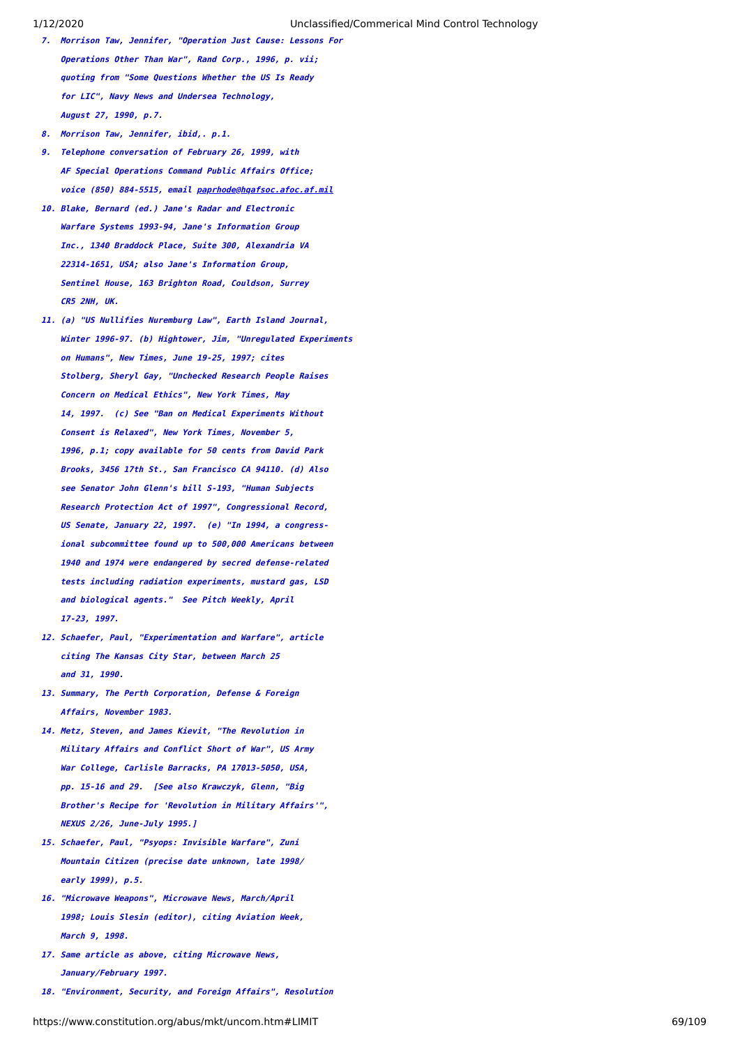7. ***Morrison Taw, Jennifer, "Operation Just Cause: Lessons For Operations Other Than War", Rand Corp., 1996, p. vii; quoting from "Some Questions Whether the US Is Ready for LIC", Navy News and Undersea Technology, August 27, 1990, p.7.***
8. ***Morrison Taw, Jennifer, ibid,. p.1.***
9. ***Telephone conversation of February 26, 1999, with AF Special Operations Command Public Affairs Office; voice (850) 884-5515, email paprhode@hqafsoc.afoc.af.mil***
10. ***Blake, Bernard (ed.) Jane's Radar and Electronic Warfare Systems 1993-94, Jane's Information Group Inc., 1340 Braddock Place, Suite 300, Alexandria VA 22314-1651, USA; also Jane's Information Group, Sentinel House, 163 Brighton Road, Couldson, Surrey CR5 2NH, UK.***
11. ***(a) "US Nullifies Nuremburg Law", Earth Island Journal, Winter 1996-97. (b) Hightower, Jim, "Unregulated Experiments on Humans", New Times, June 19-25, 1997; cites Stolberg, Sheryl Gay, "Unchecked Research People Raises Concern on Medical Ethics", New York Times, May 14, 1997. (c) See "Ban on Medical Experiments Without Consent is Relaxed", New York Times, November 5, 1996, p.1; copy available for 50 cents from David Park Brooks, 3456 17th St., San Francisco CA 94110. (d) Also see Senator John Glenn's bill S-193, "Human Subjects Research Protection Act of 1997", Congressional Record, US Senate, January 22, 1997. (e) "In 1994, a congressional subcommittee found up to 500,000 Americans between 1940 and 1974 were endangered by secred defense-related tests including radiation experiments, mustard gas, LSD and biological agents." See Pitch Weekly, April 17-23, 1997.***
12. ***Schaefer, Paul, "Experimentation and Warfare", article citing The Kansas City Star, between March 25 and 31, 1990.***
13. ***Summary, The Perth Corporation, Defense & Foreign Affairs, November 1983.***
14. ***Metz, Steven, and James Kievit, "The Revolution in Military Affairs and Conflict Short of War", US Army War College, Carlisle Barracks, PA 17013-5050, USA, pp. 15-16 and 29. [See also Krawczyk, Glenn, "Big Brother's Recipe for 'Revolution in Military Affairs'", NEXUS 2/26, June-July 1995.]***
15. ***Schaefer, Paul, "Psyops: Invisible Warfare", Zuni Mountain Citizen (precise date unknown, late 1998/ early 1999), p.5.***
16. ***"Microwave Weapons", Microwave News, March/April 1998; Louis Slesin (editor), citing Aviation Week, March 9, 1998.***
17. ***Same article as above, citing Microwave News, January/February 1997.***
18. ***"Environment, Security, and Foreign Affairs", Resolution***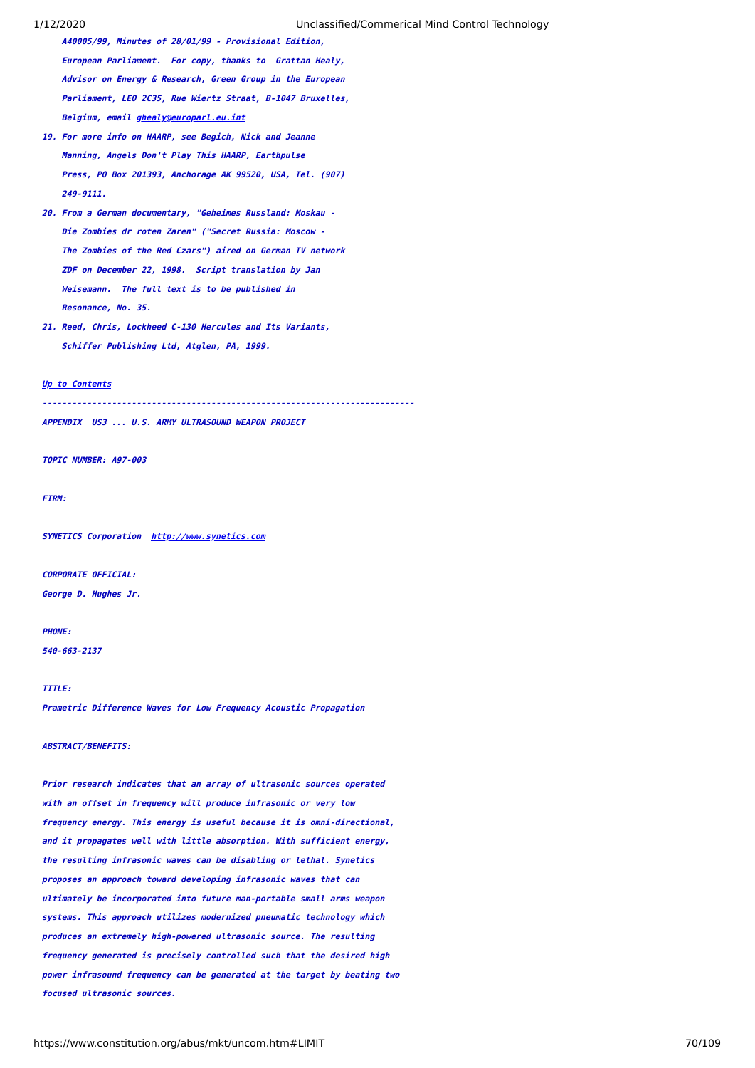A40005/99, Minutes of 28/01/99 - Provisional Edition, European Parliament. For copy, thanks to Grattan Healy, Advisor on Energy & Research, Green Group in the European Parliament, LEO 2C35, Rue Wiertz Straat, B-1047 Bruxelles, Belgium, email ghealy@europarl.eu.int

19. For more info on HAARP, see Begich, Nick and Jeanne Manning, Angels Don't Play This HAARP, Earthpulse Press, PO Box 201393, Anchorage AK 99520, USA, Tel. (907) 249-9111.
20. From a German documentary, "Geheimes Russland: Moskau - Die Zombies dr roten Zaren" ("Secret Russia: Moscow - The Zombies of the Red Czars") aired on German TV network ZDF on December 22, 1998. Script translation by Jan Weisemann. The full text is to be published in Resonance, No. 35.
21. Reed, Chris, Lockheed C-130 Hercules and Its Variants, Schiffer Publishing Ltd, Atglen, PA, 1999.

Up to Contents

---

APPENDIX US3 ... U.S. ARMY ULTRASOUND WEAPON PROJECT

TOPIC NUMBER: A97-003

FIRM:

SYNETICS Corporation http://www.synetics.com

CORPORATE OFFICIAL:

George D. Hughes Jr.

PHONE:

540-663-2137

TITLE:

Prametric Difference Waves for Low Frequency Acoustic Propagation

ABSTRACT/BENEFITS:

Prior research indicates that an array of ultrasonic sources operated with an offset in frequency will produce infrasonic or very low frequency energy. This energy is useful because it is omni-directional, and it propagates well with little absorption. With sufficient energy, the resulting infrasonic waves can be disabling or lethal. Synetics proposes an approach toward developing infrasonic waves that can ultimately be incorporated into future man-portable small arms weapon systems. This approach utilizes modernized pneumatic technology which produces an extremely high-powered ultrasonic source. The resulting frequency generated is precisely controlled such that the desired high power infrasound frequency can be generated at the target by beating two focused ultrasonic sources.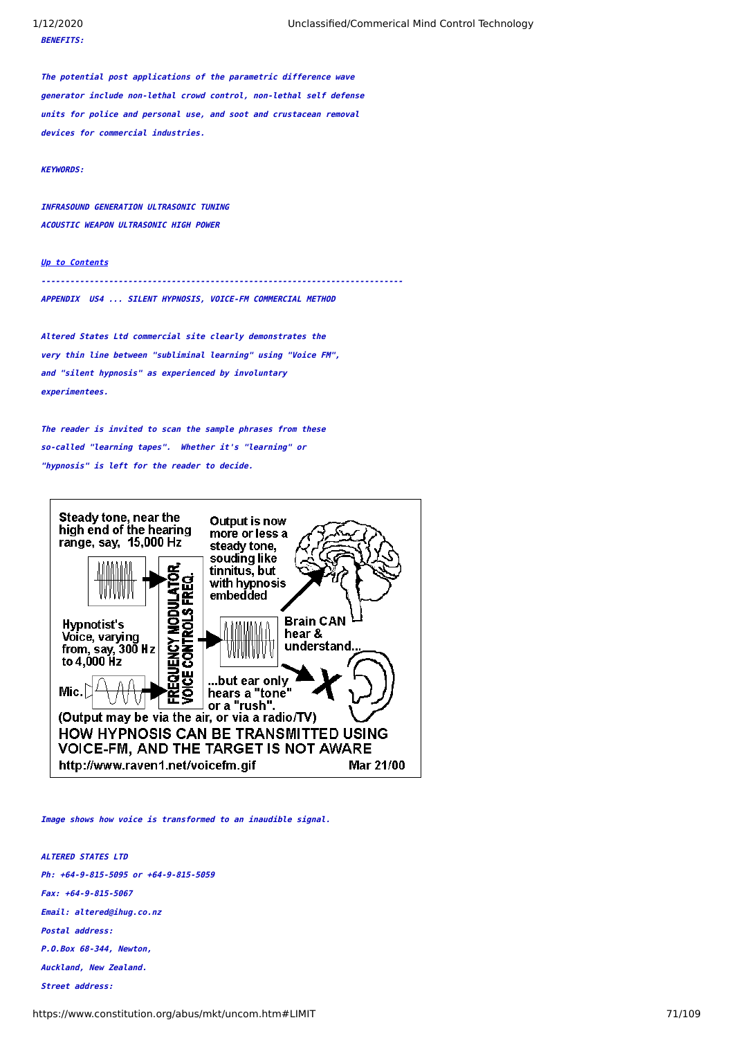***BENEFITS:***

***The potential post applications of the parametric difference wave generator include non-lethal crowd control, non-lethal self defense units for police and personal use, and soot and crustacean removal devices for commercial industries.***

***KEYWORDS:***

***INFRASOUND GENERATION ULTRASONIC TUNING***
***ACOUSTIC WEAPON ULTRASONIC HIGH POWER***

***[Up to Contents]()***

***------------------------------------------------------------------------***

***APPENDIX US4 ... SILENT HYPNOSIS, VOICE-FM COMMERCIAL METHOD***

***Altered States Ltd commercial site clearly demonstrates the very thin line between "subliminal learning" using "Voice FM", and "silent hypnosis" as experienced by involuntary experimentees.***

***The reader is invited to scan the sample phrases from these so-called "learning tapes". Whether it's "learning" or "hypnosis" is left for the reader to decide.***

Steady tone, near the high end of the hearing range, say, 15,000 Hz

Hypnotist's Voice, varying from, say, 300 Hz to 4,000 Hz

Mic.

FREQUENCY MODULATOR, VOICE CONTROLS FREQ.

Output is now more or less a steady tone, souding like tinnitus, but with hypnosis embedded

Brain CAN hear & understand...

...but ear only hears a "tone" or a "rush".

(Output may be via the air, or via a radio/TV)

HOW HYPNOSIS CAN BE TRANSMITTED USING VOICE-FM, AND THE TARGET IS NOT AWARE

http://www.raven1.net/voicefm.gif Mar 21/00

***Image shows how voice is transformed to an inaudible signal.***

***ALTERED STATES LTD***
***Ph: +64-9-815-5095 or +64-9-815-5059***
***Fax: +64-9-815-5067***
***Email: altered@ihug.co.nz***
***Postal address:***
***P.O.Box 68-344, Newton,***
***Auckland, New Zealand.***
***Street address:***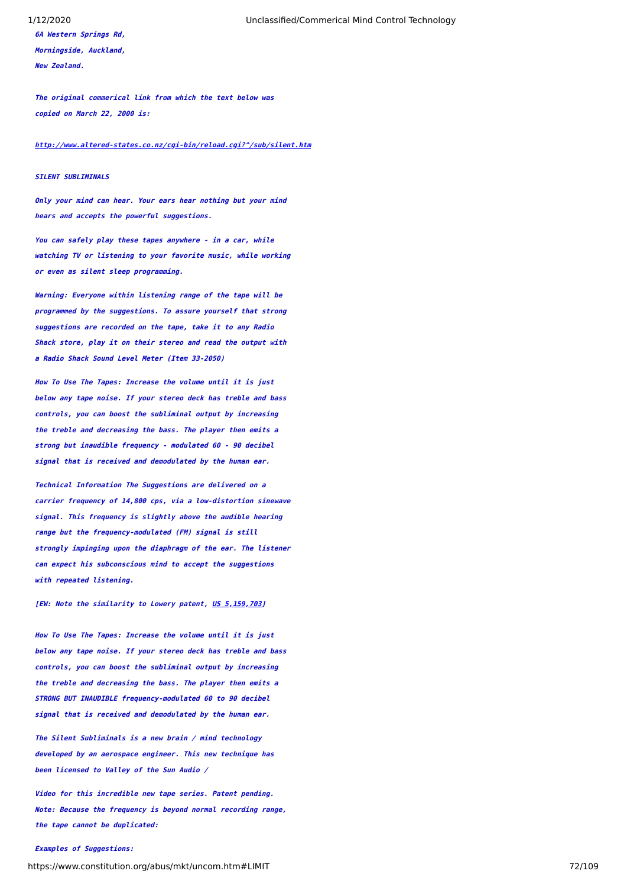*6A Western Springs Rd,*

*Morningside, Auckland,*

*New Zealand.*

*The original commerical link from which the text below was copied on March 22, 2000 is:*

*http://www.altered-states.co.nz/cgi-bin/reload.cgi?^/sub/silent.htm*

***SILENT SUBLIMINALS***

*Only your mind can hear. Your ears hear nothing but your mind hears and accepts the powerful suggestions.*

*You can safely play these tapes anywhere - in a car, while watching TV or listening to your favorite music, while working or even as silent sleep programming.*

*Warning: Everyone within listening range of the tape will be programmed by the suggestions. To assure yourself that strong suggestions are recorded on the tape, take it to any Radio Shack store, play it on their stereo and read the output with a Radio Shack Sound Level Meter (Item 33-2050)*

*How To Use The Tapes: Increase the volume until it is just below any tape noise. If your stereo deck has treble and bass controls, you can boost the subliminal output by increasing the treble and decreasing the bass. The player then emits a strong but inaudible frequency - modulated 60 - 90 decibel signal that is received and demodulated by the human ear.*

*Technical Information The Suggestions are delivered on a carrier frequency of 14,800 cps, via a low-distortion sinewave signal. This frequency is slightly above the audible hearing range but the frequency-modulated (FM) signal is still strongly impinging upon the diaphragm of the ear. The listener can expect his subconscious mind to accept the suggestions with repeated listening.*

*[EW: Note the similarity to Lowery patent, US 5,159,703]*

*How To Use The Tapes: Increase the volume until it is just below any tape noise. If your stereo deck has treble and bass controls, you can boost the subliminal output by increasing the treble and decreasing the bass. The player then emits a STRONG BUT INAUDIBLE frequency-modulated 60 to 90 decibel signal that is received and demodulated by the human ear.*

*The Silent Subliminals is a new brain / mind technology developed by an aerospace engineer. This new technique has been licensed to Valley of the Sun Audio /*

*Video for this incredible new tape series. Patent pending. Note: Because the frequency is beyond normal recording range, the tape cannot be duplicated:*

*Examples of Suggestions:*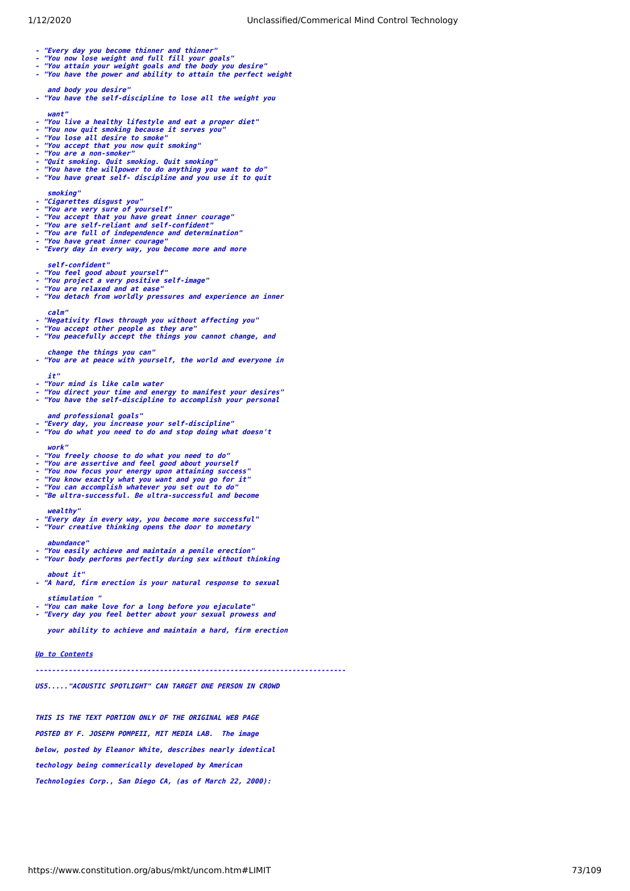- "Every day you become thinner and thinner"
- "You now lose weight and full fill your goals"
- "You attain your weight goals and the body you desire"
- "You have the power and ability to attain the perfect weight and body you desire"
- "You have the self-discipline to lose all the weight you want"
- "You live a healthy lifestyle and eat a proper diet"
- "You now quit smoking because it serves you"
- "You lose all desire to smoke"
- "You accept that you now quit smoking"
- "You are a non-smoker"
- "Quit smoking. Quit smoking. Quit smoking"
- "You have the willpower to do anything you want to do"
- "You have great self- discipline and you use it to quit smoking"
- "Cigarettes disgust you"
- "You are very sure of yourself"
- "You accept that you have great inner courage"
- "You are self-reliant and self-confident"
- "You are full of independence and determination"
- "You have great inner courage"
- "Every day in every way, you become more and more self-confident"
- "You feel good about yourself"
- "You project a very positive self-image"
- "You are relaxed and at ease"
- "You detach from worldly pressures and experience an inner calm"
- "Negativity flows through you without affecting you"
- "You accept other people as they are"
- "You peacefully accept the things you cannot change, and change the things you can"
- "You are at peace with yourself, the world and everyone in it"
- "Your mind is like calm water
- "You direct your time and energy to manifest your desires"
- "You have the self-discipline to accomplish your personal and professional goals"
- "Every day, you increase your self-discipline"
- "You do what you need to do and stop doing what doesn't work"
- "You freely choose to do what you need to do"
- "You are assertive and feel good about yourself
- "You now focus your energy upon attaining success"
- "You know exactly what you want and you go for it"
- "You can accomplish whatever you set out to do"
- "Be ultra-successful. Be ultra-successful and become wealthy"
- "Every day in every way, you become more successful"
- "Your creative thinking opens the door to monetary abundance"
- "You easily achieve and maintain a penile erection"
- "Your body performs perfectly during sex without thinking about it"
- "A hard, firm erection is your natural response to sexual stimulation "
- "You can make love for a long before you ejaculate"
- "Every day you feel better about your sexual prowess and your ability to achieve and maintain a hard, firm erection

Up to Contents

---

US5....."ACOUSTIC SPOTLIGHT" CAN TARGET ONE PERSON IN CROWD

THIS IS THE TEXT PORTION ONLY OF THE ORIGINAL WEB PAGE POSTED BY F. JOSEPH POMPEII, MIT MEDIA LAB. The image below, posted by Eleanor White, describes nearly identical techology being commerically developed by American Technologies Corp., San Diego CA, (as of March 22, 2000):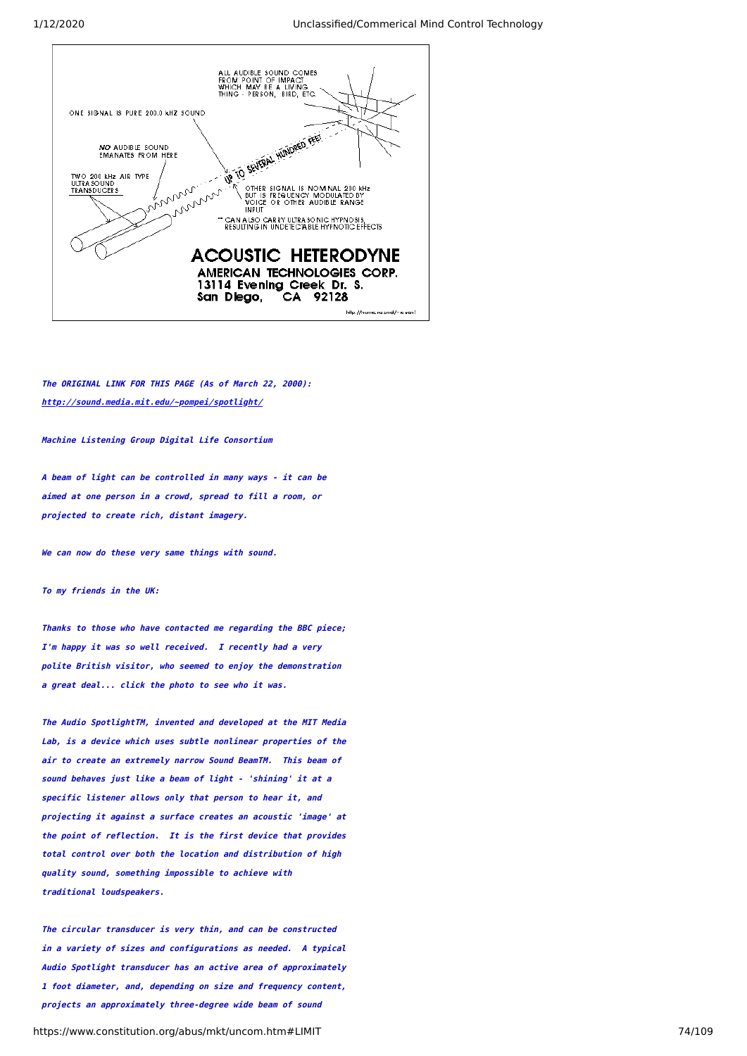ALL AUDIBLE SOUND COMES FROM POINT OF IMPACT WHICH MAY BE A LIVING THING - PERSON, BIRD, ETC.

ONE SIGNAL IS PURE 200.0 kHZ SOUND

*NO* AUDIBLE SOUND EMANATES FROM HERE

UP TO SEVERAL HUNDRED FEET

TWO 200 kHz AIR TYPE ULTRA SOUND TRANSDUCERS

OTHER SIGNAL IS NOMINAL 200 kHz BUT IS FREQUENCY MODULATED BY VOICE OR OTHER AUDIBLE RANGE INPUT

** CAN ALSO CARRY ULTRASONIC HYPNOSIS, RESULTING IN UNDETECTABLE HYPNOTIC EFFECTS

**ACOUSTIC HETERODYNE**

**AMERICAN TECHNOLOGIES CORP.**
**13114 Evening Creek Dr. S.**
**San Diego, CA 92128**

***The ORIGINAL LINK FOR THIS PAGE (As of March 22, 2000):***
***http://sound.media.mit.edu/~pompei/spotlight/***

***Machine Listening Group Digital Life Consortium***

***A beam of light can be controlled in many ways - it can be aimed at one person in a crowd, spread to fill a room, or projected to create rich, distant imagery.***

***We can now do these very same things with sound.***

***To my friends in the UK:***

***Thanks to those who have contacted me regarding the BBC piece; I'm happy it was so well received. I recently had a very polite British visitor, who seemed to enjoy the demonstration a great deal... click the photo to see who it was.***

***The Audio SpotlightTM, invented and developed at the MIT Media Lab, is a device which uses subtle nonlinear properties of the air to create an extremely narrow Sound BeamTM. This beam of sound behaves just like a beam of light - 'shining' it at a specific listener allows only that person to hear it, and projecting it against a surface creates an acoustic 'image' at the point of reflection. It is the first device that provides total control over both the location and distribution of high quality sound, something impossible to achieve with traditional loudspeakers.***

***The circular transducer is very thin, and can be constructed in a variety of sizes and configurations as needed. A typical Audio Spotlight transducer has an active area of approximately 1 foot diameter, and, depending on size and frequency content, projects an approximately three-degree wide beam of sound***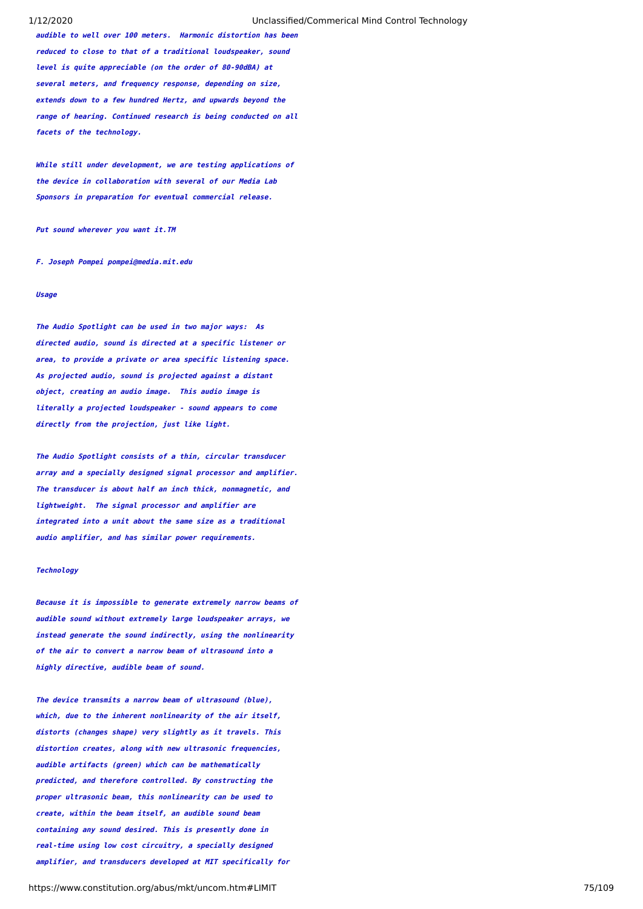*audible to well over 100 meters. Harmonic distortion has been reduced to close to that of a traditional loudspeaker, sound level is quite appreciable (on the order of 80-90dBA) at several meters, and frequency response, depending on size, extends down to a few hundred Hertz, and upwards beyond the range of hearing. Continued research is being conducted on all facets of the technology.*

*While still under development, we are testing applications of the device in collaboration with several of our Media Lab Sponsors in preparation for eventual commercial release.*

*Put sound wherever you want it.TM*

*F. Joseph Pompei pompei@media.mit.edu*

### *Usage*

*The Audio Spotlight can be used in two major ways: As directed audio, sound is directed at a specific listener or area, to provide a private or area specific listening space. As projected audio, sound is projected against a distant object, creating an audio image. This audio image is literally a projected loudspeaker - sound appears to come directly from the projection, just like light.*

*The Audio Spotlight consists of a thin, circular transducer array and a specially designed signal processor and amplifier. The transducer is about half an inch thick, nonmagnetic, and lightweight. The signal processor and amplifier are integrated into a unit about the same size as a traditional audio amplifier, and has similar power requirements.*

### *Technology*

*Because it is impossible to generate extremely narrow beams of audible sound without extremely large loudspeaker arrays, we instead generate the sound indirectly, using the nonlinearity of the air to convert a narrow beam of ultrasound into a highly directive, audible beam of sound.*

*The device transmits a narrow beam of ultrasound (blue), which, due to the inherent nonlinearity of the air itself, distorts (changes shape) very slightly as it travels. This distortion creates, along with new ultrasonic frequencies, audible artifacts (green) which can be mathematically predicted, and therefore controlled. By constructing the proper ultrasonic beam, this nonlinearity can be used to create, within the beam itself, an audible sound beam containing any sound desired. This is presently done in real-time using low cost circuitry, a specially designed amplifier, and transducers developed at MIT specifically for*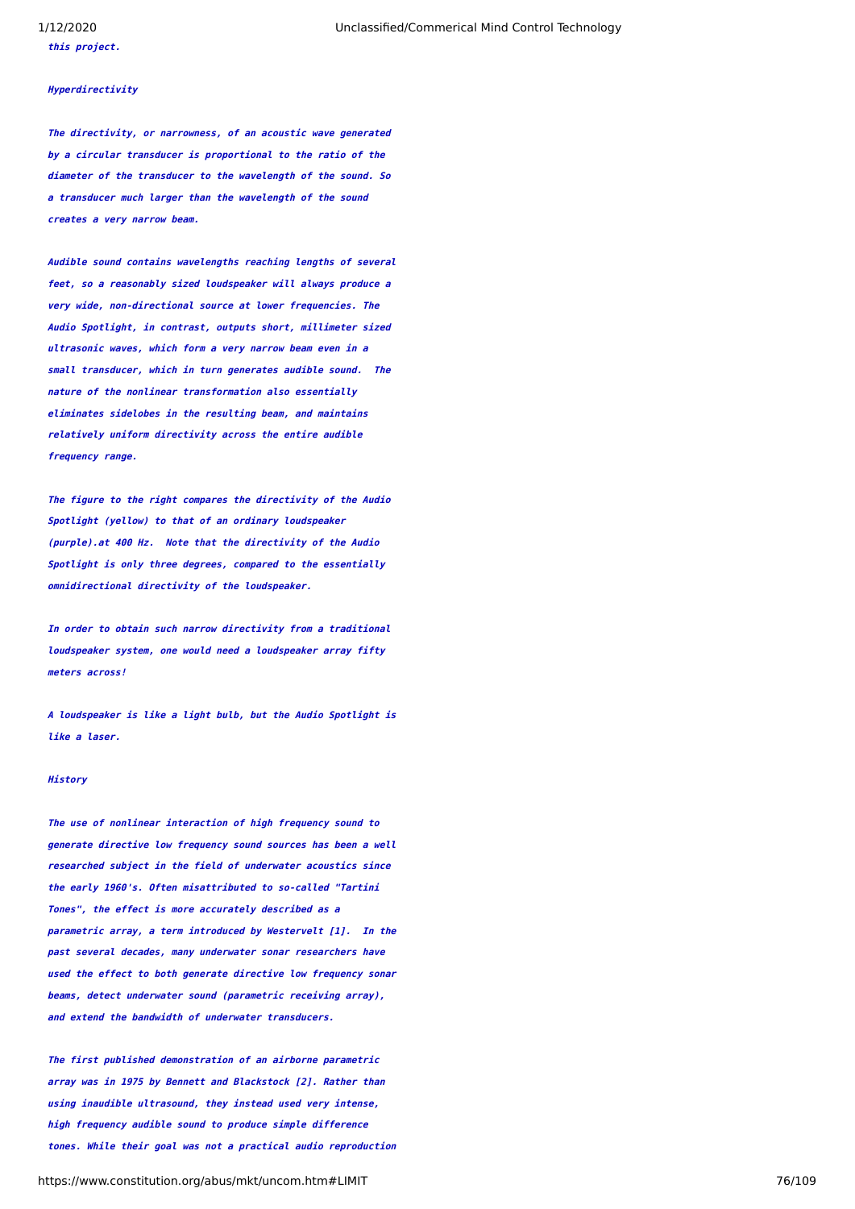***this project.***

### ***Hyperdirectivity***

***The directivity, or narrowness, of an acoustic wave generated by a circular transducer is proportional to the ratio of the diameter of the transducer to the wavelength of the sound. So a transducer much larger than the wavelength of the sound creates a very narrow beam.***

***Audible sound contains wavelengths reaching lengths of several feet, so a reasonably sized loudspeaker will always produce a very wide, non-directional source at lower frequencies. The Audio Spotlight, in contrast, outputs short, millimeter sized ultrasonic waves, which form a very narrow beam even in a small transducer, which in turn generates audible sound. The nature of the nonlinear transformation also essentially eliminates sidelobes in the resulting beam, and maintains relatively uniform directivity across the entire audible frequency range.***

***The figure to the right compares the directivity of the Audio Spotlight (yellow) to that of an ordinary loudspeaker (purple).at 400 Hz. Note that the directivity of the Audio Spotlight is only three degrees, compared to the essentially omnidirectional directivity of the loudspeaker.***

***In order to obtain such narrow directivity from a traditional loudspeaker system, one would need a loudspeaker array fifty meters across!***

***A loudspeaker is like a light bulb, but the Audio Spotlight is like a laser.***

### ***History***

***The use of nonlinear interaction of high frequency sound to generate directive low frequency sound sources has been a well researched subject in the field of underwater acoustics since the early 1960's. Often misattributed to so-called "Tartini Tones", the effect is more accurately described as a parametric array, a term introduced by Westervelt [1]. In the past several decades, many underwater sonar researchers have used the effect to both generate directive low frequency sonar beams, detect underwater sound (parametric receiving array), and extend the bandwidth of underwater transducers.***

***The first published demonstration of an airborne parametric array was in 1975 by Bennett and Blackstock [2]. Rather than using inaudible ultrasound, they instead used very intense, high frequency audible sound to produce simple difference tones. While their goal was not a practical audio reproduction***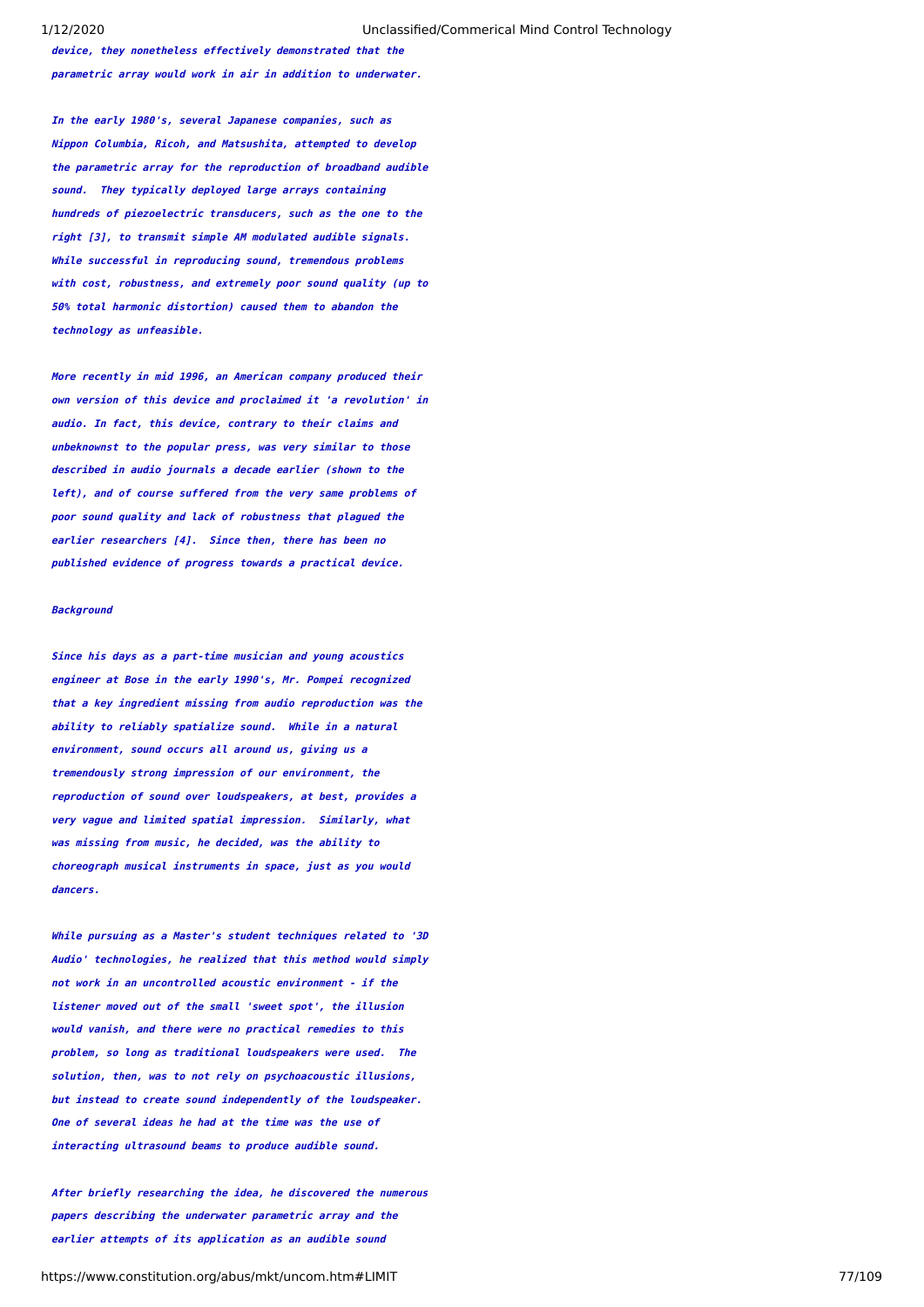*device, they nonetheless effectively demonstrated that the parametric array would work in air in addition to underwater.*

*In the early 1980's, several Japanese companies, such as Nippon Columbia, Ricoh, and Matsushita, attempted to develop the parametric array for the reproduction of broadband audible sound. They typically deployed large arrays containing hundreds of piezoelectric transducers, such as the one to the right [3], to transmit simple AM modulated audible signals. While successful in reproducing sound, tremendous problems with cost, robustness, and extremely poor sound quality (up to 50% total harmonic distortion) caused them to abandon the technology as unfeasible.*

*More recently in mid 1996, an American company produced their own version of this device and proclaimed it 'a revolution' in audio. In fact, this device, contrary to their claims and unbeknownst to the popular press, was very similar to those described in audio journals a decade earlier (shown to the left), and of course suffered from the very same problems of poor sound quality and lack of robustness that plagued the earlier researchers [4]. Since then, there has been no published evidence of progress towards a practical device.*

***Background***

*Since his days as a part-time musician and young acoustics engineer at Bose in the early 1990's, Mr. Pompei recognized that a key ingredient missing from audio reproduction was the ability to reliably spatialize sound. While in a natural environment, sound occurs all around us, giving us a tremendously strong impression of our environment, the reproduction of sound over loudspeakers, at best, provides a very vague and limited spatial impression. Similarly, what was missing from music, he decided, was the ability to choreograph musical instruments in space, just as you would dancers.*

*While pursuing as a Master's student techniques related to '3D Audio' technologies, he realized that this method would simply not work in an uncontrolled acoustic environment - if the listener moved out of the small 'sweet spot', the illusion would vanish, and there were no practical remedies to this problem, so long as traditional loudspeakers were used. The solution, then, was to not rely on psychoacoustic illusions, but instead to create sound independently of the loudspeaker. One of several ideas he had at the time was the use of interacting ultrasound beams to produce audible sound.*

*After briefly researching the idea, he discovered the numerous papers describing the underwater parametric array and the earlier attempts of its application as an audible sound*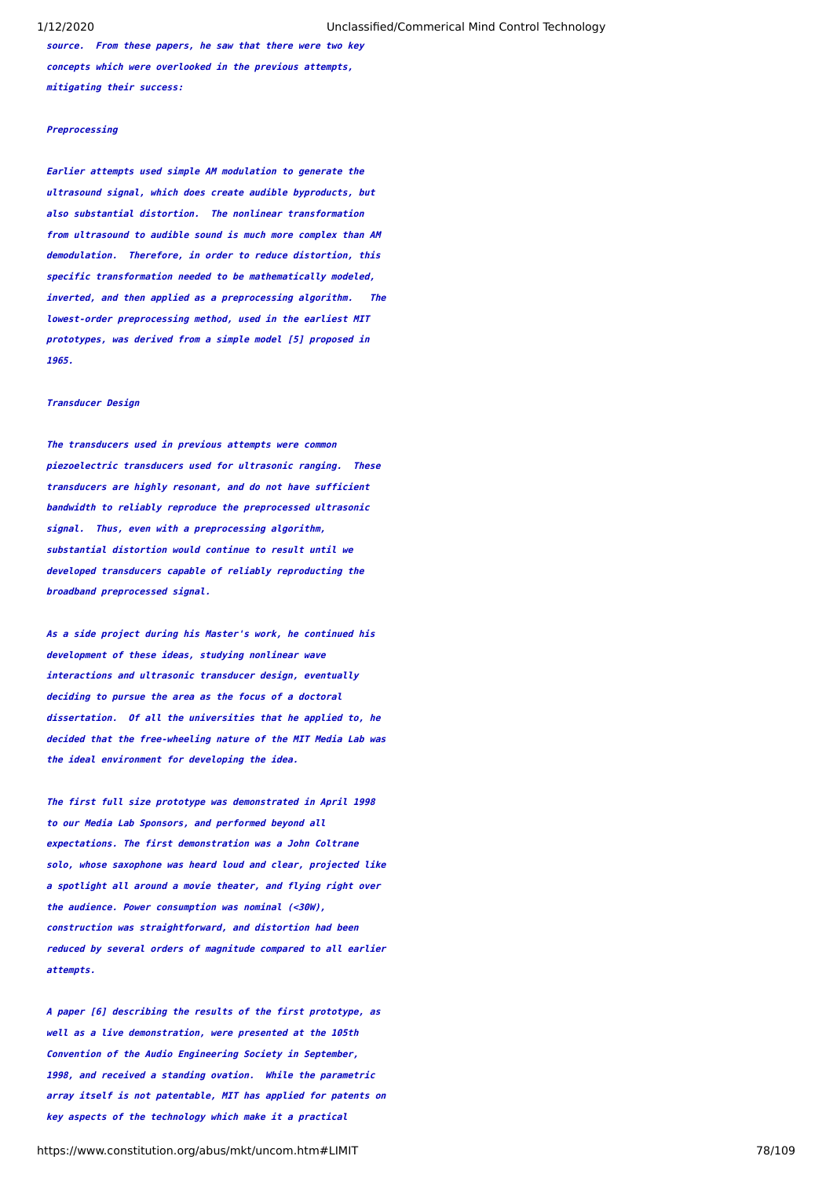*source. From these papers, he saw that there were two key concepts which were overlooked in the previous attempts, mitigating their success:*

***Preprocessing***

*Earlier attempts used simple AM modulation to generate the ultrasound signal, which does create audible byproducts, but also substantial distortion. The nonlinear transformation from ultrasound to audible sound is much more complex than AM demodulation. Therefore, in order to reduce distortion, this specific transformation needed to be mathematically modeled, inverted, and then applied as a preprocessing algorithm. The lowest-order preprocessing method, used in the earliest MIT prototypes, was derived from a simple model [5] proposed in 1965.*

***Transducer Design***

*The transducers used in previous attempts were common piezoelectric transducers used for ultrasonic ranging. These transducers are highly resonant, and do not have sufficient bandwidth to reliably reproduce the preprocessed ultrasonic signal. Thus, even with a preprocessing algorithm, substantial distortion would continue to result until we developed transducers capable of reliably reproducting the broadband preprocessed signal.*

*As a side project during his Master's work, he continued his development of these ideas, studying nonlinear wave interactions and ultrasonic transducer design, eventually deciding to pursue the area as the focus of a doctoral dissertation. Of all the universities that he applied to, he decided that the free-wheeling nature of the MIT Media Lab was the ideal environment for developing the idea.*

*The first full size prototype was demonstrated in April 1998 to our Media Lab Sponsors, and performed beyond all expectations. The first demonstration was a John Coltrane solo, whose saxophone was heard loud and clear, projected like a spotlight all around a movie theater, and flying right over the audience. Power consumption was nominal (<30W), construction was straightforward, and distortion had been reduced by several orders of magnitude compared to all earlier attempts.*

*A paper [6] describing the results of the first prototype, as well as a live demonstration, were presented at the 105th Convention of the Audio Engineering Society in September, 1998, and received a standing ovation. While the parametric array itself is not patentable, MIT has applied for patents on key aspects of the technology which make it a practical*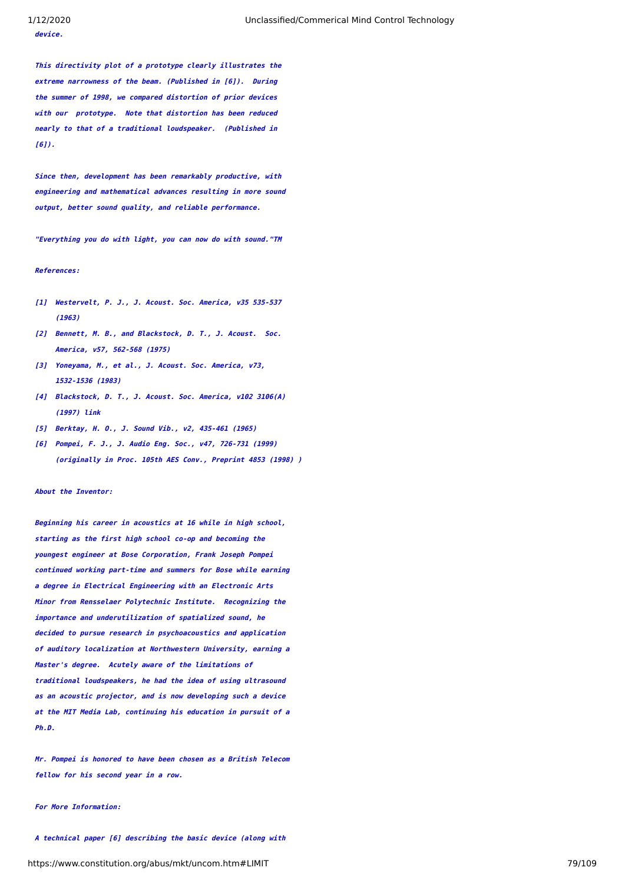*device.*

*This directivity plot of a prototype clearly illustrates the extreme narrowness of the beam. (Published in [6]). During the summer of 1998, we compared distortion of prior devices with our prototype. Note that distortion has been reduced nearly to that of a traditional loudspeaker. (Published in [6]).*

*Since then, development has been remarkably productive, with engineering and mathematical advances resulting in more sound output, better sound quality, and reliable performance.*

*"Everything you do with light, you can now do with sound."TM*

***References:***

*[1] Westervelt, P. J., J. Acoust. Soc. America, v35 535-537 (1963)*
*[2] Bennett, M. B., and Blackstock, D. T., J. Acoust. Soc. America, v57, 562-568 (1975)*
*[3] Yoneyama, M., et al., J. Acoust. Soc. America, v73, 1532-1536 (1983)*
*[4] Blackstock, D. T., J. Acoust. Soc. America, v102 3106(A) (1997) link*
*[5] Berktay, H. O., J. Sound Vib., v2, 435-461 (1965)*
*[6] Pompei, F. J., J. Audio Eng. Soc., v47, 726-731 (1999) (originally in Proc. 105th AES Conv., Preprint 4853 (1998) )*

***About the Inventor:***

*Beginning his career in acoustics at 16 while in high school, starting as the first high school co-op and becoming the youngest engineer at Bose Corporation, Frank Joseph Pompei continued working part-time and summers for Bose while earning a degree in Electrical Engineering with an Electronic Arts Minor from Rensselaer Polytechnic Institute. Recognizing the importance and underutilization of spatialized sound, he decided to pursue research in psychoacoustics and application of auditory localization at Northwestern University, earning a Master's degree. Acutely aware of the limitations of traditional loudspeakers, he had the idea of using ultrasound as an acoustic projector, and is now developing such a device at the MIT Media Lab, continuing his education in pursuit of a Ph.D.*

*Mr. Pompei is honored to have been chosen as a British Telecom fellow for his second year in a row.*

***For More Information:***

*A technical paper [6] describing the basic device (along with*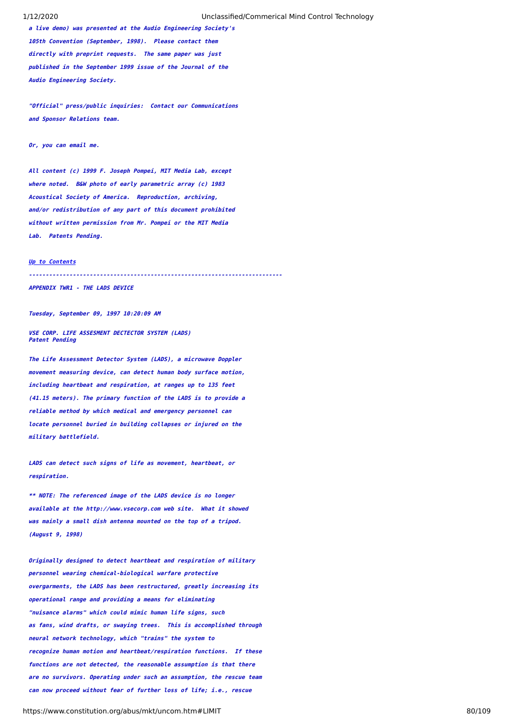*a live demo) was presented at the Audio Engineering Society's 105th Convention (September, 1998). Please contact them directly with preprint requests. The same paper was just published in the September 1999 issue of the Journal of the Audio Engineering Society.*

*"Official" press/public inquiries: Contact our Communications and Sponsor Relations team.*

*Or, you can email me.*

*All content (c) 1999 F. Joseph Pompei, MIT Media Lab, except where noted. B&W photo of early parametric array (c) 1983 Acoustical Society of America. Reproduction, archiving, and/or redistribution of any part of this document prohibited without written permission from Mr. Pompei or the MIT Media Lab. Patents Pending.*

*Up to Contents*

---

*APPENDIX TWR1 - THE LADS DEVICE*

*Tuesday, September 09, 1997 10:20:09 AM*

*VSE CORP. LIFE ASSESMENT DECTECTOR SYSTEM (LADS)*
*Patent Pending*

*The Life Assessment Detector System (LADS), a microwave Doppler movement measuring device, can detect human body surface motion, including heartbeat and respiration, at ranges up to 135 feet (41.15 meters). The primary function of the LADS is to provide a reliable method by which medical and emergency personnel can locate personnel buried in building collapses or injured on the military battlefield.*

*LADS can detect such signs of life as movement, heartbeat, or respiration.*

*** NOTE: The referenced image of the LADS device is no longer available at the http://www.vsecorp.com web site. What it showed was mainly a small dish antenna mounted on the top of a tripod. (August 9, 1998)*

*Originally designed to detect heartbeat and respiration of military personnel wearing chemical-biological warfare protective overgarments, the LADS has been restructured, greatly increasing its operational range and providing a means for eliminating "nuisance alarms" which could mimic human life signs, such as fans, wind drafts, or swaying trees. This is accomplished through neural network technology, which "trains" the system to recognize human motion and heartbeat/respiration functions. If these functions are not detected, the reasonable assumption is that there are no survivors. Operating under such an assumption, the rescue team can now proceed without fear of further loss of life; i.e., rescue*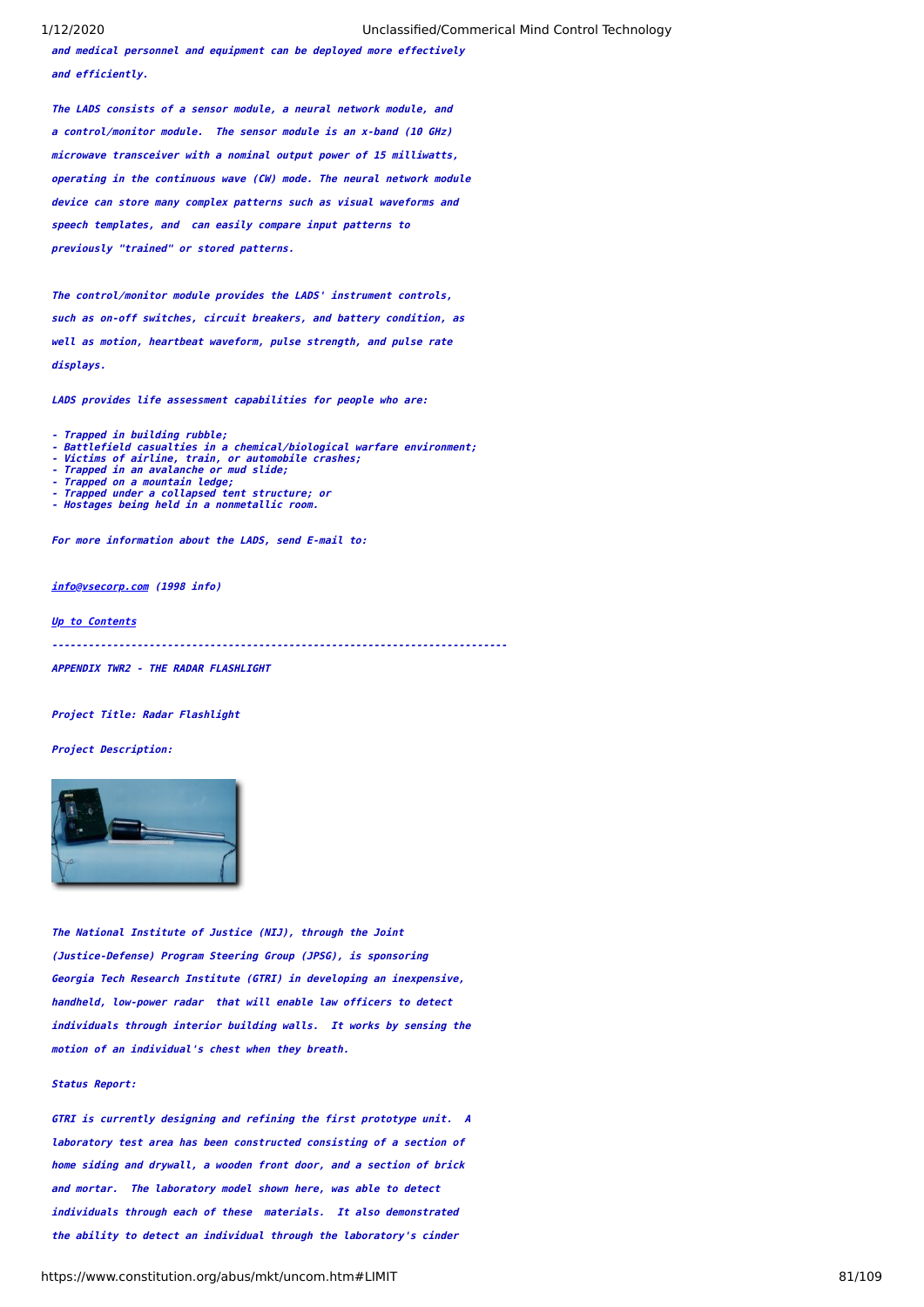*and medical personnel and equipment can be deployed more effectively and efficiently.*

*The LADS consists of a sensor module, a neural network module, and a control/monitor module. The sensor module is an x-band (10 GHz) microwave transceiver with a nominal output power of 15 milliwatts, operating in the continuous wave (CW) mode. The neural network module device can store many complex patterns such as visual waveforms and speech templates, and can easily compare input patterns to previously "trained" or stored patterns.*

*The control/monitor module provides the LADS' instrument controls, such as on-off switches, circuit breakers, and battery condition, as well as motion, heartbeat waveform, pulse strength, and pulse rate displays.*

*LADS provides life assessment capabilities for people who are:*

- *Trapped in building rubble;*
- *Battlefield casualties in a chemical/biological warfare environment;*
- *Victims of airline, train, or automobile crashes;*
- *Trapped in an avalanche or mud slide;*
- *Trapped on a mountain ledge;*
- *Trapped under a collapsed tent structure; or*
- *Hostages being held in a nonmetallic room.*

*For more information about the LADS, send E-mail to:*

*info@vsecorp.com (1998 info)*

*Up to Contents*

---

***APPENDIX TWR2 - THE RADAR FLASHLIGHT***

***Project Title: Radar Flashlight***

***Project Description:***

*The National Institute of Justice (NIJ), through the Joint (Justice-Defense) Program Steering Group (JPSG), is sponsoring Georgia Tech Research Institute (GTRI) in developing an inexpensive, handheld, low-power radar that will enable law officers to detect individuals through interior building walls. It works by sensing the motion of an individual's chest when they breath.*

***Status Report:***

*GTRI is currently designing and refining the first prototype unit. A laboratory test area has been constructed consisting of a section of home siding and drywall, a wooden front door, and a section of brick and mortar. The laboratory model shown here, was able to detect individuals through each of these materials. It also demonstrated the ability to detect an individual through the laboratory's cinder*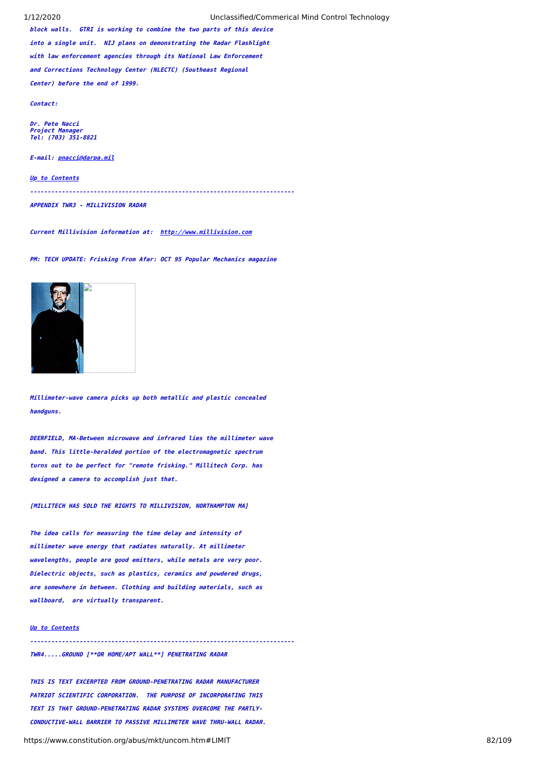*block walls. GTRI is working to combine the two parts of this device into a single unit. NIJ plans on demonstrating the Radar Flashlight with law enforcement agencies through its National Law Enforcement and Corrections Technology Center (NLECTC) (Southeast Regional Center) before the end of 1999.*

*Contact:*

*Dr. Pete Nacci*
*Project Manager*
*Tel: (703) 351-8821*

*E-mail: [pnacci@darpa.mil](mailto:pnacci@darpa.mil)*

*[Up to Contents]()*

---

*APPENDIX TWR3 - MILLIVISION RADAR*

*Current Millivision information at: [http://www.millivision.com](http://www.millivision.com)*

*PM: TECH UPDATE: Frisking From Afar: OCT 95 Popular Mechanics magazine*

*Millimeter-wave camera picks up both metallic and plastic concealed handguns.*

*DEERFIELD, MA-Between microwave and infrared lies the millimeter wave band. This little-heralded portion of the electromagnetic spectrum turns out to be perfect for "remote frisking." Millitech Corp. has designed a camera to accomplish just that.*

*[MILLITECH HAS SOLD THE RIGHTS TO MILLIVISION, NORTHAMPTON MA]*

*The idea calls for measuring the time delay and intensity of millimeter wave energy that radiates naturally. At millimeter wavelengths, people are good emitters, while metals are very poor. Dielectric objects, such as plastics, ceramics and powdered drugs, are somewhere in between. Clothing and building materials, such as wallboard, are virtually transparent.*

*[Up to Contents]()*

---

*TWR4.....GROUND [**OR HOME/APT WALL**] PENETRATING RADAR*

*THIS IS TEXT EXCERPTED FROM GROUND-PENETRATING RADAR MANUFACTURER PATRIOT SCIENTIFIC CORPORATION. THE PURPOSE OF INCORPORATING THIS TEXT IS THAT GROUND-PENETRATING RADAR SYSTEMS OVERCOME THE PARTLY-CONDUCTIVE-WALL BARRIER TO PASSIVE MILLIMETER WAVE THRU-WALL RADAR.*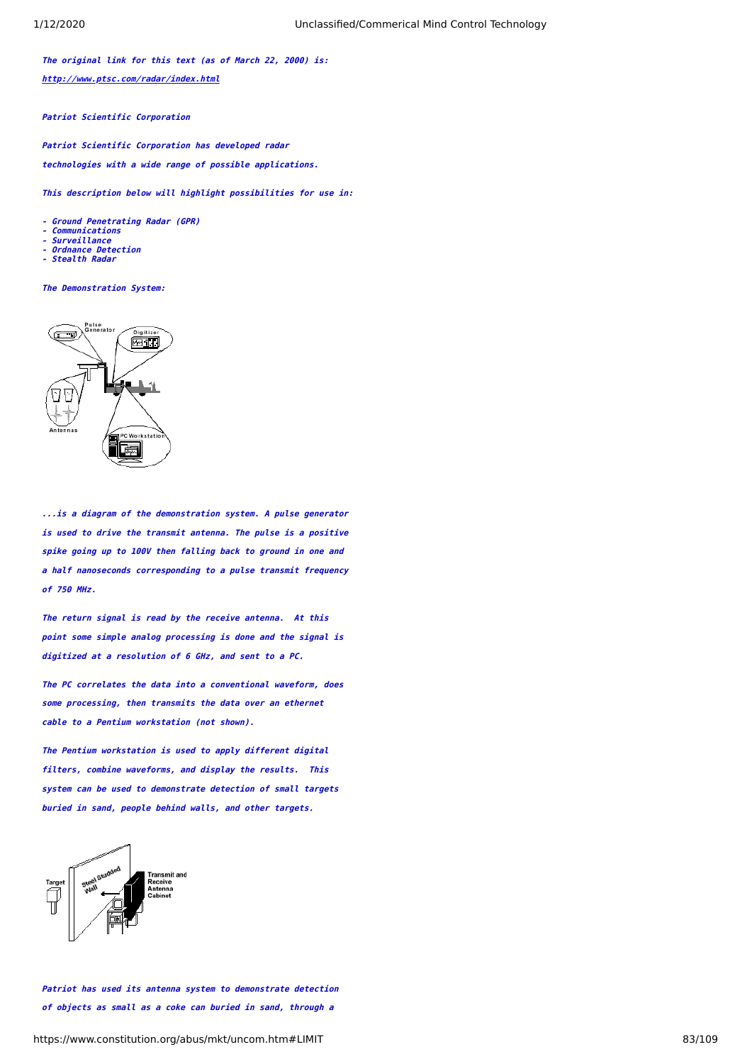***The original link for this text (as of March 22, 2000) is:***

***http://www.ptsc.com/radar/index.html***

***Patriot Scientific Corporation***

***Patriot Scientific Corporation has developed radar technologies with a wide range of possible applications.***

***This description below will highlight possibilities for use in:***

- ***Ground Penetrating Radar (GPR)***
- ***Communications***
- ***Surveillance***
- ***Ordnance Detection***
- ***Stealth Radar***

***The Demonstration System:***

***...is a diagram of the demonstration system. A pulse generator is used to drive the transmit antenna. The pulse is a positive spike going up to 100V then falling back to ground in one and a half nanoseconds corresponding to a pulse transmit frequency of 750 MHz.***

***The return signal is read by the receive antenna. At this point some simple analog processing is done and the signal is digitized at a resolution of 6 GHz, and sent to a PC.***

***The PC correlates the data into a conventional waveform, does some processing, then transmits the data over an ethernet cable to a Pentium workstation (not shown).***

***The Pentium workstation is used to apply different digital filters, combine waveforms, and display the results. This system can be used to demonstrate detection of small targets buried in sand, people behind walls, and other targets.***

***Patriot has used its antenna system to demonstrate detection of objects as small as a coke can buried in sand, through a***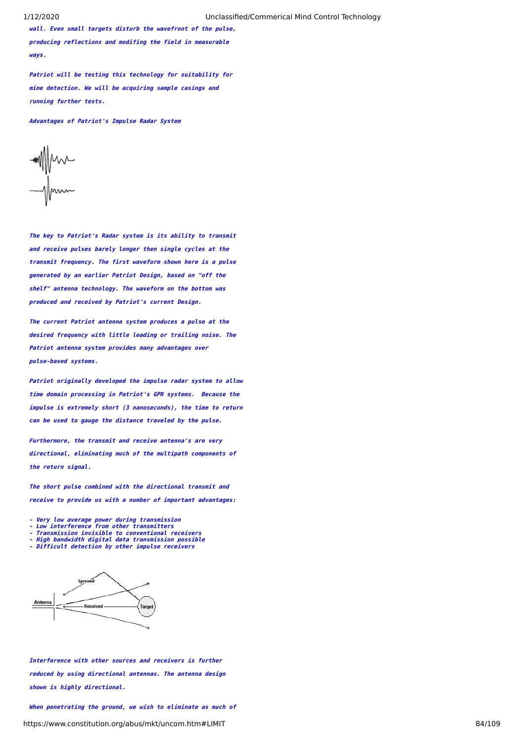wall. Even small targets disturb the wavefront of the pulse, producing reflections and modifying the field in measurable ways.

Patriot will be testing this technology for suitability for mine detection. We will be acquiring sample casings and running further tests.

Advantages of Patriot's Impulse Radar System

The key to Patriot's Radar system is its ability to transmit and receive pulses barely longer then single cycles at the transmit frequency. The first waveform shown here is a pulse generated by an earlier Patriot Design, based on "off the shelf" antenna technology. The waveform on the bottom was produced and received by Patriot's current Design.

The current Patriot antenna system produces a pulse at the desired frequency with little leading or trailing noise. The Patriot antenna system provides many advantages over pulse-based systems.

Patriot originally developed the impulse radar system to allow time domain processing in Patriot's GPR systems. Because the impulse is extremely short (3 nanoseconds), the time to return can be used to gauge the distance traveled by the pulse.

Furthermore, the transmit and receive antenna's are very directional, eliminating much of the multipath components of the return signal.

The short pulse combined with the directional transmit and receive to provide us with a number of important advantages:

- Very low average power during transmission
- Low interference from other transmitters
- Transmission invisible to conventional receivers
- High bandwidth digital data transmission possible
- Difficult detection by other impulse receivers

Interference with other sources and receivers is further reduced by using directional antennas. The antenna design shown is highly directional.

When penetrating the ground, we wish to eliminate as much of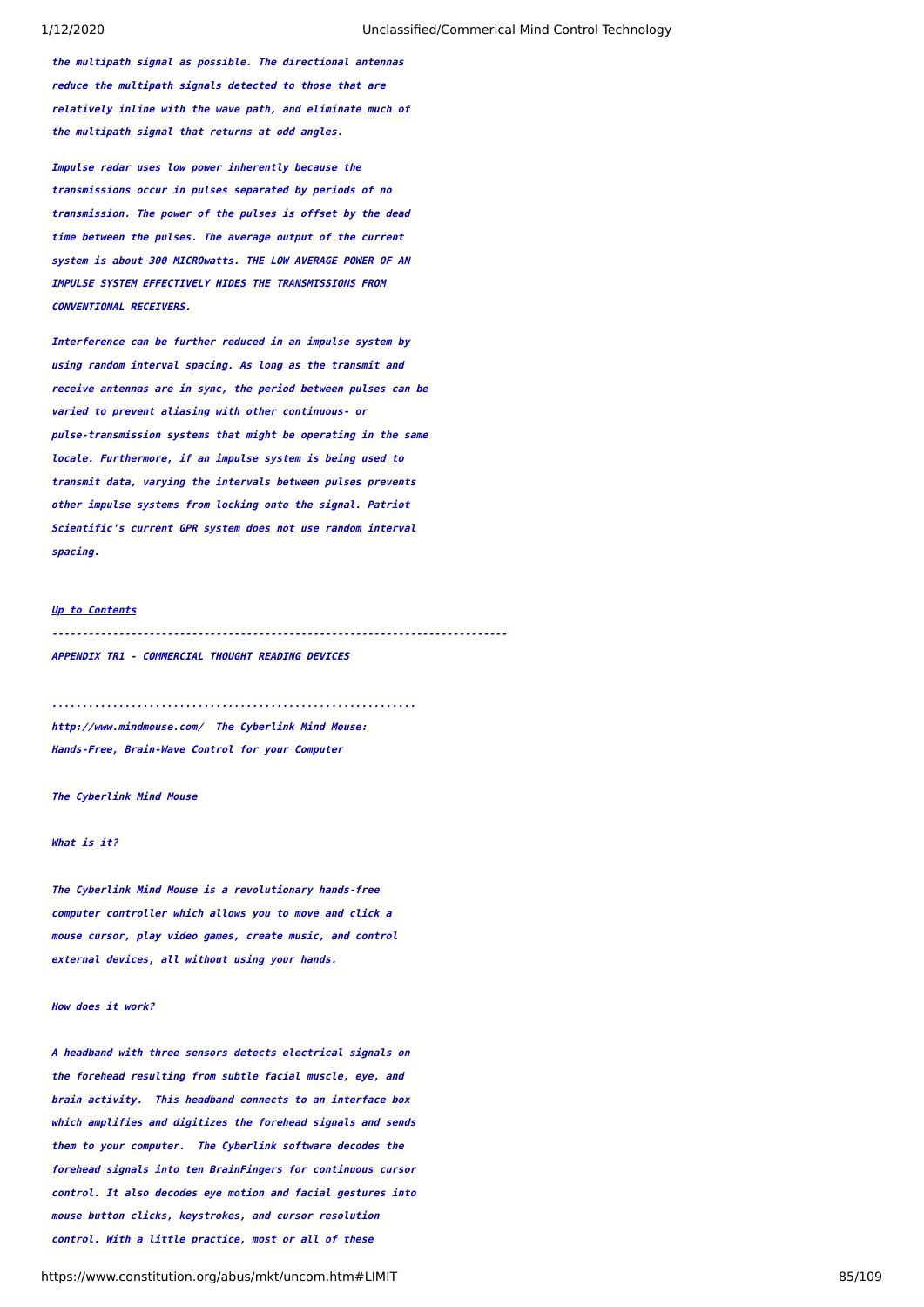*the multipath signal as possible. The directional antennas reduce the multipath signals detected to those that are relatively inline with the wave path, and eliminate much of the multipath signal that returns at odd angles.*

*Impulse radar uses low power inherently because the transmissions occur in pulses separated by periods of no transmission. The power of the pulses is offset by the dead time between the pulses. The average output of the current system is about 300 MICROwatts. THE LOW AVERAGE POWER OF AN IMPULSE SYSTEM EFFECTIVELY HIDES THE TRANSMISSIONS FROM CONVENTIONAL RECEIVERS.*

*Interference can be further reduced in an impulse system by using random interval spacing. As long as the transmit and receive antennas are in sync, the period between pulses can be varied to prevent aliasing with other continuous- or pulse-transmission systems that might be operating in the same locale. Furthermore, if an impulse system is being used to transmit data, varying the intervals between pulses prevents other impulse systems from locking onto the signal. Patriot Scientific's current GPR system does not use random interval spacing.*

[*Up to Contents*]

*------------------------------------------------------------------------*

*APPENDIX TR1 - COMMERCIAL THOUGHT READING DEVICES*

*..........................................................*

*http://www.mindmouse.com/ The Cyberlink Mind Mouse: Hands-Free, Brain-Wave Control for your Computer*

*The Cyberlink Mind Mouse*

*What is it?*

*The Cyberlink Mind Mouse is a revolutionary hands-free computer controller which allows you to move and click a mouse cursor, play video games, create music, and control external devices, all without using your hands.*

*How does it work?*

*A headband with three sensors detects electrical signals on the forehead resulting from subtle facial muscle, eye, and brain activity. This headband connects to an interface box which amplifies and digitizes the forehead signals and sends them to your computer. The Cyberlink software decodes the forehead signals into ten BrainFingers for continuous cursor control. It also decodes eye motion and facial gestures into mouse button clicks, keystrokes, and cursor resolution control. With a little practice, most or all of these*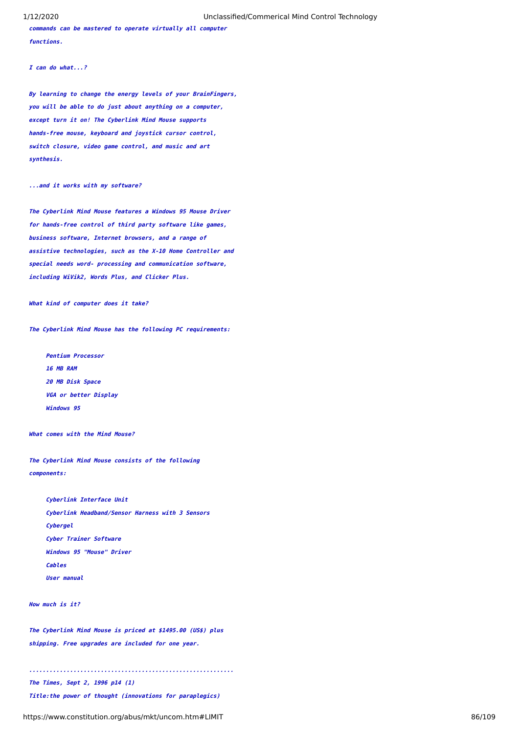commands can be mastered to operate virtually all computer functions.

I can do what...?

By learning to change the energy levels of your BrainFingers, you will be able to do just about anything on a computer, except turn it on! The Cyberlink Mind Mouse supports hands-free mouse, keyboard and joystick cursor control, switch closure, video game control, and music and art synthesis.

...and it works with my software?

The Cyberlink Mind Mouse features a Windows 95 Mouse Driver for hands-free control of third party software like games, business software, Internet browsers, and a range of assistive technologies, such as the X-10 Home Controller and special needs word- processing and communication software, including WiVik2, Words Plus, and Clicker Plus.

What kind of computer does it take?

The Cyberlink Mind Mouse has the following PC requirements:

- Pentium Processor
- 16 MB RAM
- 20 MB Disk Space
- VGA or better Display
- Windows 95

What comes with the Mind Mouse?

The Cyberlink Mind Mouse consists of the following components:

- Cyberlink Interface Unit
- Cyberlink Headband/Sensor Harness with 3 Sensors
- Cybergel
- Cyber Trainer Software
- Windows 95 "Mouse" Driver
- Cables
- User manual

How much is it?

The Cyberlink Mind Mouse is priced at $1495.00 (US$) plus shipping. Free upgrades are included for one year.

...........................................................

The Times, Sept 2, 1996 p14 (1)

Title:the power of thought (innovations for paraplegics)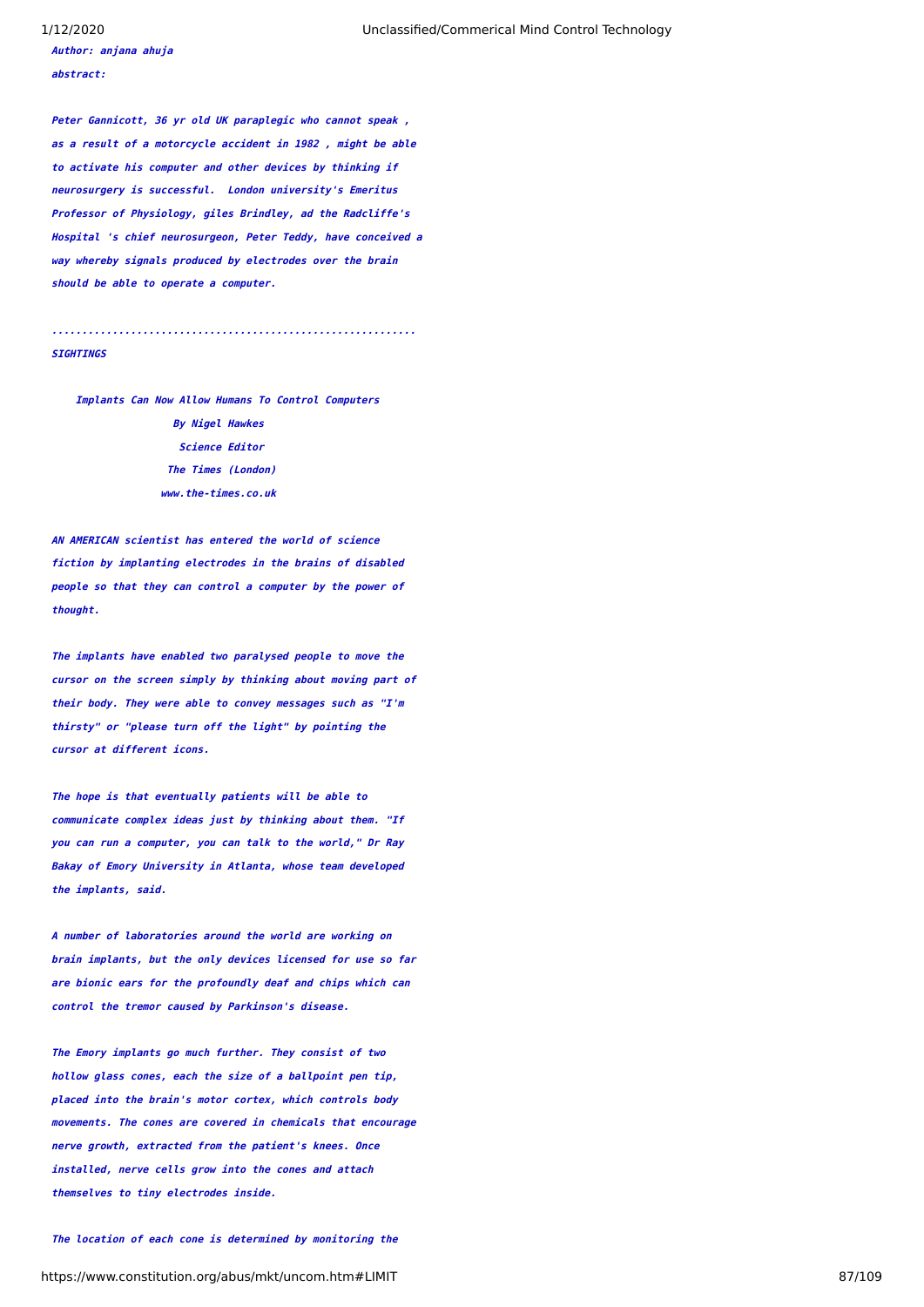*Author: anjana ahuja*

*abstract:*

*Peter Gannicott, 36 yr old UK paraplegic who cannot speak , as a result of a motorcycle accident in 1982 , might be able to activate his computer and other devices by thinking if neurosurgery is successful. London university's Emeritus Professor of Physiology, giles Brindley, ad the Radcliffe's Hospital 's chief neurosurgeon, Peter Teddy, have conceived a way whereby signals produced by electrodes over the brain should be able to operate a computer.*

*..........................................................*

*SIGHTINGS*

*Implants Can Now Allow Humans To Control Computers*

*By Nigel Hawkes*

*Science Editor*

*The Times (London)*

*www.the-times.co.uk*

*AN AMERICAN scientist has entered the world of science fiction by implanting electrodes in the brains of disabled people so that they can control a computer by the power of thought.*

*The implants have enabled two paralysed people to move the cursor on the screen simply by thinking about moving part of their body. They were able to convey messages such as "I'm thirsty" or "please turn off the light" by pointing the cursor at different icons.*

*The hope is that eventually patients will be able to communicate complex ideas just by thinking about them. "If you can run a computer, you can talk to the world," Dr Ray Bakay of Emory University in Atlanta, whose team developed the implants, said.*

*A number of laboratories around the world are working on brain implants, but the only devices licensed for use so far are bionic ears for the profoundly deaf and chips which can control the tremor caused by Parkinson's disease.*

*The Emory implants go much further. They consist of two hollow glass cones, each the size of a ballpoint pen tip, placed into the brain's motor cortex, which controls body movements. The cones are covered in chemicals that encourage nerve growth, extracted from the patient's knees. Once installed, nerve cells grow into the cones and attach themselves to tiny electrodes inside.*

*The location of each cone is determined by monitoring the*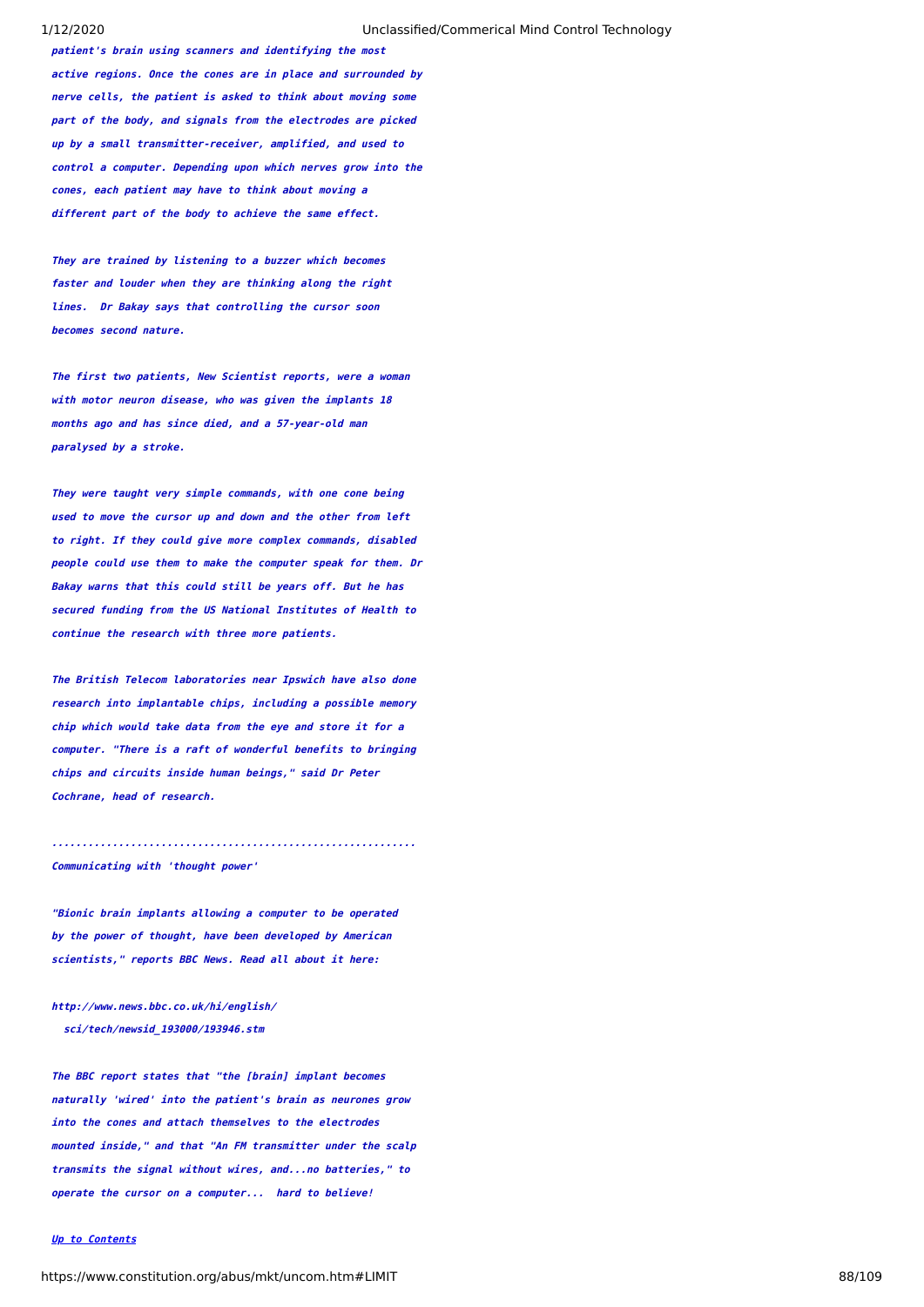***patient's brain using scanners and identifying the most active regions. Once the cones are in place and surrounded by nerve cells, the patient is asked to think about moving some part of the body, and signals from the electrodes are picked up by a small transmitter-receiver, amplified, and used to control a computer. Depending upon which nerves grow into the cones, each patient may have to think about moving a different part of the body to achieve the same effect.***

***They are trained by listening to a buzzer which becomes faster and louder when they are thinking along the right lines. Dr Bakay says that controlling the cursor soon becomes second nature.***

***The first two patients, New Scientist reports, were a woman with motor neuron disease, who was given the implants 18 months ago and has since died, and a 57-year-old man paralysed by a stroke.***

***They were taught very simple commands, with one cone being used to move the cursor up and down and the other from left to right. If they could give more complex commands, disabled people could use them to make the computer speak for them. Dr Bakay warns that this could still be years off. But he has secured funding from the US National Institutes of Health to continue the research with three more patients.***

***The British Telecom laboratories near Ipswich have also done research into implantable chips, including a possible memory chip which would take data from the eye and store it for a computer. "There is a raft of wonderful benefits to bringing chips and circuits inside human beings," said Dr Peter Cochrane, head of research.***

***...........................................................***

***Communicating with 'thought power'***

***"Bionic brain implants allowing a computer to be operated by the power of thought, have been developed by American scientists," reports BBC News. Read all about it here:***

***http://www.news.bbc.co.uk/hi/english/sci/tech/newsid_193000/193946.stm***

***The BBC report states that "the [brain] implant becomes naturally 'wired' into the patient's brain as neurones grow into the cones and attach themselves to the electrodes mounted inside," and that "An FM transmitter under the scalp transmits the signal without wires, and...no batteries," to operate the cursor on a computer... hard to believe!***

***Up to Contents***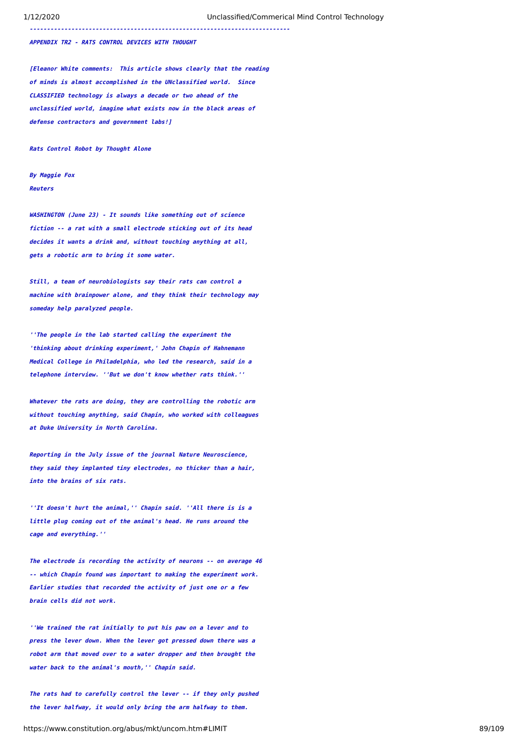---

APPENDIX TR2 - RATS CONTROL DEVICES WITH THOUGHT

[Eleanor White comments: This article shows clearly that the reading of minds is almost accomplished in the UNclassified world. Since CLASSIFIED technology is always a decade or two ahead of the unclassified world, imagine what exists now in the black areas of defense contractors and government labs!]

Rats Control Robot by Thought Alone

By Maggie Fox
Reuters

WASHINGTON (June 23) - It sounds like something out of science fiction -- a rat with a small electrode sticking out of its head decides it wants a drink and, without touching anything at all, gets a robotic arm to bring it some water.

Still, a team of neurobiologists say their rats can control a machine with brainpower alone, and they think their technology may someday help paralyzed people.

''The people in the lab started calling the experiment the 'thinking about drinking experiment,' John Chapin of Hahnemann Medical College in Philadelphia, who led the research, said in a telephone interview. ''But we don't know whether rats think.''

Whatever the rats are doing, they are controlling the robotic arm without touching anything, said Chapin, who worked with colleagues at Duke University in North Carolina.

Reporting in the July issue of the journal Nature Neuroscience, they said they implanted tiny electrodes, no thicker than a hair, into the brains of six rats.

''It doesn't hurt the animal,'' Chapin said. ''All there is is a little plug coming out of the animal's head. He runs around the cage and everything.''

The electrode is recording the activity of neurons -- on average 46 -- which Chapin found was important to making the experiment work. Earlier studies that recorded the activity of just one or a few brain cells did not work.

''We trained the rat initially to put his paw on a lever and to press the lever down. When the lever got pressed down there was a robot arm that moved over to a water dropper and then brought the water back to the animal's mouth,'' Chapin said.

The rats had to carefully control the lever -- if they only pushed the lever halfway, it would only bring the arm halfway to them.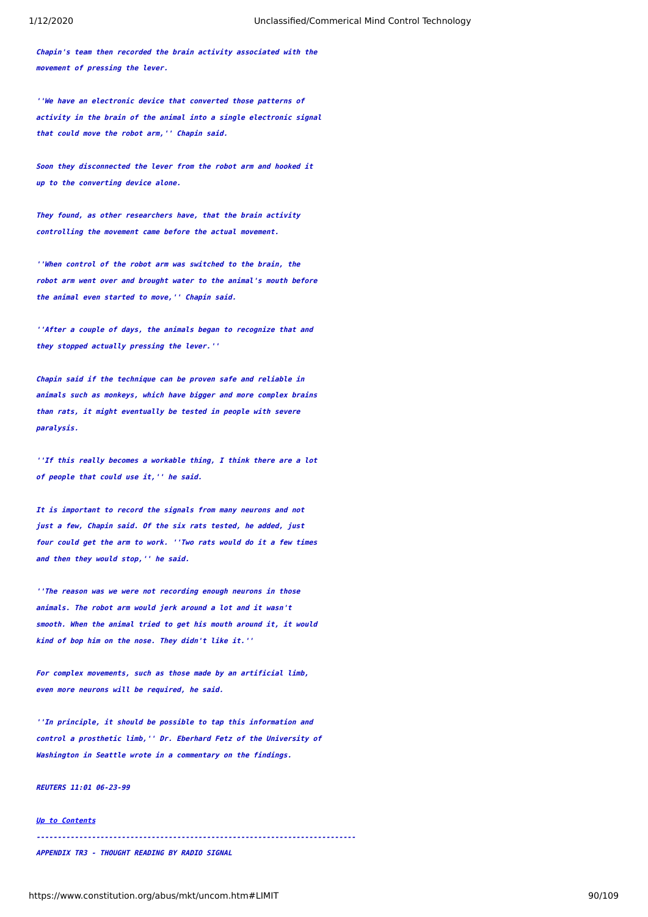*Chapin's team then recorded the brain activity associated with the movement of pressing the lever.*

*''We have an electronic device that converted those patterns of activity in the brain of the animal into a single electronic signal that could move the robot arm,'' Chapin said.*

*Soon they disconnected the lever from the robot arm and hooked it up to the converting device alone.*

*They found, as other researchers have, that the brain activity controlling the movement came before the actual movement.*

*''When control of the robot arm was switched to the brain, the robot arm went over and brought water to the animal's mouth before the animal even started to move,'' Chapin said.*

*''After a couple of days, the animals began to recognize that and they stopped actually pressing the lever.''*

*Chapin said if the technique can be proven safe and reliable in animals such as monkeys, which have bigger and more complex brains than rats, it might eventually be tested in people with severe paralysis.*

*''If this really becomes a workable thing, I think there are a lot of people that could use it,'' he said.*

*It is important to record the signals from many neurons and not just a few, Chapin said. Of the six rats tested, he added, just four could get the arm to work. ''Two rats would do it a few times and then they would stop,'' he said.*

*''The reason was we were not recording enough neurons in those animals. The robot arm would jerk around a lot and it wasn't smooth. When the animal tried to get his mouth around it, it would kind of bop him on the nose. They didn't like it.''*

*For complex movements, such as those made by an artificial limb, even more neurons will be required, he said.*

*''In principle, it should be possible to tap this information and control a prosthetic limb,'' Dr. Eberhard Fetz of the University of Washington in Seattle wrote in a commentary on the findings.*

*REUTERS 11:01 06-23-99*

*Up to Contents*

---

*APPENDIX TR3 - THOUGHT READING BY RADIO SIGNAL*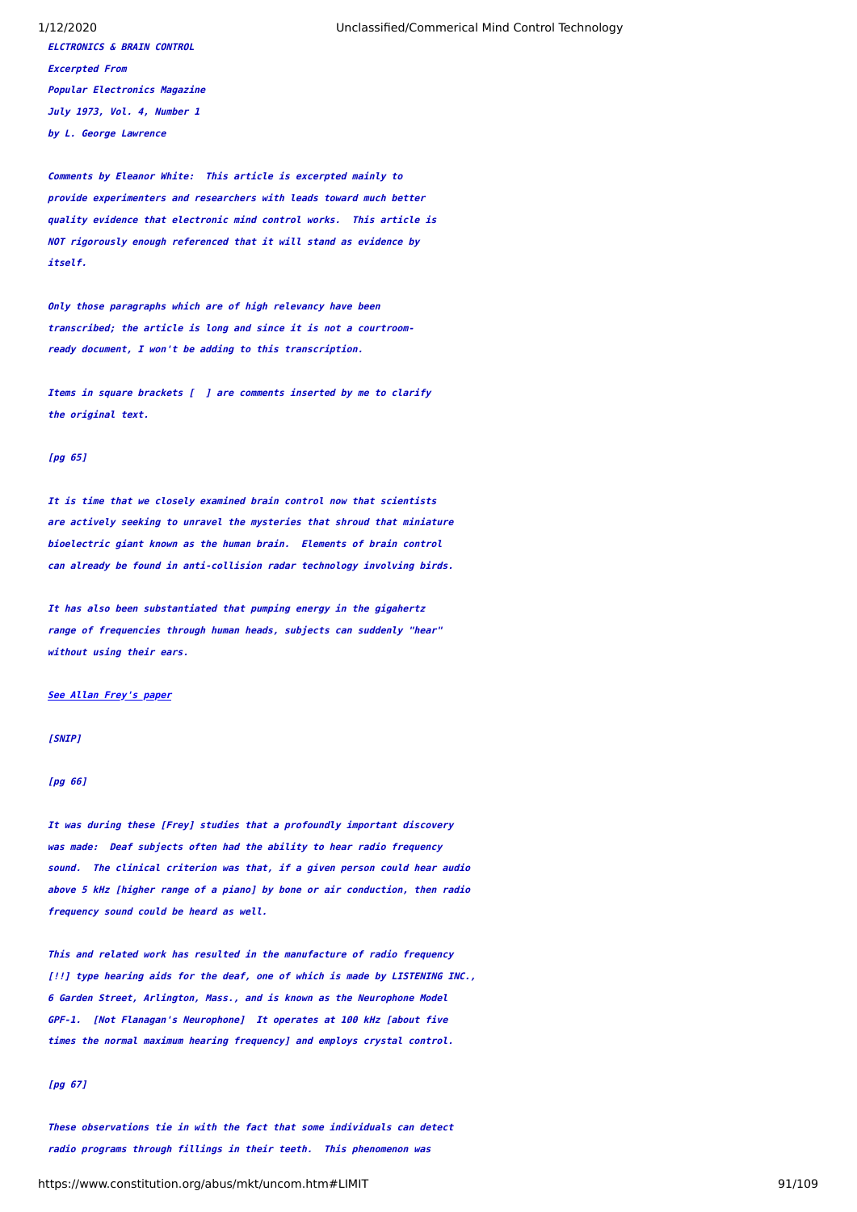***ELCTRONICS & BRAIN CONTROL***

***Excerpted From***

***Popular Electronics Magazine***

***July 1973, Vol. 4, Number 1***

***by L. George Lawrence***

***Comments by Eleanor White: This article is excerpted mainly to provide experimenters and researchers with leads toward much better quality evidence that electronic mind control works. This article is NOT rigorously enough referenced that it will stand as evidence by itself.***

***Only those paragraphs which are of high relevancy have been transcribed; the article is long and since it is not a courtroom-ready document, I won't be adding to this transcription.***

***Items in square brackets [ ] are comments inserted by me to clarify the original text.***

***[pg 65]***

***It is time that we closely examined brain control now that scientists are actively seeking to unravel the mysteries that shroud that miniature bioelectric giant known as the human brain. Elements of brain control can already be found in anti-collision radar technology involving birds.***

***It has also been substantiated that pumping energy in the gigahertz range of frequencies through human heads, subjects can suddenly "hear" without using their ears.***

***See Allan Frey's paper***

***[SNIP]***

***[pg 66]***

***It was during these [Frey] studies that a profoundly important discovery was made: Deaf subjects often had the ability to hear radio frequency sound. The clinical criterion was that, if a given person could hear audio above 5 kHz [higher range of a piano] by bone or air conduction, then radio frequency sound could be heard as well.***

***This and related work has resulted in the manufacture of radio frequency [!!] type hearing aids for the deaf, one of which is made by LISTENING INC., 6 Garden Street, Arlington, Mass., and is known as the Neurophone Model GPF-1. [Not Flanagan's Neurophone] It operates at 100 kHz [about five times the normal maximum hearing frequency] and employs crystal control.***

***[pg 67]***

***These observations tie in with the fact that some individuals can detect radio programs through fillings in their teeth. This phenomenon was***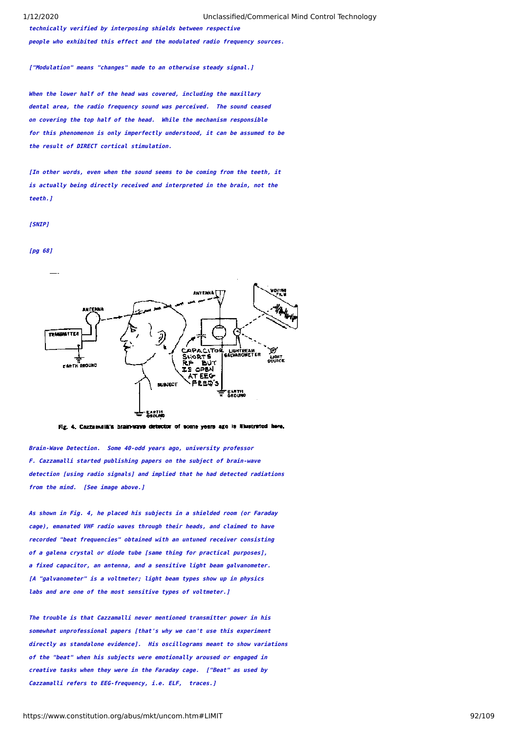*technically verified by interposing shields between respective people who exhibited this effect and the modulated radio frequency sources.*

*["Modulation" means "changes" made to an otherwise steady signal.]*

*When the lower half of the head was covered, including the maxillary dental area, the radio frequency sound was perceived. The sound ceased on covering the top half of the head. While the mechanism responsible for this phenomenon is only imperfectly understood, it can be assumed to be the result of DIRECT cortical stimulation.*

*[In other words, even when the sound seems to be coming from the teeth, it is actually being directly received and interpreted in the brain, not the teeth.]*

*[SNIP]*

*[pg 68]*

Fig. 4. Cazzamalli's brain-wave detector of some years ago is illustrated here.

*Brain-Wave Detection. Some 40-odd years ago, university professor F. Cazzamalli started publishing papers on the subject of brain-wave detection [using radio signals] and implied that he had detected radiations from the mind. [See image above.]*

*As shown in Fig. 4, he placed his subjects in a shielded room (or Faraday cage), emanated VHF radio waves through their heads, and claimed to have recorded "beat frequencies" obtained with an untuned receiver consisting of a galena crystal or diode tube [same thing for practical purposes], a fixed capacitor, an antenna, and a sensitive light beam galvanometer. [A "galvanometer" is a voltmeter; light beam types show up in physics labs and are one of the most sensitive types of voltmeter.]*

*The trouble is that Cazzamalli never mentioned transmitter power in his somewhat unprofessional papers [that's why we can't use this experiment directly as standalone evidence]. His oscillograms meant to show variations of the "beat" when his subjects were emotionally aroused or engaged in creative tasks when they were in the Faraday cage. ["Beat" as used by Cazzamalli refers to EEG-frequency, i.e. ELF, traces.]*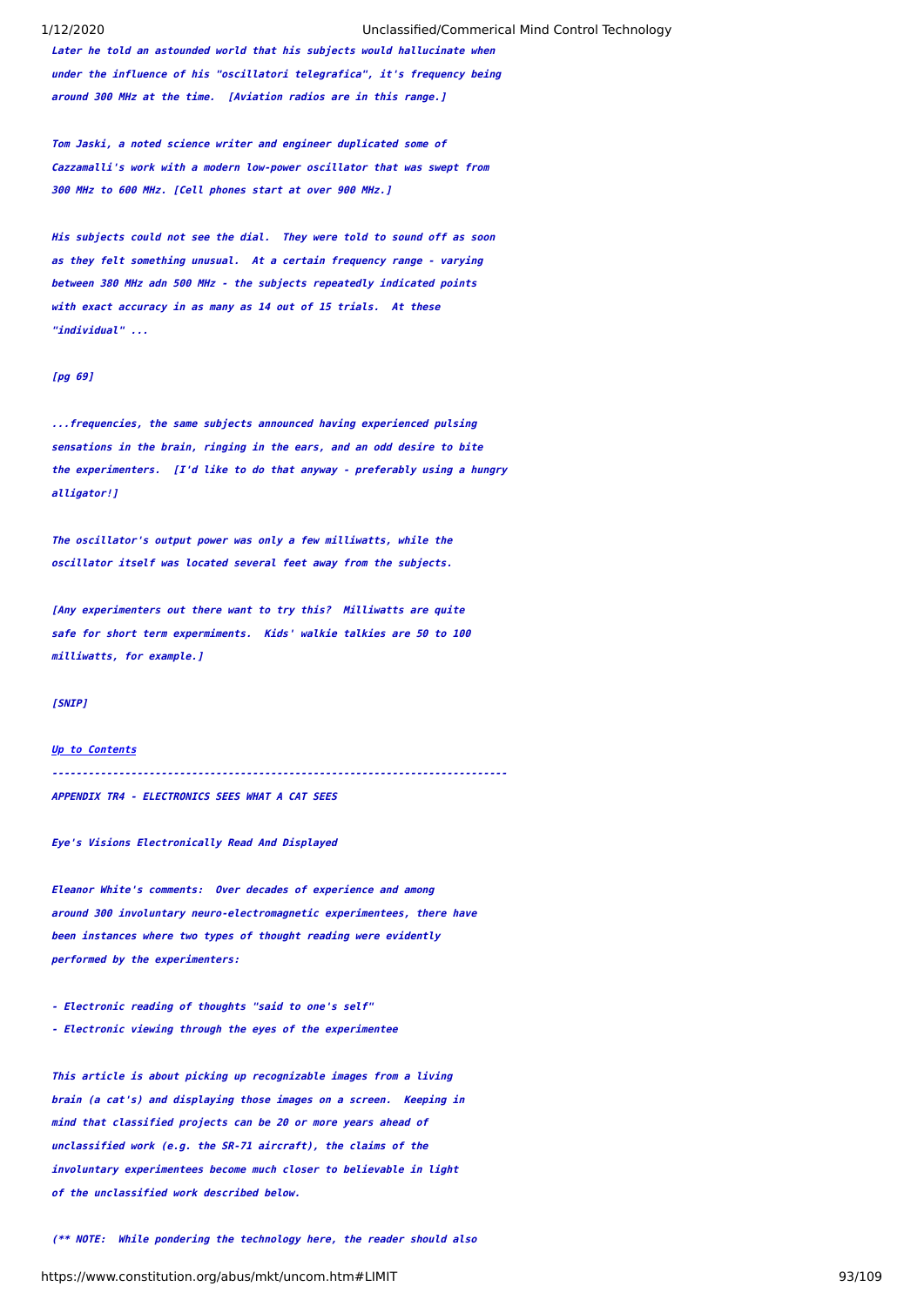***Later he told an astounded world that his subjects would hallucinate when under the influence of his "oscillatori telegrafica", it's frequency being around 300 MHz at the time. [Aviation radios are in this range.]***

***Tom Jaski, a noted science writer and engineer duplicated some of Cazzamalli's work with a modern low-power oscillator that was swept from 300 MHz to 600 MHz. [Cell phones start at over 900 MHz.]***

***His subjects could not see the dial. They were told to sound off as soon as they felt something unusual. At a certain frequency range - varying between 380 MHz adn 500 MHz - the subjects repeatedly indicated points with exact accuracy in as many as 14 out of 15 trials. At these "individual" ...***

***[pg 69]***

***...frequencies, the same subjects announced having experienced pulsing sensations in the brain, ringing in the ears, and an odd desire to bite the experimenters. [I'd like to do that anyway - preferably using a hungry alligator!]***

***The oscillator's output power was only a few milliwatts, while the oscillator itself was located several feet away from the subjects.***

***[Any experimenters out there want to try this? Milliwatts are quite safe for short term expermiments. Kids' walkie talkies are 50 to 100 milliwatts, for example.]***

***[SNIP]***

***Up to Contents***

---

***APPENDIX TR4 - ELECTRONICS SEES WHAT A CAT SEES***

***Eye's Visions Electronically Read And Displayed***

***Eleanor White's comments: Over decades of experience and among around 300 involuntary neuro-electromagnetic experimentees, there have been instances where two types of thought reading were evidently performed by the experimenters:***

- ***Electronic reading of thoughts "said to one's self"***
- ***Electronic viewing through the eyes of the experimentee***

***This article is about picking up recognizable images from a living brain (a cat's) and displaying those images on a screen. Keeping in mind that classified projects can be 20 or more years ahead of unclassified work (e.g. the SR-71 aircraft), the claims of the involuntary experimentees become much closer to believable in light of the unclassified work described below.***

***(** NOTE: While pondering the technology here, the reader should also***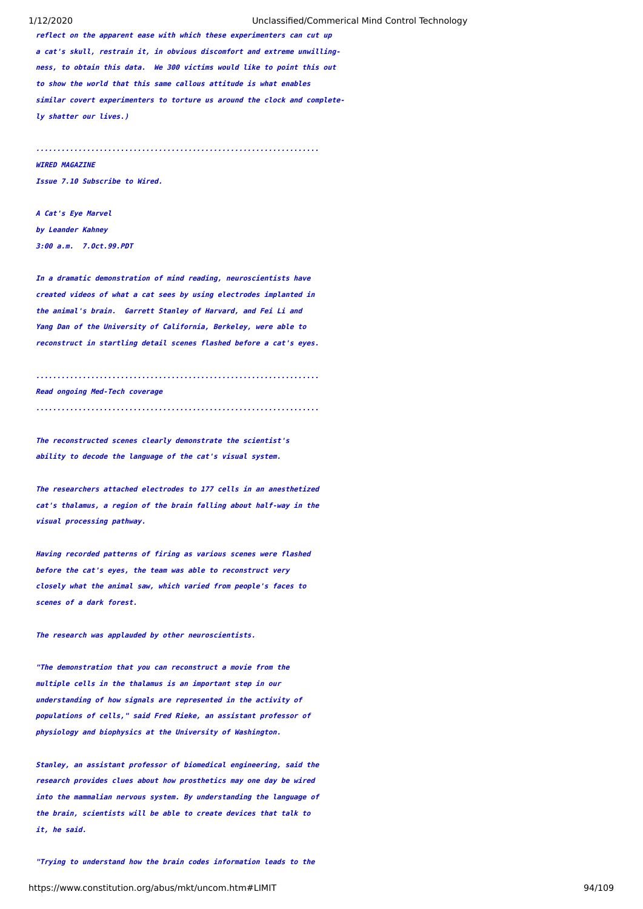*reflect on the apparent ease with which these experimenters can cut up a cat's skull, restrain it, in obvious discomfort and extreme unwillingness, to obtain this data. We 300 victims would like to point this out to show the world that this same callous attitude is what enables similar covert experimenters to torture us around the clock and completely shatter our lives.)*

*..................................................................*

***WIRED MAGAZINE***

***Issue 7.10 Subscribe to Wired.***

***A Cat's Eye Marvel***

***by Leander Kahney***

***3:00 a.m. 7.Oct.99.PDT***

*In a dramatic demonstration of mind reading, neuroscientists have created videos of what a cat sees by using electrodes implanted in the animal's brain. Garrett Stanley of Harvard, and Fei Li and Yang Dan of the University of California, Berkeley, were able to reconstruct in startling detail scenes flashed before a cat's eyes.*

*..................................................................*

*Read ongoing Med-Tech coverage*

*..................................................................*

*The reconstructed scenes clearly demonstrate the scientist's ability to decode the language of the cat's visual system.*

*The researchers attached electrodes to 177 cells in an anesthetized cat's thalamus, a region of the brain falling about half-way in the visual processing pathway.*

*Having recorded patterns of firing as various scenes were flashed before the cat's eyes, the team was able to reconstruct very closely what the animal saw, which varied from people's faces to scenes of a dark forest.*

*The research was applauded by other neuroscientists.*

*"The demonstration that you can reconstruct a movie from the multiple cells in the thalamus is an important step in our understanding of how signals are represented in the activity of populations of cells," said Fred Rieke, an assistant professor of physiology and biophysics at the University of Washington.*

*Stanley, an assistant professor of biomedical engineering, said the research provides clues about how prosthetics may one day be wired into the mammalian nervous system. By understanding the language of the brain, scientists will be able to create devices that talk to it, he said.*

*"Trying to understand how the brain codes information leads to the*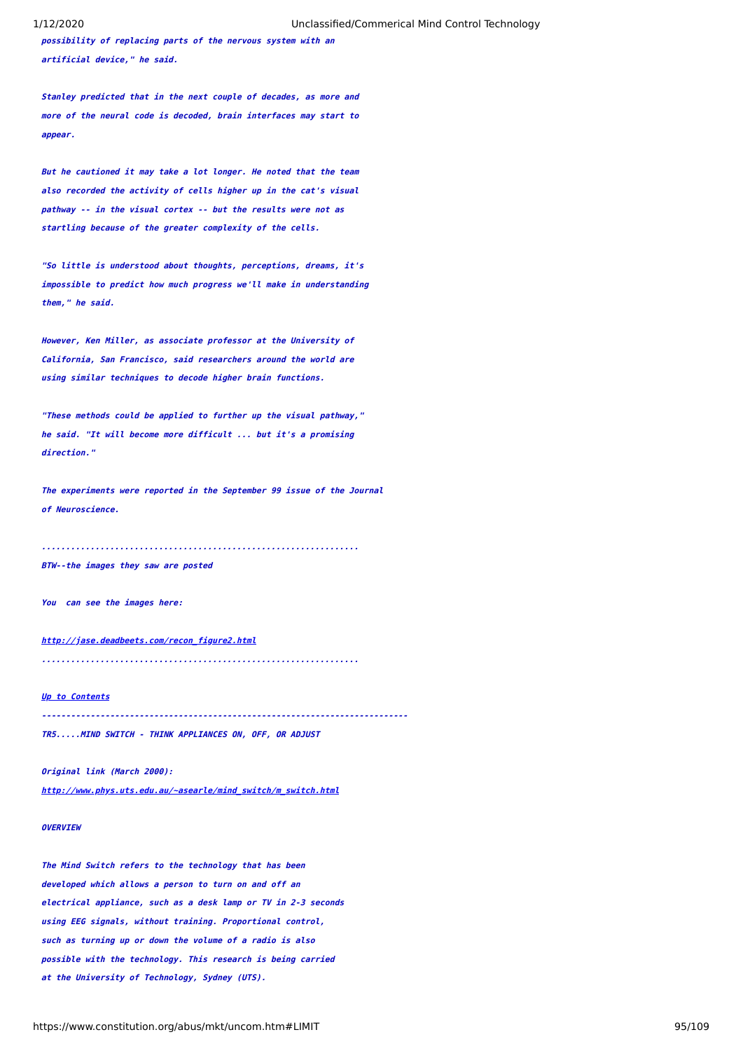possibility of replacing parts of the nervous system with an artificial device," he said.

Stanley predicted that in the next couple of decades, as more and more of the neural code is decoded, brain interfaces may start to appear.

But he cautioned it may take a lot longer. He noted that the team also recorded the activity of cells higher up in the cat's visual pathway -- in the visual cortex -- but the results were not as startling because of the greater complexity of the cells.

"So little is understood about thoughts, perceptions, dreams, it's impossible to predict how much progress we'll make in understanding them," he said.

However, Ken Miller, as associate professor at the University of California, San Francisco, said researchers around the world are using similar techniques to decode higher brain functions.

"These methods could be applied to further up the visual pathway," he said. "It will become more difficult ... but it's a promising direction."

The experiments were reported in the September 99 issue of the Journal of Neuroscience.

.................................................................

BTW--the images they saw are posted

You can see the images here:

http://jase.deadbeets.com/recon_figure2.html

.................................................................

Up to Contents

-----------------------------------------------------------------------

TR5.....MIND SWITCH - THINK APPLIANCES ON, OFF, OR ADJUST

Original link (March 2000):
http://www.phys.uts.edu.au/~asearle/mind_switch/m_switch.html

OVERVIEW

The Mind Switch refers to the technology that has been developed which allows a person to turn on and off an electrical appliance, such as a desk lamp or TV in 2-3 seconds using EEG signals, without training. Proportional control, such as turning up or down the volume of a radio is also possible with the technology. This research is being carried at the University of Technology, Sydney (UTS).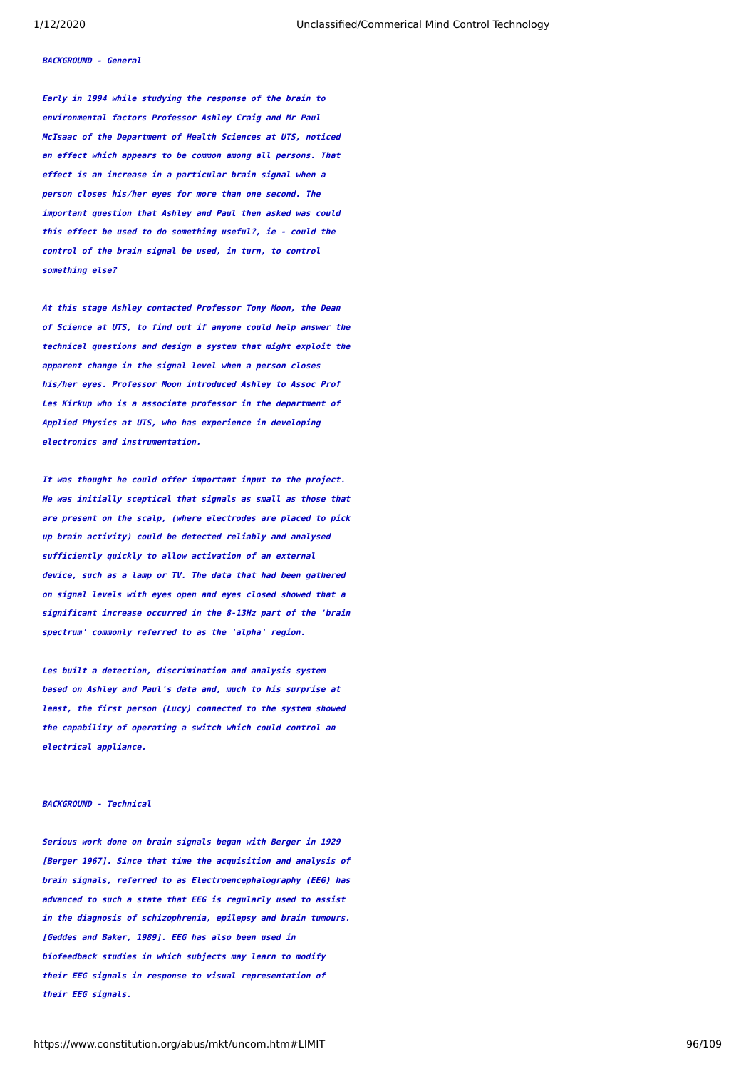***BACKGROUND - General***

***Early in 1994 while studying the response of the brain to environmental factors Professor Ashley Craig and Mr Paul McIsaac of the Department of Health Sciences at UTS, noticed an effect which appears to be common among all persons. That effect is an increase in a particular brain signal when a person closes his/her eyes for more than one second. The important question that Ashley and Paul then asked was could this effect be used to do something useful?, ie - could the control of the brain signal be used, in turn, to control something else?***

***At this stage Ashley contacted Professor Tony Moon, the Dean of Science at UTS, to find out if anyone could help answer the technical questions and design a system that might exploit the apparent change in the signal level when a person closes his/her eyes. Professor Moon introduced Ashley to Assoc Prof Les Kirkup who is a associate professor in the department of Applied Physics at UTS, who has experience in developing electronics and instrumentation.***

***It was thought he could offer important input to the project. He was initially sceptical that signals as small as those that are present on the scalp, (where electrodes are placed to pick up brain activity) could be detected reliably and analysed sufficiently quickly to allow activation of an external device, such as a lamp or TV. The data that had been gathered on signal levels with eyes open and eyes closed showed that a significant increase occurred in the 8-13Hz part of the 'brain spectrum' commonly referred to as the 'alpha' region.***

***Les built a detection, discrimination and analysis system based on Ashley and Paul's data and, much to his surprise at least, the first person (Lucy) connected to the system showed the capability of operating a switch which could control an electrical appliance.***

***BACKGROUND - Technical***

***Serious work done on brain signals began with Berger in 1929 [Berger 1967]. Since that time the acquisition and analysis of brain signals, referred to as Electroencephalography (EEG) has advanced to such a state that EEG is regularly used to assist in the diagnosis of schizophrenia, epilepsy and brain tumours. [Geddes and Baker, 1989]. EEG has also been used in biofeedback studies in which subjects may learn to modify their EEG signals in response to visual representation of their EEG signals.***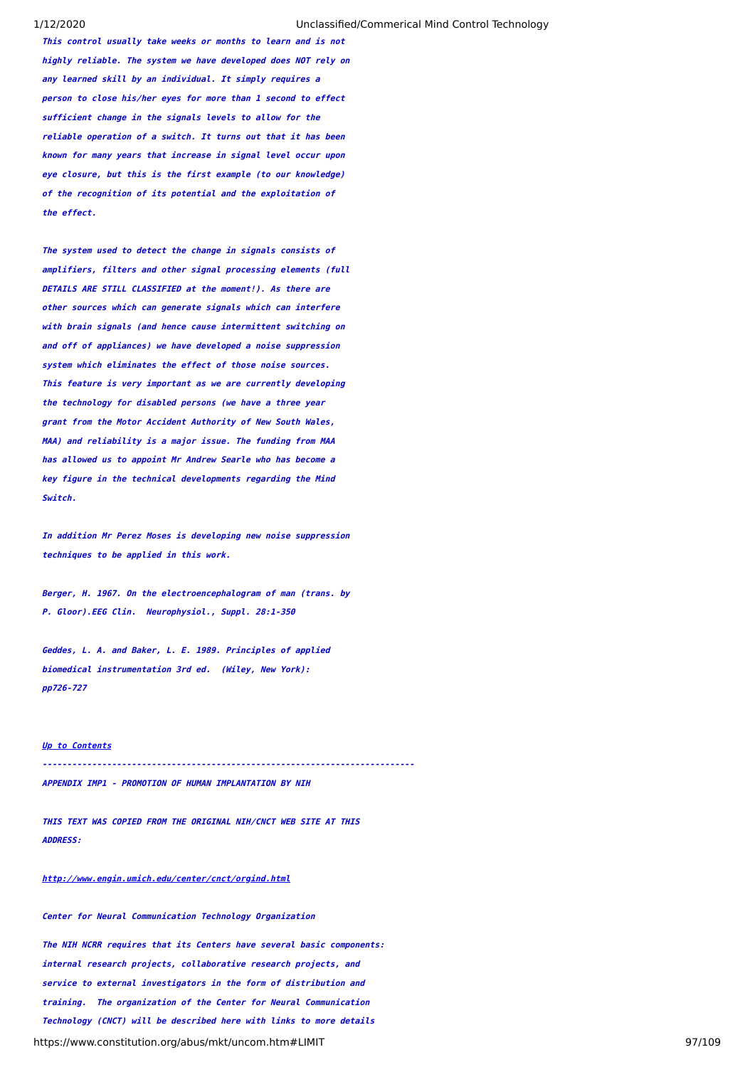***This control usually take weeks or months to learn and is not highly reliable. The system we have developed does NOT rely on any learned skill by an individual. It simply requires a person to close his/her eyes for more than 1 second to effect sufficient change in the signals levels to allow for the reliable operation of a switch. It turns out that it has been known for many years that increase in signal level occur upon eye closure, but this is the first example (to our knowledge) of the recognition of its potential and the exploitation of the effect.***

***The system used to detect the change in signals consists of amplifiers, filters and other signal processing elements (full DETAILS ARE STILL CLASSIFIED at the moment!). As there are other sources which can generate signals which can interfere with brain signals (and hence cause intermittent switching on and off of appliances) we have developed a noise suppression system which eliminates the effect of those noise sources. This feature is very important as we are currently developing the technology for disabled persons (we have a three year grant from the Motor Accident Authority of New South Wales, MAA) and reliability is a major issue. The funding from MAA has allowed us to appoint Mr Andrew Searle who has become a key figure in the technical developments regarding the Mind Switch.***

***In addition Mr Perez Moses is developing new noise suppression techniques to be applied in this work.***

***Berger, H. 1967. On the electroencephalogram of man (trans. by P. Gloor).EEG Clin. Neurophysiol., Suppl. 28:1-350***

***Geddes, L. A. and Baker, L. E. 1989. Principles of applied biomedical instrumentation 3rd ed. (Wiley, New York): pp726-727***

***Up to Contents***

---

***APPENDIX IMP1 - PROMOTION OF HUMAN IMPLANTATION BY NIH***

***THIS TEXT WAS COPIED FROM THE ORIGINAL NIH/CNCT WEB SITE AT THIS ADDRESS:***

***http://www.engin.umich.edu/center/cnct/orgind.html***

***Center for Neural Communication Technology Organization***

***The NIH NCRR requires that its Centers have several basic components: internal research projects, collaborative research projects, and service to external investigators in the form of distribution and training. The organization of the Center for Neural Communication Technology (CNCT) will be described here with links to more details***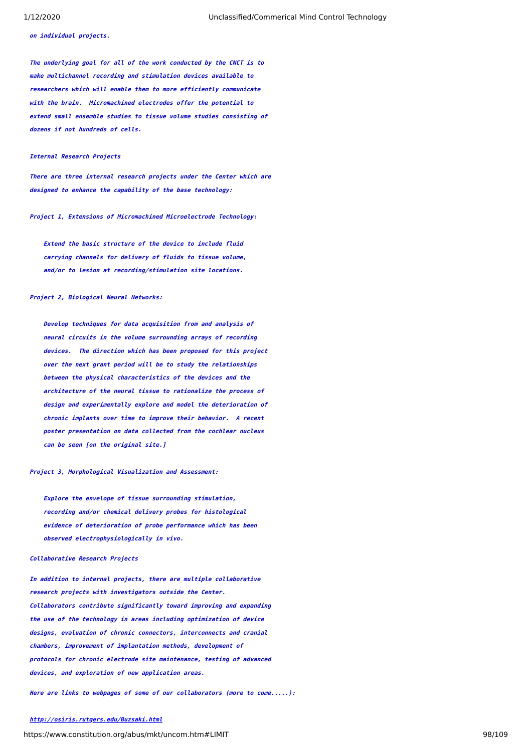*on individual projects.*

*The underlying goal for all of the work conducted by the CNCT is to make multichannel recording and stimulation devices available to researchers which will enable them to more efficiently communicate with the brain. Micromachined electrodes offer the potential to extend small ensemble studies to tissue volume studies consisting of dozens if not hundreds of cells.*

***Internal Research Projects***

*There are three internal research projects under the Center which are designed to enhance the capability of the base technology:*

***Project 1, Extensions of Micromachined Microelectrode Technology:***

> *Extend the basic structure of the device to include fluid carrying channels for delivery of fluids to tissue volume, and/or to lesion at recording/stimulation site locations.*

***Project 2, Biological Neural Networks:***

> *Develop techniques for data acquisition from and analysis of neural circuits in the volume surrounding arrays of recording devices. The direction which has been proposed for this project over the next grant period will be to study the relationships between the physical characteristics of the devices and the architecture of the neural tissue to rationalize the process of design and experimentally explore and model the deterioration of chronic implants over time to improve their behavior. A recent poster presentation on data collected from the cochlear nucleus can be seen [on the original site.]*

***Project 3, Morphological Visualization and Assessment:***

> *Explore the envelope of tissue surrounding stimulation, recording and/or chemical delivery probes for histological evidence of deterioration of probe performance which has been observed electrophysiologically in vivo.*

***Collaborative Research Projects***

*In addition to internal projects, there are multiple collaborative research projects with investigators outside the Center. Collaborators contribute significantly toward improving and expanding the use of the technology in areas including optimization of device designs, evaluation of chronic connectors, interconnects and cranial chambers, improvement of implantation methods, development of protocols for chronic electrode site maintenance, testing of advanced devices, and exploration of new application areas.*

*Here are links to webpages of some of our collaborators (more to come.....):*

***http://osiris.rutgers.edu/Buzsaki.html***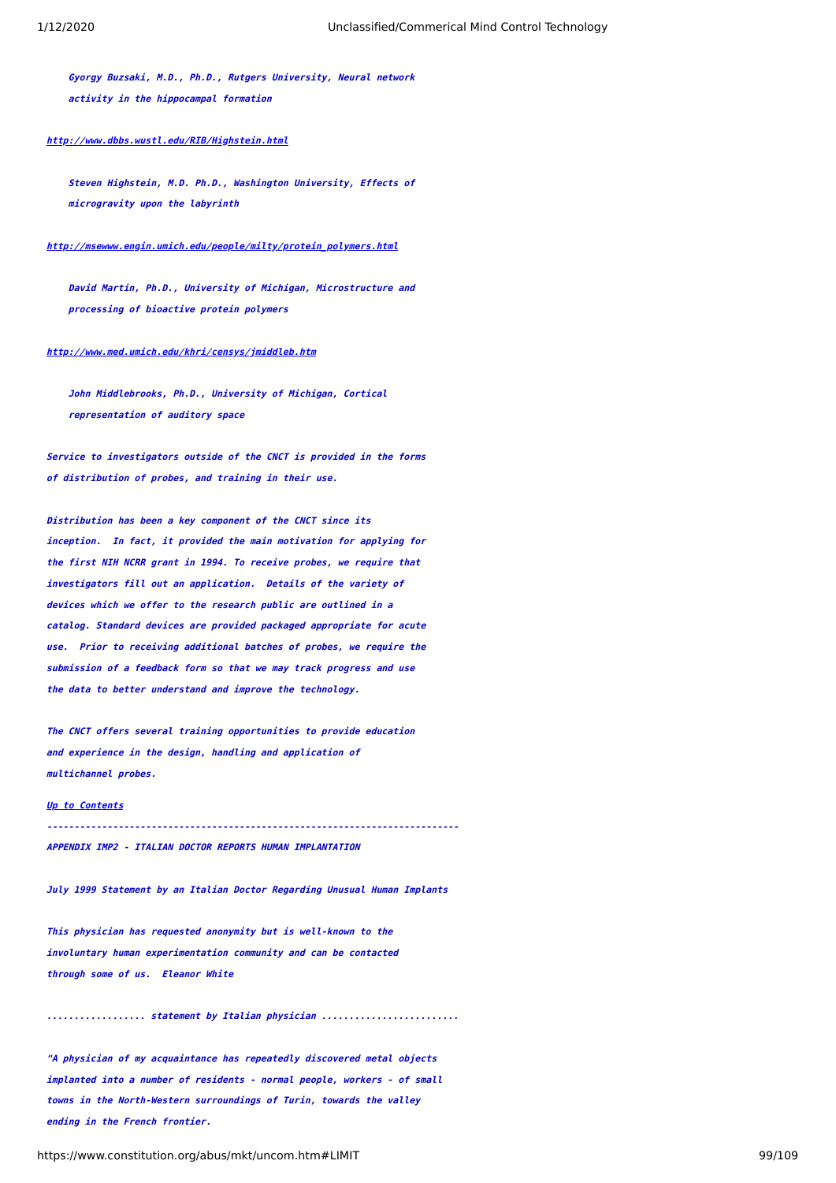***Gyorgy Buzsaki, M.D., Ph.D., Rutgers University, Neural network activity in the hippocampal formation***

***http://www.dbbs.wustl.edu/RIB/Highstein.html***

***Steven Highstein, M.D. Ph.D., Washington University, Effects of microgravity upon the labyrinth***

***http://msewww.engin.umich.edu/people/milty/protein_polymers.html***

***David Martin, Ph.D., University of Michigan, Microstructure and processing of bioactive protein polymers***

***http://www.med.umich.edu/khri/censys/jmiddleb.htm***

***John Middlebrooks, Ph.D., University of Michigan, Cortical representation of auditory space***

***Service to investigators outside of the CNCT is provided in the forms of distribution of probes, and training in their use.***

***Distribution has been a key component of the CNCT since its inception. In fact, it provided the main motivation for applying for the first NIH NCRR grant in 1994. To receive probes, we require that investigators fill out an application. Details of the variety of devices which we offer to the research public are outlined in a catalog. Standard devices are provided packaged appropriate for acute use. Prior to receiving additional batches of probes, we require the submission of a feedback form so that we may track progress and use the data to better understand and improve the technology.***

***The CNCT offers several training opportunities to provide education and experience in the design, handling and application of multichannel probes.***

***Up to Contents***

***------------------------------------------------------------------------***

***APPENDIX IMP2 - ITALIAN DOCTOR REPORTS HUMAN IMPLANTATION***

***July 1999 Statement by an Italian Doctor Regarding Unusual Human Implants***

***This physician has requested anonymity but is well-known to the involuntary human experimentation community and can be contacted through some of us. Eleanor White***

***.................. statement by Italian physician .........................***

***"A physician of my acquaintance has repeatedly discovered metal objects implanted into a number of residents - normal people, workers - of small towns in the North-Western surroundings of Turin, towards the valley ending in the French frontier.***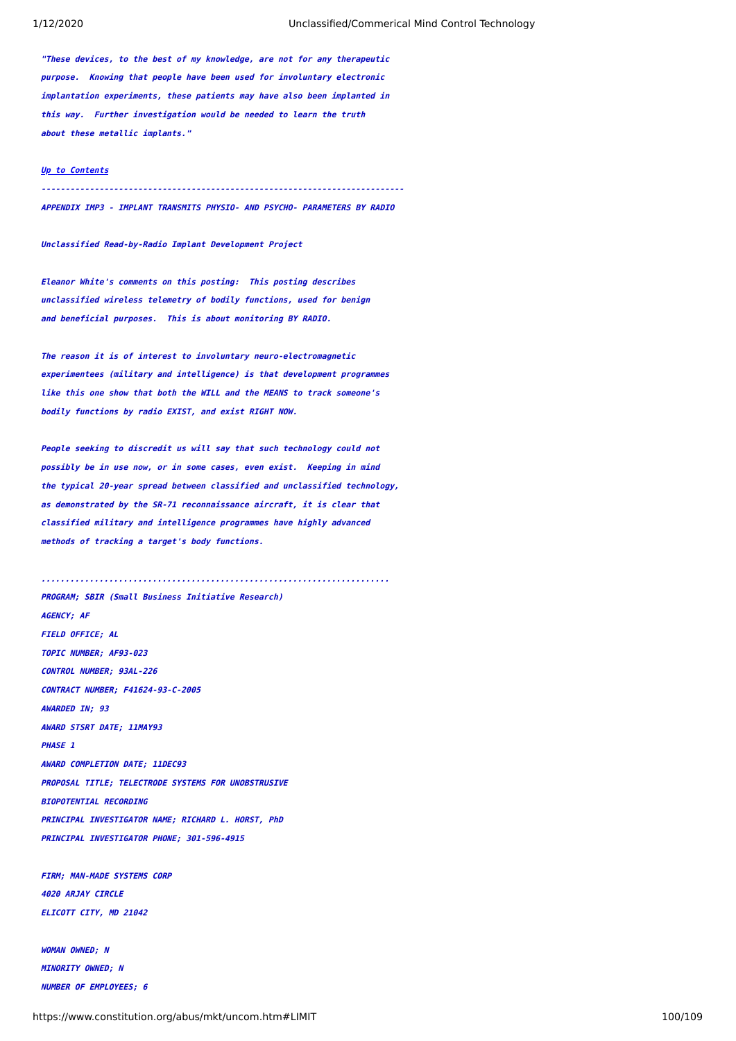*"These devices, to the best of my knowledge, are not for any therapeutic purpose. Knowing that people have been used for involuntary electronic implantation experiments, these patients may have also been implanted in this way. Further investigation would be needed to learn the truth about these metallic implants."*

*Up to Contents*

---

***APPENDIX IMP3 - IMPLANT TRANSMITS PHYSIO- AND PSYCHO- PARAMETERS BY RADIO***

***Unclassified Read-by-Radio Implant Development Project***

***Eleanor White's comments on this posting: This posting describes unclassified wireless telemetry of bodily functions, used for benign and beneficial purposes. This is about monitoring BY RADIO.***

***The reason it is of interest to involuntary neuro-electromagnetic experimentees (military and intelligence) is that development programmes like this one show that both the WILL and the MEANS to track someone's bodily functions by radio EXIST, and exist RIGHT NOW.***

***People seeking to discredit us will say that such technology could not possibly be in use now, or in some cases, even exist. Keeping in mind the typical 20-year spread between classified and unclassified technology, as demonstrated by the SR-71 reconnaissance aircraft, it is clear that classified military and intelligence programmes have highly advanced methods of tracking a target's body functions.***

.......................................................................

***PROGRAM; SBIR (Small Business Initiative Research)***
***AGENCY; AF***
***FIELD OFFICE; AL***
***TOPIC NUMBER; AF93-023***
***CONTROL NUMBER; 93AL-226***
***CONTRACT NUMBER; F41624-93-C-2005***
***AWARDED IN; 93***
***AWARD STSRT DATE; 11MAY93***
***PHASE 1***
***AWARD COMPLETION DATE; 11DEC93***
***PROPOSAL TITLE; TELECTRODE SYSTEMS FOR UNOBSTRUSIVE BIOPOTENTIAL RECORDING***
***PRINCIPAL INVESTIGATOR NAME; RICHARD L. HORST, PhD***
***PRINCIPAL INVESTIGATOR PHONE; 301-596-4915***

***FIRM; MAN-MADE SYSTEMS CORP***
***4020 ARJAY CIRCLE***
***ELICOTT CITY, MD 21042***

***WOMAN OWNED; N***
***MINORITY OWNED; N***
***NUMBER OF EMPLOYEES; 6***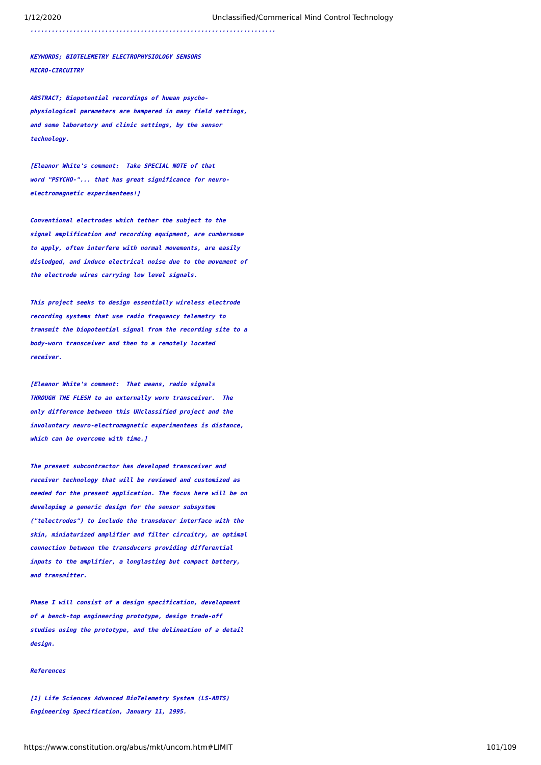.....................................................................

***KEYWORDS; BIOTELEMETRY ELECTROPHYSIOLOGY SENSORS MICRO-CIRCUITRY***

***ABSTRACT; Biopotential recordings of human psycho-physiological parameters are hampered in many field settings, and some laboratory and clinic settings, by the sensor technology.***

***[Eleanor White's comment: Take SPECIAL NOTE of that word "PSYCHO-"... that has great significance for neuro-electromagnetic experimentees!]***

***Conventional electrodes which tether the subject to the signal amplification and recording equipment, are cumbersome to apply, often interfere with normal movements, are easily dislodged, and induce electrical noise due to the movement of the electrode wires carrying low level signals.***

***This project seeks to design essentially wireless electrode recording systems that use radio frequency telemetry to transmit the biopotential signal from the recording site to a body-worn transceiver and then to a remotely located receiver.***

***[Eleanor White's comment: That means, radio signals THROUGH THE FLESH to an externally worn transceiver. The only difference between this UNclassified project and the involuntary neuro-electromagnetic experimentees is distance, which can be overcome with time.]***

***The present subcontractor has developed transceiver and receiver technology that will be reviewed and customized as needed for the present application. The focus here will be on developimg a generic design for the sensor subsystem ("telectrodes") to include the transducer interface with the skin, miniaturized amplifier and filter circuitry, an optimal connection between the transducers providing differential inputs to the amplifier, a longlasting but compact battery, and transmitter.***

***Phase I will consist of a design specification, development of a bench-top engineering prototype, design trade-off studies using the prototype, and the delineation of a detail design.***

***References***

***[1] Life Sciences Advanced BioTelemetry System (LS-ABTS) Engineering Specification, January 11, 1995.***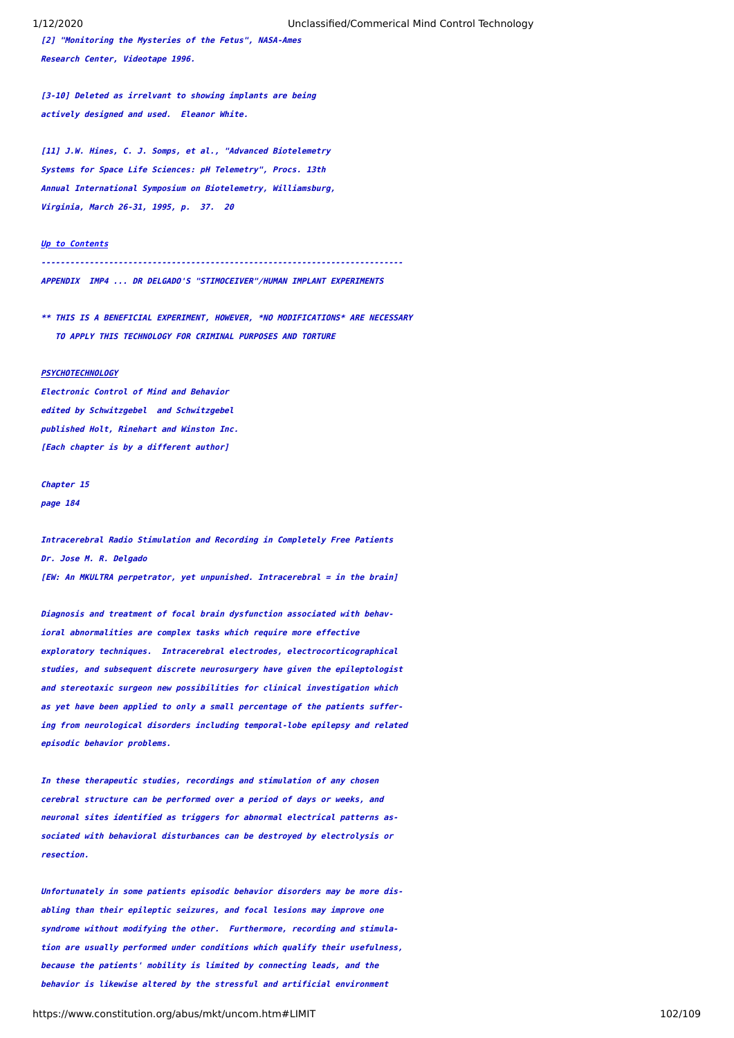*[2] "Monitoring the Mysteries of the Fetus", NASA-Ames Research Center, Videotape 1996.*

*[3-10] Deleted as irrelvant to showing implants are being actively designed and used. Eleanor White.*

*[11] J.W. Hines, C. J. Somps, et al., "Advanced Biotelemetry Systems for Space Life Sciences: pH Telemetry", Procs. 13th Annual International Symposium on Biotelemetry, Williamsburg, Virginia, March 26-31, 1995, p. 37. 20*

*[Up to Contents]*

---

***APPENDIX IMP4 ... DR DELGADO'S "STIMOCEIVER"/HUMAN IMPLANT EXPERIMENTS***

***** THIS IS A BENEFICIAL EXPERIMENT, HOWEVER, *NO MODIFICATIONS* ARE NECESSARY TO APPLY THIS TECHNOLOGY FOR CRIMINAL PURPOSES AND TORTURE***

***PSYCHOTECHNOLOGY***

***Electronic Control of Mind and Behavior***
***edited by Schwitzgebel and Schwitzgebel***
***published Holt, Rinehart and Winston Inc.***
***[Each chapter is by a different author]***

***Chapter 15***
***page 184***

***Intracerebral Radio Stimulation and Recording in Completely Free Patients***
***Dr. Jose M. R. Delgado***
***[EW: An MKULTRA perpetrator, yet unpunished. Intracerebral = in the brain]***

***Diagnosis and treatment of focal brain dysfunction associated with behavioral abnormalities are complex tasks which require more effective exploratory techniques. Intracerebral electrodes, electrocorticographical studies, and subsequent discrete neurosurgery have given the epileptologist and stereotaxic surgeon new possibilities for clinical investigation which as yet have been applied to only a small percentage of the patients suffering from neurological disorders including temporal-lobe epilepsy and related episodic behavior problems.***

***In these therapeutic studies, recordings and stimulation of any chosen cerebral structure can be performed over a period of days or weeks, and neuronal sites identified as triggers for abnormal electrical patterns associated with behavioral disturbances can be destroyed by electrolysis or resection.***

***Unfortunately in some patients episodic behavior disorders may be more disabling than their epileptic seizures, and focal lesions may improve one syndrome without modifying the other. Furthermore, recording and stimulation are usually performed under conditions which qualify their usefulness, because the patients' mobility is limited by connecting leads, and the behavior is likewise altered by the stressful and artificial environment***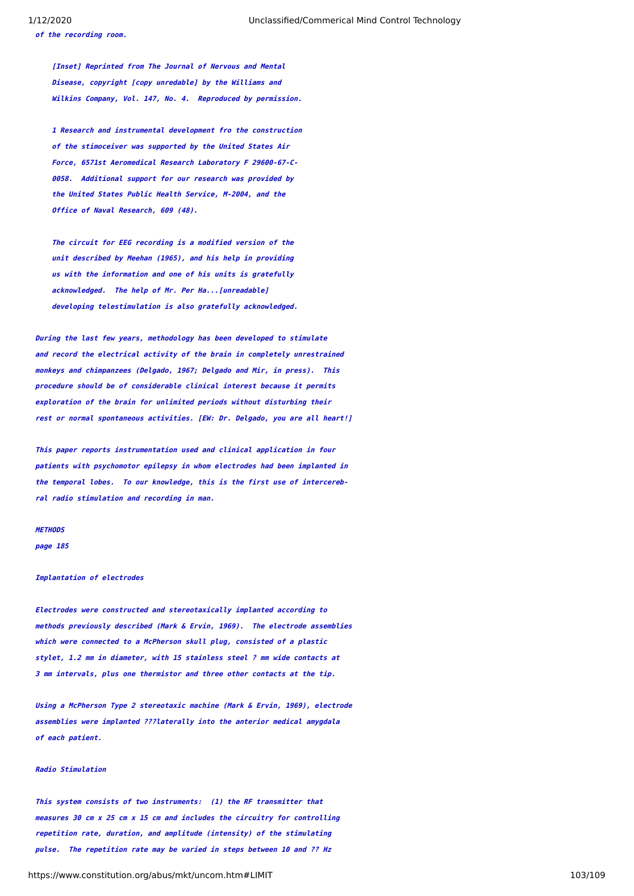*of the recording room.*

*[Inset] Reprinted from The Journal of Nervous and Mental Disease, copyright [copy unredable] by the Williams and Wilkins Company, Vol. 147, No. 4. Reproduced by permission.*

*1 Research and instrumental development fro the construction of the stimoceiver was supported by the United States Air Force, 6571st Aeromedical Research Laboratory F 29600-67-C-0058. Additional support for our research was provided by the United States Public Health Service, M-2004, and the Office of Naval Research, 609 (48).*

*The circuit for EEG recording is a modified version of the unit described by Meehan (1965), and his help in providing us with the information and one of his units is gratefully acknowledged. The help of Mr. Per Ha...[unreadable] developing telestimulation is also gratefully acknowledged.*

*During the last few years, methodology has been developed to stimulate and record the electrical activity of the brain in completely unrestrained monkeys and chimpanzees (Delgado, 1967; Delgado and Mir, in press). This procedure should be of considerable clinical interest because it permits exploration of the brain for unlimited periods without disturbing their rest or normal spontaneous activities. [EW: Dr. Delgado, you are all heart!]*

*This paper reports instrumentation used and clinical application in four patients with psychomotor epilepsy in whom electrodes had been implanted in the temporal lobes. To our knowledge, this is the first use of intercerebral radio stimulation and recording in man.*

*METHODS*

*page 185*

*Implantation of electrodes*

*Electrodes were constructed and stereotaxically implanted according to methods previously described (Mark & Ervin, 1969). The electrode assemblies which were connected to a McPherson skull plug, consisted of a plastic stylet, 1.2 mm in diameter, with 15 stainless steel ? mm wide contacts at 3 mm intervals, plus one thermistor and three other contacts at the tip.*

*Using a McPherson Type 2 stereotaxic machine (Mark & Ervin, 1969), electrode assemblies were implanted ???laterally into the anterior medical amygdala of each patient.*

*Radio Stimulation*

*This system consists of two instruments: (1) the RF transmitter that measures 30 cm x 25 cm x 15 cm and includes the circuitry for controlling repetition rate, duration, and amplitude (intensity) of the stimulating pulse. The repetition rate may be varied in steps between 10 and ?? Hz*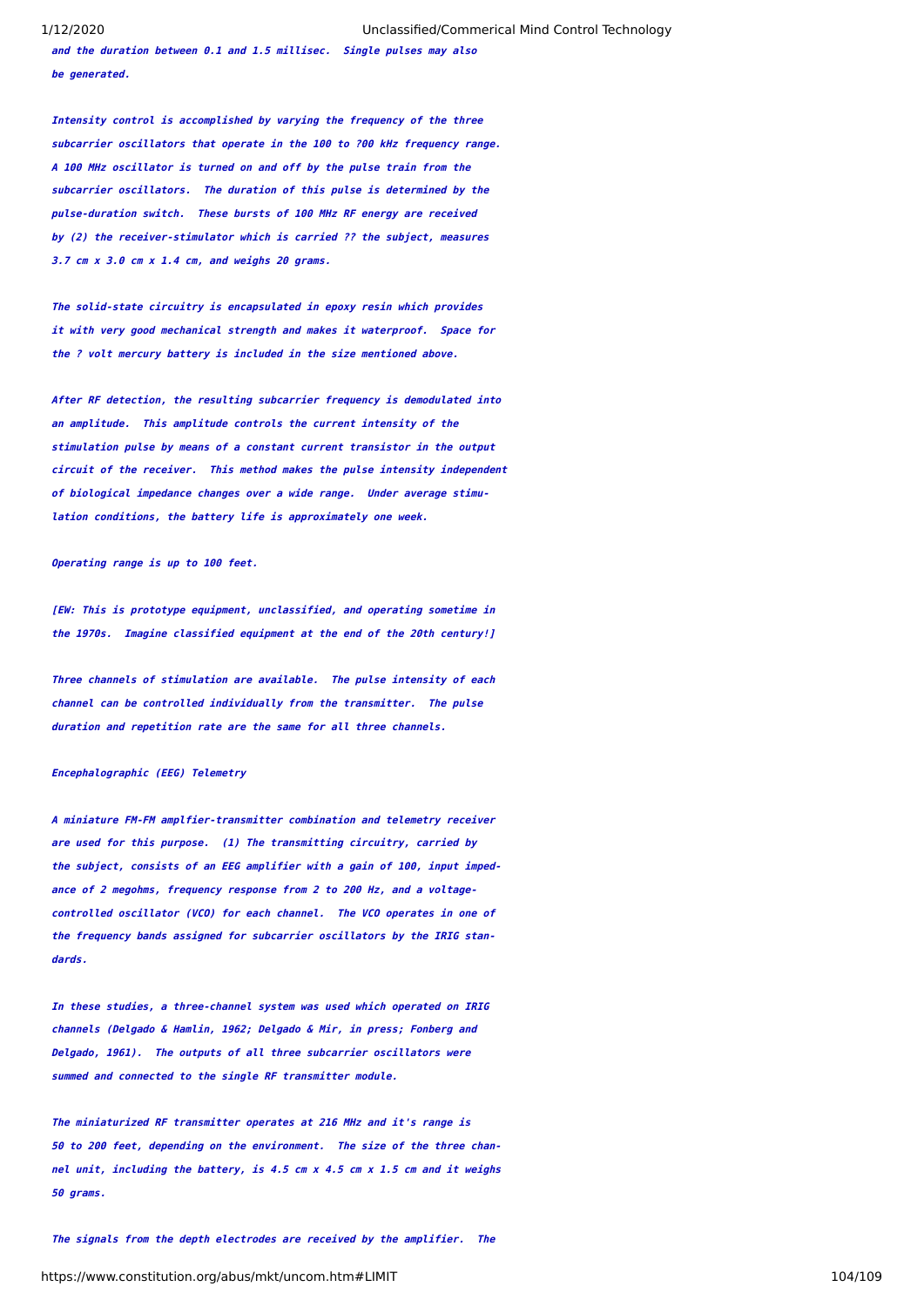and the duration between 0.1 and 1.5 millisec. Single pulses may also be generated.

Intensity control is accomplished by varying the frequency of the three subcarrier oscillators that operate in the 100 to ?00 kHz frequency range. A 100 MHz oscillator is turned on and off by the pulse train from the subcarrier oscillators. The duration of this pulse is determined by the pulse-duration switch. These bursts of 100 MHz RF energy are received by (2) the receiver-stimulator which is carried ?? the subject, measures 3.7 cm x 3.0 cm x 1.4 cm, and weighs 20 grams.

The solid-state circuitry is encapsulated in epoxy resin which provides it with very good mechanical strength and makes it waterproof. Space for the ? volt mercury battery is included in the size mentioned above.

After RF detection, the resulting subcarrier frequency is demodulated into an amplitude. This amplitude controls the current intensity of the stimulation pulse by means of a constant current transistor in the output circuit of the receiver. This method makes the pulse intensity independent of biological impedance changes over a wide range. Under average stimulation conditions, the battery life is approximately one week.

Operating range is up to 100 feet.

[EW: This is prototype equipment, unclassified, and operating sometime in the 1970s. Imagine classified equipment at the end of the 20th century!]

Three channels of stimulation are available. The pulse intensity of each channel can be controlled individually from the transmitter. The pulse duration and repetition rate are the same for all three channels.

Encephalographic (EEG) Telemetry

A miniature FM-FM amplfier-transmitter combination and telemetry receiver are used for this purpose. (1) The transmitting circuitry, carried by the subject, consists of an EEG amplifier with a gain of 100, input impedance of 2 megohms, frequency response from 2 to 200 Hz, and a voltage-controlled oscillator (VCO) for each channel. The VCO operates in one of the frequency bands assigned for subcarrier oscillators by the IRIG standards.

In these studies, a three-channel system was used which operated on IRIG channels (Delgado & Hamlin, 1962; Delgado & Mir, in press; Fonberg and Delgado, 1961). The outputs of all three subcarrier oscillators were summed and connected to the single RF transmitter module.

The miniaturized RF transmitter operates at 216 MHz and it's range is 50 to 200 feet, depending on the environment. The size of the three channel unit, including the battery, is 4.5 cm x 4.5 cm x 1.5 cm and it weighs 50 grams.

The signals from the depth electrodes are received by the amplifier. The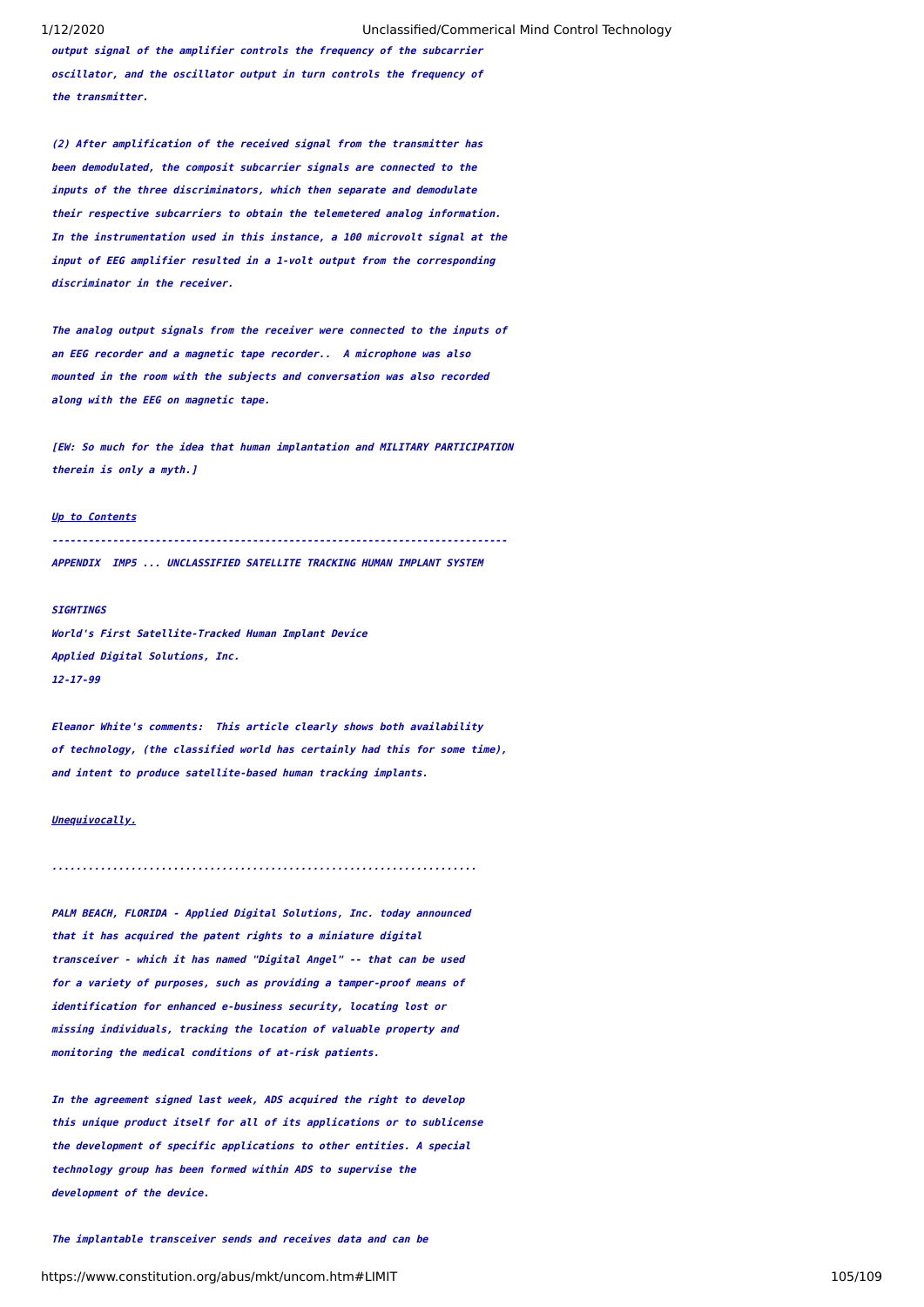*output signal of the amplifier controls the frequency of the subcarrier oscillator, and the oscillator output in turn controls the frequency of the transmitter.*

*(2) After amplification of the received signal from the transmitter has been demodulated, the composit subcarrier signals are connected to the inputs of the three discriminators, which then separate and demodulate their respective subcarriers to obtain the telemetered analog information. In the instrumentation used in this instance, a 100 microvolt signal at the input of EEG amplifier resulted in a 1-volt output from the corresponding discriminator in the receiver.*

*The analog output signals from the receiver were connected to the inputs of an EEG recorder and a magnetic tape recorder.. A microphone was also mounted in the room with the subjects and conversation was also recorded along with the EEG on magnetic tape.*

*[EW: So much for the idea that human implantation and MILITARY PARTICIPATION therein is only a myth.]*

*Up to Contents*

---

***APPENDIX IMP5 ... UNCLASSIFIED SATELLITE TRACKING HUMAN IMPLANT SYSTEM***

***SIGHTINGS***
***World's First Satellite-Tracked Human Implant Device***
***Applied Digital Solutions, Inc.***
***12-17-99***

*Eleanor White's comments: This article clearly shows both availability of technology, (the classified world has certainly had this for some time), and intent to produce satellite-based human tracking implants.*

*Unequivocally.*

*.....................................................................*

*PALM BEACH, FLORIDA - Applied Digital Solutions, Inc. today announced that it has acquired the patent rights to a miniature digital transceiver - which it has named "Digital Angel" -- that can be used for a variety of purposes, such as providing a tamper-proof means of identification for enhanced e-business security, locating lost or missing individuals, tracking the location of valuable property and monitoring the medical conditions of at-risk patients.*

*In the agreement signed last week, ADS acquired the right to develop this unique product itself for all of its applications or to sublicense the development of specific applications to other entities. A special technology group has been formed within ADS to supervise the development of the device.*

*The implantable transceiver sends and receives data and can be*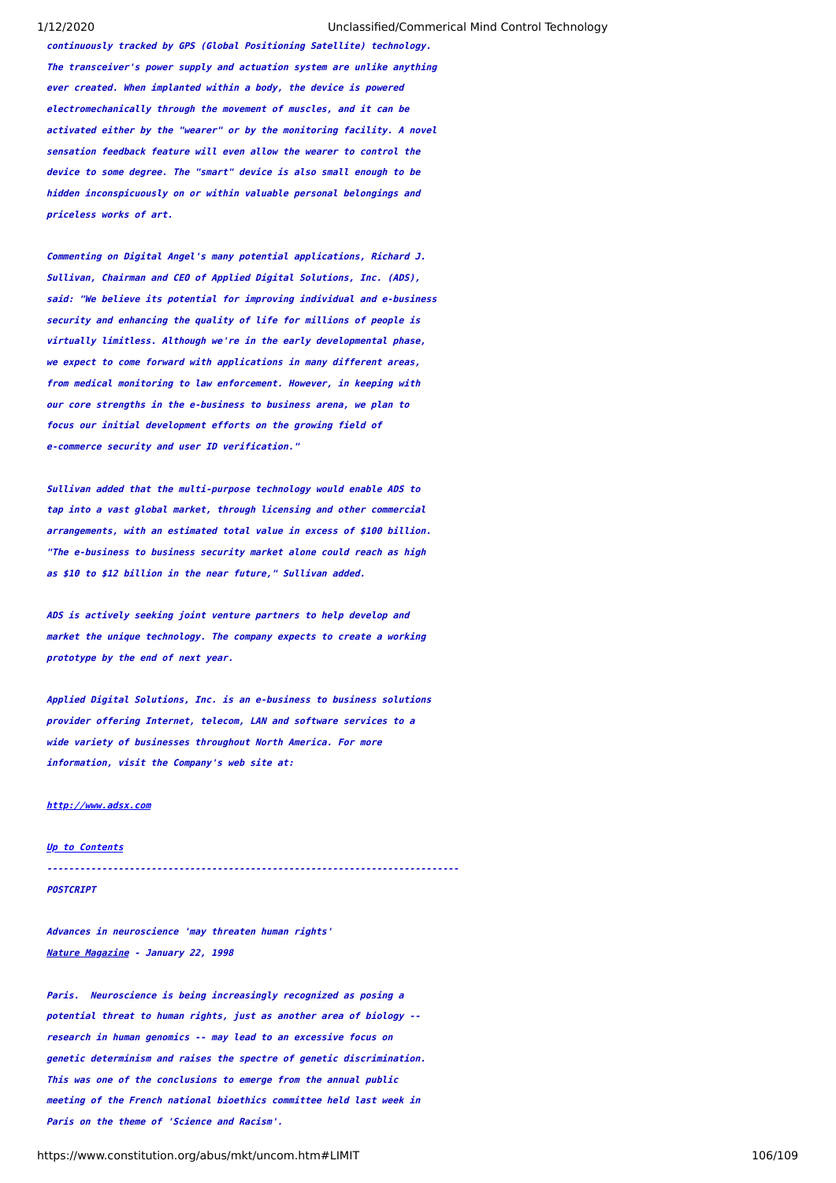***continuously tracked by GPS (Global Positioning Satellite) technology. The transceiver's power supply and actuation system are unlike anything ever created. When implanted within a body, the device is powered electromechanically through the movement of muscles, and it can be activated either by the "wearer" or by the monitoring facility. A novel sensation feedback feature will even allow the wearer to control the device to some degree. The "smart" device is also small enough to be hidden inconspicuously on or within valuable personal belongings and priceless works of art.***

***Commenting on Digital Angel's many potential applications, Richard J. Sullivan, Chairman and CEO of Applied Digital Solutions, Inc. (ADS), said: "We believe its potential for improving individual and e-business security and enhancing the quality of life for millions of people is virtually limitless. Although we're in the early developmental phase, we expect to come forward with applications in many different areas, from medical monitoring to law enforcement. However, in keeping with our core strengths in the e-business to business arena, we plan to focus our initial development efforts on the growing field of e-commerce security and user ID verification."***

***Sullivan added that the multi-purpose technology would enable ADS to tap into a vast global market, through licensing and other commercial arrangements, with an estimated total value in excess of $100 billion. "The e-business to business security market alone could reach as high as $10 to $12 billion in the near future," Sullivan added.***

***ADS is actively seeking joint venture partners to help develop and market the unique technology. The company expects to create a working prototype by the end of next year.***

***Applied Digital Solutions, Inc. is an e-business to business solutions provider offering Internet, telecom, LAN and software services to a wide variety of businesses throughout North America. For more information, visit the Company's web site at:***

***http://www.adsx.com***

***Up to Contents***

***------------------------------------------------------------------------***

***POSTCRIPT***

***Advances in neuroscience 'may threaten human rights'***

***Nature Magazine - January 22, 1998***

***Paris. Neuroscience is being increasingly recognized as posing a potential threat to human rights, just as another area of biology -- research in human genomics -- may lead to an excessive focus on genetic determinism and raises the spectre of genetic discrimination. This was one of the conclusions to emerge from the annual public meeting of the French national bioethics committee held last week in Paris on the theme of 'Science and Racism'.***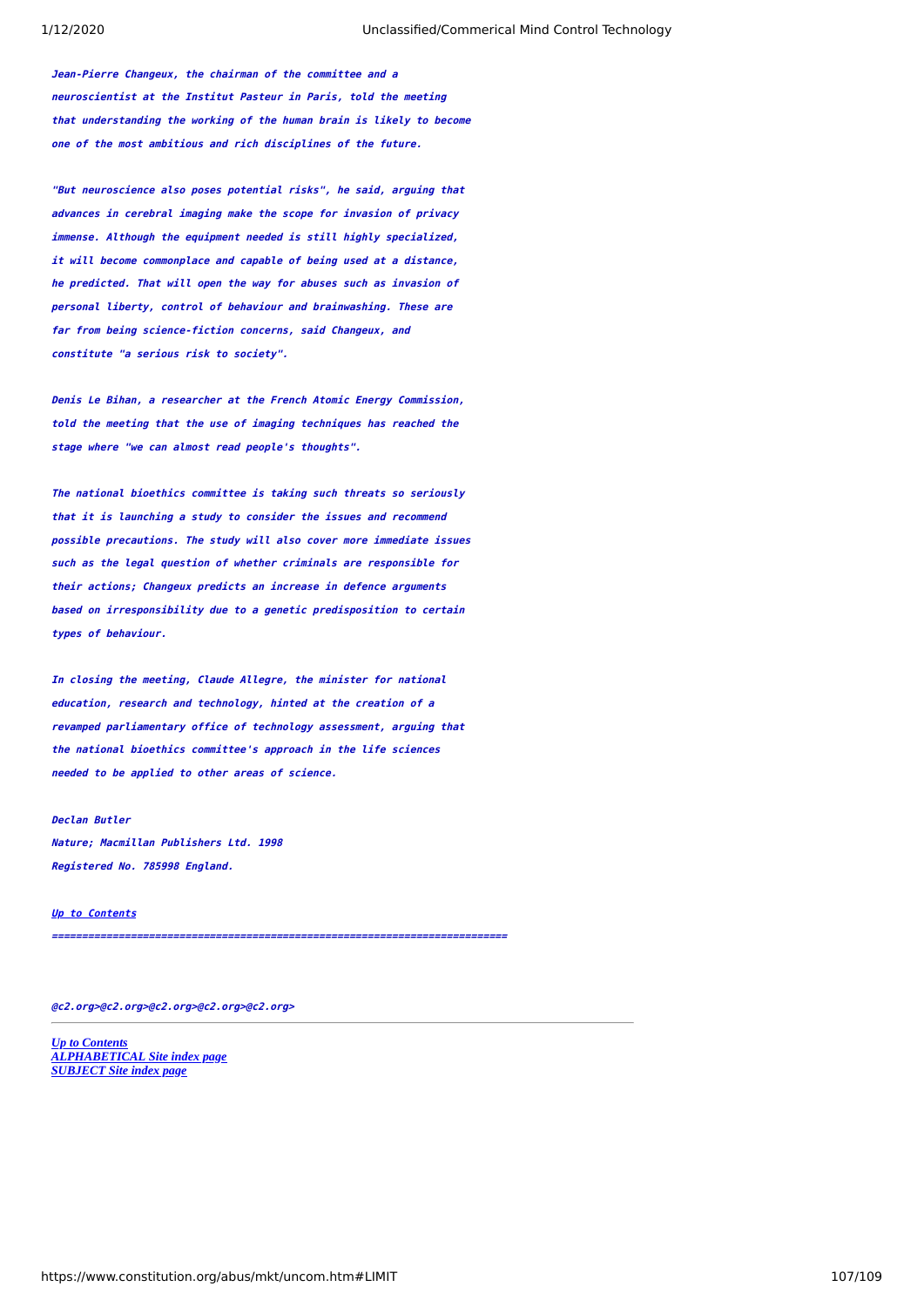*Jean-Pierre Changeux, the chairman of the committee and a neuroscientist at the Institut Pasteur in Paris, told the meeting that understanding the working of the human brain is likely to become one of the most ambitious and rich disciplines of the future.*

*"But neuroscience also poses potential risks", he said, arguing that advances in cerebral imaging make the scope for invasion of privacy immense. Although the equipment needed is still highly specialized, it will become commonplace and capable of being used at a distance, he predicted. That will open the way for abuses such as invasion of personal liberty, control of behaviour and brainwashing. These are far from being science-fiction concerns, said Changeux, and constitute "a serious risk to society".*

*Denis Le Bihan, a researcher at the French Atomic Energy Commission, told the meeting that the use of imaging techniques has reached the stage where "we can almost read people's thoughts".*

*The national bioethics committee is taking such threats so seriously that it is launching a study to consider the issues and recommend possible precautions. The study will also cover more immediate issues such as the legal question of whether criminals are responsible for their actions; Changeux predicts an increase in defence arguments based on irresponsibility due to a genetic predisposition to certain types of behaviour.*

*In closing the meeting, Claude Allegre, the minister for national education, research and technology, hinted at the creation of a revamped parliamentary office of technology assessment, arguing that the national bioethics committee's approach in the life sciences needed to be applied to other areas of science.*

*Declan Butler*
*Nature; Macmillan Publishers Ltd. 1998*
*Registered No. 785998 England.*

*Up to Contents*

*========================================================================*

*@c2.org>@c2.org>@c2.org>@c2.org>@c2.org>*

---

*Up to Contents*
*ALPHABETICAL Site index page*
*SUBJECT Site index page*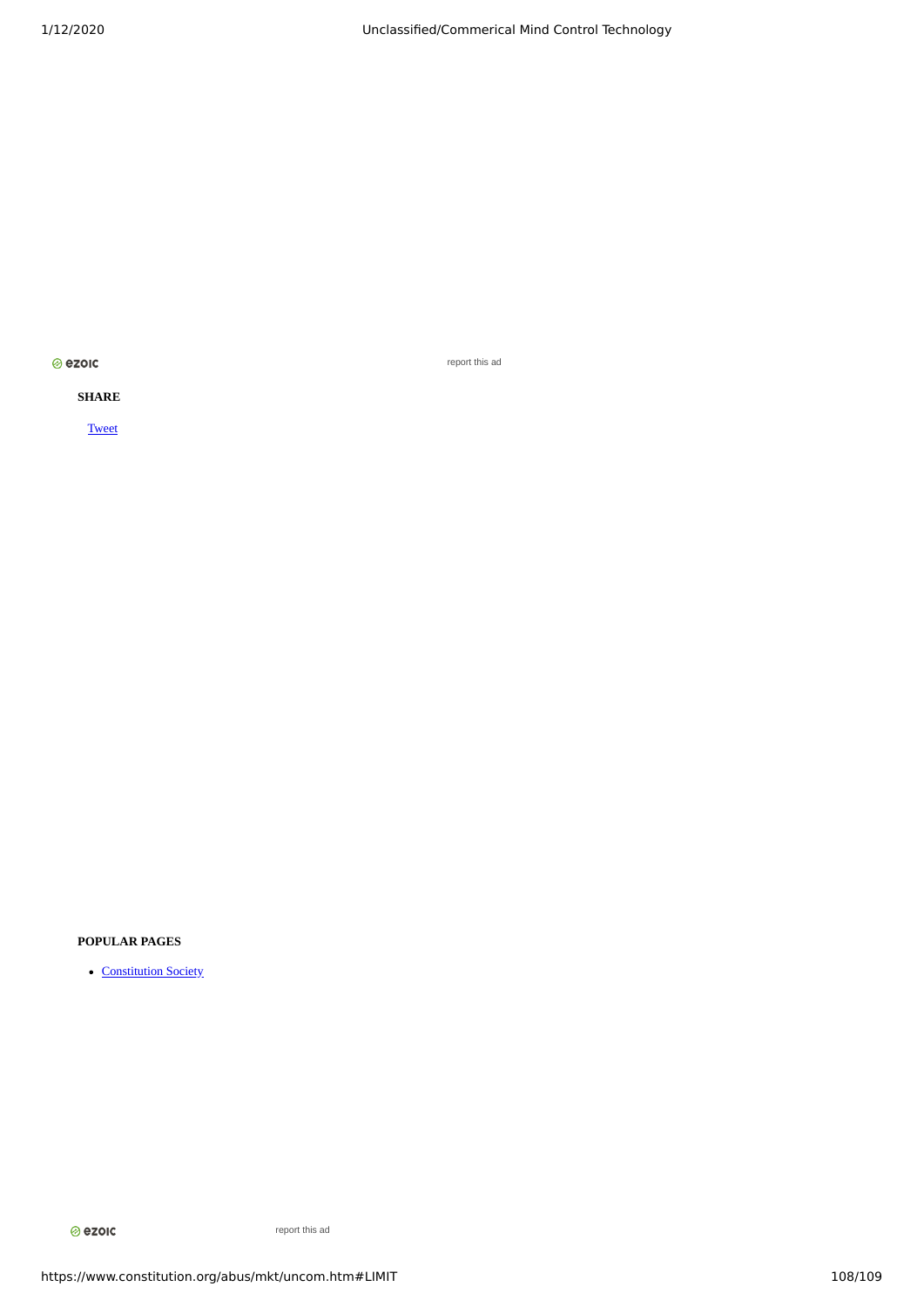ezoic report this ad

**SHARE**

[Tweet]

**POPULAR PAGES**

- Constitution Society

ezoic report this ad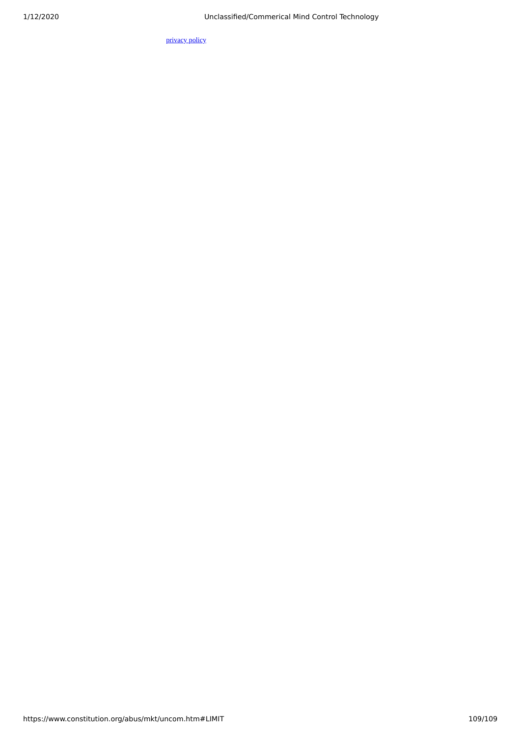privacy policy